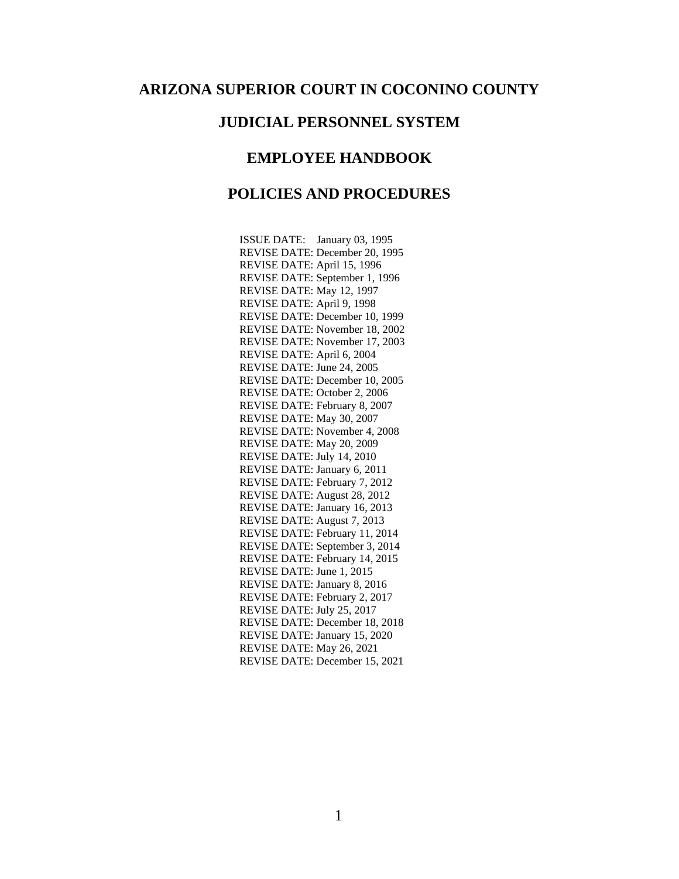# ARIZONA SUPERIOR COURT IN COCONINO COUNTY

# JUDICIAL PERSONNEL SYSTEM

# EMPLOYEE HANDBOOK

# POLICIES AND PROCEDURES

ISSUE DATE: January 03, 1995
REVISE DATE: December 20, 1995
REVISE DATE: April 15, 1996
REVISE DATE: September 1, 1996
REVISE DATE: May 12, 1997
REVISE DATE: April 9, 1998
REVISE DATE: December 10, 1999
REVISE DATE: November 18, 2002
REVISE DATE: November 17, 2003
REVISE DATE: April 6, 2004
REVISE DATE: June 24, 2005
REVISE DATE: December 10, 2005
REVISE DATE: October 2, 2006
REVISE DATE: February 8, 2007
REVISE DATE: May 30, 2007
REVISE DATE: November 4, 2008
REVISE DATE: May 20, 2009
REVISE DATE: July 14, 2010
REVISE DATE: January 6, 2011
REVISE DATE: February 7, 2012
REVISE DATE: August 28, 2012
REVISE DATE: January 16, 2013
REVISE DATE: August 7, 2013
REVISE DATE: February 11, 2014
REVISE DATE: September 3, 2014
REVISE DATE: February 14, 2015
REVISE DATE: June 1, 2015
REVISE DATE: January 8, 2016
REVISE DATE: February 2, 2017
REVISE DATE: July 25, 2017
REVISE DATE: December 18, 2018
REVISE DATE: January 15, 2020
REVISE DATE: May 26, 2021
REVISE DATE: December 15, 2021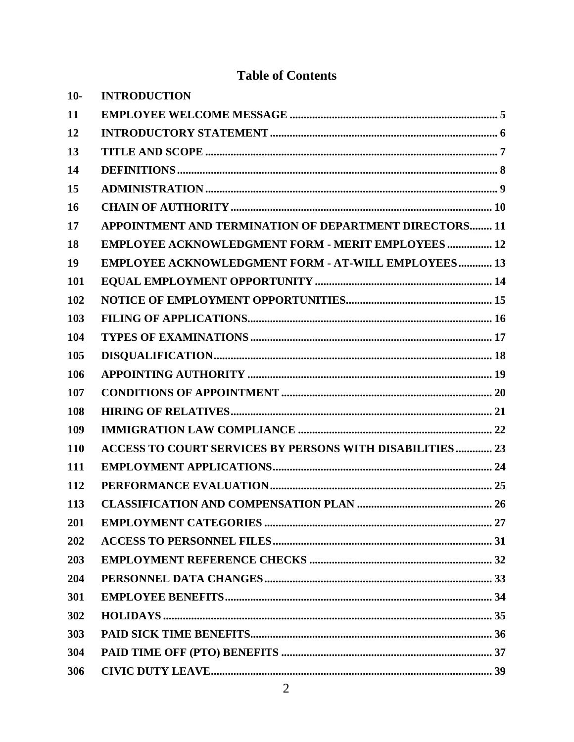# Table of Contents

| | | |
|---|---|---|
| **10-** | **INTRODUCTION** | |
| **11** | **EMPLOYEE WELCOME MESSAGE** | **5** |
| **12** | **INTRODUCTORY STATEMENT** | **6** |
| **13** | **TITLE AND SCOPE** | **7** |
| **14** | **DEFINITIONS** | **8** |
| **15** | **ADMINISTRATION** | **9** |
| **16** | **CHAIN OF AUTHORITY** | **10** |
| **17** | **APPOINTMENT AND TERMINATION OF DEPARTMENT DIRECTORS** | **11** |
| **18** | **EMPLOYEE ACKNOWLEDGMENT FORM - MERIT EMPLOYEES** | **12** |
| **19** | **EMPLOYEE ACKNOWLEDGMENT FORM - AT-WILL EMPLOYEES** | **13** |
| **101** | **EQUAL EMPLOYMENT OPPORTUNITY** | **14** |
| **102** | **NOTICE OF EMPLOYMENT OPPORTUNITIES** | **15** |
| **103** | **FILING OF APPLICATIONS** | **16** |
| **104** | **TYPES OF EXAMINATIONS** | **17** |
| **105** | **DISQUALIFICATION** | **18** |
| **106** | **APPOINTING AUTHORITY** | **19** |
| **107** | **CONDITIONS OF APPOINTMENT** | **20** |
| **108** | **HIRING OF RELATIVES** | **21** |
| **109** | **IMMIGRATION LAW COMPLIANCE** | **22** |
| **110** | **ACCESS TO COURT SERVICES BY PERSONS WITH DISABILITIES** | **23** |
| **111** | **EMPLOYMENT APPLICATIONS** | **24** |
| **112** | **PERFORMANCE EVALUATION** | **25** |
| **113** | **CLASSIFICATION AND COMPENSATION PLAN** | **26** |
| **201** | **EMPLOYMENT CATEGORIES** | **27** |
| **202** | **ACCESS TO PERSONNEL FILES** | **31** |
| **203** | **EMPLOYMENT REFERENCE CHECKS** | **32** |
| **204** | **PERSONNEL DATA CHANGES** | **33** |
| **301** | **EMPLOYEE BENEFITS** | **34** |
| **302** | **HOLIDAYS** | **35** |
| **303** | **PAID SICK TIME BENEFITS** | **36** |
| **304** | **PAID TIME OFF (PTO) BENEFITS** | **37** |
| **306** | **CIVIC DUTY LEAVE** | **39** |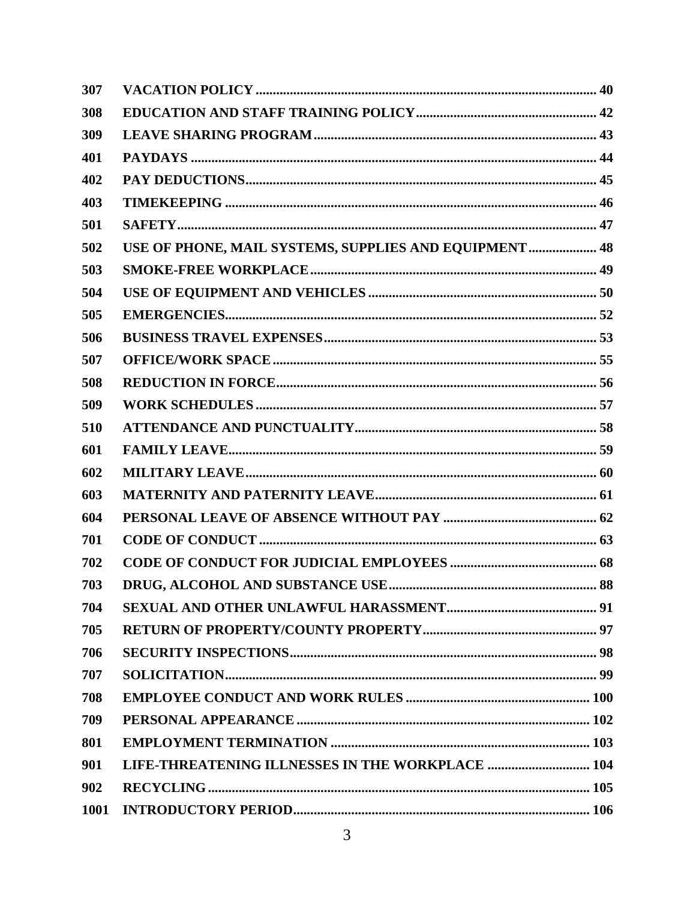| | | |
|---|---|---|
| **307** | **VACATION POLICY** | **40** |
| **308** | **EDUCATION AND STAFF TRAINING POLICY** | **42** |
| **309** | **LEAVE SHARING PROGRAM** | **43** |
| **401** | **PAYDAYS** | **44** |
| **402** | **PAY DEDUCTIONS** | **45** |
| **403** | **TIMEKEEPING** | **46** |
| **501** | **SAFETY** | **47** |
| **502** | **USE OF PHONE, MAIL SYSTEMS, SUPPLIES AND EQUIPMENT** | **48** |
| **503** | **SMOKE-FREE WORKPLACE** | **49** |
| **504** | **USE OF EQUIPMENT AND VEHICLES** | **50** |
| **505** | **EMERGENCIES** | **52** |
| **506** | **BUSINESS TRAVEL EXPENSES** | **53** |
| **507** | **OFFICE/WORK SPACE** | **55** |
| **508** | **REDUCTION IN FORCE** | **56** |
| **509** | **WORK SCHEDULES** | **57** |
| **510** | **ATTENDANCE AND PUNCTUALITY** | **58** |
| **601** | **FAMILY LEAVE** | **59** |
| **602** | **MILITARY LEAVE** | **60** |
| **603** | **MATERNITY AND PATERNITY LEAVE** | **61** |
| **604** | **PERSONAL LEAVE OF ABSENCE WITHOUT PAY** | **62** |
| **701** | **CODE OF CONDUCT** | **63** |
| **702** | **CODE OF CONDUCT FOR JUDICIAL EMPLOYEES** | **68** |
| **703** | **DRUG, ALCOHOL AND SUBSTANCE USE** | **88** |
| **704** | **SEXUAL AND OTHER UNLAWFUL HARASSMENT** | **91** |
| **705** | **RETURN OF PROPERTY/COUNTY PROPERTY** | **97** |
| **706** | **SECURITY INSPECTIONS** | **98** |
| **707** | **SOLICITATION** | **99** |
| **708** | **EMPLOYEE CONDUCT AND WORK RULES** | **100** |
| **709** | **PERSONAL APPEARANCE** | **102** |
| **801** | **EMPLOYMENT TERMINATION** | **103** |
| **901** | **LIFE-THREATENING ILLNESSES IN THE WORKPLACE** | **104** |
| **902** | **RECYCLING** | **105** |
| **1001** | **INTRODUCTORY PERIOD** | **106** |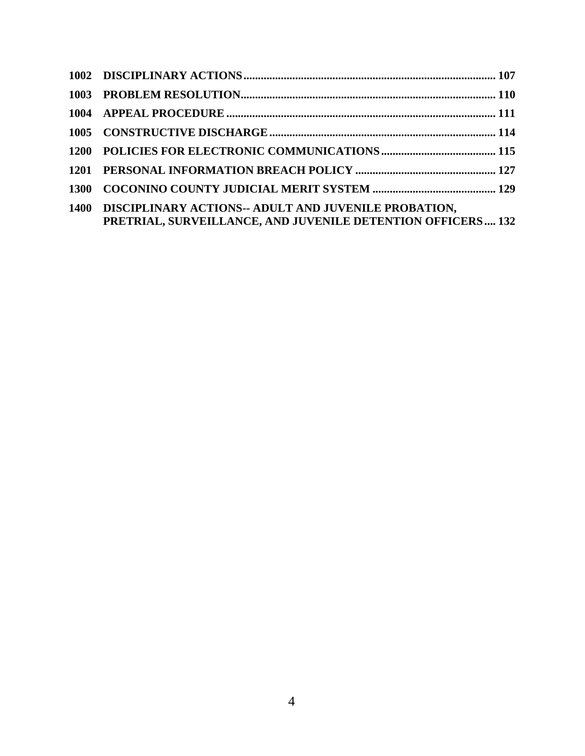| | | |
|---|---|---|
| **1002** | **DISCIPLINARY ACTIONS** | **107** |
| **1003** | **PROBLEM RESOLUTION** | **110** |
| **1004** | **APPEAL PROCEDURE** | **111** |
| **1005** | **CONSTRUCTIVE DISCHARGE** | **114** |
| **1200** | **POLICIES FOR ELECTRONIC COMMUNICATIONS** | **115** |
| **1201** | **PERSONAL INFORMATION BREACH POLICY** | **127** |
| **1300** | **COCONINO COUNTY JUDICIAL MERIT SYSTEM** | **129** |
| **1400** | **DISCIPLINARY ACTIONS-- ADULT AND JUVENILE PROBATION, PRETRIAL, SURVEILLANCE, AND JUVENILE DETENTION OFFICERS** | **132** |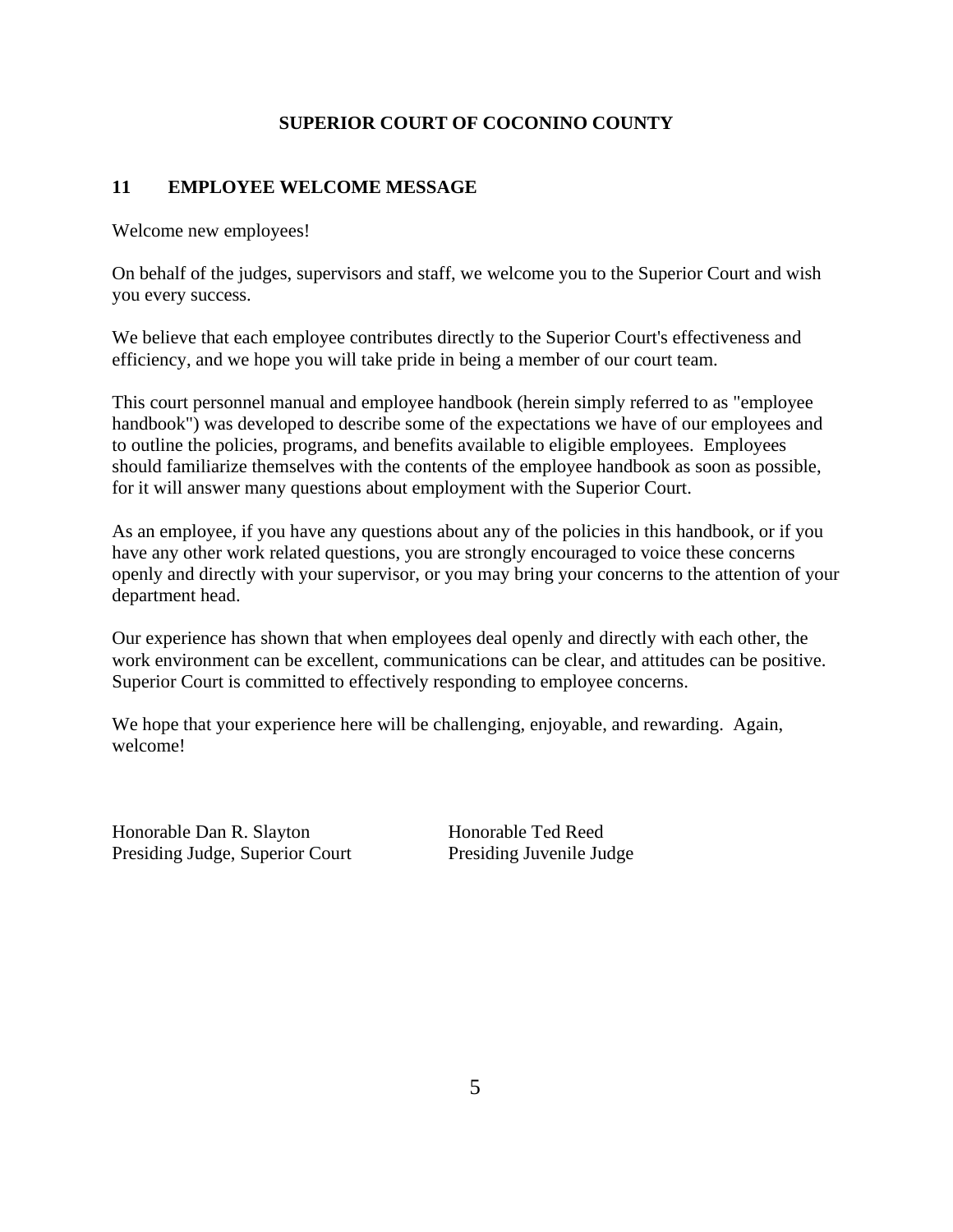**SUPERIOR COURT OF COCONINO COUNTY**

## 11 EMPLOYEE WELCOME MESSAGE

Welcome new employees!

On behalf of the judges, supervisors and staff, we welcome you to the Superior Court and wish you every success.

We believe that each employee contributes directly to the Superior Court's effectiveness and efficiency, and we hope you will take pride in being a member of our court team.

This court personnel manual and employee handbook (herein simply referred to as "employee handbook") was developed to describe some of the expectations we have of our employees and to outline the policies, programs, and benefits available to eligible employees. Employees should familiarize themselves with the contents of the employee handbook as soon as possible, for it will answer many questions about employment with the Superior Court.

As an employee, if you have any questions about any of the policies in this handbook, or if you have any other work related questions, you are strongly encouraged to voice these concerns openly and directly with your supervisor, or you may bring your concerns to the attention of your department head.

Our experience has shown that when employees deal openly and directly with each other, the work environment can be excellent, communications can be clear, and attitudes can be positive. Superior Court is committed to effectively responding to employee concerns.

We hope that your experience here will be challenging, enjoyable, and rewarding. Again, welcome!

Honorable Dan R. Slayton
Presiding Judge, Superior Court

Honorable Ted Reed
Presiding Juvenile Judge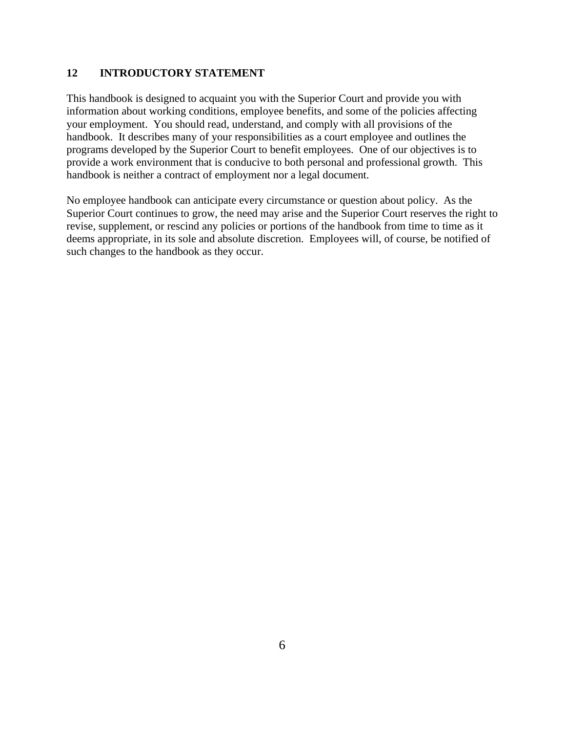## 12 INTRODUCTORY STATEMENT

This handbook is designed to acquaint you with the Superior Court and provide you with information about working conditions, employee benefits, and some of the policies affecting your employment. You should read, understand, and comply with all provisions of the handbook. It describes many of your responsibilities as a court employee and outlines the programs developed by the Superior Court to benefit employees. One of our objectives is to provide a work environment that is conducive to both personal and professional growth. This handbook is neither a contract of employment nor a legal document.

No employee handbook can anticipate every circumstance or question about policy. As the Superior Court continues to grow, the need may arise and the Superior Court reserves the right to revise, supplement, or rescind any policies or portions of the handbook from time to time as it deems appropriate, in its sole and absolute discretion. Employees will, of course, be notified of such changes to the handbook as they occur.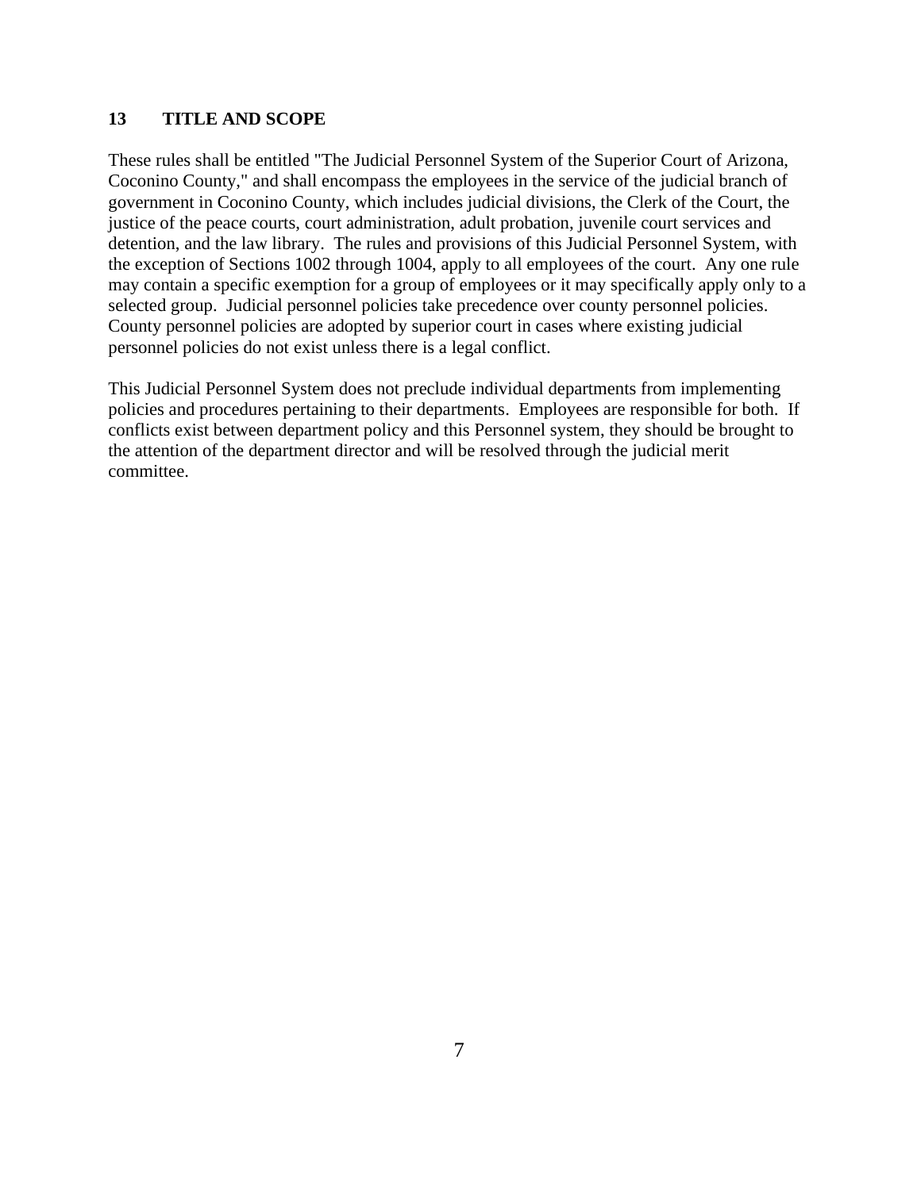## 13 TITLE AND SCOPE

These rules shall be entitled "The Judicial Personnel System of the Superior Court of Arizona, Coconino County," and shall encompass the employees in the service of the judicial branch of government in Coconino County, which includes judicial divisions, the Clerk of the Court, the justice of the peace courts, court administration, adult probation, juvenile court services and detention, and the law library. The rules and provisions of this Judicial Personnel System, with the exception of Sections 1002 through 1004, apply to all employees of the court. Any one rule may contain a specific exemption for a group of employees or it may specifically apply only to a selected group. Judicial personnel policies take precedence over county personnel policies. County personnel policies are adopted by superior court in cases where existing judicial personnel policies do not exist unless there is a legal conflict.

This Judicial Personnel System does not preclude individual departments from implementing policies and procedures pertaining to their departments. Employees are responsible for both. If conflicts exist between department policy and this Personnel system, they should be brought to the attention of the department director and will be resolved through the judicial merit committee.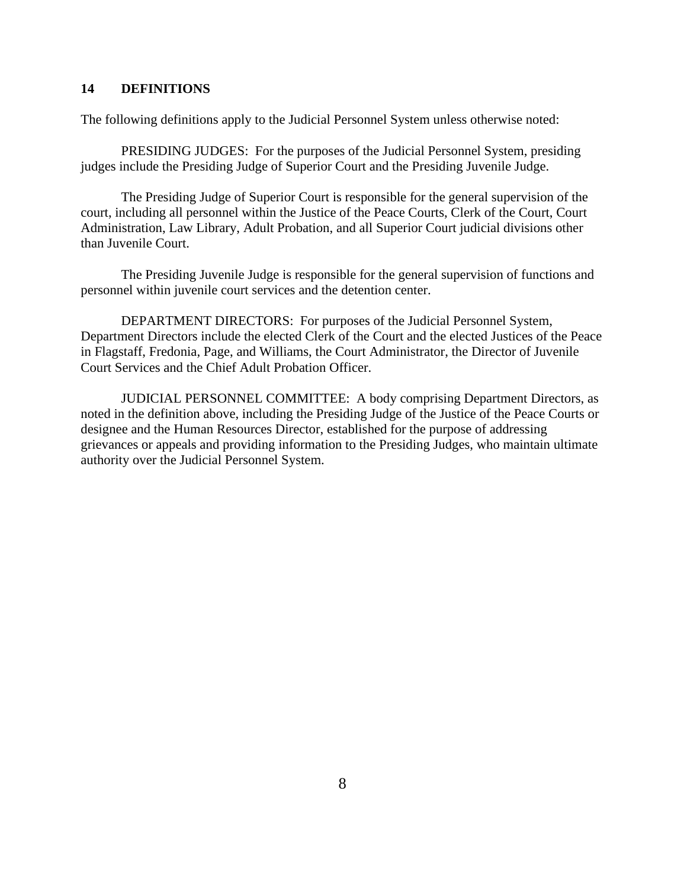## 14 DEFINITIONS

The following definitions apply to the Judicial Personnel System unless otherwise noted:

PRESIDING JUDGES: For the purposes of the Judicial Personnel System, presiding judges include the Presiding Judge of Superior Court and the Presiding Juvenile Judge.

The Presiding Judge of Superior Court is responsible for the general supervision of the court, including all personnel within the Justice of the Peace Courts, Clerk of the Court, Court Administration, Law Library, Adult Probation, and all Superior Court judicial divisions other than Juvenile Court.

The Presiding Juvenile Judge is responsible for the general supervision of functions and personnel within juvenile court services and the detention center.

DEPARTMENT DIRECTORS: For purposes of the Judicial Personnel System, Department Directors include the elected Clerk of the Court and the elected Justices of the Peace in Flagstaff, Fredonia, Page, and Williams, the Court Administrator, the Director of Juvenile Court Services and the Chief Adult Probation Officer.

JUDICIAL PERSONNEL COMMITTEE: A body comprising Department Directors, as noted in the definition above, including the Presiding Judge of the Justice of the Peace Courts or designee and the Human Resources Director, established for the purpose of addressing grievances or appeals and providing information to the Presiding Judges, who maintain ultimate authority over the Judicial Personnel System.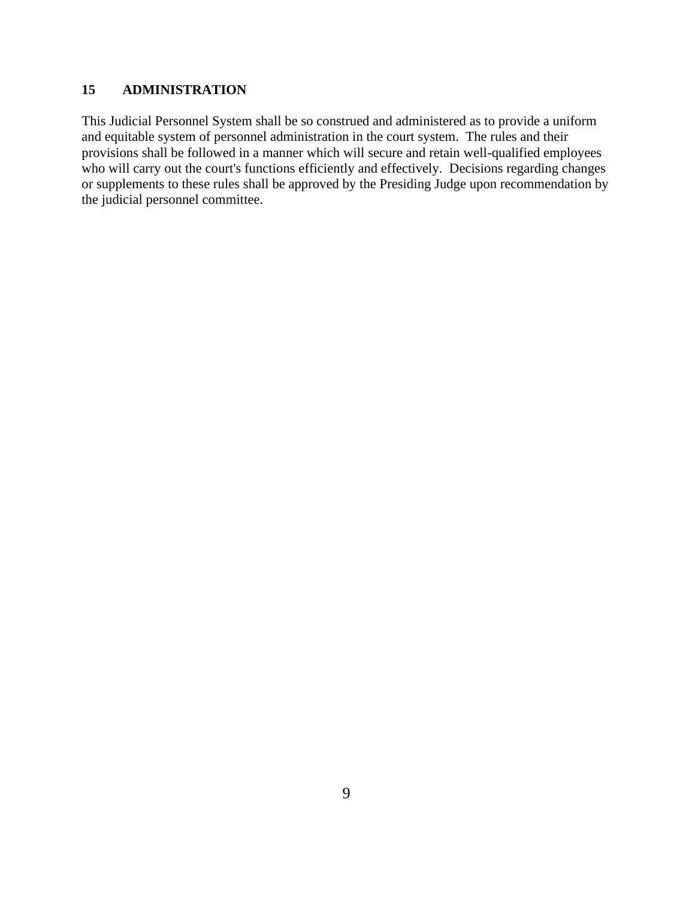## 15 ADMINISTRATION

This Judicial Personnel System shall be so construed and administered as to provide a uniform and equitable system of personnel administration in the court system. The rules and their provisions shall be followed in a manner which will secure and retain well-qualified employees who will carry out the court's functions efficiently and effectively. Decisions regarding changes or supplements to these rules shall be approved by the Presiding Judge upon recommendation by the judicial personnel committee.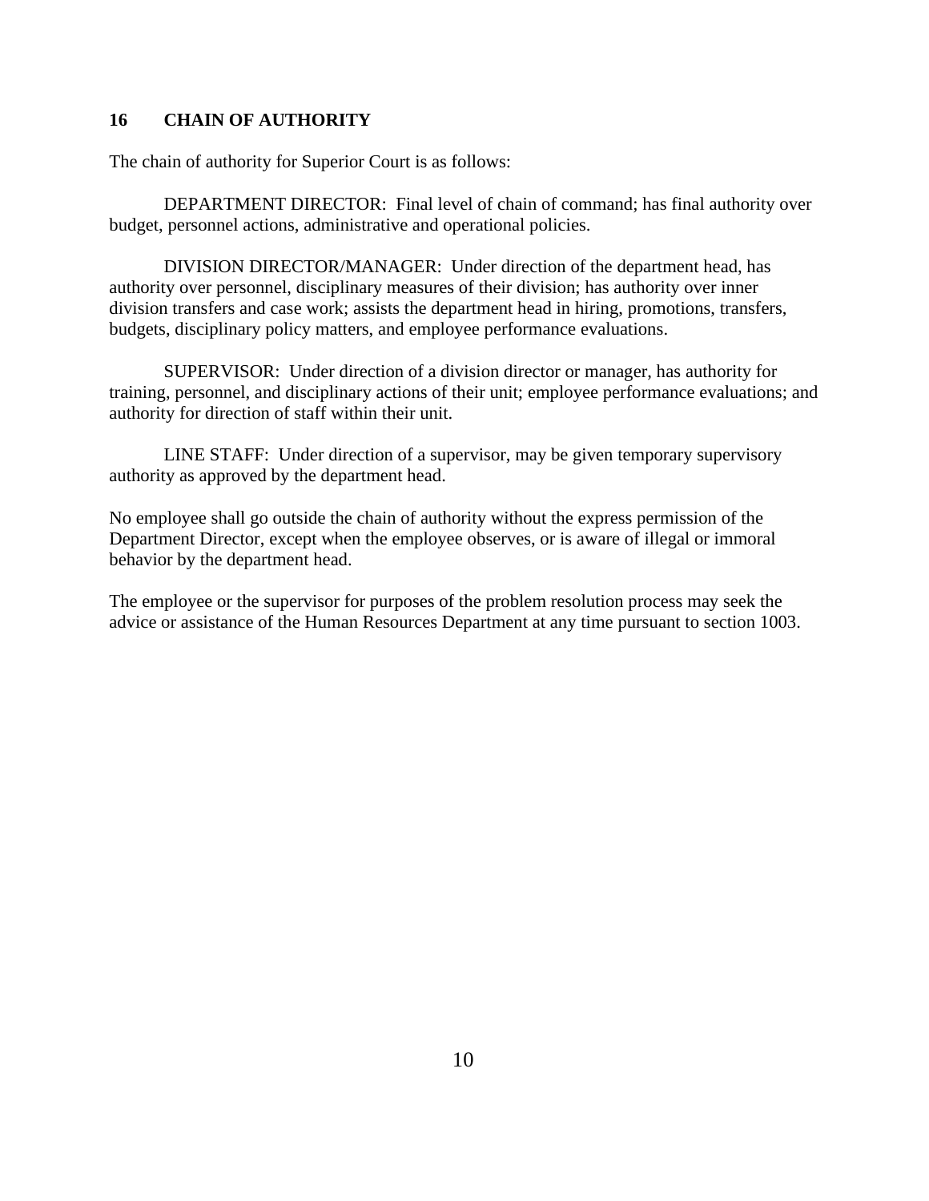## 16 CHAIN OF AUTHORITY

The chain of authority for Superior Court is as follows:

DEPARTMENT DIRECTOR: Final level of chain of command; has final authority over budget, personnel actions, administrative and operational policies.

DIVISION DIRECTOR/MANAGER: Under direction of the department head, has authority over personnel, disciplinary measures of their division; has authority over inner division transfers and case work; assists the department head in hiring, promotions, transfers, budgets, disciplinary policy matters, and employee performance evaluations.

SUPERVISOR: Under direction of a division director or manager, has authority for training, personnel, and disciplinary actions of their unit; employee performance evaluations; and authority for direction of staff within their unit.

LINE STAFF: Under direction of a supervisor, may be given temporary supervisory authority as approved by the department head.

No employee shall go outside the chain of authority without the express permission of the Department Director, except when the employee observes, or is aware of illegal or immoral behavior by the department head.

The employee or the supervisor for purposes of the problem resolution process may seek the advice or assistance of the Human Resources Department at any time pursuant to section 1003.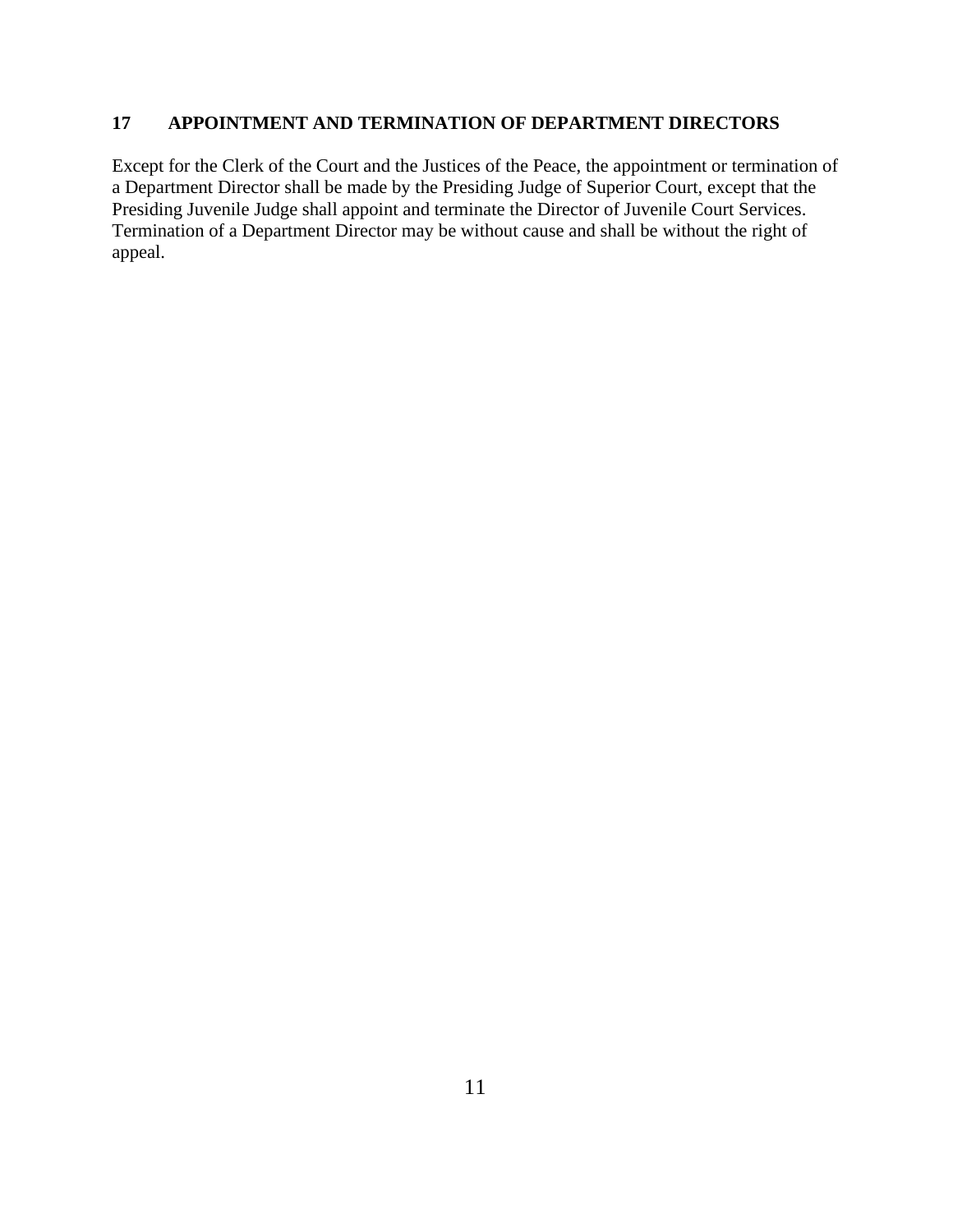## 17 APPOINTMENT AND TERMINATION OF DEPARTMENT DIRECTORS

Except for the Clerk of the Court and the Justices of the Peace, the appointment or termination of a Department Director shall be made by the Presiding Judge of Superior Court, except that the Presiding Juvenile Judge shall appoint and terminate the Director of Juvenile Court Services. Termination of a Department Director may be without cause and shall be without the right of appeal.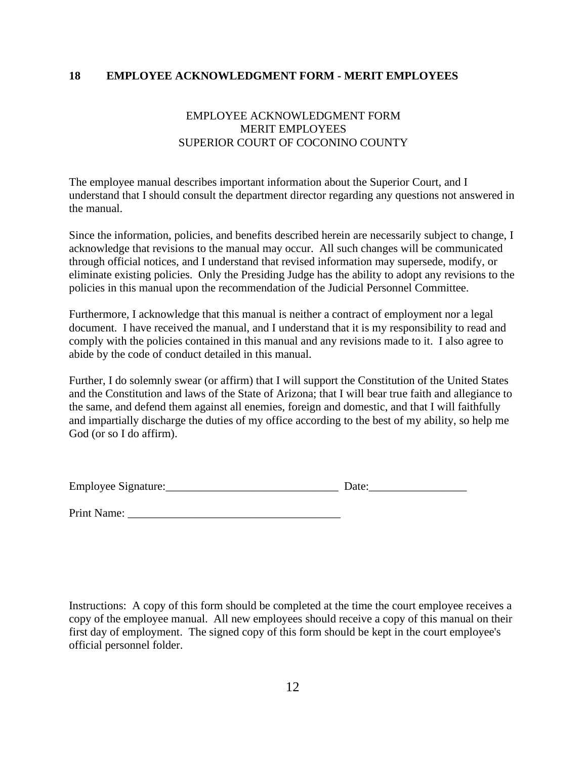## 18 EMPLOYEE ACKNOWLEDGMENT FORM - MERIT EMPLOYEES

EMPLOYEE ACKNOWLEDGMENT FORM
MERIT EMPLOYEES
SUPERIOR COURT OF COCONINO COUNTY

The employee manual describes important information about the Superior Court, and I understand that I should consult the department director regarding any questions not answered in the manual.

Since the information, policies, and benefits described herein are necessarily subject to change, I acknowledge that revisions to the manual may occur. All such changes will be communicated through official notices, and I understand that revised information may supersede, modify, or eliminate existing policies. Only the Presiding Judge has the ability to adopt any revisions to the policies in this manual upon the recommendation of the Judicial Personnel Committee.

Furthermore, I acknowledge that this manual is neither a contract of employment nor a legal document. I have received the manual, and I understand that it is my responsibility to read and comply with the policies contained in this manual and any revisions made to it. I also agree to abide by the code of conduct detailed in this manual.

Further, I do solemnly swear (or affirm) that I will support the Constitution of the United States and the Constitution and laws of the State of Arizona; that I will bear true faith and allegiance to the same, and defend them against all enemies, foreign and domestic, and that I will faithfully and impartially discharge the duties of my office according to the best of my ability, so help me God (or so I do affirm).

Employee Signature:______________________________ Date:_________________

Print Name: _____________________________________

Instructions: A copy of this form should be completed at the time the court employee receives a copy of the employee manual. All new employees should receive a copy of this manual on their first day of employment. The signed copy of this form should be kept in the court employee's official personnel folder.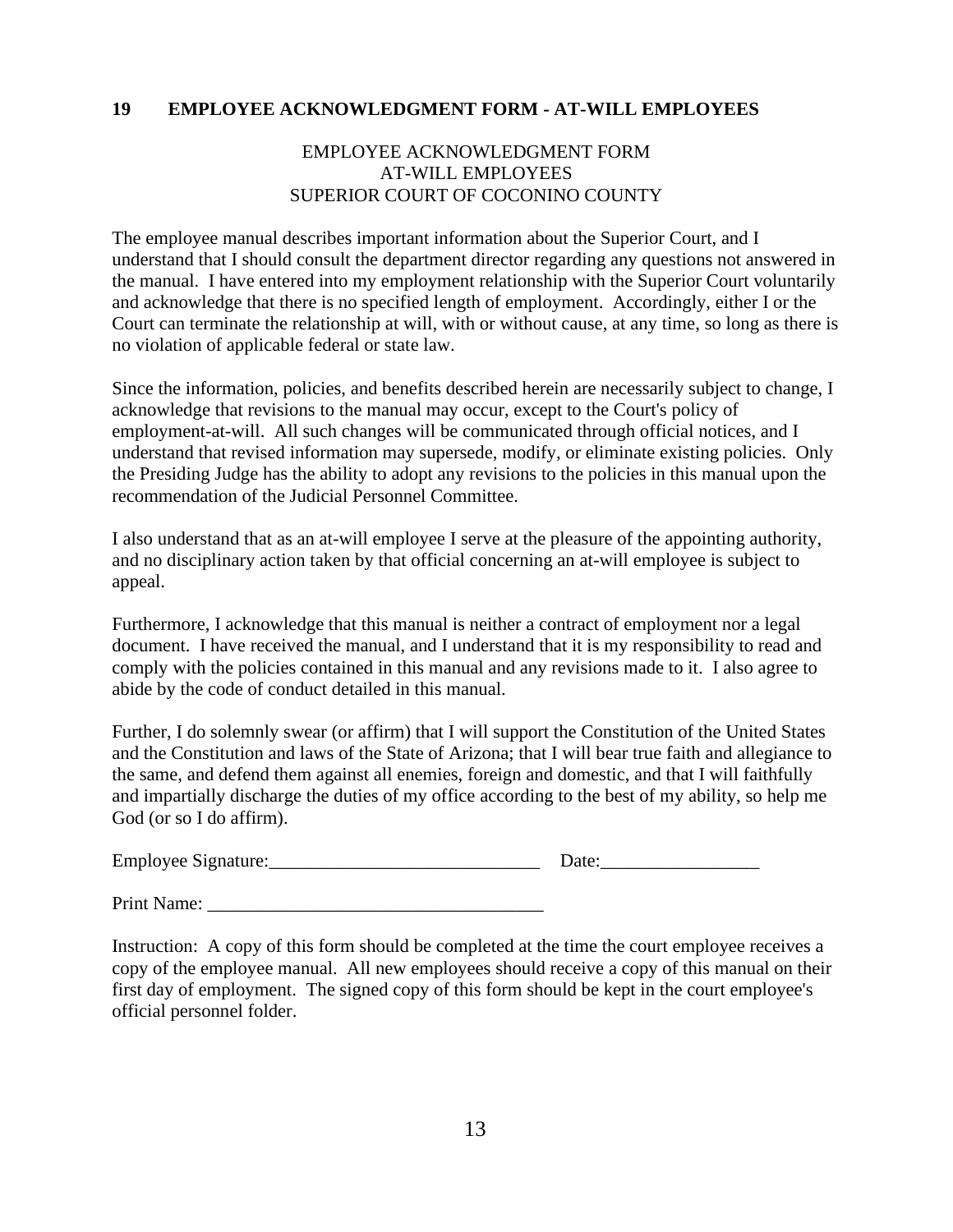## 19 EMPLOYEE ACKNOWLEDGMENT FORM - AT-WILL EMPLOYEES

EMPLOYEE ACKNOWLEDGMENT FORM
AT-WILL EMPLOYEES
SUPERIOR COURT OF COCONINO COUNTY

The employee manual describes important information about the Superior Court, and I understand that I should consult the department director regarding any questions not answered in the manual. I have entered into my employment relationship with the Superior Court voluntarily and acknowledge that there is no specified length of employment. Accordingly, either I or the Court can terminate the relationship at will, with or without cause, at any time, so long as there is no violation of applicable federal or state law.

Since the information, policies, and benefits described herein are necessarily subject to change, I acknowledge that revisions to the manual may occur, except to the Court's policy of employment-at-will. All such changes will be communicated through official notices, and I understand that revised information may supersede, modify, or eliminate existing policies. Only the Presiding Judge has the ability to adopt any revisions to the policies in this manual upon the recommendation of the Judicial Personnel Committee.

I also understand that as an at-will employee I serve at the pleasure of the appointing authority, and no disciplinary action taken by that official concerning an at-will employee is subject to appeal.

Furthermore, I acknowledge that this manual is neither a contract of employment nor a legal document. I have received the manual, and I understand that it is my responsibility to read and comply with the policies contained in this manual and any revisions made to it. I also agree to abide by the code of conduct detailed in this manual.

Further, I do solemnly swear (or affirm) that I will support the Constitution of the United States and the Constitution and laws of the State of Arizona; that I will bear true faith and allegiance to the same, and defend them against all enemies, foreign and domestic, and that I will faithfully and impartially discharge the duties of my office according to the best of my ability, so help me God (or so I do affirm).

Employee Signature:_____________________________ Date:_________________

Print Name: ____________________________________

Instruction: A copy of this form should be completed at the time the court employee receives a copy of the employee manual. All new employees should receive a copy of this manual on their first day of employment. The signed copy of this form should be kept in the court employee's official personnel folder.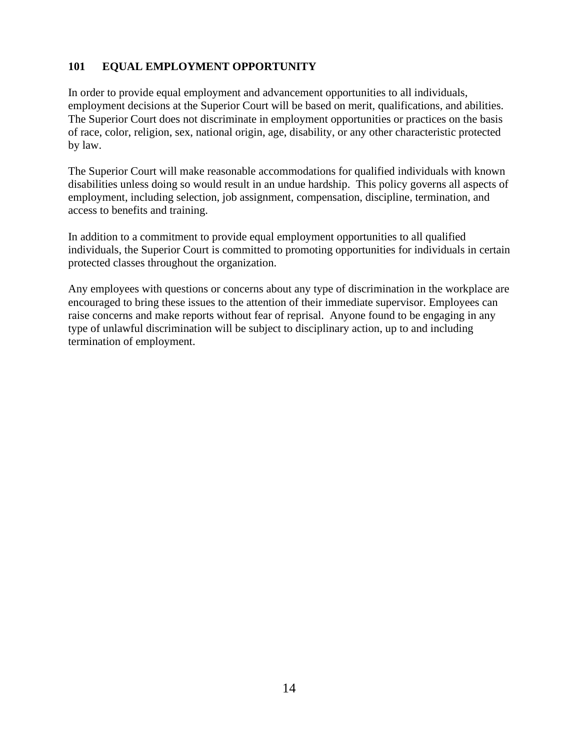## 101 EQUAL EMPLOYMENT OPPORTUNITY

In order to provide equal employment and advancement opportunities to all individuals, employment decisions at the Superior Court will be based on merit, qualifications, and abilities. The Superior Court does not discriminate in employment opportunities or practices on the basis of race, color, religion, sex, national origin, age, disability, or any other characteristic protected by law.

The Superior Court will make reasonable accommodations for qualified individuals with known disabilities unless doing so would result in an undue hardship. This policy governs all aspects of employment, including selection, job assignment, compensation, discipline, termination, and access to benefits and training.

In addition to a commitment to provide equal employment opportunities to all qualified individuals, the Superior Court is committed to promoting opportunities for individuals in certain protected classes throughout the organization.

Any employees with questions or concerns about any type of discrimination in the workplace are encouraged to bring these issues to the attention of their immediate supervisor. Employees can raise concerns and make reports without fear of reprisal. Anyone found to be engaging in any type of unlawful discrimination will be subject to disciplinary action, up to and including termination of employment.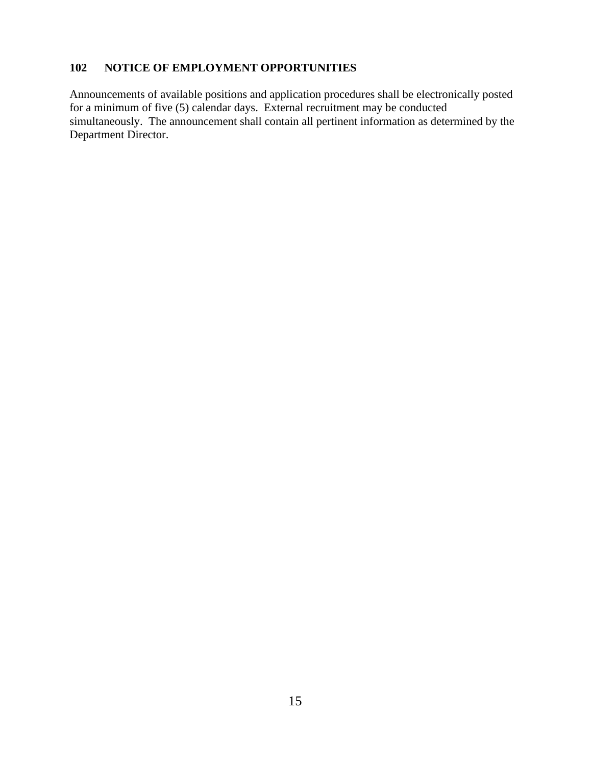## 102 NOTICE OF EMPLOYMENT OPPORTUNITIES

Announcements of available positions and application procedures shall be electronically posted for a minimum of five (5) calendar days. External recruitment may be conducted simultaneously. The announcement shall contain all pertinent information as determined by the Department Director.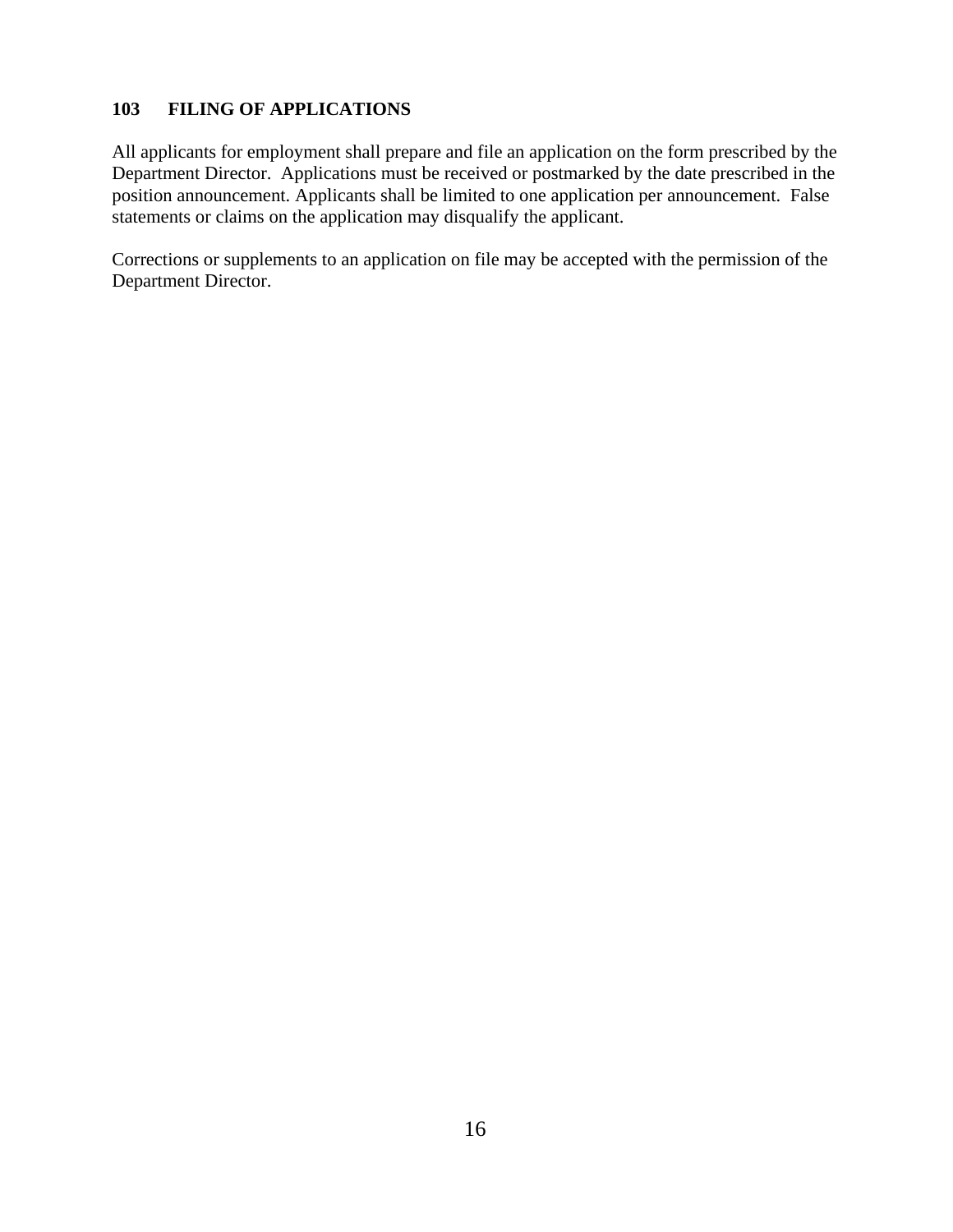## 103 FILING OF APPLICATIONS

All applicants for employment shall prepare and file an application on the form prescribed by the Department Director. Applications must be received or postmarked by the date prescribed in the position announcement. Applicants shall be limited to one application per announcement. False statements or claims on the application may disqualify the applicant.

Corrections or supplements to an application on file may be accepted with the permission of the Department Director.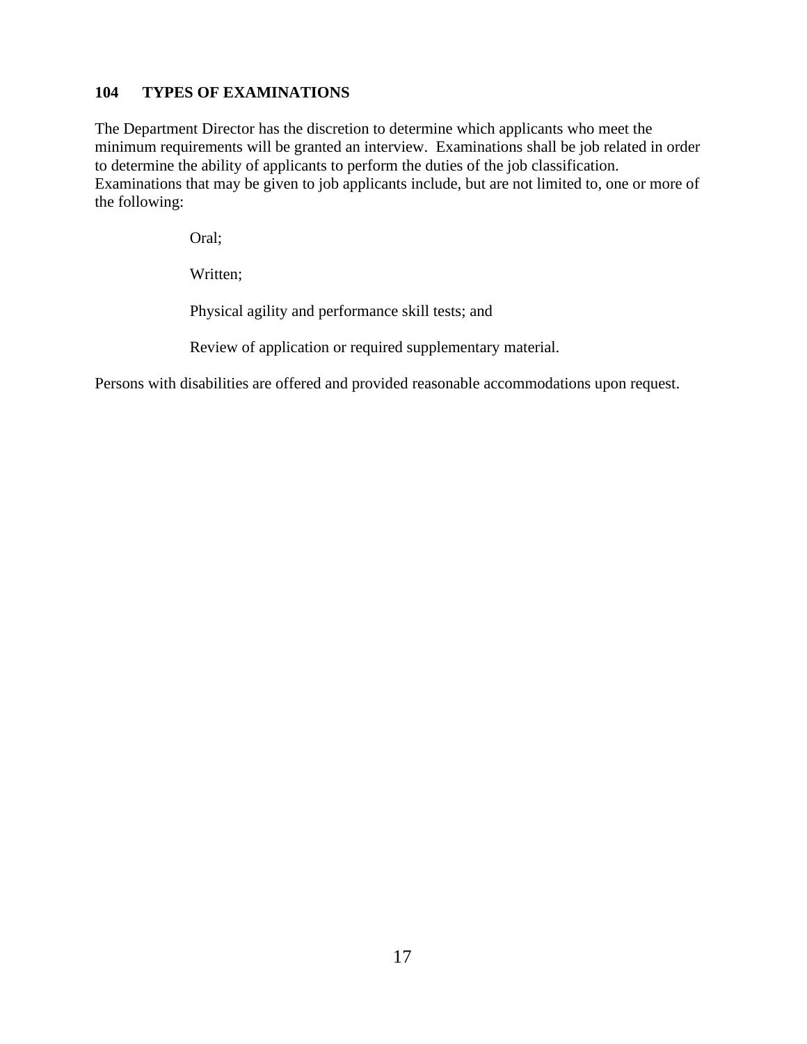## 104 TYPES OF EXAMINATIONS

The Department Director has the discretion to determine which applicants who meet the minimum requirements will be granted an interview. Examinations shall be job related in order to determine the ability of applicants to perform the duties of the job classification. Examinations that may be given to job applicants include, but are not limited to, one or more of the following:

Oral;

Written;

Physical agility and performance skill tests; and

Review of application or required supplementary material.

Persons with disabilities are offered and provided reasonable accommodations upon request.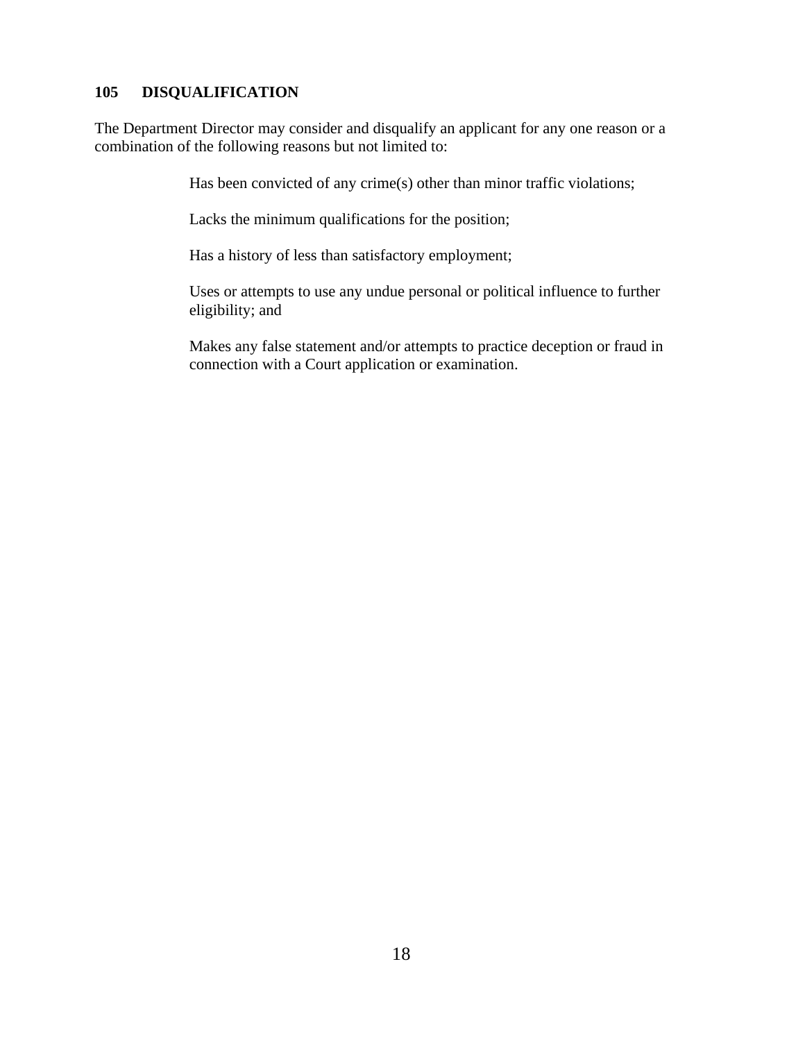## 105 DISQUALIFICATION

The Department Director may consider and disqualify an applicant for any one reason or a combination of the following reasons but not limited to:

> Has been convicted of any crime(s) other than minor traffic violations;
>
> Lacks the minimum qualifications for the position;
>
> Has a history of less than satisfactory employment;
>
> Uses or attempts to use any undue personal or political influence to further eligibility; and
>
> Makes any false statement and/or attempts to practice deception or fraud in connection with a Court application or examination.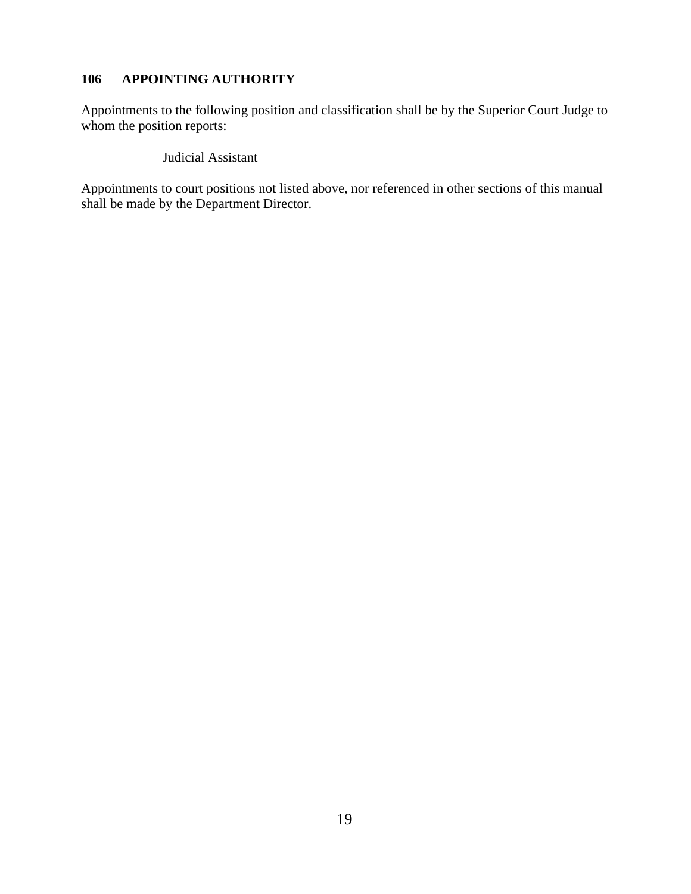## 106 APPOINTING AUTHORITY

Appointments to the following position and classification shall be by the Superior Court Judge to whom the position reports:

Judicial Assistant

Appointments to court positions not listed above, nor referenced in other sections of this manual shall be made by the Department Director.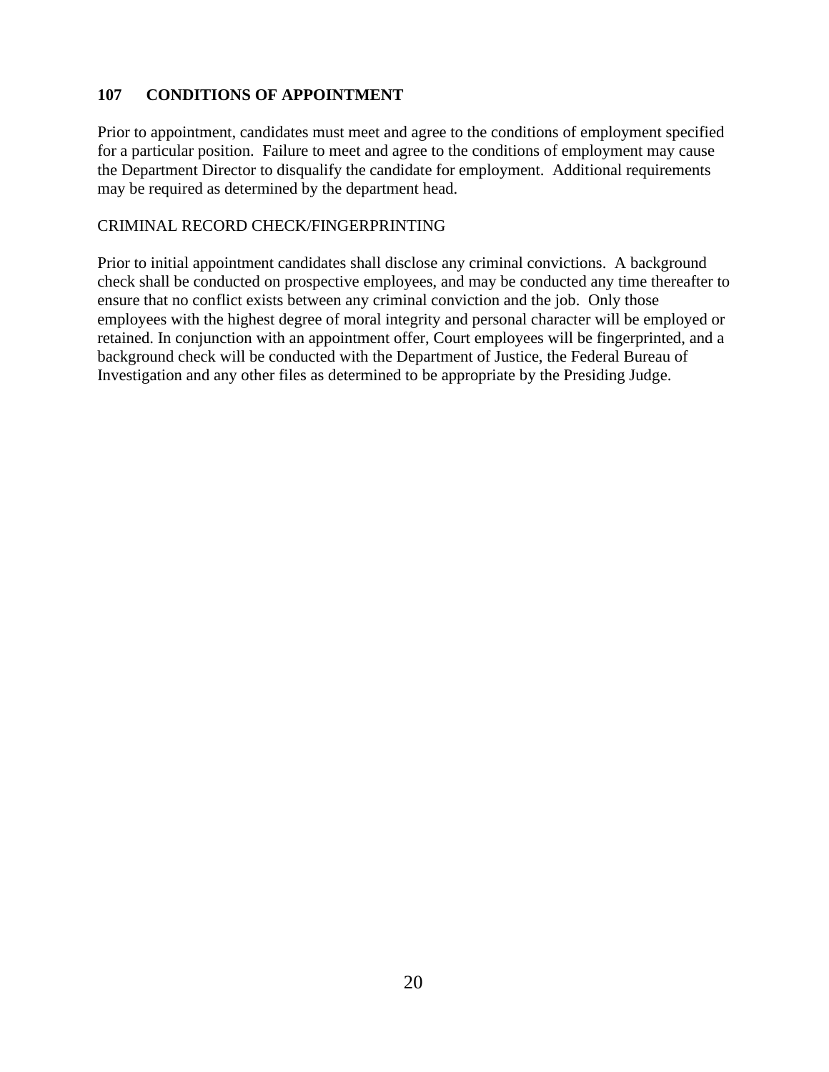## 107 CONDITIONS OF APPOINTMENT

Prior to appointment, candidates must meet and agree to the conditions of employment specified for a particular position. Failure to meet and agree to the conditions of employment may cause the Department Director to disqualify the candidate for employment. Additional requirements may be required as determined by the department head.

CRIMINAL RECORD CHECK/FINGERPRINTING

Prior to initial appointment candidates shall disclose any criminal convictions. A background check shall be conducted on prospective employees, and may be conducted any time thereafter to ensure that no conflict exists between any criminal conviction and the job. Only those employees with the highest degree of moral integrity and personal character will be employed or retained. In conjunction with an appointment offer, Court employees will be fingerprinted, and a background check will be conducted with the Department of Justice, the Federal Bureau of Investigation and any other files as determined to be appropriate by the Presiding Judge.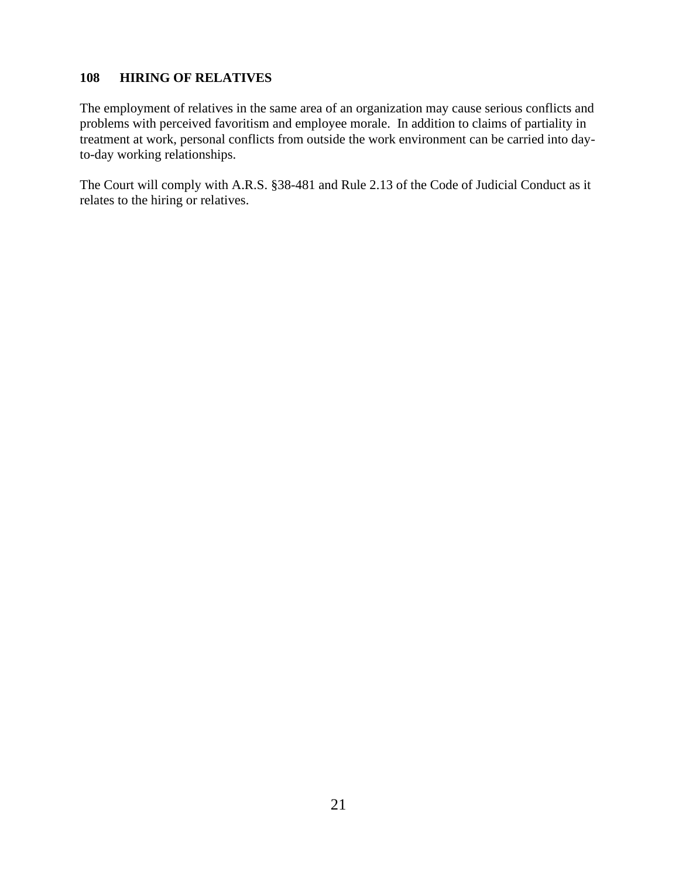## 108 HIRING OF RELATIVES

The employment of relatives in the same area of an organization may cause serious conflicts and problems with perceived favoritism and employee morale. In addition to claims of partiality in treatment at work, personal conflicts from outside the work environment can be carried into day-to-day working relationships.

The Court will comply with A.R.S. §38-481 and Rule 2.13 of the Code of Judicial Conduct as it relates to the hiring or relatives.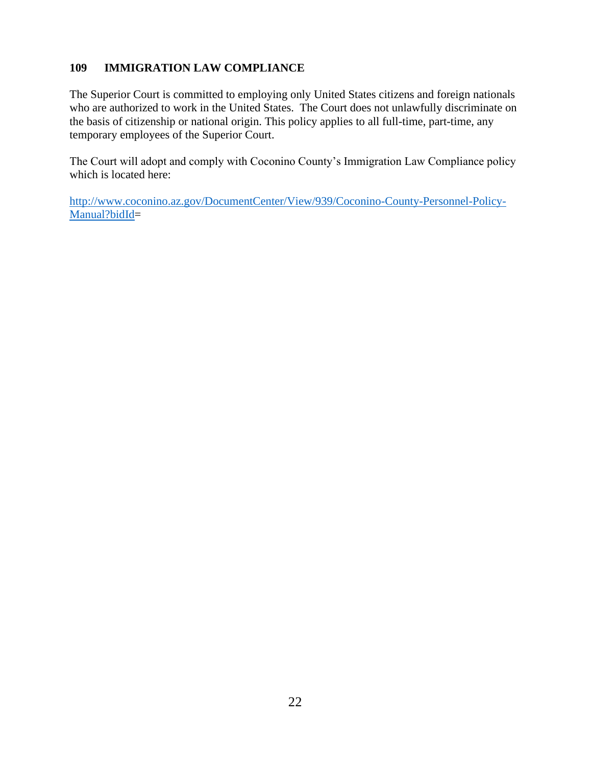## 109 IMMIGRATION LAW COMPLIANCE

The Superior Court is committed to employing only United States citizens and foreign nationals who are authorized to work in the United States. The Court does not unlawfully discriminate on the basis of citizenship or national origin. This policy applies to all full-time, part-time, any temporary employees of the Superior Court.

The Court will adopt and comply with Coconino County's Immigration Law Compliance policy which is located here:

[http://www.coconino.az.gov/DocumentCenter/View/939/Coconino-County-Personnel-Policy-Manual?bidId](http://www.coconino.az.gov/DocumentCenter/View/939/Coconino-County-Personnel-Policy-Manual?bidId)=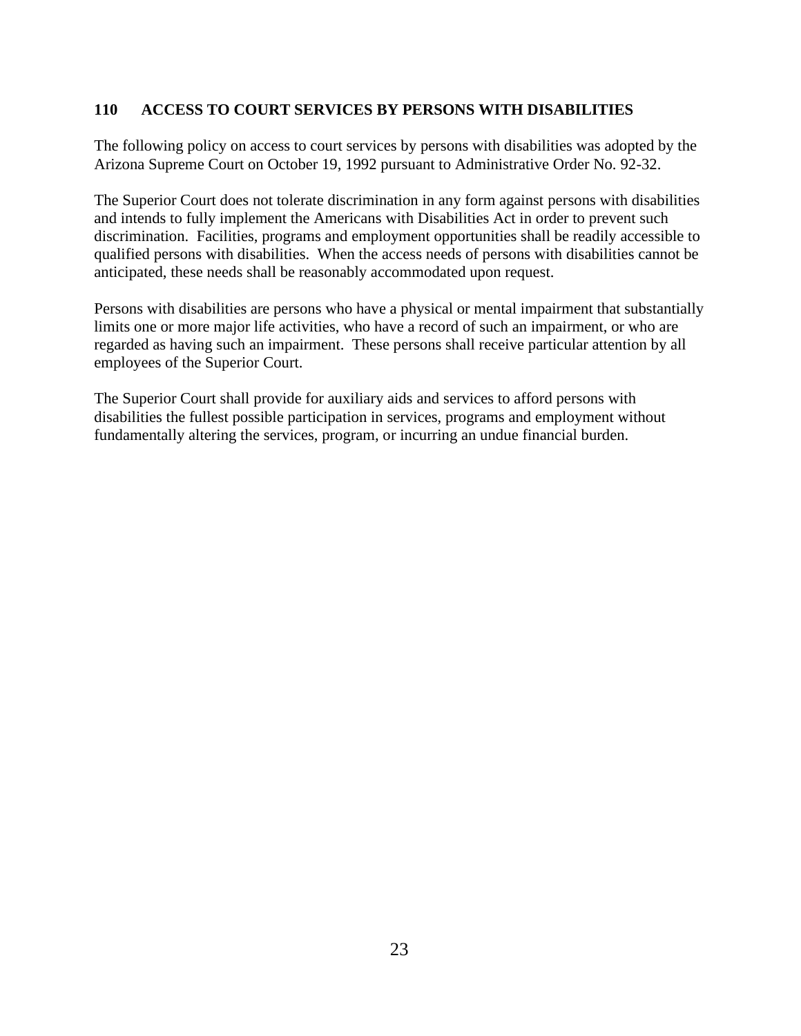## 110 ACCESS TO COURT SERVICES BY PERSONS WITH DISABILITIES

The following policy on access to court services by persons with disabilities was adopted by the Arizona Supreme Court on October 19, 1992 pursuant to Administrative Order No. 92-32.

The Superior Court does not tolerate discrimination in any form against persons with disabilities and intends to fully implement the Americans with Disabilities Act in order to prevent such discrimination. Facilities, programs and employment opportunities shall be readily accessible to qualified persons with disabilities. When the access needs of persons with disabilities cannot be anticipated, these needs shall be reasonably accommodated upon request.

Persons with disabilities are persons who have a physical or mental impairment that substantially limits one or more major life activities, who have a record of such an impairment, or who are regarded as having such an impairment. These persons shall receive particular attention by all employees of the Superior Court.

The Superior Court shall provide for auxiliary aids and services to afford persons with disabilities the fullest possible participation in services, programs and employment without fundamentally altering the services, program, or incurring an undue financial burden.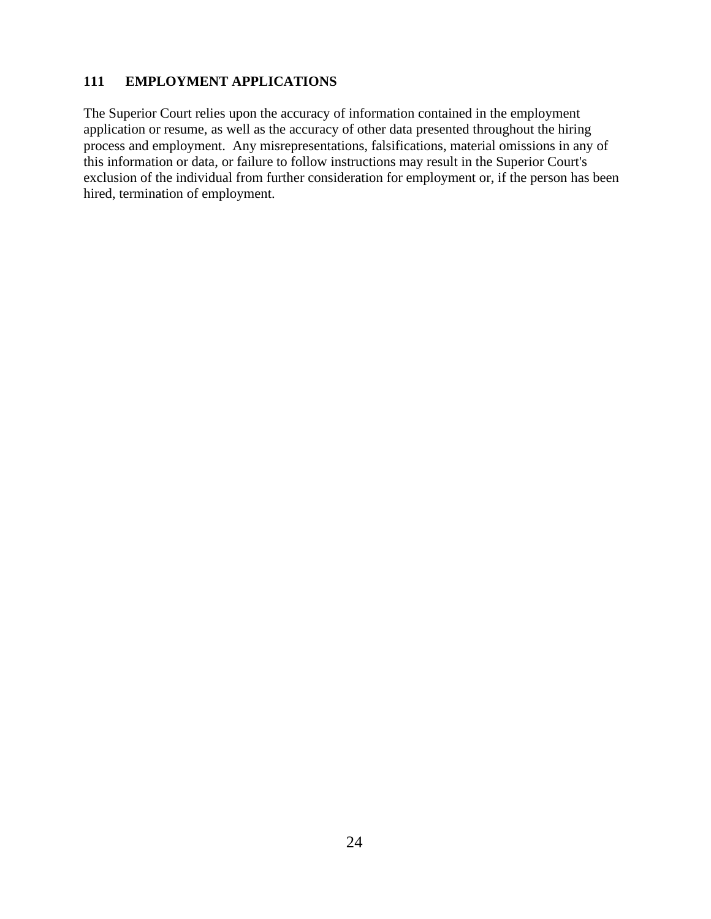## 111 EMPLOYMENT APPLICATIONS

The Superior Court relies upon the accuracy of information contained in the employment application or resume, as well as the accuracy of other data presented throughout the hiring process and employment. Any misrepresentations, falsifications, material omissions in any of this information or data, or failure to follow instructions may result in the Superior Court's exclusion of the individual from further consideration for employment or, if the person has been hired, termination of employment.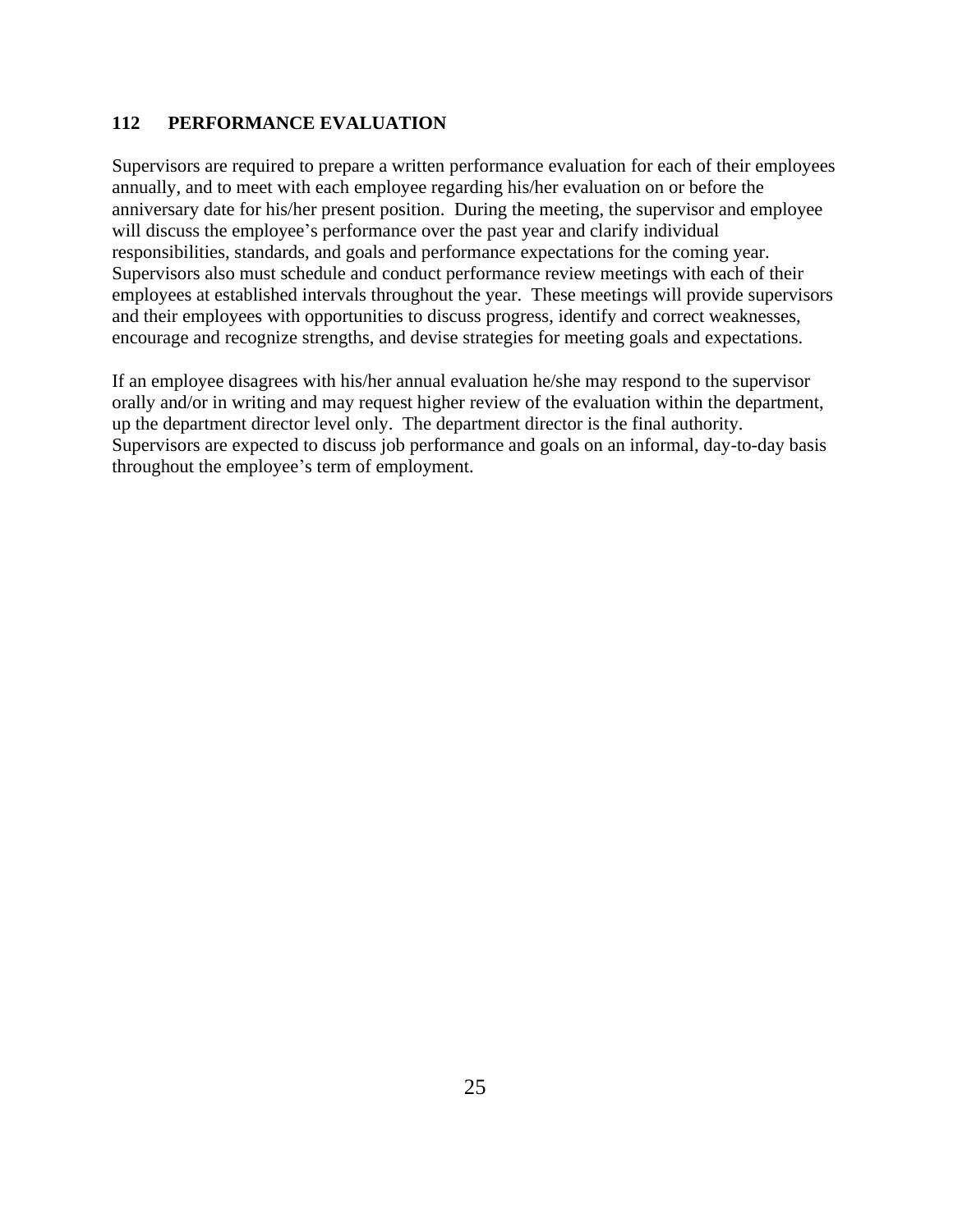## 112 PERFORMANCE EVALUATION

Supervisors are required to prepare a written performance evaluation for each of their employees annually, and to meet with each employee regarding his/her evaluation on or before the anniversary date for his/her present position. During the meeting, the supervisor and employee will discuss the employee's performance over the past year and clarify individual responsibilities, standards, and goals and performance expectations for the coming year. Supervisors also must schedule and conduct performance review meetings with each of their employees at established intervals throughout the year. These meetings will provide supervisors and their employees with opportunities to discuss progress, identify and correct weaknesses, encourage and recognize strengths, and devise strategies for meeting goals and expectations.

If an employee disagrees with his/her annual evaluation he/she may respond to the supervisor orally and/or in writing and may request higher review of the evaluation within the department, up the department director level only. The department director is the final authority. Supervisors are expected to discuss job performance and goals on an informal, day-to-day basis throughout the employee's term of employment.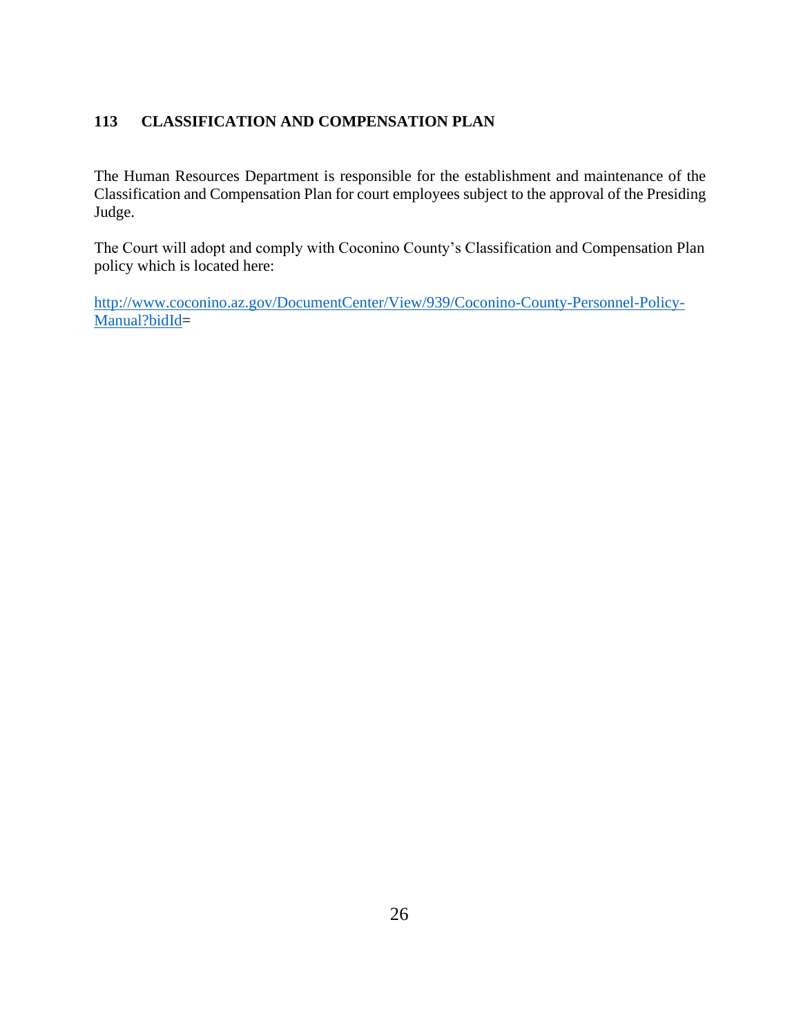## 113 CLASSIFICATION AND COMPENSATION PLAN

The Human Resources Department is responsible for the establishment and maintenance of the Classification and Compensation Plan for court employees subject to the approval of the Presiding Judge.

The Court will adopt and comply with Coconino County's Classification and Compensation Plan policy which is located here:

http://www.coconino.az.gov/DocumentCenter/View/939/Coconino-County-Personnel-Policy-Manual?bidId=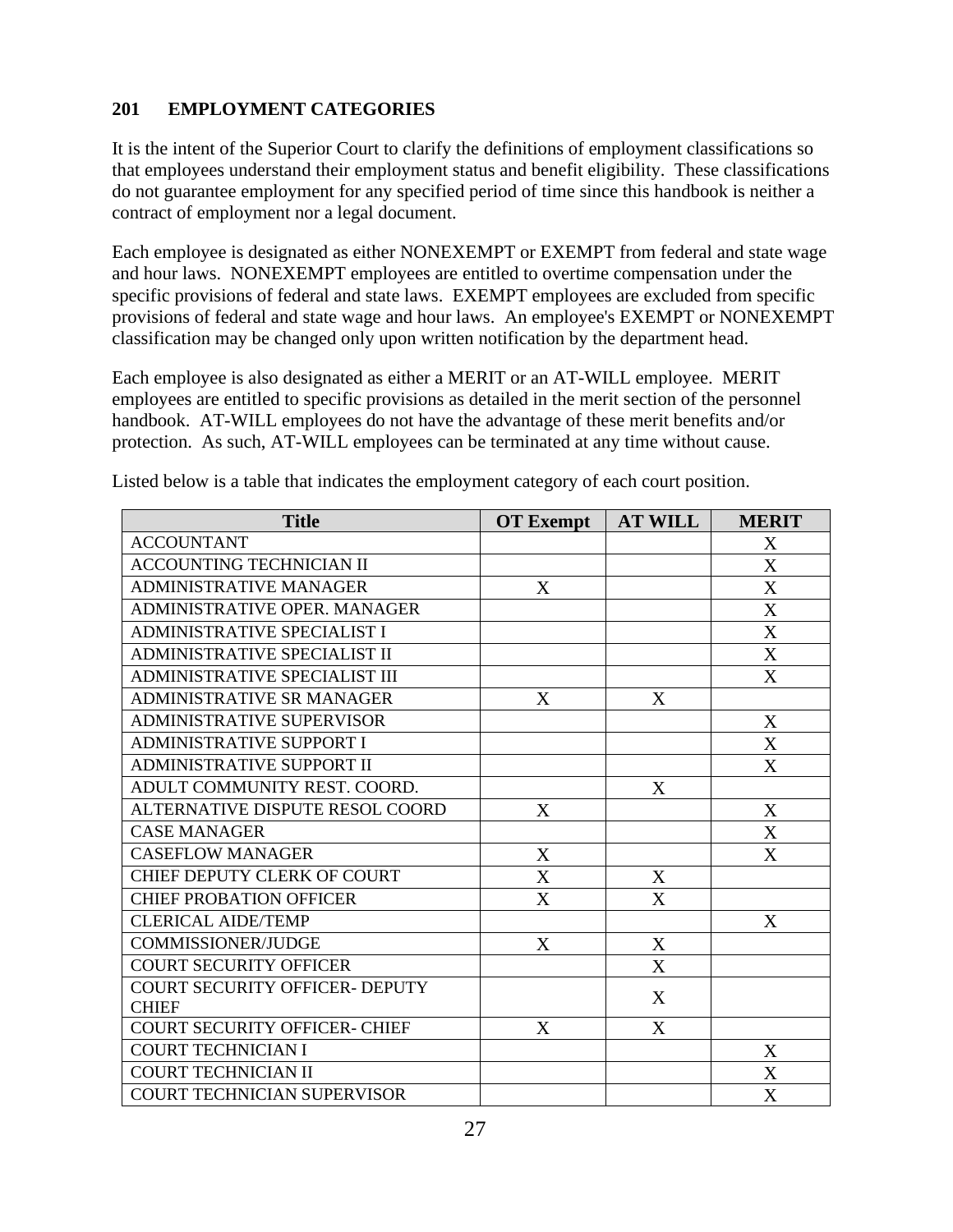## 201 EMPLOYMENT CATEGORIES

It is the intent of the Superior Court to clarify the definitions of employment classifications so that employees understand their employment status and benefit eligibility. These classifications do not guarantee employment for any specified period of time since this handbook is neither a contract of employment nor a legal document.

Each employee is designated as either NONEXEMPT or EXEMPT from federal and state wage and hour laws. NONEXEMPT employees are entitled to overtime compensation under the specific provisions of federal and state laws. EXEMPT employees are excluded from specific provisions of federal and state wage and hour laws. An employee's EXEMPT or NONEXEMPT classification may be changed only upon written notification by the department head.

Each employee is also designated as either a MERIT or an AT-WILL employee. MERIT employees are entitled to specific provisions as detailed in the merit section of the personnel handbook. AT-WILL employees do not have the advantage of these merit benefits and/or protection. As such, AT-WILL employees can be terminated at any time without cause.

Listed below is a table that indicates the employment category of each court position.

| Title | OT Exempt | AT WILL | MERIT |
|---|---|---|---|
| ACCOUNTANT | | | X |
| ACCOUNTING TECHNICIAN II | | | X |
| ADMINISTRATIVE MANAGER | X | | X |
| ADMINISTRATIVE OPER. MANAGER | | | X |
| ADMINISTRATIVE SPECIALIST I | | | X |
| ADMINISTRATIVE SPECIALIST II | | | X |
| ADMINISTRATIVE SPECIALIST III | | | X |
| ADMINISTRATIVE SR MANAGER | X | X | |
| ADMINISTRATIVE SUPERVISOR | | | X |
| ADMINISTRATIVE SUPPORT I | | | X |
| ADMINISTRATIVE SUPPORT II | | | X |
| ADULT COMMUNITY REST. COORD. | | X | |
| ALTERNATIVE DISPUTE RESOL COORD | X | | X |
| CASE MANAGER | | | X |
| CASEFLOW MANAGER | X | | X |
| CHIEF DEPUTY CLERK OF COURT | X | X | |
| CHIEF PROBATION OFFICER | X | X | |
| CLERICAL AIDE/TEMP | | | X |
| COMMISSIONER/JUDGE | X | X | |
| COURT SECURITY OFFICER | | X | |
| COURT SECURITY OFFICER- DEPUTY CHIEF | | X | |
| COURT SECURITY OFFICER- CHIEF | X | X | |
| COURT TECHNICIAN I | | | X |
| COURT TECHNICIAN II | | | X |
| COURT TECHNICIAN SUPERVISOR | | | X |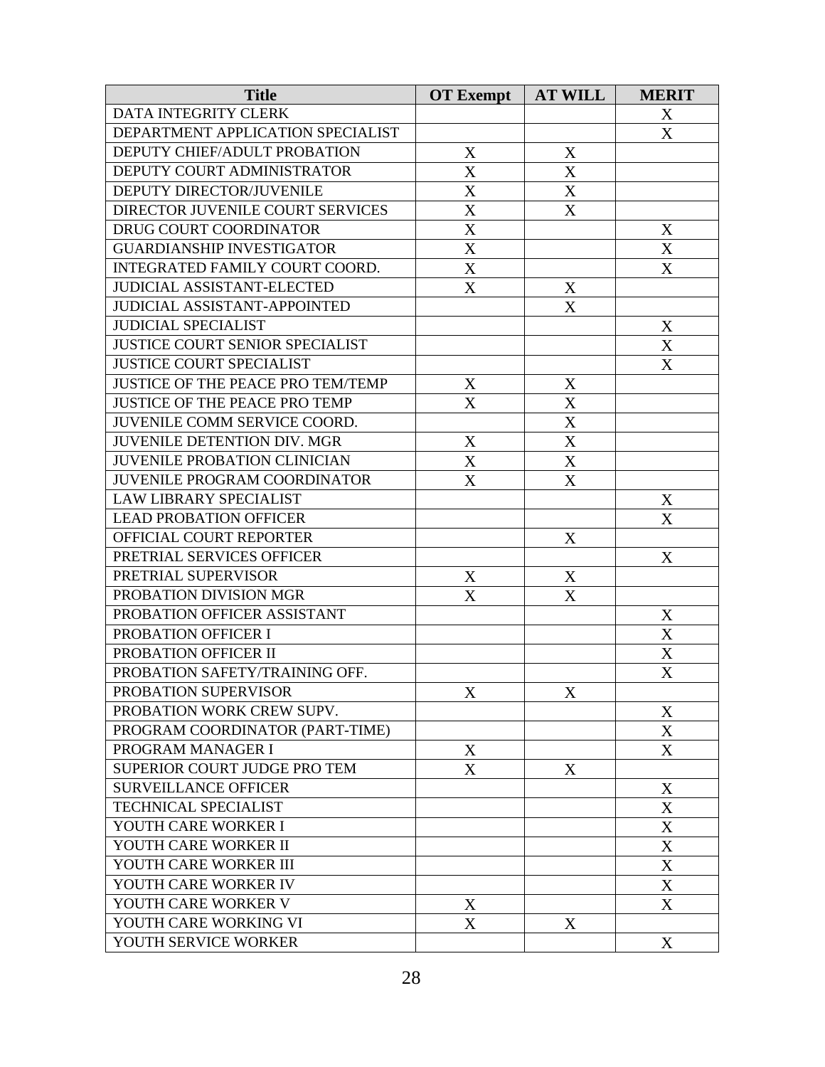| Title | OT Exempt | AT WILL | MERIT |
|---|---|---|---|
| DATA INTEGRITY CLERK | | | X |
| DEPARTMENT APPLICATION SPECIALIST | | | X |
| DEPUTY CHIEF/ADULT PROBATION | X | X | |
| DEPUTY COURT ADMINISTRATOR | X | X | |
| DEPUTY DIRECTOR/JUVENILE | X | X | |
| DIRECTOR JUVENILE COURT SERVICES | X | X | |
| DRUG COURT COORDINATOR | X | | X |
| GUARDIANSHIP INVESTIGATOR | X | | X |
| INTEGRATED FAMILY COURT COORD. | X | | X |
| JUDICIAL ASSISTANT-ELECTED | X | X | |
| JUDICIAL ASSISTANT-APPOINTED | | X | |
| JUDICIAL SPECIALIST | | | X |
| JUSTICE COURT SENIOR SPECIALIST | | | X |
| JUSTICE COURT SPECIALIST | | | X |
| JUSTICE OF THE PEACE PRO TEM/TEMP | X | X | |
| JUSTICE OF THE PEACE PRO TEMP | X | X | |
| JUVENILE COMM SERVICE COORD. | | X | |
| JUVENILE DETENTION DIV. MGR | X | X | |
| JUVENILE PROBATION CLINICIAN | X | X | |
| JUVENILE PROGRAM COORDINATOR | X | X | |
| LAW LIBRARY SPECIALIST | | | X |
| LEAD PROBATION OFFICER | | | X |
| OFFICIAL COURT REPORTER | | X | |
| PRETRIAL SERVICES OFFICER | | | X |
| PRETRIAL SUPERVISOR | X | X | |
| PROBATION DIVISION MGR | X | X | |
| PROBATION OFFICER ASSISTANT | | | X |
| PROBATION OFFICER I | | | X |
| PROBATION OFFICER II | | | X |
| PROBATION SAFETY/TRAINING OFF. | | | X |
| PROBATION SUPERVISOR | X | X | |
| PROBATION WORK CREW SUPV. | | | X |
| PROGRAM COORDINATOR (PART-TIME) | | | X |
| PROGRAM MANAGER I | X | | X |
| SUPERIOR COURT JUDGE PRO TEM | X | X | |
| SURVEILLANCE OFFICER | | | X |
| TECHNICAL SPECIALIST | | | X |
| YOUTH CARE WORKER I | | | X |
| YOUTH CARE WORKER II | | | X |
| YOUTH CARE WORKER III | | | X |
| YOUTH CARE WORKER IV | | | X |
| YOUTH CARE WORKER V | X | | X |
| YOUTH CARE WORKING VI | X | X | |
| YOUTH SERVICE WORKER | | | X |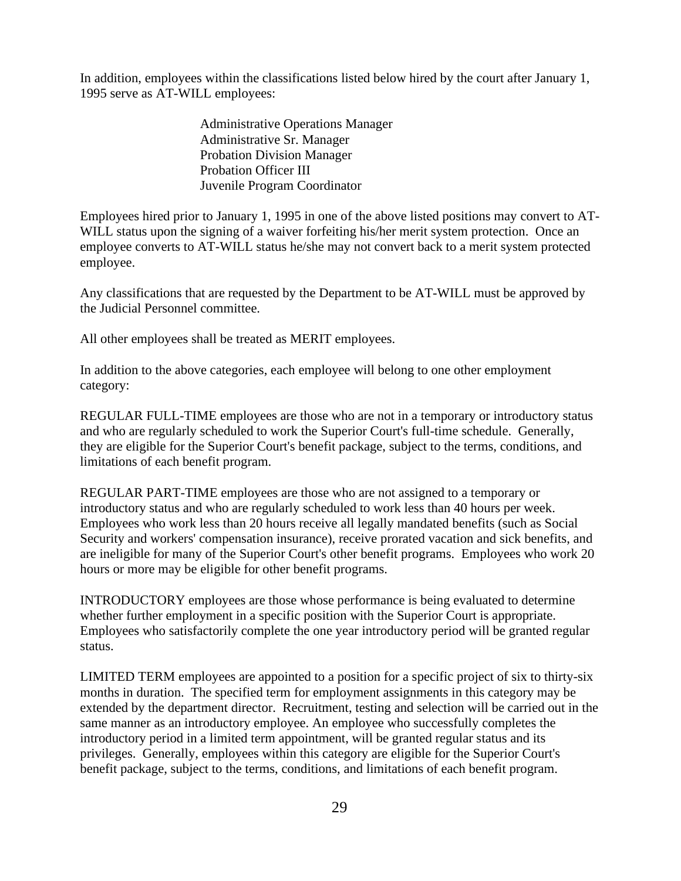In addition, employees within the classifications listed below hired by the court after January 1, 1995 serve as AT-WILL employees:

- Administrative Operations Manager
- Administrative Sr. Manager
- Probation Division Manager
- Probation Officer III
- Juvenile Program Coordinator

Employees hired prior to January 1, 1995 in one of the above listed positions may convert to AT-WILL status upon the signing of a waiver forfeiting his/her merit system protection. Once an employee converts to AT-WILL status he/she may not convert back to a merit system protected employee.

Any classifications that are requested by the Department to be AT-WILL must be approved by the Judicial Personnel committee.

All other employees shall be treated as MERIT employees.

In addition to the above categories, each employee will belong to one other employment category:

REGULAR FULL-TIME employees are those who are not in a temporary or introductory status and who are regularly scheduled to work the Superior Court's full-time schedule. Generally, they are eligible for the Superior Court's benefit package, subject to the terms, conditions, and limitations of each benefit program.

REGULAR PART-TIME employees are those who are not assigned to a temporary or introductory status and who are regularly scheduled to work less than 40 hours per week. Employees who work less than 20 hours receive all legally mandated benefits (such as Social Security and workers' compensation insurance), receive prorated vacation and sick benefits, and are ineligible for many of the Superior Court's other benefit programs. Employees who work 20 hours or more may be eligible for other benefit programs.

INTRODUCTORY employees are those whose performance is being evaluated to determine whether further employment in a specific position with the Superior Court is appropriate. Employees who satisfactorily complete the one year introductory period will be granted regular status.

LIMITED TERM employees are appointed to a position for a specific project of six to thirty-six months in duration. The specified term for employment assignments in this category may be extended by the department director. Recruitment, testing and selection will be carried out in the same manner as an introductory employee. An employee who successfully completes the introductory period in a limited term appointment, will be granted regular status and its privileges. Generally, employees within this category are eligible for the Superior Court's benefit package, subject to the terms, conditions, and limitations of each benefit program.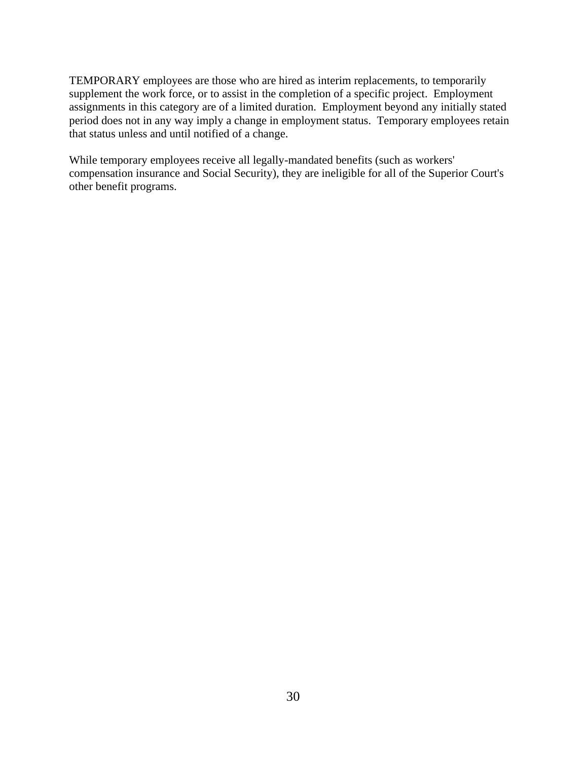TEMPORARY employees are those who are hired as interim replacements, to temporarily supplement the work force, or to assist in the completion of a specific project. Employment assignments in this category are of a limited duration. Employment beyond any initially stated period does not in any way imply a change in employment status. Temporary employees retain that status unless and until notified of a change.

While temporary employees receive all legally-mandated benefits (such as workers' compensation insurance and Social Security), they are ineligible for all of the Superior Court's other benefit programs.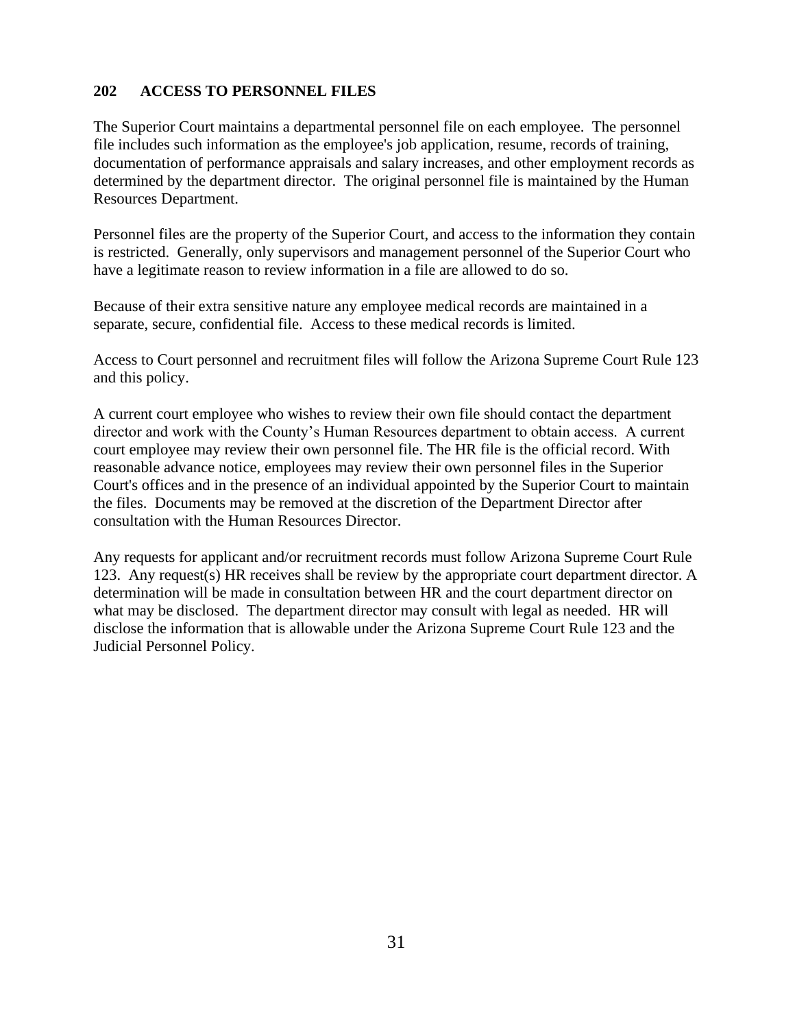## 202 ACCESS TO PERSONNEL FILES

The Superior Court maintains a departmental personnel file on each employee. The personnel file includes such information as the employee's job application, resume, records of training, documentation of performance appraisals and salary increases, and other employment records as determined by the department director. The original personnel file is maintained by the Human Resources Department.

Personnel files are the property of the Superior Court, and access to the information they contain is restricted. Generally, only supervisors and management personnel of the Superior Court who have a legitimate reason to review information in a file are allowed to do so.

Because of their extra sensitive nature any employee medical records are maintained in a separate, secure, confidential file. Access to these medical records is limited.

Access to Court personnel and recruitment files will follow the Arizona Supreme Court Rule 123 and this policy.

A current court employee who wishes to review their own file should contact the department director and work with the County's Human Resources department to obtain access. A current court employee may review their own personnel file. The HR file is the official record. With reasonable advance notice, employees may review their own personnel files in the Superior Court's offices and in the presence of an individual appointed by the Superior Court to maintain the files. Documents may be removed at the discretion of the Department Director after consultation with the Human Resources Director.

Any requests for applicant and/or recruitment records must follow Arizona Supreme Court Rule 123. Any request(s) HR receives shall be review by the appropriate court department director. A determination will be made in consultation between HR and the court department director on what may be disclosed. The department director may consult with legal as needed. HR will disclose the information that is allowable under the Arizona Supreme Court Rule 123 and the Judicial Personnel Policy.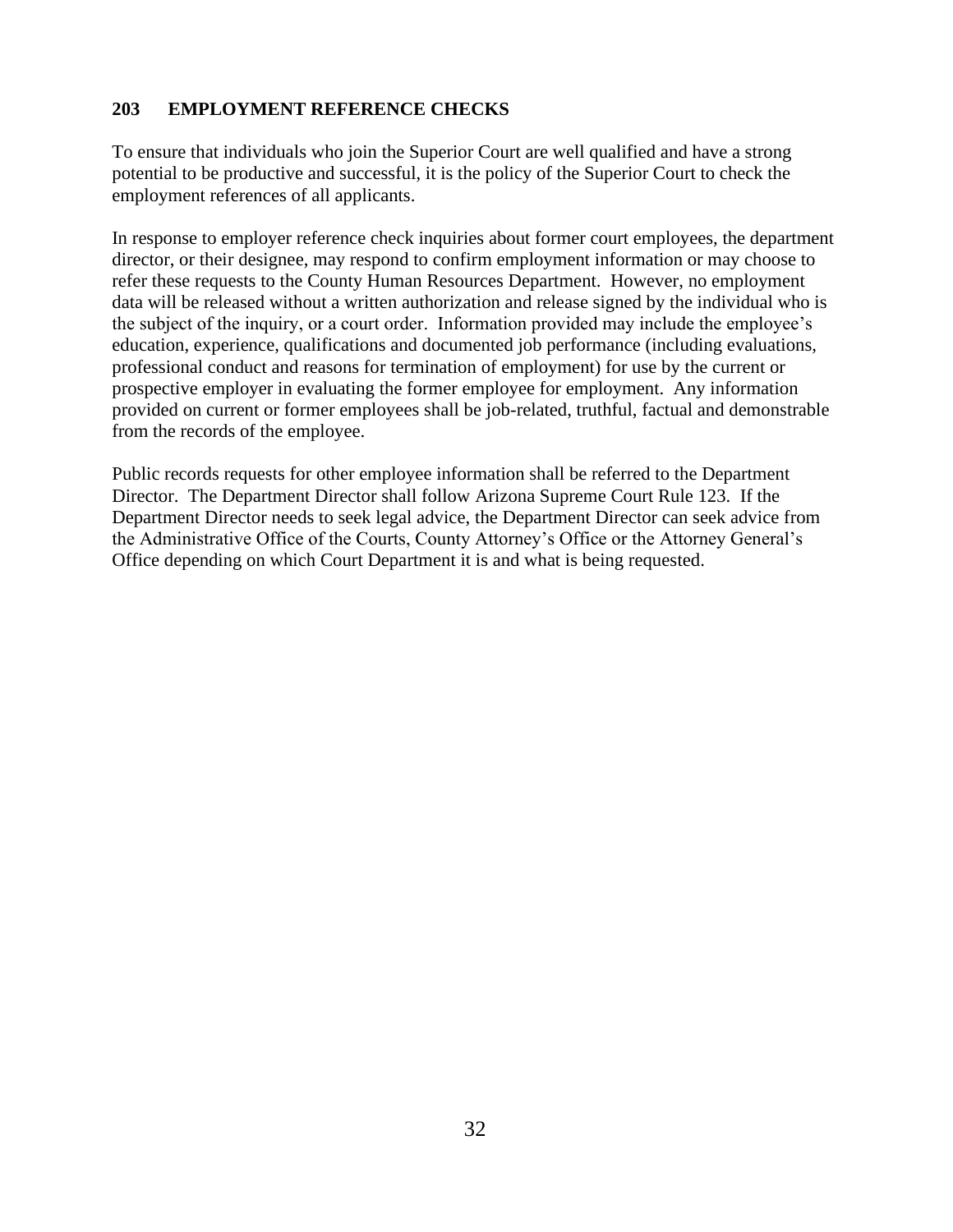## 203 EMPLOYMENT REFERENCE CHECKS

To ensure that individuals who join the Superior Court are well qualified and have a strong potential to be productive and successful, it is the policy of the Superior Court to check the employment references of all applicants.

In response to employer reference check inquiries about former court employees, the department director, or their designee, may respond to confirm employment information or may choose to refer these requests to the County Human Resources Department. However, no employment data will be released without a written authorization and release signed by the individual who is the subject of the inquiry, or a court order. Information provided may include the employee's education, experience, qualifications and documented job performance (including evaluations, professional conduct and reasons for termination of employment) for use by the current or prospective employer in evaluating the former employee for employment. Any information provided on current or former employees shall be job-related, truthful, factual and demonstrable from the records of the employee.

Public records requests for other employee information shall be referred to the Department Director. The Department Director shall follow Arizona Supreme Court Rule 123. If the Department Director needs to seek legal advice, the Department Director can seek advice from the Administrative Office of the Courts, County Attorney's Office or the Attorney General's Office depending on which Court Department it is and what is being requested.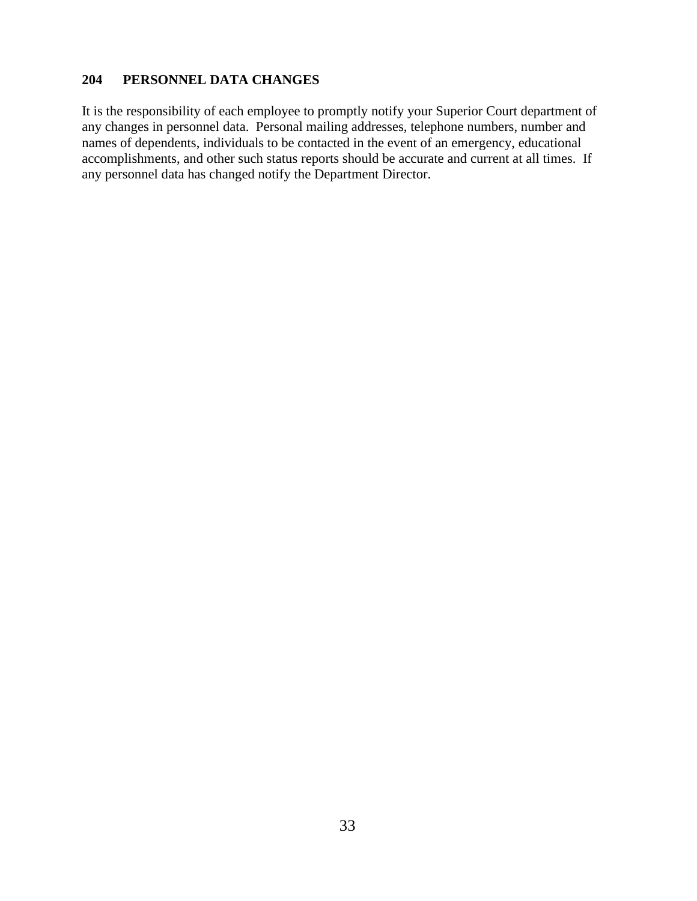## 204 PERSONNEL DATA CHANGES

It is the responsibility of each employee to promptly notify your Superior Court department of any changes in personnel data. Personal mailing addresses, telephone numbers, number and names of dependents, individuals to be contacted in the event of an emergency, educational accomplishments, and other such status reports should be accurate and current at all times. If any personnel data has changed notify the Department Director.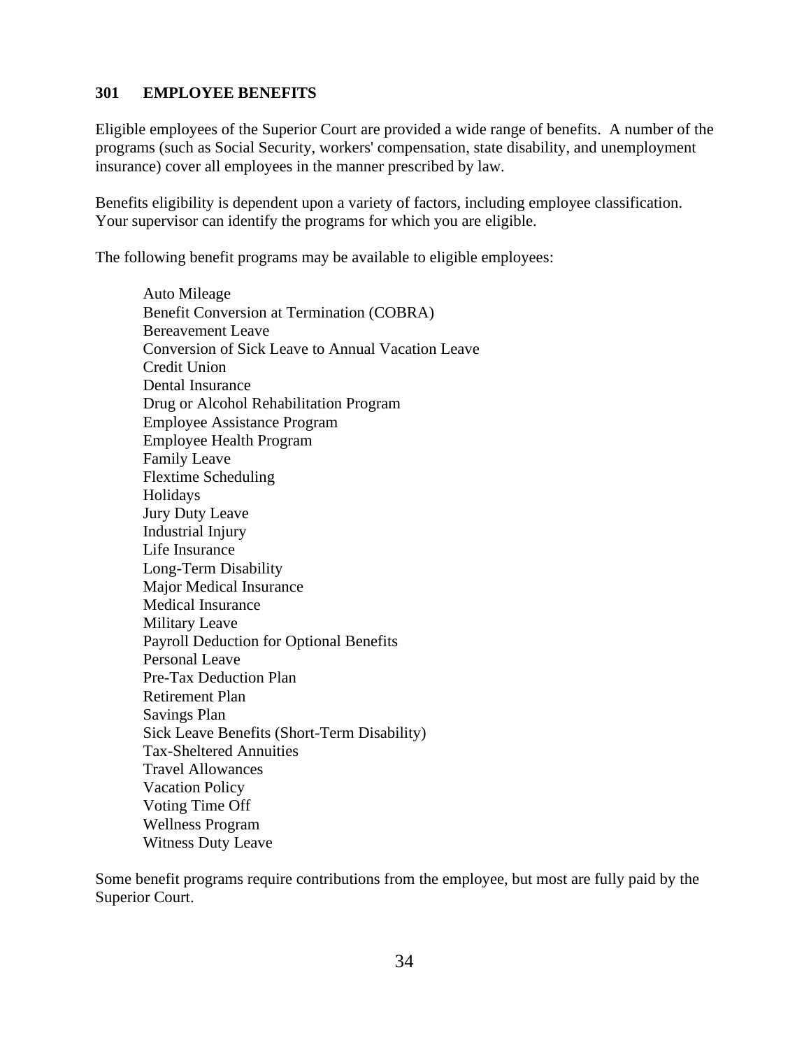## 301 EMPLOYEE BENEFITS

Eligible employees of the Superior Court are provided a wide range of benefits. A number of the programs (such as Social Security, workers' compensation, state disability, and unemployment insurance) cover all employees in the manner prescribed by law.

Benefits eligibility is dependent upon a variety of factors, including employee classification. Your supervisor can identify the programs for which you are eligible.

The following benefit programs may be available to eligible employees:

- Auto Mileage
- Benefit Conversion at Termination (COBRA)
- Bereavement Leave
- Conversion of Sick Leave to Annual Vacation Leave
- Credit Union
- Dental Insurance
- Drug or Alcohol Rehabilitation Program
- Employee Assistance Program
- Employee Health Program
- Family Leave
- Flextime Scheduling
- Holidays
- Jury Duty Leave
- Industrial Injury
- Life Insurance
- Long-Term Disability
- Major Medical Insurance
- Medical Insurance
- Military Leave
- Payroll Deduction for Optional Benefits
- Personal Leave
- Pre-Tax Deduction Plan
- Retirement Plan
- Savings Plan
- Sick Leave Benefits (Short-Term Disability)
- Tax-Sheltered Annuities
- Travel Allowances
- Vacation Policy
- Voting Time Off
- Wellness Program
- Witness Duty Leave

Some benefit programs require contributions from the employee, but most are fully paid by the Superior Court.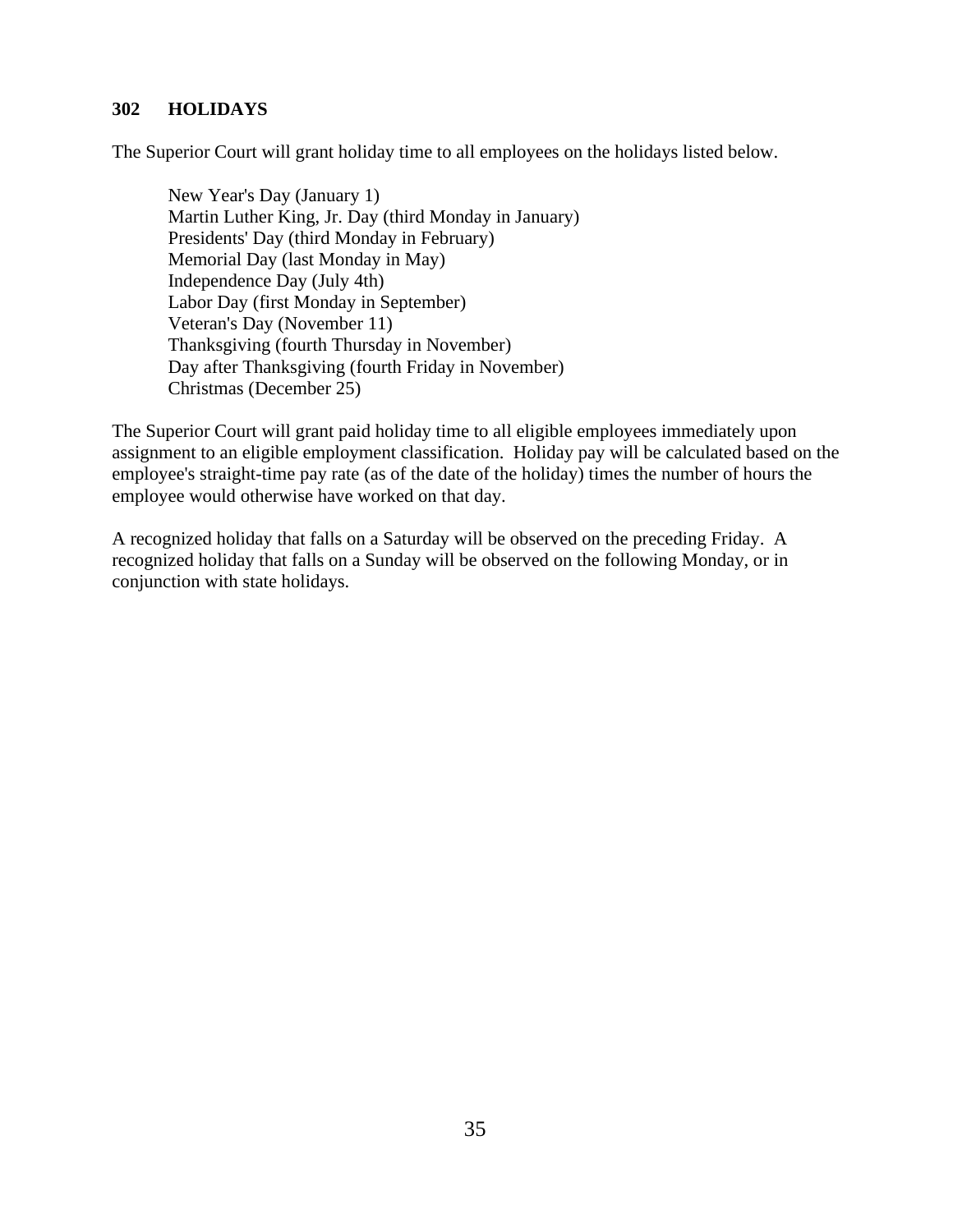## 302 HOLIDAYS

The Superior Court will grant holiday time to all employees on the holidays listed below.

New Year's Day (January 1)
Martin Luther King, Jr. Day (third Monday in January)
Presidents' Day (third Monday in February)
Memorial Day (last Monday in May)
Independence Day (July 4th)
Labor Day (first Monday in September)
Veteran's Day (November 11)
Thanksgiving (fourth Thursday in November)
Day after Thanksgiving (fourth Friday in November)
Christmas (December 25)

The Superior Court will grant paid holiday time to all eligible employees immediately upon assignment to an eligible employment classification. Holiday pay will be calculated based on the employee's straight-time pay rate (as of the date of the holiday) times the number of hours the employee would otherwise have worked on that day.

A recognized holiday that falls on a Saturday will be observed on the preceding Friday. A recognized holiday that falls on a Sunday will be observed on the following Monday, or in conjunction with state holidays.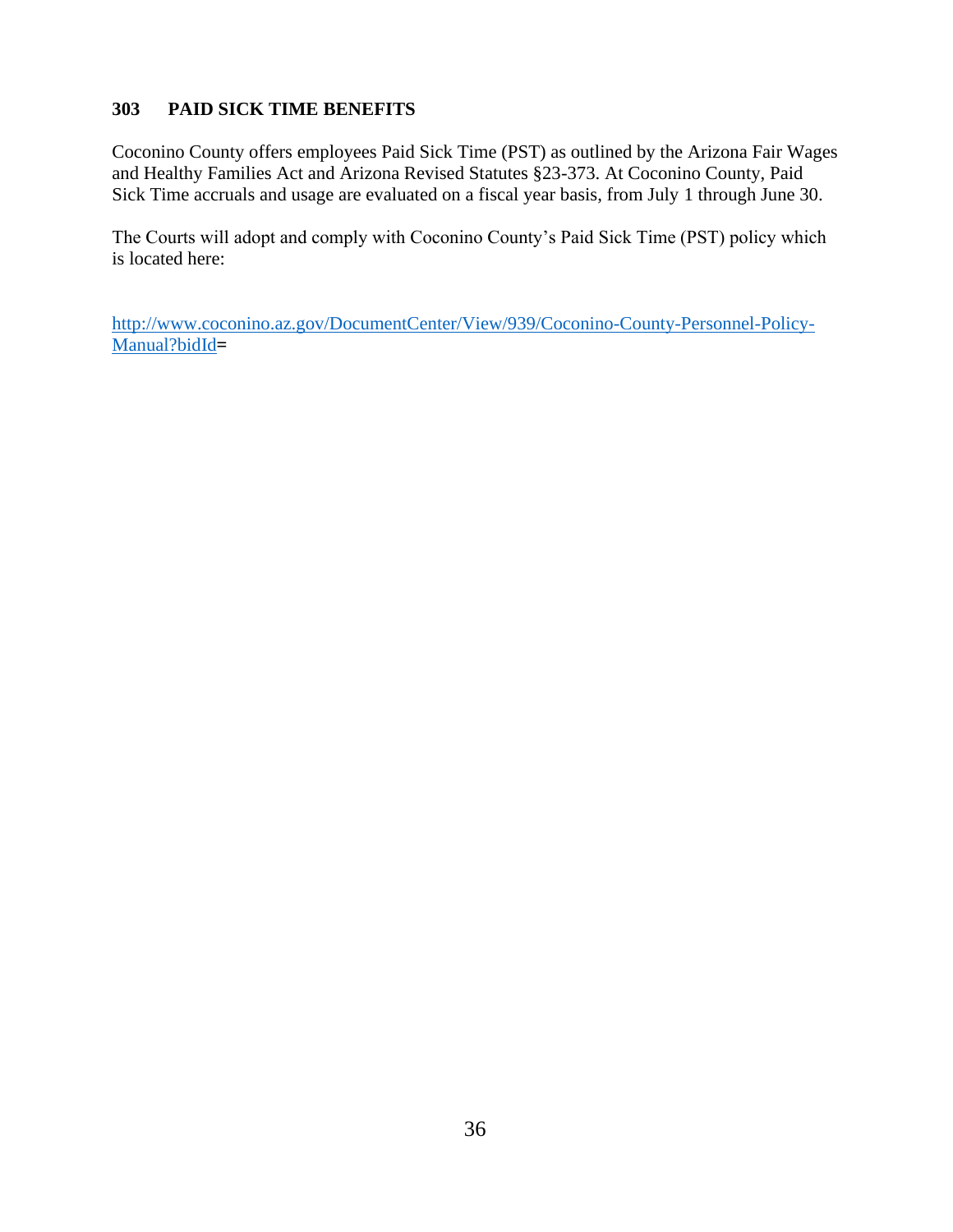## 303 PAID SICK TIME BENEFITS

Coconino County offers employees Paid Sick Time (PST) as outlined by the Arizona Fair Wages and Healthy Families Act and Arizona Revised Statutes §23-373. At Coconino County, Paid Sick Time accruals and usage are evaluated on a fiscal year basis, from July 1 through June 30.

The Courts will adopt and comply with Coconino County's Paid Sick Time (PST) policy which is located here:

http://www.coconino.az.gov/DocumentCenter/View/939/Coconino-County-Personnel-Policy-Manual?bidId=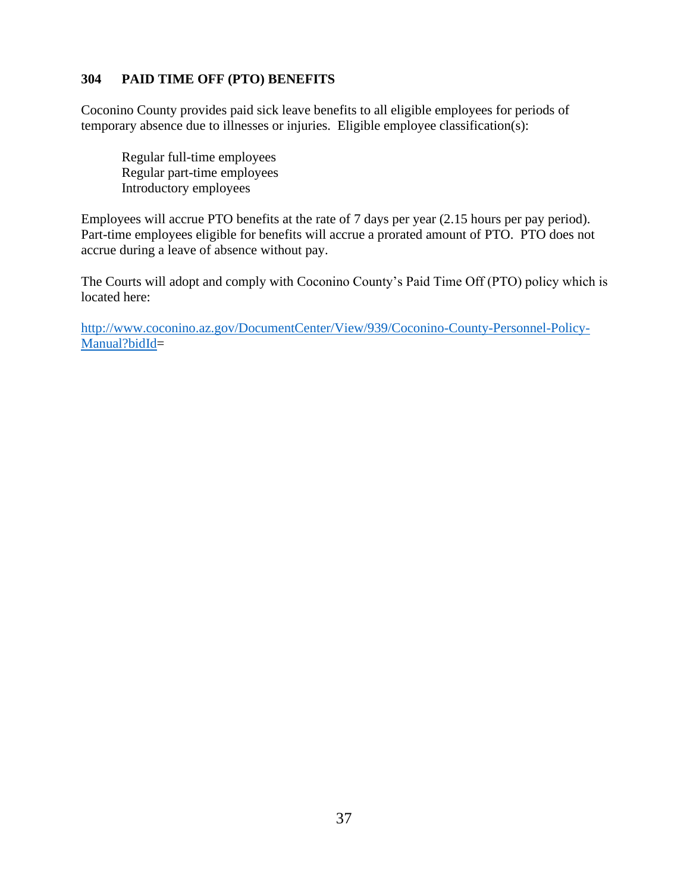## 304 PAID TIME OFF (PTO) BENEFITS

Coconino County provides paid sick leave benefits to all eligible employees for periods of temporary absence due to illnesses or injuries. Eligible employee classification(s):

> Regular full-time employees
> Regular part-time employees
> Introductory employees

Employees will accrue PTO benefits at the rate of 7 days per year (2.15 hours per pay period). Part-time employees eligible for benefits will accrue a prorated amount of PTO. PTO does not accrue during a leave of absence without pay.

The Courts will adopt and comply with Coconino County's Paid Time Off (PTO) policy which is located here:

[http://www.coconino.az.gov/DocumentCenter/View/939/Coconino-County-Personnel-Policy-Manual?bidId](http://www.coconino.az.gov/DocumentCenter/View/939/Coconino-County-Personnel-Policy-Manual?bidId)=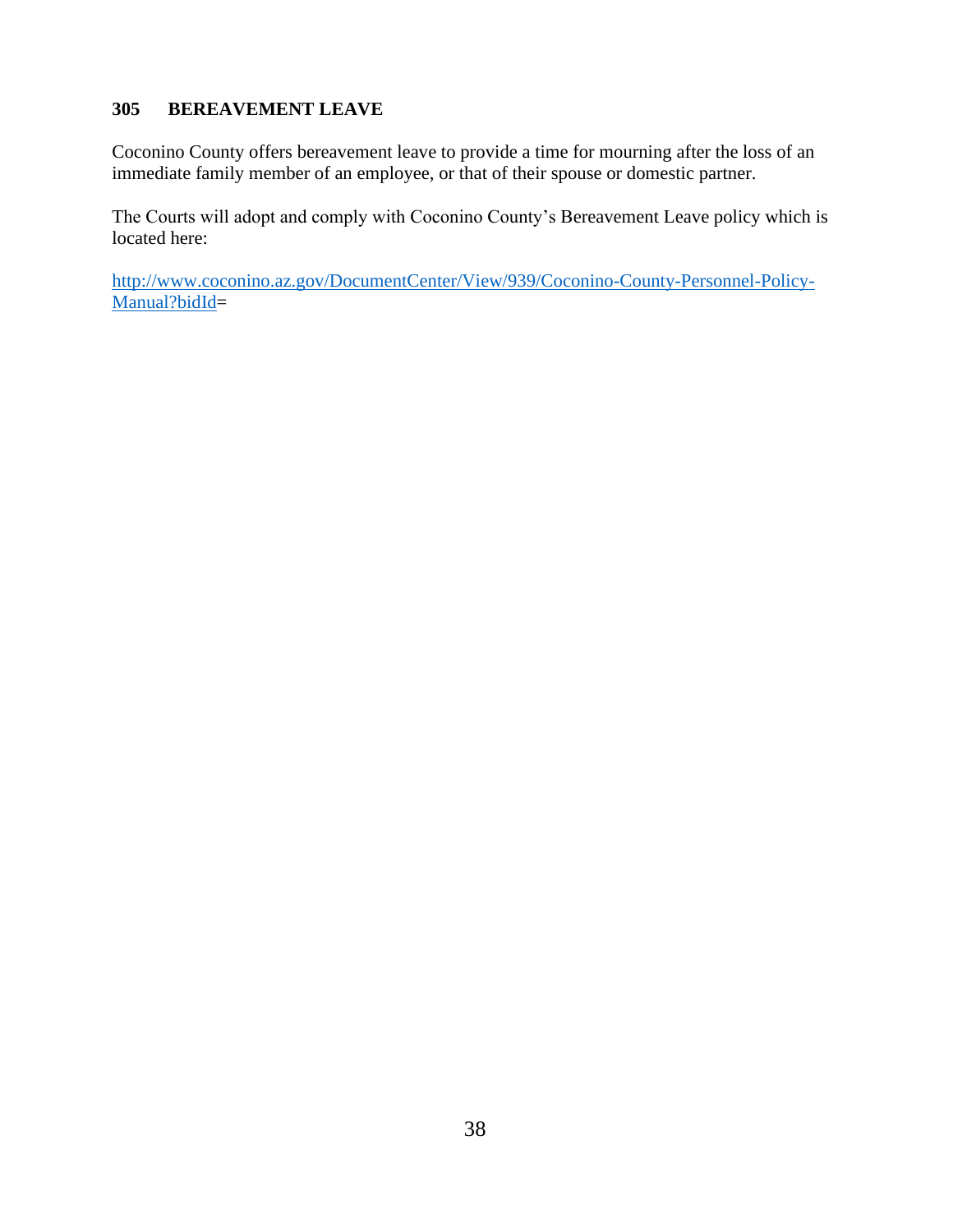## 305 BEREAVEMENT LEAVE

Coconino County offers bereavement leave to provide a time for mourning after the loss of an immediate family member of an employee, or that of their spouse or domestic partner.

The Courts will adopt and comply with Coconino County's Bereavement Leave policy which is located here:

[http://www.coconino.az.gov/DocumentCenter/View/939/Coconino-County-Personnel-Policy-Manual?bidId](http://www.coconino.az.gov/DocumentCenter/View/939/Coconino-County-Personnel-Policy-Manual?bidId)=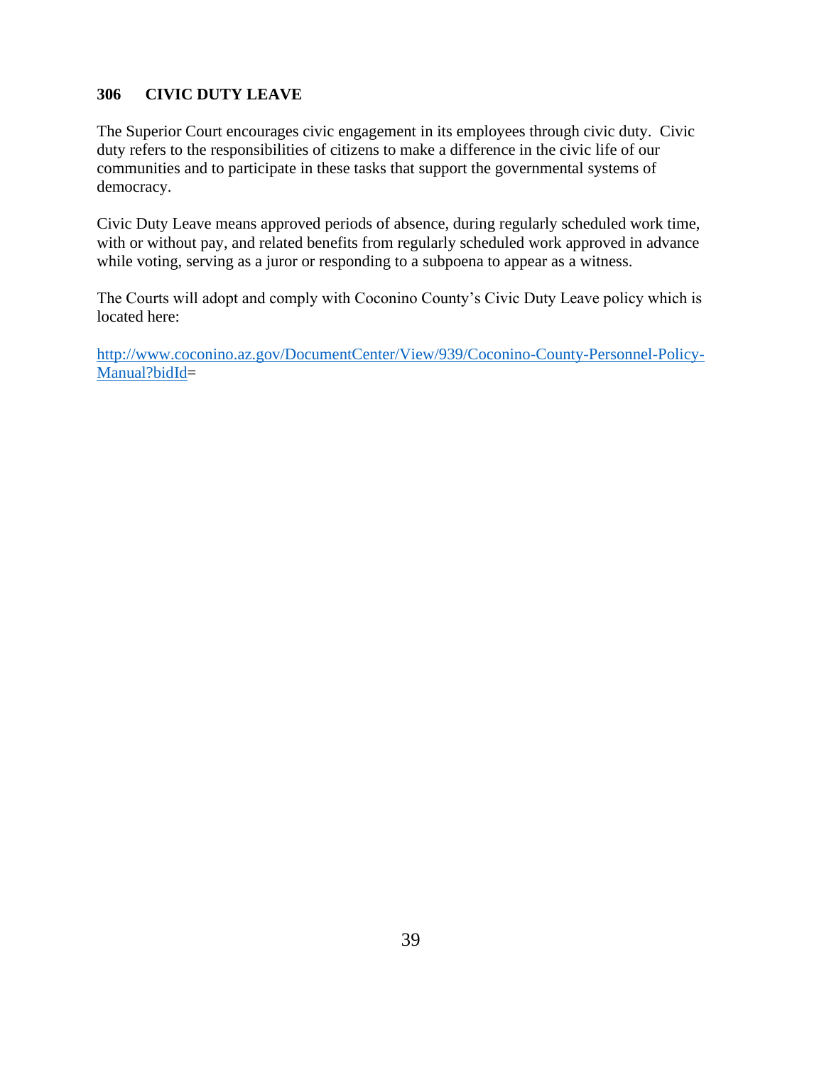## 306 CIVIC DUTY LEAVE

The Superior Court encourages civic engagement in its employees through civic duty. Civic duty refers to the responsibilities of citizens to make a difference in the civic life of our communities and to participate in these tasks that support the governmental systems of democracy.

Civic Duty Leave means approved periods of absence, during regularly scheduled work time, with or without pay, and related benefits from regularly scheduled work approved in advance while voting, serving as a juror or responding to a subpoena to appear as a witness.

The Courts will adopt and comply with Coconino County's Civic Duty Leave policy which is located here:

[http://www.coconino.az.gov/DocumentCenter/View/939/Coconino-County-Personnel-Policy-Manual?bidId](http://www.coconino.az.gov/DocumentCenter/View/939/Coconino-County-Personnel-Policy-Manual?bidId)=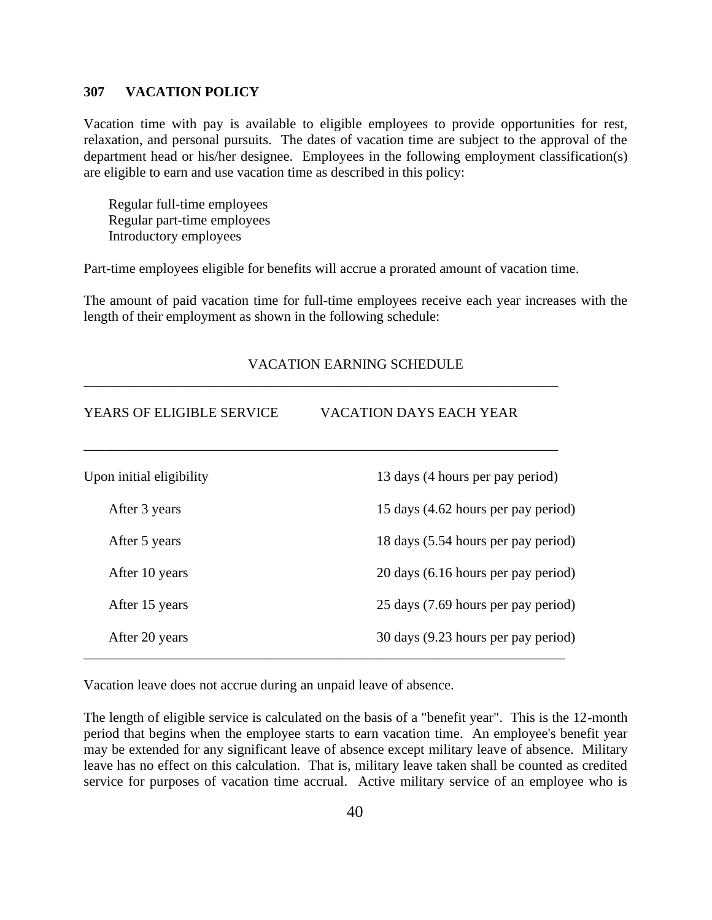## 307 VACATION POLICY

Vacation time with pay is available to eligible employees to provide opportunities for rest, relaxation, and personal pursuits. The dates of vacation time are subject to the approval of the department head or his/her designee. Employees in the following employment classification(s) are eligible to earn and use vacation time as described in this policy:

Regular full-time employees
Regular part-time employees
Introductory employees

Part-time employees eligible for benefits will accrue a prorated amount of vacation time.

The amount of paid vacation time for full-time employees receive each year increases with the length of their employment as shown in the following schedule:

VACATION EARNING SCHEDULE

| YEARS OF ELIGIBLE SERVICE | VACATION DAYS EACH YEAR |
|---|---|
| Upon initial eligibility | 13 days (4 hours per pay period) |
| After 3 years | 15 days (4.62 hours per pay period) |
| After 5 years | 18 days (5.54 hours per pay period) |
| After 10 years | 20 days (6.16 hours per pay period) |
| After 15 years | 25 days (7.69 hours per pay period) |
| After 20 years | 30 days (9.23 hours per pay period) |

Vacation leave does not accrue during an unpaid leave of absence.

The length of eligible service is calculated on the basis of a "benefit year". This is the 12-month period that begins when the employee starts to earn vacation time. An employee's benefit year may be extended for any significant leave of absence except military leave of absence. Military leave has no effect on this calculation. That is, military leave taken shall be counted as credited service for purposes of vacation time accrual. Active military service of an employee who is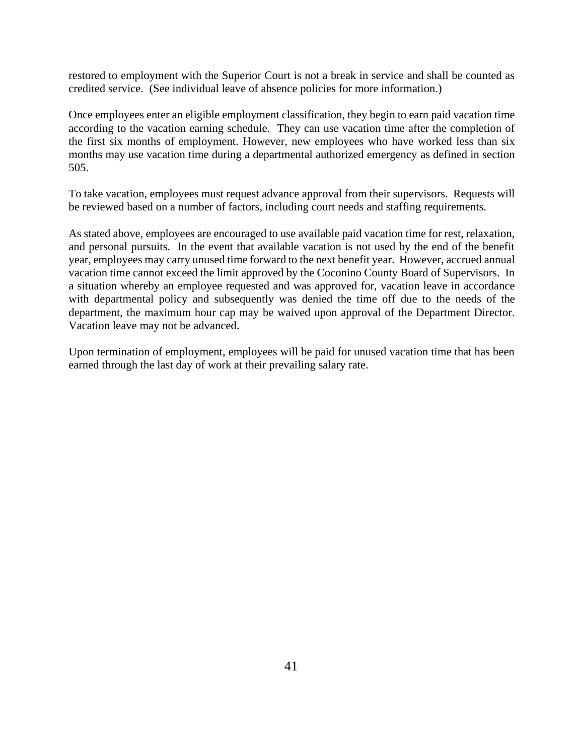restored to employment with the Superior Court is not a break in service and shall be counted as credited service. (See individual leave of absence policies for more information.)

Once employees enter an eligible employment classification, they begin to earn paid vacation time according to the vacation earning schedule. They can use vacation time after the completion of the first six months of employment. However, new employees who have worked less than six months may use vacation time during a departmental authorized emergency as defined in section 505.

To take vacation, employees must request advance approval from their supervisors. Requests will be reviewed based on a number of factors, including court needs and staffing requirements.

As stated above, employees are encouraged to use available paid vacation time for rest, relaxation, and personal pursuits. In the event that available vacation is not used by the end of the benefit year, employees may carry unused time forward to the next benefit year. However, accrued annual vacation time cannot exceed the limit approved by the Coconino County Board of Supervisors. In a situation whereby an employee requested and was approved for, vacation leave in accordance with departmental policy and subsequently was denied the time off due to the needs of the department, the maximum hour cap may be waived upon approval of the Department Director. Vacation leave may not be advanced.

Upon termination of employment, employees will be paid for unused vacation time that has been earned through the last day of work at their prevailing salary rate.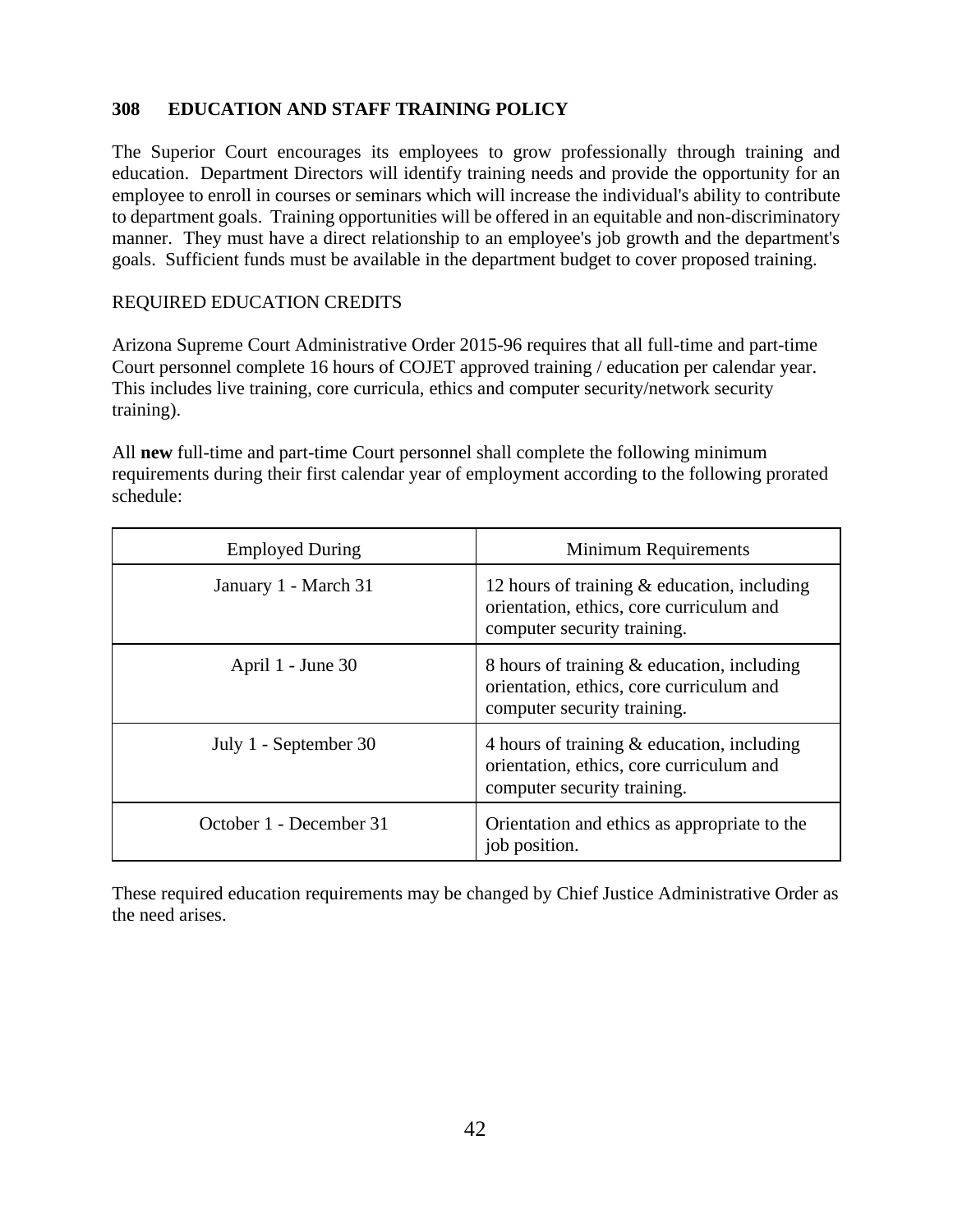## 308 EDUCATION AND STAFF TRAINING POLICY

The Superior Court encourages its employees to grow professionally through training and education. Department Directors will identify training needs and provide the opportunity for an employee to enroll in courses or seminars which will increase the individual's ability to contribute to department goals. Training opportunities will be offered in an equitable and non-discriminatory manner. They must have a direct relationship to an employee's job growth and the department's goals. Sufficient funds must be available in the department budget to cover proposed training.

REQUIRED EDUCATION CREDITS

Arizona Supreme Court Administrative Order 2015-96 requires that all full-time and part-time Court personnel complete 16 hours of COJET approved training / education per calendar year. This includes live training, core curricula, ethics and computer security/network security training).

All **new** full-time and part-time Court personnel shall complete the following minimum requirements during their first calendar year of employment according to the following prorated schedule:

| Employed During | Minimum Requirements |
|---|---|
| January 1 - March 31 | 12 hours of training & education, including orientation, ethics, core curriculum and computer security training. |
| April 1 - June 30 | 8 hours of training & education, including orientation, ethics, core curriculum and computer security training. |
| July 1 - September 30 | 4 hours of training & education, including orientation, ethics, core curriculum and computer security training. |
| October 1 - December 31 | Orientation and ethics as appropriate to the job position. |

These required education requirements may be changed by Chief Justice Administrative Order as the need arises.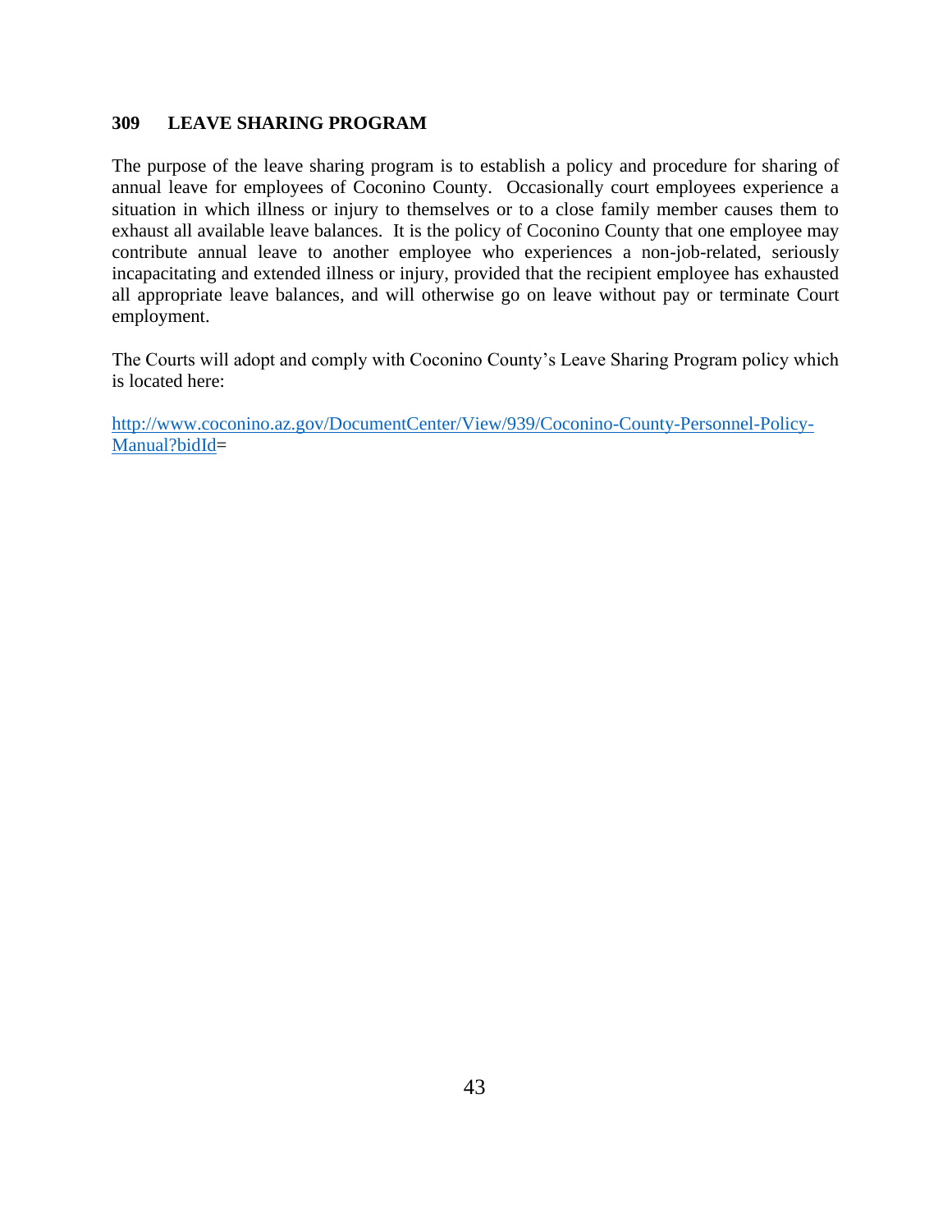## 309 LEAVE SHARING PROGRAM

The purpose of the leave sharing program is to establish a policy and procedure for sharing of annual leave for employees of Coconino County. Occasionally court employees experience a situation in which illness or injury to themselves or to a close family member causes them to exhaust all available leave balances. It is the policy of Coconino County that one employee may contribute annual leave to another employee who experiences a non-job-related, seriously incapacitating and extended illness or injury, provided that the recipient employee has exhausted all appropriate leave balances, and will otherwise go on leave without pay or terminate Court employment.

The Courts will adopt and comply with Coconino County's Leave Sharing Program policy which is located here:

[http://www.coconino.az.gov/DocumentCenter/View/939/Coconino-County-Personnel-Policy-Manual?bidId](http://www.coconino.az.gov/DocumentCenter/View/939/Coconino-County-Personnel-Policy-Manual?bidId)=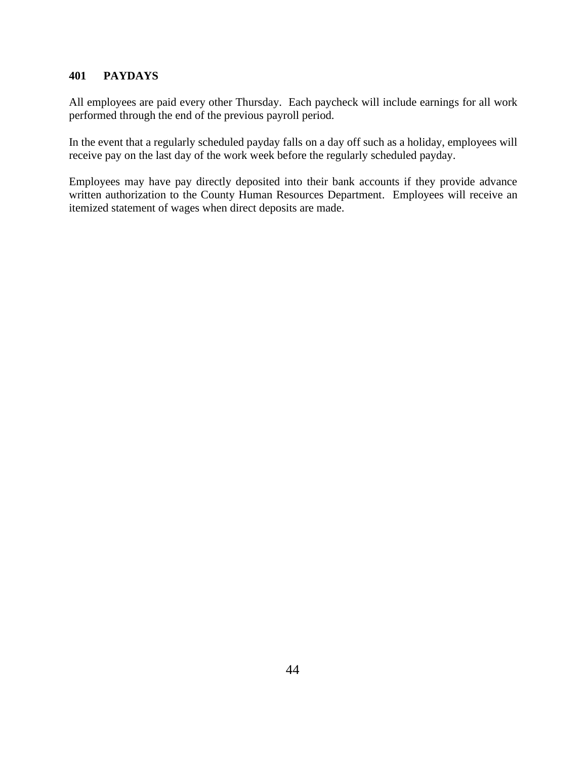## 401 PAYDAYS

All employees are paid every other Thursday. Each paycheck will include earnings for all work performed through the end of the previous payroll period.

In the event that a regularly scheduled payday falls on a day off such as a holiday, employees will receive pay on the last day of the work week before the regularly scheduled payday.

Employees may have pay directly deposited into their bank accounts if they provide advance written authorization to the County Human Resources Department. Employees will receive an itemized statement of wages when direct deposits are made.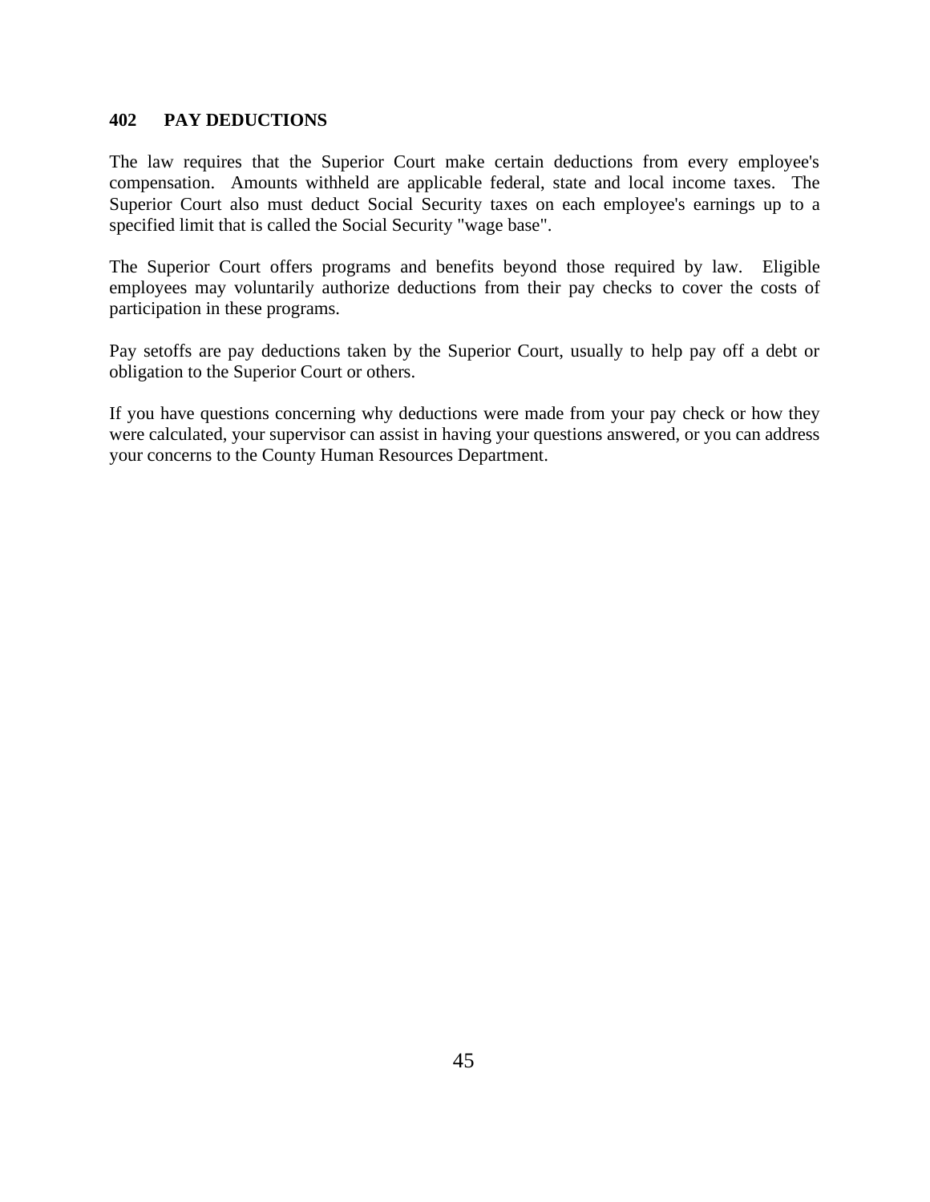## 402 PAY DEDUCTIONS

The law requires that the Superior Court make certain deductions from every employee's compensation. Amounts withheld are applicable federal, state and local income taxes. The Superior Court also must deduct Social Security taxes on each employee's earnings up to a specified limit that is called the Social Security "wage base".

The Superior Court offers programs and benefits beyond those required by law. Eligible employees may voluntarily authorize deductions from their pay checks to cover the costs of participation in these programs.

Pay setoffs are pay deductions taken by the Superior Court, usually to help pay off a debt or obligation to the Superior Court or others.

If you have questions concerning why deductions were made from your pay check or how they were calculated, your supervisor can assist in having your questions answered, or you can address your concerns to the County Human Resources Department.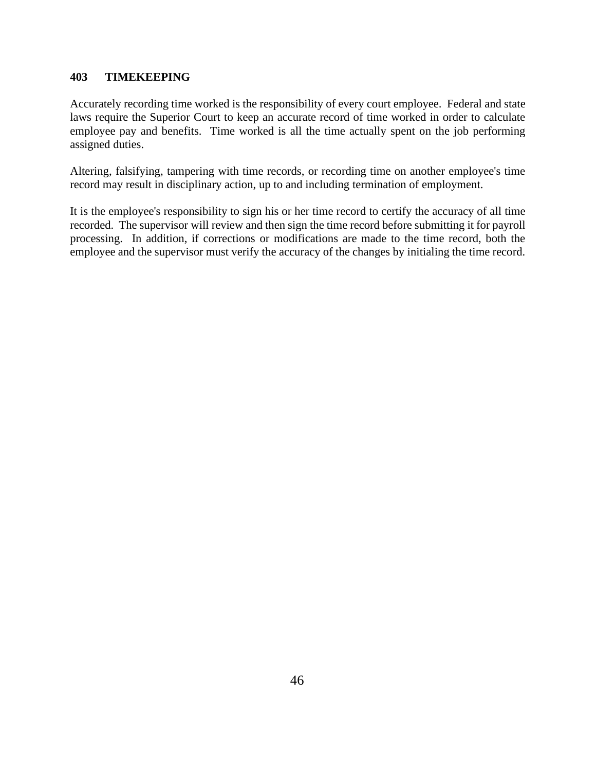## 403 TIMEKEEPING

Accurately recording time worked is the responsibility of every court employee. Federal and state laws require the Superior Court to keep an accurate record of time worked in order to calculate employee pay and benefits. Time worked is all the time actually spent on the job performing assigned duties.

Altering, falsifying, tampering with time records, or recording time on another employee's time record may result in disciplinary action, up to and including termination of employment.

It is the employee's responsibility to sign his or her time record to certify the accuracy of all time recorded. The supervisor will review and then sign the time record before submitting it for payroll processing. In addition, if corrections or modifications are made to the time record, both the employee and the supervisor must verify the accuracy of the changes by initialing the time record.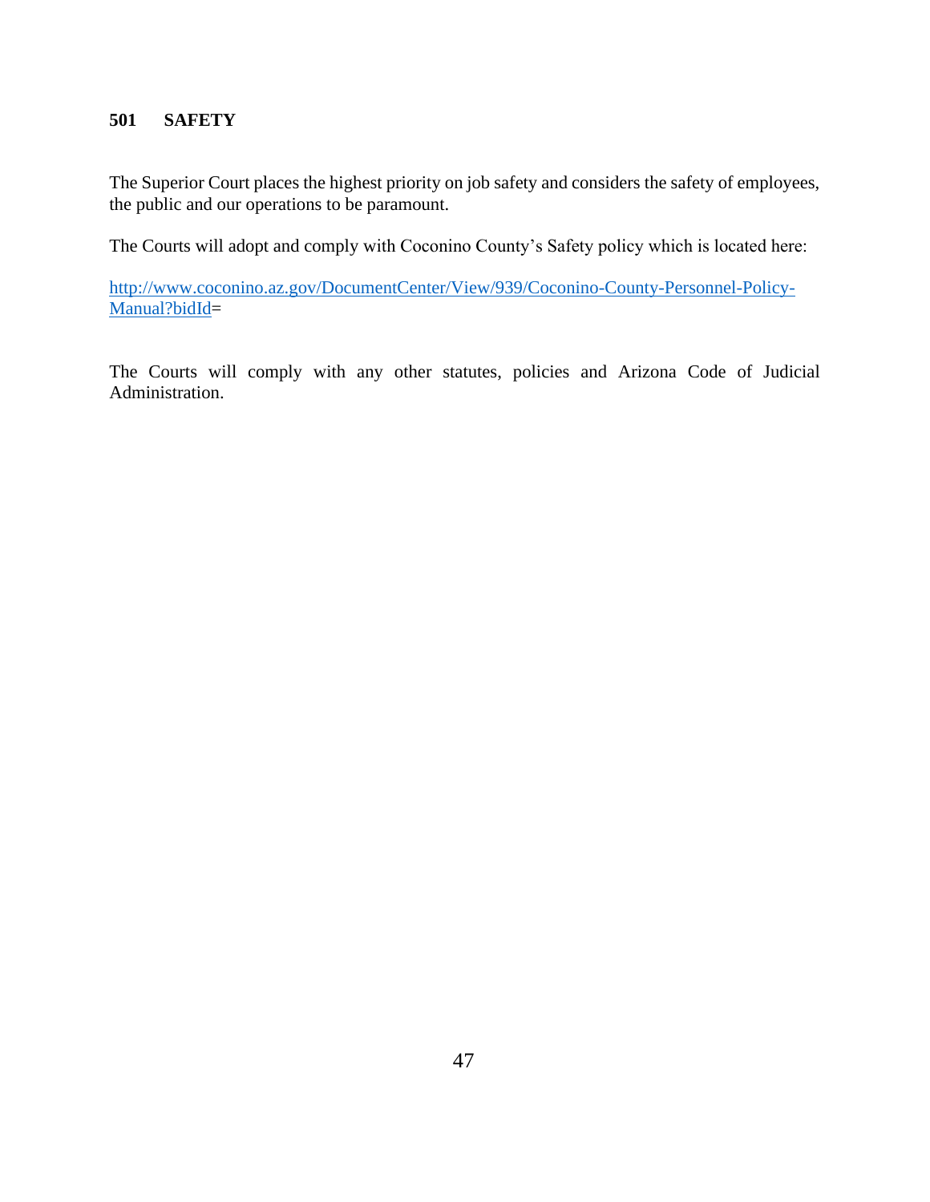## 501 SAFETY

The Superior Court places the highest priority on job safety and considers the safety of employees, the public and our operations to be paramount.

The Courts will adopt and comply with Coconino County's Safety policy which is located here:

http://www.coconino.az.gov/DocumentCenter/View/939/Coconino-County-Personnel-Policy-Manual?bidId=

The Courts will comply with any other statutes, policies and Arizona Code of Judicial Administration.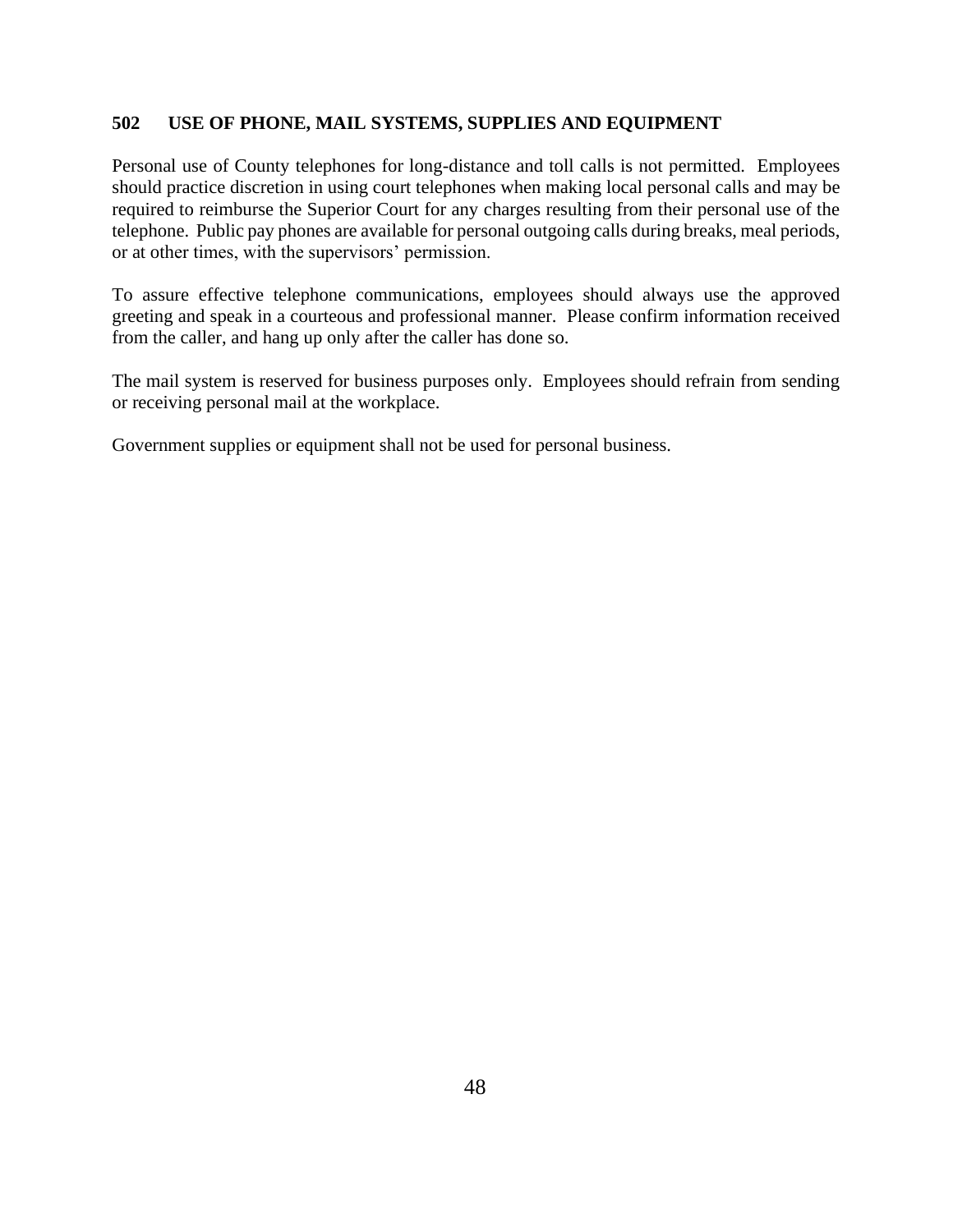## 502 USE OF PHONE, MAIL SYSTEMS, SUPPLIES AND EQUIPMENT

Personal use of County telephones for long-distance and toll calls is not permitted. Employees should practice discretion in using court telephones when making local personal calls and may be required to reimburse the Superior Court for any charges resulting from their personal use of the telephone. Public pay phones are available for personal outgoing calls during breaks, meal periods, or at other times, with the supervisors' permission.

To assure effective telephone communications, employees should always use the approved greeting and speak in a courteous and professional manner. Please confirm information received from the caller, and hang up only after the caller has done so.

The mail system is reserved for business purposes only. Employees should refrain from sending or receiving personal mail at the workplace.

Government supplies or equipment shall not be used for personal business.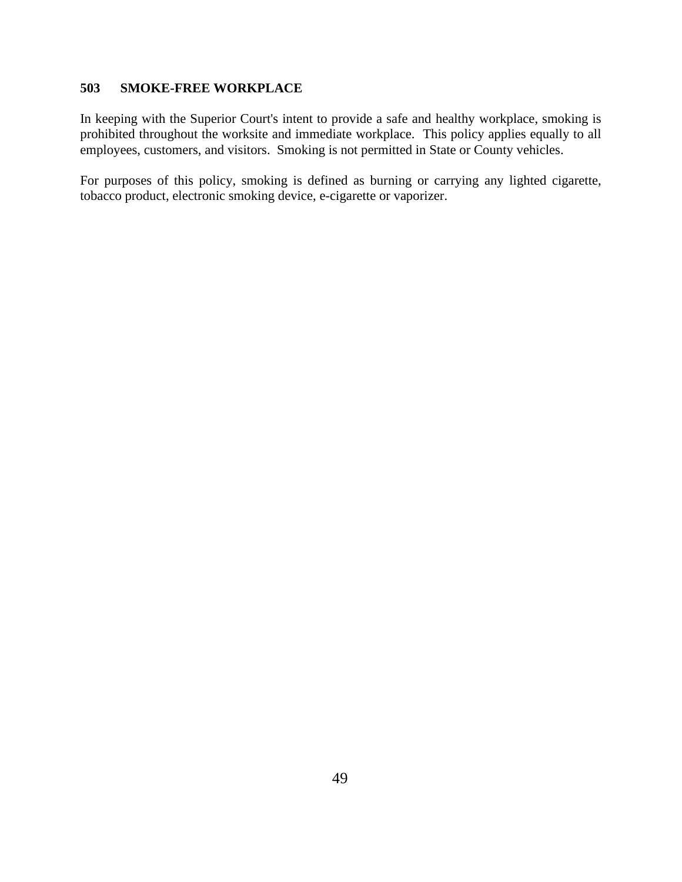## 503 SMOKE-FREE WORKPLACE

In keeping with the Superior Court's intent to provide a safe and healthy workplace, smoking is prohibited throughout the worksite and immediate workplace. This policy applies equally to all employees, customers, and visitors. Smoking is not permitted in State or County vehicles.

For purposes of this policy, smoking is defined as burning or carrying any lighted cigarette, tobacco product, electronic smoking device, e-cigarette or vaporizer.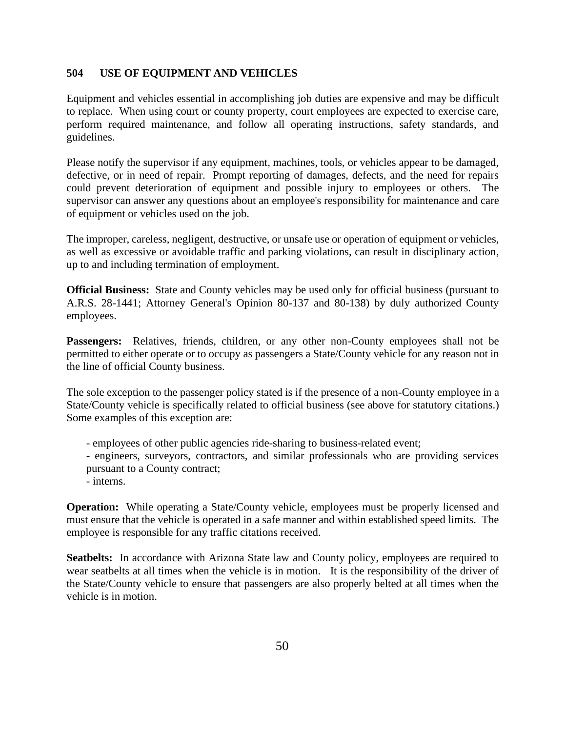## 504 USE OF EQUIPMENT AND VEHICLES

Equipment and vehicles essential in accomplishing job duties are expensive and may be difficult to replace. When using court or county property, court employees are expected to exercise care, perform required maintenance, and follow all operating instructions, safety standards, and guidelines.

Please notify the supervisor if any equipment, machines, tools, or vehicles appear to be damaged, defective, or in need of repair. Prompt reporting of damages, defects, and the need for repairs could prevent deterioration of equipment and possible injury to employees or others. The supervisor can answer any questions about an employee's responsibility for maintenance and care of equipment or vehicles used on the job.

The improper, careless, negligent, destructive, or unsafe use or operation of equipment or vehicles, as well as excessive or avoidable traffic and parking violations, can result in disciplinary action, up to and including termination of employment.

**Official Business:** State and County vehicles may be used only for official business (pursuant to A.R.S. 28-1441; Attorney General's Opinion 80-137 and 80-138) by duly authorized County employees.

**Passengers:** Relatives, friends, children, or any other non-County employees shall not be permitted to either operate or to occupy as passengers a State/County vehicle for any reason not in the line of official County business.

The sole exception to the passenger policy stated is if the presence of a non-County employee in a State/County vehicle is specifically related to official business (see above for statutory citations.) Some examples of this exception are:

- employees of other public agencies ride-sharing to business-related event;
- engineers, surveyors, contractors, and similar professionals who are providing services pursuant to a County contract;
- interns.

**Operation:** While operating a State/County vehicle, employees must be properly licensed and must ensure that the vehicle is operated in a safe manner and within established speed limits. The employee is responsible for any traffic citations received.

**Seatbelts:** In accordance with Arizona State law and County policy, employees are required to wear seatbelts at all times when the vehicle is in motion. It is the responsibility of the driver of the State/County vehicle to ensure that passengers are also properly belted at all times when the vehicle is in motion.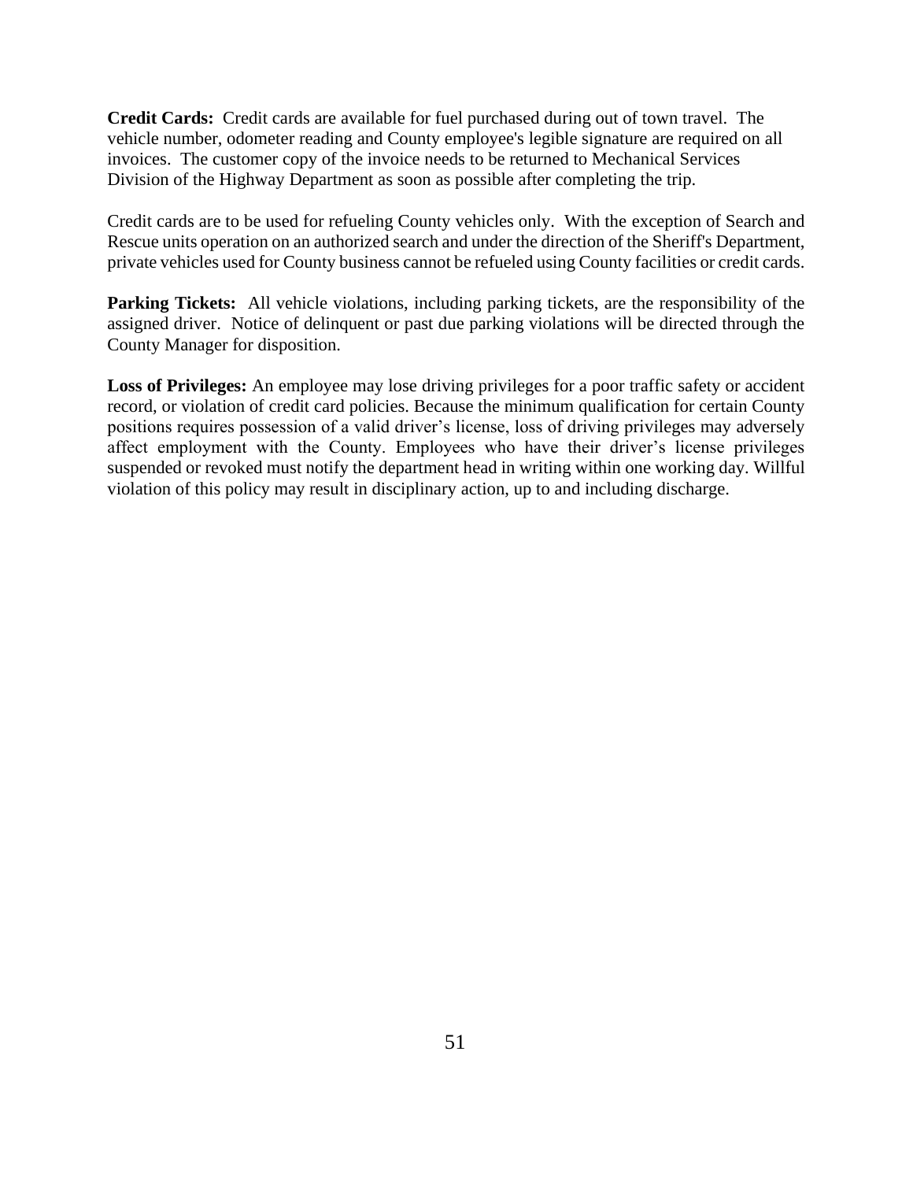**Credit Cards:** Credit cards are available for fuel purchased during out of town travel. The vehicle number, odometer reading and County employee's legible signature are required on all invoices. The customer copy of the invoice needs to be returned to Mechanical Services Division of the Highway Department as soon as possible after completing the trip.

Credit cards are to be used for refueling County vehicles only. With the exception of Search and Rescue units operation on an authorized search and under the direction of the Sheriff's Department, private vehicles used for County business cannot be refueled using County facilities or credit cards.

**Parking Tickets:** All vehicle violations, including parking tickets, are the responsibility of the assigned driver. Notice of delinquent or past due parking violations will be directed through the County Manager for disposition.

**Loss of Privileges:** An employee may lose driving privileges for a poor traffic safety or accident record, or violation of credit card policies. Because the minimum qualification for certain County positions requires possession of a valid driver's license, loss of driving privileges may adversely affect employment with the County. Employees who have their driver's license privileges suspended or revoked must notify the department head in writing within one working day. Willful violation of this policy may result in disciplinary action, up to and including discharge.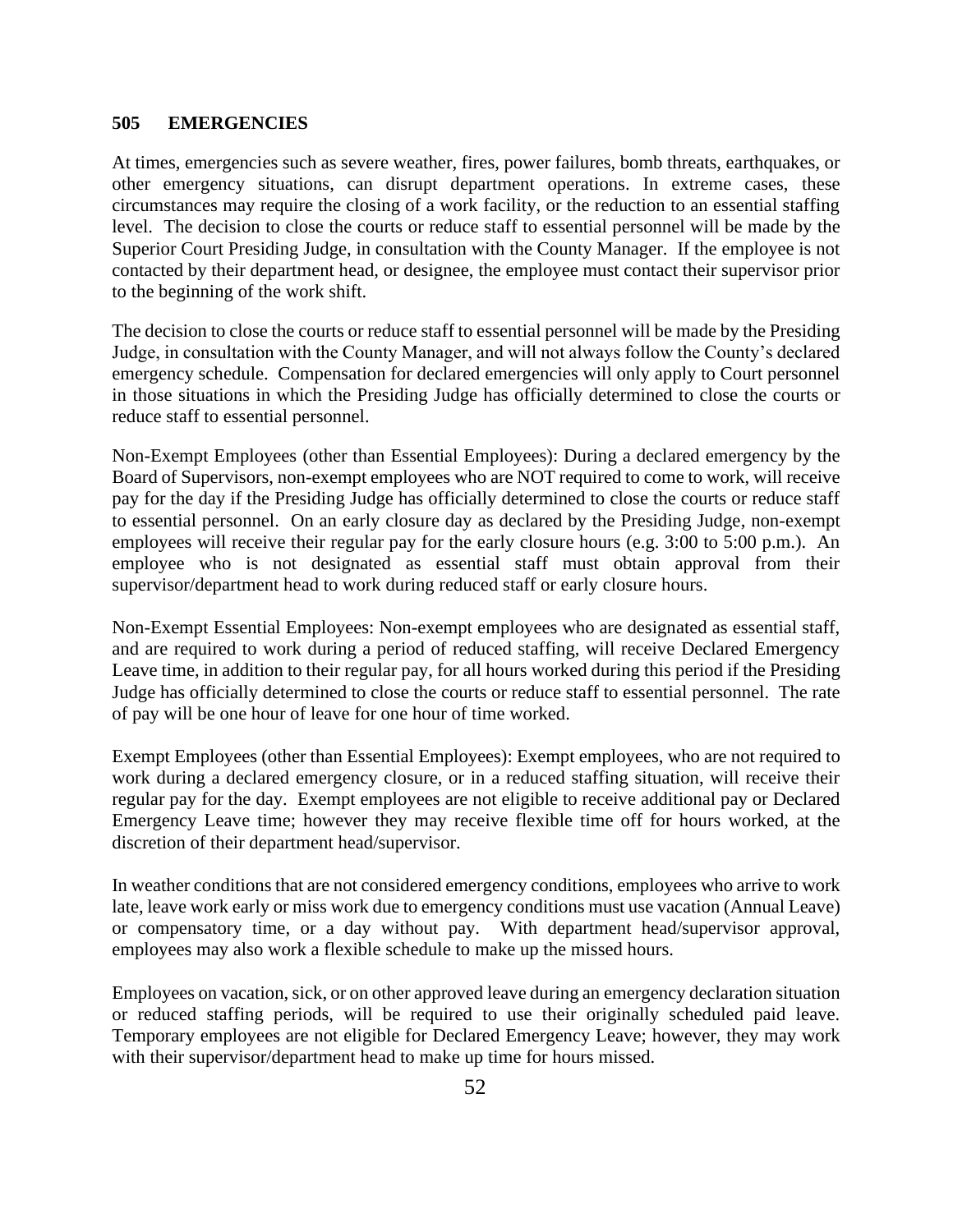## 505 EMERGENCIES

At times, emergencies such as severe weather, fires, power failures, bomb threats, earthquakes, or other emergency situations, can disrupt department operations. In extreme cases, these circumstances may require the closing of a work facility, or the reduction to an essential staffing level. The decision to close the courts or reduce staff to essential personnel will be made by the Superior Court Presiding Judge, in consultation with the County Manager. If the employee is not contacted by their department head, or designee, the employee must contact their supervisor prior to the beginning of the work shift.

The decision to close the courts or reduce staff to essential personnel will be made by the Presiding Judge, in consultation with the County Manager, and will not always follow the County's declared emergency schedule. Compensation for declared emergencies will only apply to Court personnel in those situations in which the Presiding Judge has officially determined to close the courts or reduce staff to essential personnel.

Non-Exempt Employees (other than Essential Employees): During a declared emergency by the Board of Supervisors, non-exempt employees who are NOT required to come to work, will receive pay for the day if the Presiding Judge has officially determined to close the courts or reduce staff to essential personnel. On an early closure day as declared by the Presiding Judge, non-exempt employees will receive their regular pay for the early closure hours (e.g. 3:00 to 5:00 p.m.). An employee who is not designated as essential staff must obtain approval from their supervisor/department head to work during reduced staff or early closure hours.

Non-Exempt Essential Employees: Non-exempt employees who are designated as essential staff, and are required to work during a period of reduced staffing, will receive Declared Emergency Leave time, in addition to their regular pay, for all hours worked during this period if the Presiding Judge has officially determined to close the courts or reduce staff to essential personnel. The rate of pay will be one hour of leave for one hour of time worked.

Exempt Employees (other than Essential Employees): Exempt employees, who are not required to work during a declared emergency closure, or in a reduced staffing situation, will receive their regular pay for the day. Exempt employees are not eligible to receive additional pay or Declared Emergency Leave time; however they may receive flexible time off for hours worked, at the discretion of their department head/supervisor.

In weather conditions that are not considered emergency conditions, employees who arrive to work late, leave work early or miss work due to emergency conditions must use vacation (Annual Leave) or compensatory time, or a day without pay. With department head/supervisor approval, employees may also work a flexible schedule to make up the missed hours.

Employees on vacation, sick, or on other approved leave during an emergency declaration situation or reduced staffing periods, will be required to use their originally scheduled paid leave. Temporary employees are not eligible for Declared Emergency Leave; however, they may work with their supervisor/department head to make up time for hours missed.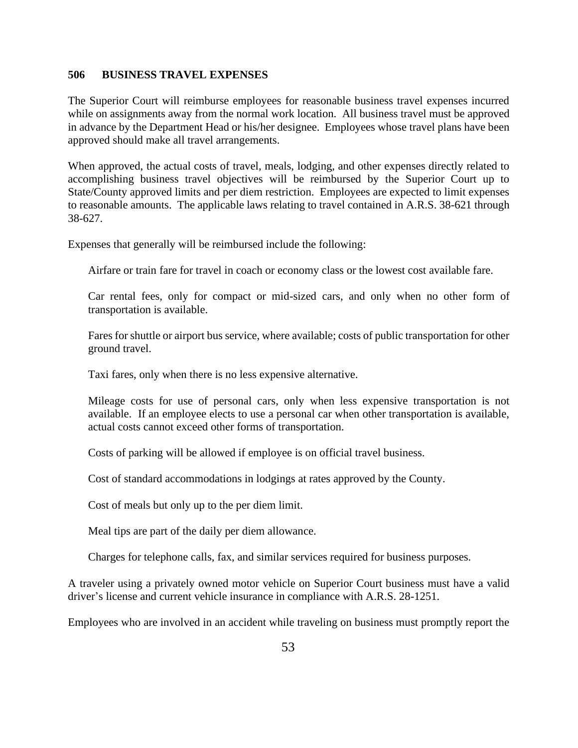## 506 BUSINESS TRAVEL EXPENSES

The Superior Court will reimburse employees for reasonable business travel expenses incurred while on assignments away from the normal work location. All business travel must be approved in advance by the Department Head or his/her designee. Employees whose travel plans have been approved should make all travel arrangements.

When approved, the actual costs of travel, meals, lodging, and other expenses directly related to accomplishing business travel objectives will be reimbursed by the Superior Court up to State/County approved limits and per diem restriction. Employees are expected to limit expenses to reasonable amounts. The applicable laws relating to travel contained in A.R.S. 38-621 through 38-627.

Expenses that generally will be reimbursed include the following:

Airfare or train fare for travel in coach or economy class or the lowest cost available fare.

Car rental fees, only for compact or mid-sized cars, and only when no other form of transportation is available.

Fares for shuttle or airport bus service, where available; costs of public transportation for other ground travel.

Taxi fares, only when there is no less expensive alternative.

Mileage costs for use of personal cars, only when less expensive transportation is not available. If an employee elects to use a personal car when other transportation is available, actual costs cannot exceed other forms of transportation.

Costs of parking will be allowed if employee is on official travel business.

Cost of standard accommodations in lodgings at rates approved by the County.

Cost of meals but only up to the per diem limit.

Meal tips are part of the daily per diem allowance.

Charges for telephone calls, fax, and similar services required for business purposes.

A traveler using a privately owned motor vehicle on Superior Court business must have a valid driver's license and current vehicle insurance in compliance with A.R.S. 28-1251.

Employees who are involved in an accident while traveling on business must promptly report the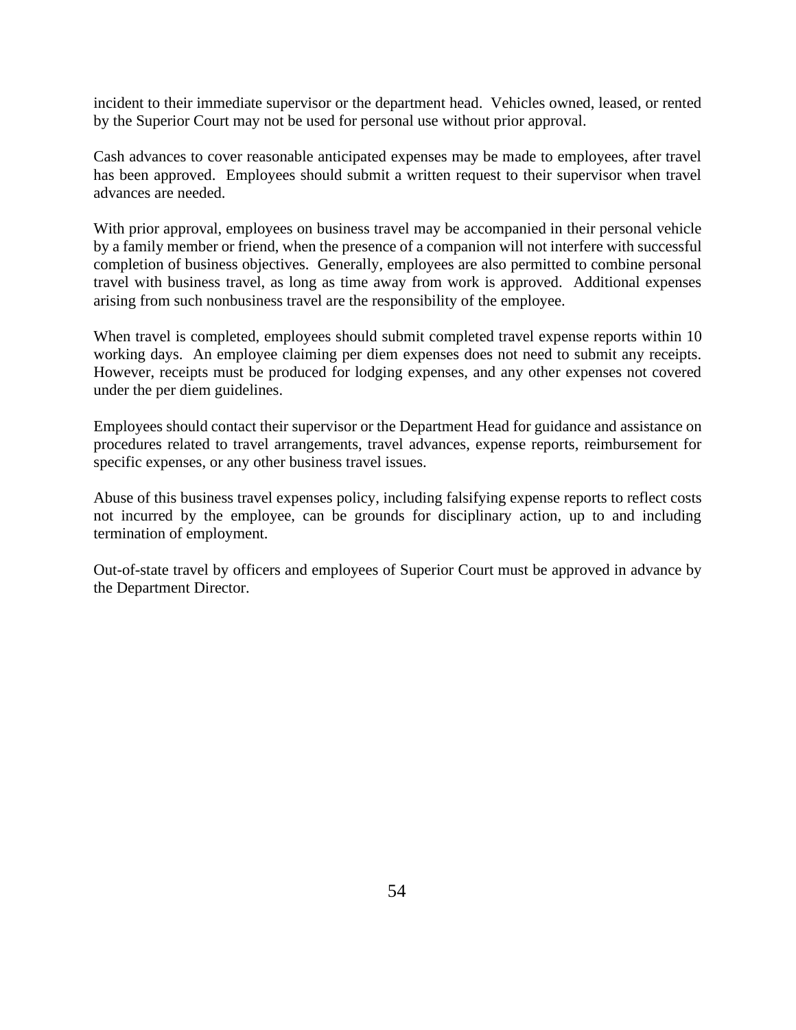incident to their immediate supervisor or the department head. Vehicles owned, leased, or rented by the Superior Court may not be used for personal use without prior approval.

Cash advances to cover reasonable anticipated expenses may be made to employees, after travel has been approved. Employees should submit a written request to their supervisor when travel advances are needed.

With prior approval, employees on business travel may be accompanied in their personal vehicle by a family member or friend, when the presence of a companion will not interfere with successful completion of business objectives. Generally, employees are also permitted to combine personal travel with business travel, as long as time away from work is approved. Additional expenses arising from such nonbusiness travel are the responsibility of the employee.

When travel is completed, employees should submit completed travel expense reports within 10 working days. An employee claiming per diem expenses does not need to submit any receipts. However, receipts must be produced for lodging expenses, and any other expenses not covered under the per diem guidelines.

Employees should contact their supervisor or the Department Head for guidance and assistance on procedures related to travel arrangements, travel advances, expense reports, reimbursement for specific expenses, or any other business travel issues.

Abuse of this business travel expenses policy, including falsifying expense reports to reflect costs not incurred by the employee, can be grounds for disciplinary action, up to and including termination of employment.

Out-of-state travel by officers and employees of Superior Court must be approved in advance by the Department Director.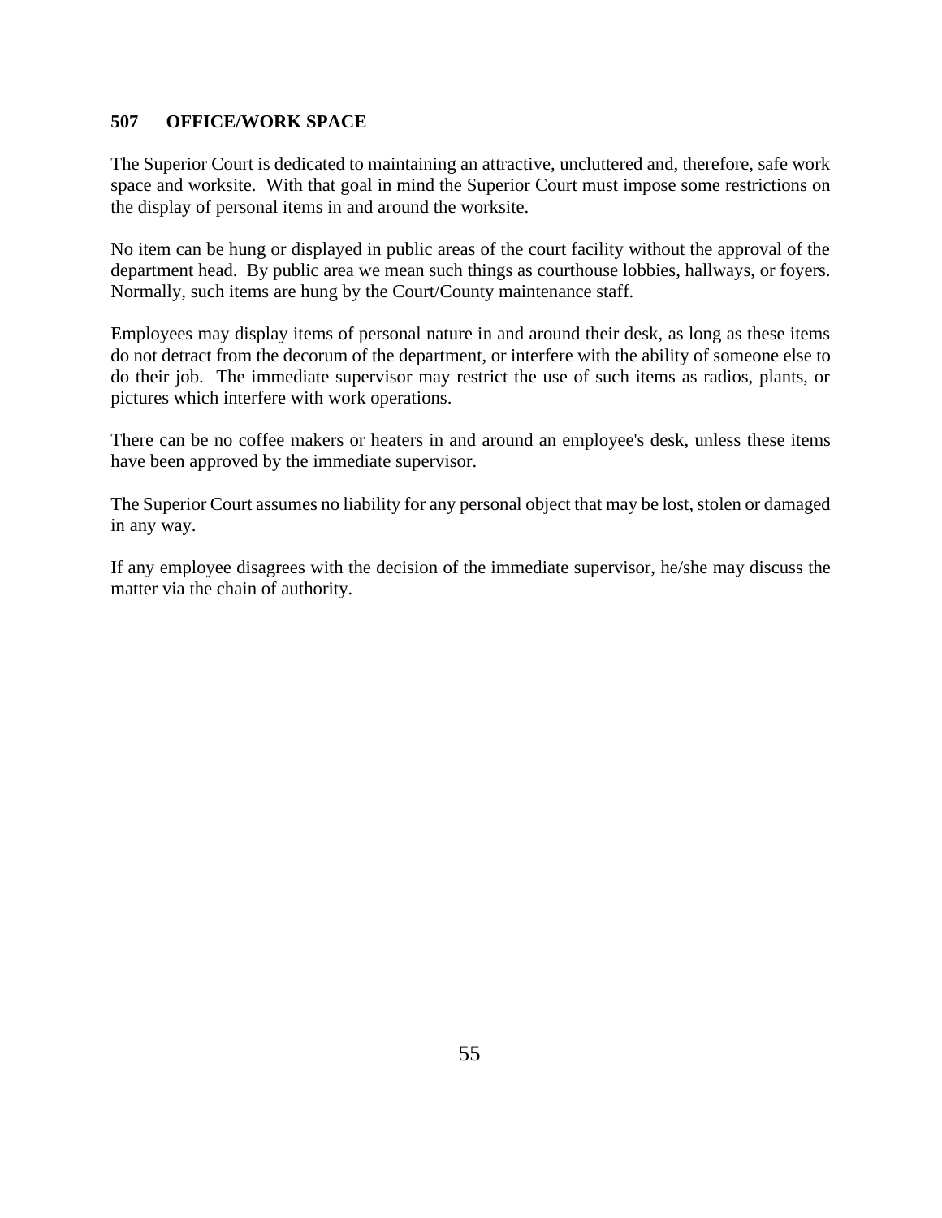## 507 OFFICE/WORK SPACE

The Superior Court is dedicated to maintaining an attractive, uncluttered and, therefore, safe work space and worksite. With that goal in mind the Superior Court must impose some restrictions on the display of personal items in and around the worksite.

No item can be hung or displayed in public areas of the court facility without the approval of the department head. By public area we mean such things as courthouse lobbies, hallways, or foyers. Normally, such items are hung by the Court/County maintenance staff.

Employees may display items of personal nature in and around their desk, as long as these items do not detract from the decorum of the department, or interfere with the ability of someone else to do their job. The immediate supervisor may restrict the use of such items as radios, plants, or pictures which interfere with work operations.

There can be no coffee makers or heaters in and around an employee's desk, unless these items have been approved by the immediate supervisor.

The Superior Court assumes no liability for any personal object that may be lost, stolen or damaged in any way.

If any employee disagrees with the decision of the immediate supervisor, he/she may discuss the matter via the chain of authority.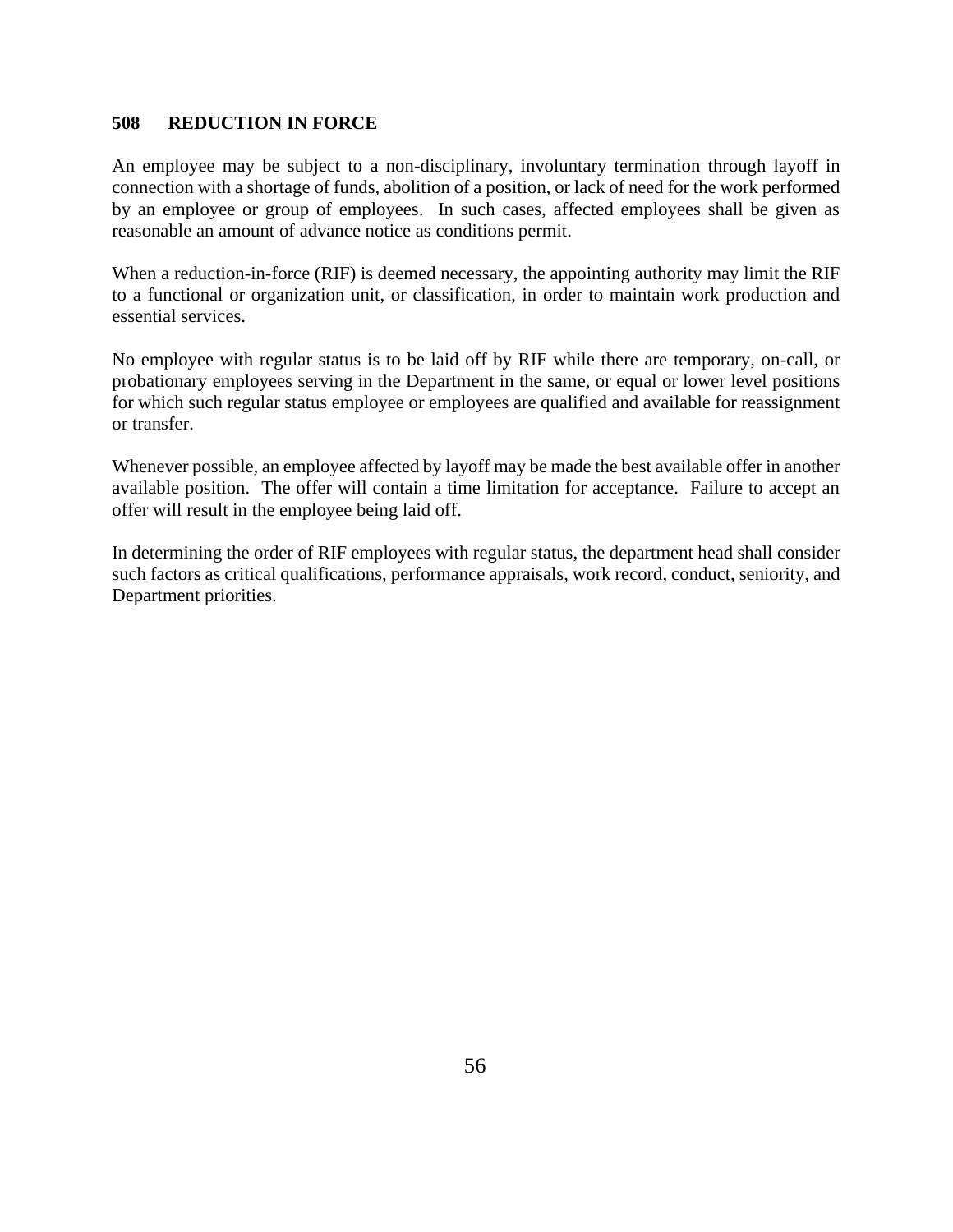## 508 REDUCTION IN FORCE

An employee may be subject to a non-disciplinary, involuntary termination through layoff in connection with a shortage of funds, abolition of a position, or lack of need for the work performed by an employee or group of employees. In such cases, affected employees shall be given as reasonable an amount of advance notice as conditions permit.

When a reduction-in-force (RIF) is deemed necessary, the appointing authority may limit the RIF to a functional or organization unit, or classification, in order to maintain work production and essential services.

No employee with regular status is to be laid off by RIF while there are temporary, on-call, or probationary employees serving in the Department in the same, or equal or lower level positions for which such regular status employee or employees are qualified and available for reassignment or transfer.

Whenever possible, an employee affected by layoff may be made the best available offer in another available position. The offer will contain a time limitation for acceptance. Failure to accept an offer will result in the employee being laid off.

In determining the order of RIF employees with regular status, the department head shall consider such factors as critical qualifications, performance appraisals, work record, conduct, seniority, and Department priorities.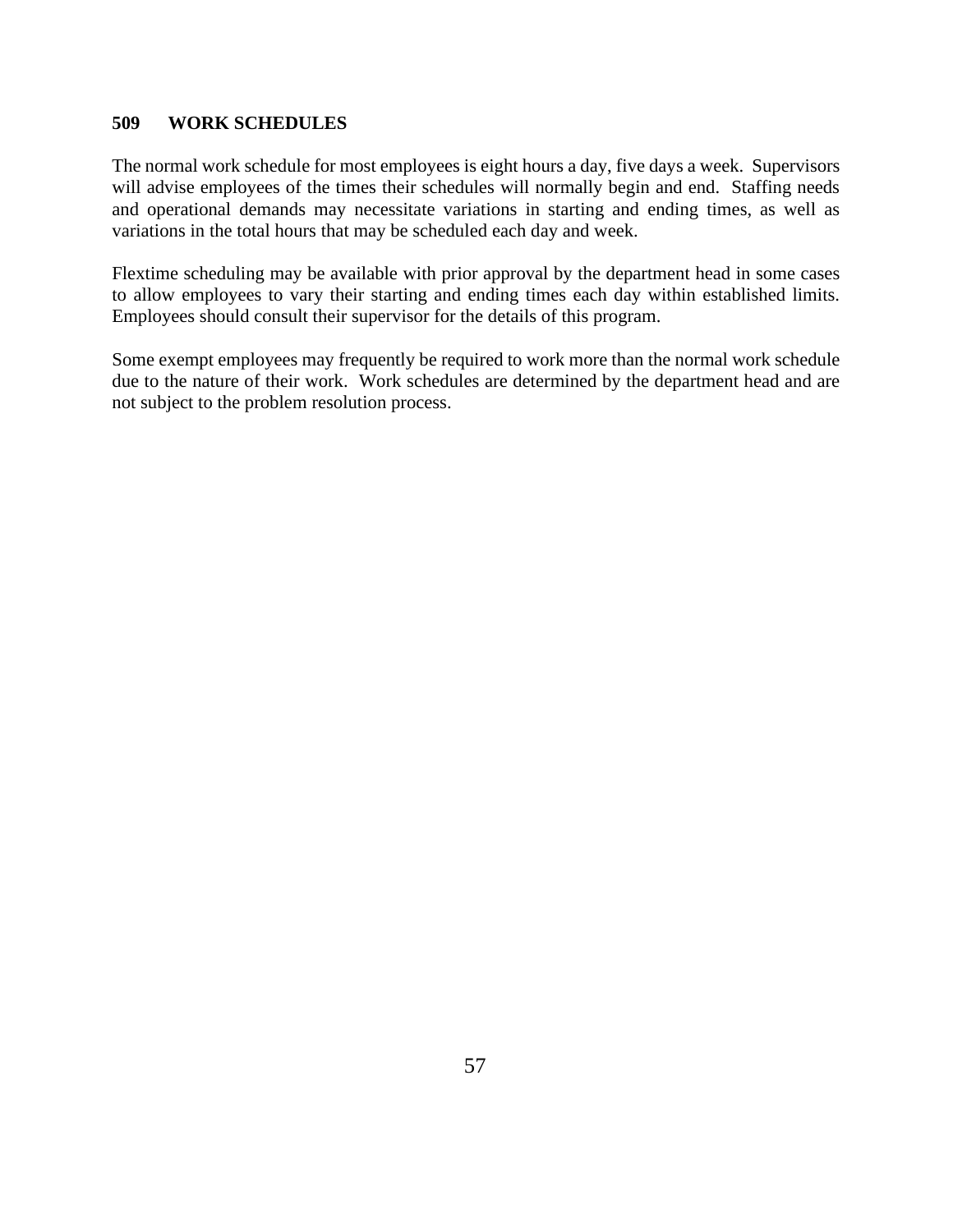## 509 WORK SCHEDULES

The normal work schedule for most employees is eight hours a day, five days a week. Supervisors will advise employees of the times their schedules will normally begin and end. Staffing needs and operational demands may necessitate variations in starting and ending times, as well as variations in the total hours that may be scheduled each day and week.

Flextime scheduling may be available with prior approval by the department head in some cases to allow employees to vary their starting and ending times each day within established limits. Employees should consult their supervisor for the details of this program.

Some exempt employees may frequently be required to work more than the normal work schedule due to the nature of their work. Work schedules are determined by the department head and are not subject to the problem resolution process.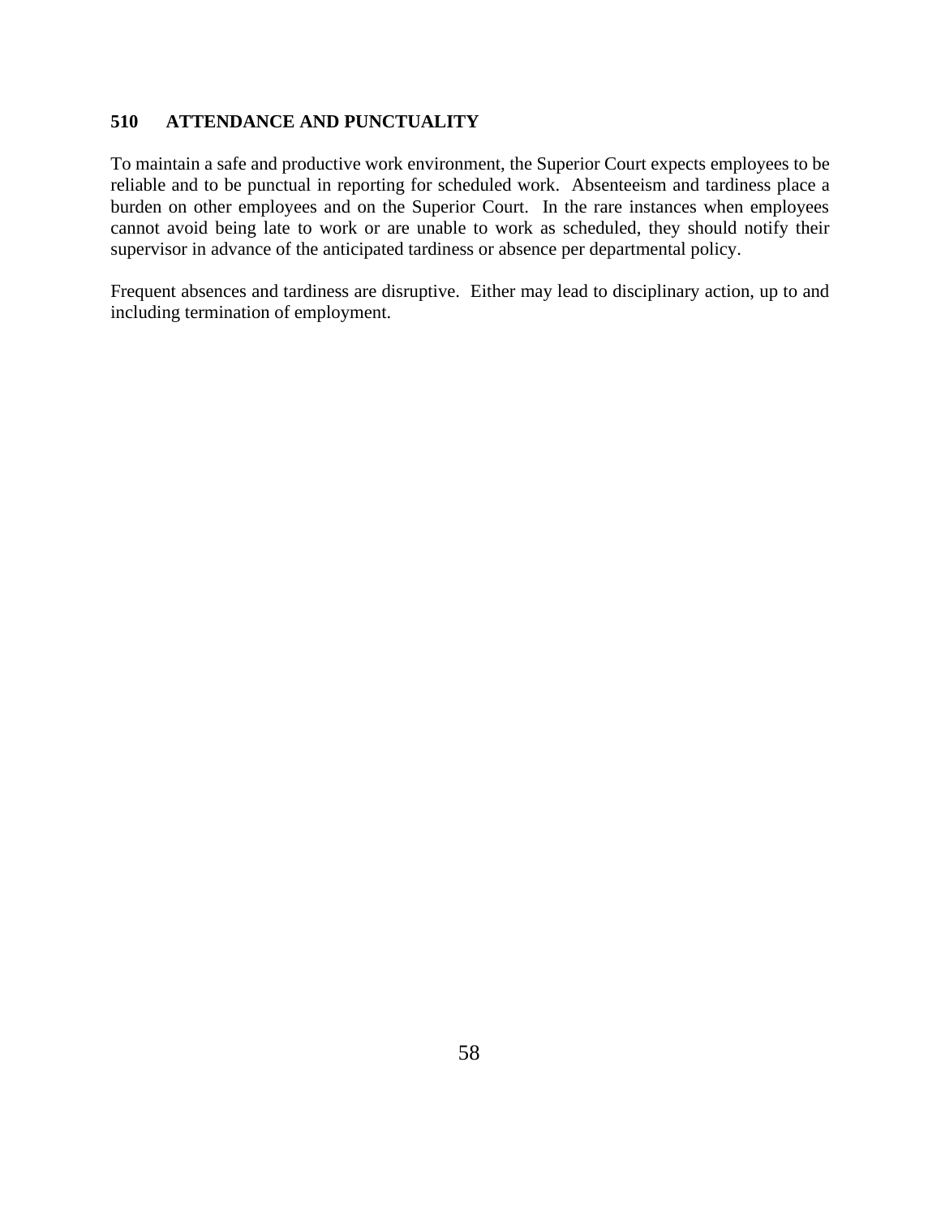## 510 ATTENDANCE AND PUNCTUALITY

To maintain a safe and productive work environment, the Superior Court expects employees to be reliable and to be punctual in reporting for scheduled work. Absenteeism and tardiness place a burden on other employees and on the Superior Court. In the rare instances when employees cannot avoid being late to work or are unable to work as scheduled, they should notify their supervisor in advance of the anticipated tardiness or absence per departmental policy.

Frequent absences and tardiness are disruptive. Either may lead to disciplinary action, up to and including termination of employment.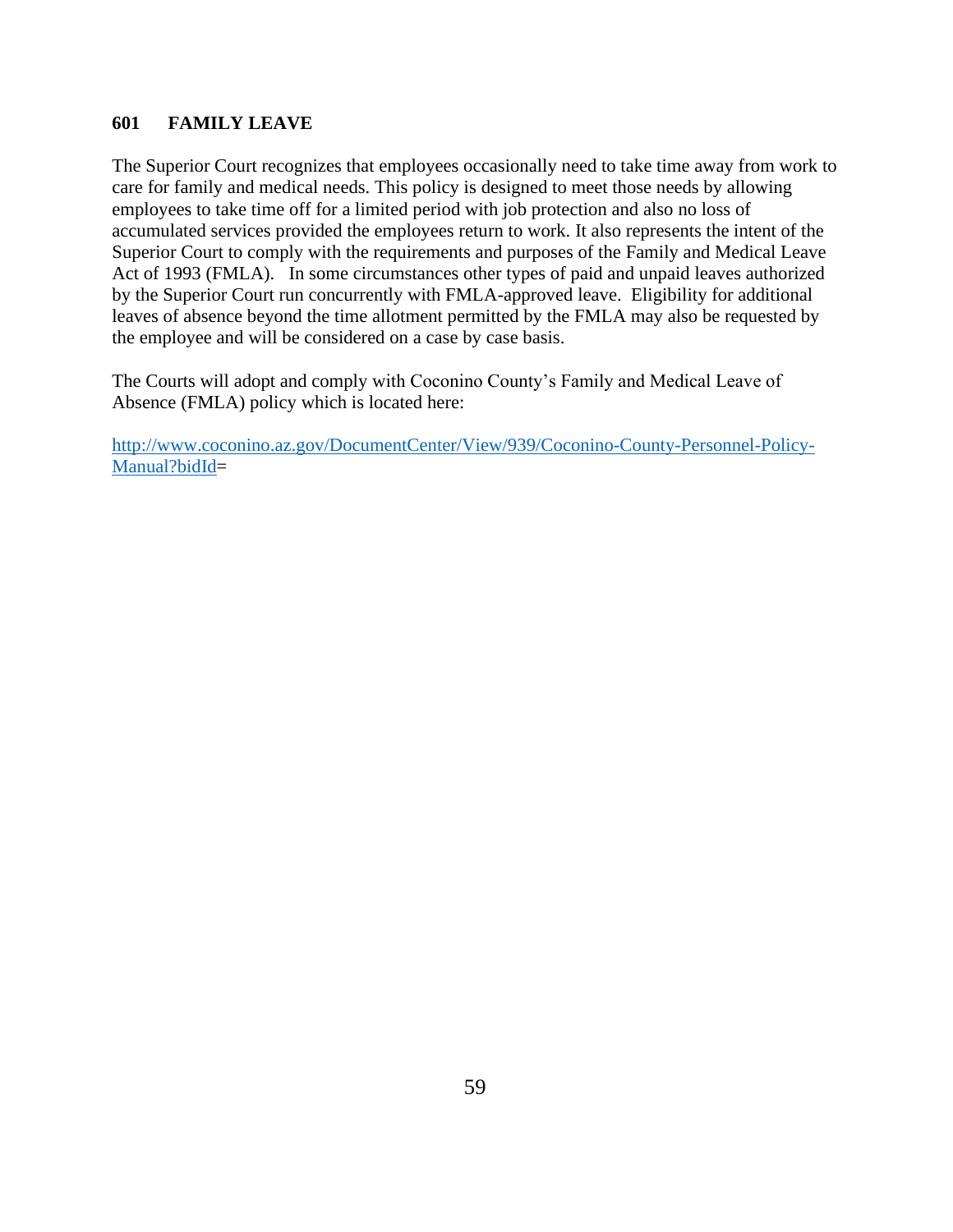## 601 FAMILY LEAVE

The Superior Court recognizes that employees occasionally need to take time away from work to care for family and medical needs. This policy is designed to meet those needs by allowing employees to take time off for a limited period with job protection and also no loss of accumulated services provided the employees return to work. It also represents the intent of the Superior Court to comply with the requirements and purposes of the Family and Medical Leave Act of 1993 (FMLA). In some circumstances other types of paid and unpaid leaves authorized by the Superior Court run concurrently with FMLA-approved leave. Eligibility for additional leaves of absence beyond the time allotment permitted by the FMLA may also be requested by the employee and will be considered on a case by case basis.

The Courts will adopt and comply with Coconino County's Family and Medical Leave of Absence (FMLA) policy which is located here:

[http://www.coconino.az.gov/DocumentCenter/View/939/Coconino-County-Personnel-Policy-Manual?bidId](http://www.coconino.az.gov/DocumentCenter/View/939/Coconino-County-Personnel-Policy-Manual?bidId)=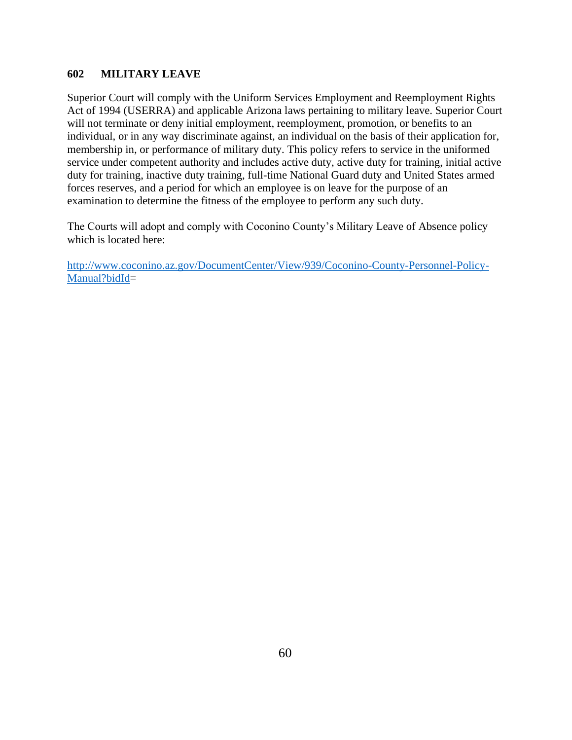## 602 MILITARY LEAVE

Superior Court will comply with the Uniform Services Employment and Reemployment Rights Act of 1994 (USERRA) and applicable Arizona laws pertaining to military leave. Superior Court will not terminate or deny initial employment, reemployment, promotion, or benefits to an individual, or in any way discriminate against, an individual on the basis of their application for, membership in, or performance of military duty. This policy refers to service in the uniformed service under competent authority and includes active duty, active duty for training, initial active duty for training, inactive duty training, full-time National Guard duty and United States armed forces reserves, and a period for which an employee is on leave for the purpose of an examination to determine the fitness of the employee to perform any such duty.

The Courts will adopt and comply with Coconino County's Military Leave of Absence policy which is located here:

[http://www.coconino.az.gov/DocumentCenter/View/939/Coconino-County-Personnel-Policy-Manual?bidId](http://www.coconino.az.gov/DocumentCenter/View/939/Coconino-County-Personnel-Policy-Manual?bidId)=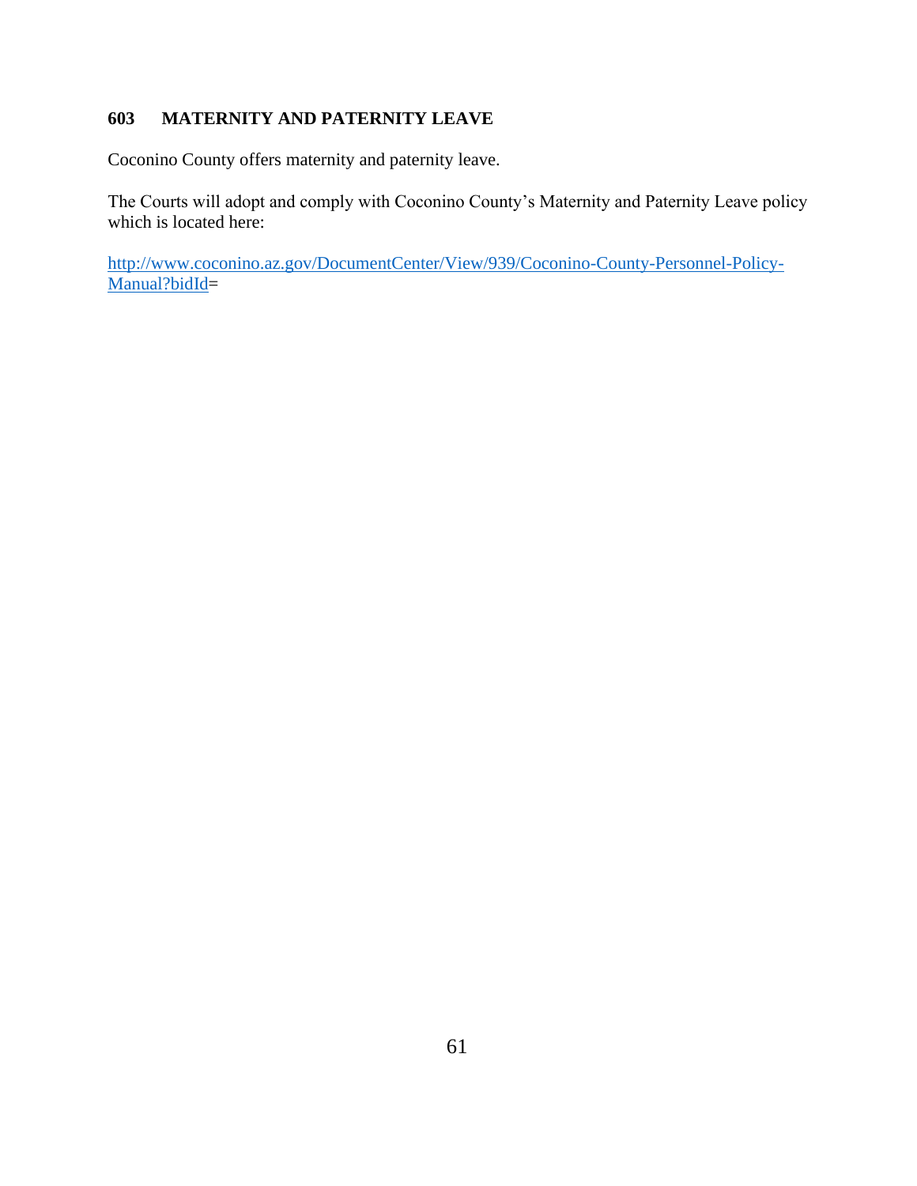## 603 MATERNITY AND PATERNITY LEAVE

Coconino County offers maternity and paternity leave.

The Courts will adopt and comply with Coconino County's Maternity and Paternity Leave policy which is located here:

[http://www.coconino.az.gov/DocumentCenter/View/939/Coconino-County-Personnel-Policy-Manual?bidId](http://www.coconino.az.gov/DocumentCenter/View/939/Coconino-County-Personnel-Policy-Manual?bidId)=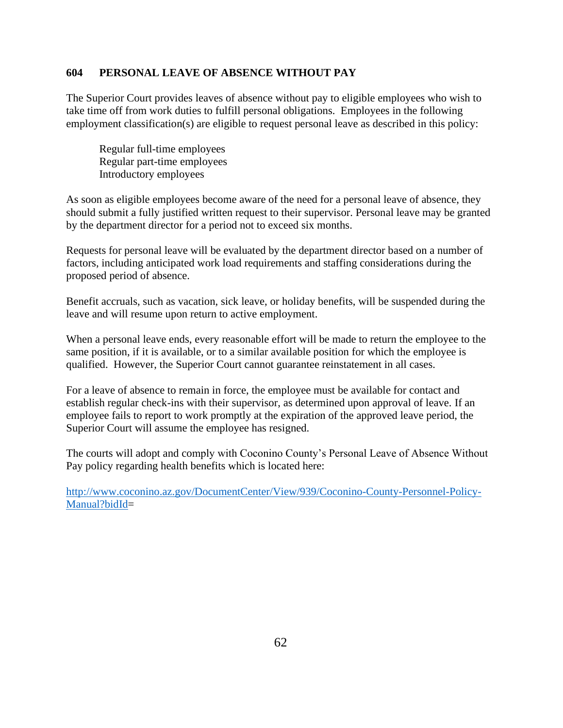## 604 PERSONAL LEAVE OF ABSENCE WITHOUT PAY

The Superior Court provides leaves of absence without pay to eligible employees who wish to take time off from work duties to fulfill personal obligations. Employees in the following employment classification(s) are eligible to request personal leave as described in this policy:

Regular full-time employees
Regular part-time employees
Introductory employees

As soon as eligible employees become aware of the need for a personal leave of absence, they should submit a fully justified written request to their supervisor. Personal leave may be granted by the department director for a period not to exceed six months.

Requests for personal leave will be evaluated by the department director based on a number of factors, including anticipated work load requirements and staffing considerations during the proposed period of absence.

Benefit accruals, such as vacation, sick leave, or holiday benefits, will be suspended during the leave and will resume upon return to active employment.

When a personal leave ends, every reasonable effort will be made to return the employee to the same position, if it is available, or to a similar available position for which the employee is qualified. However, the Superior Court cannot guarantee reinstatement in all cases.

For a leave of absence to remain in force, the employee must be available for contact and establish regular check-ins with their supervisor, as determined upon approval of leave. If an employee fails to report to work promptly at the expiration of the approved leave period, the Superior Court will assume the employee has resigned.

The courts will adopt and comply with Coconino County's Personal Leave of Absence Without Pay policy regarding health benefits which is located here:

[http://www.coconino.az.gov/DocumentCenter/View/939/Coconino-County-Personnel-Policy-Manual?bidId](http://www.coconino.az.gov/DocumentCenter/View/939/Coconino-County-Personnel-Policy-Manual?bidId)=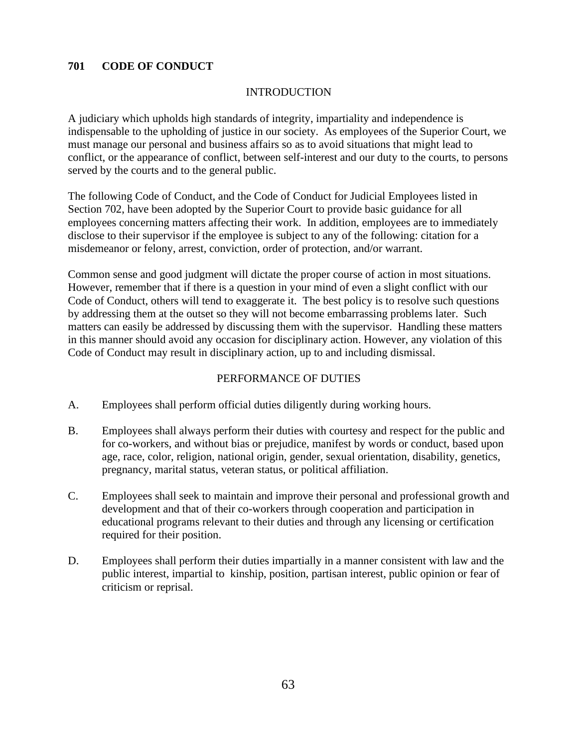## 701 CODE OF CONDUCT

### INTRODUCTION

A judiciary which upholds high standards of integrity, impartiality and independence is indispensable to the upholding of justice in our society. As employees of the Superior Court, we must manage our personal and business affairs so as to avoid situations that might lead to conflict, or the appearance of conflict, between self-interest and our duty to the courts, to persons served by the courts and to the general public.

The following Code of Conduct, and the Code of Conduct for Judicial Employees listed in Section 702, have been adopted by the Superior Court to provide basic guidance for all employees concerning matters affecting their work. In addition, employees are to immediately disclose to their supervisor if the employee is subject to any of the following: citation for a misdemeanor or felony, arrest, conviction, order of protection, and/or warrant.

Common sense and good judgment will dictate the proper course of action in most situations. However, remember that if there is a question in your mind of even a slight conflict with our Code of Conduct, others will tend to exaggerate it. The best policy is to resolve such questions by addressing them at the outset so they will not become embarrassing problems later. Such matters can easily be addressed by discussing them with the supervisor. Handling these matters in this manner should avoid any occasion for disciplinary action. However, any violation of this Code of Conduct may result in disciplinary action, up to and including dismissal.

### PERFORMANCE OF DUTIES

A. Employees shall perform official duties diligently during working hours.

B. Employees shall always perform their duties with courtesy and respect for the public and for co-workers, and without bias or prejudice, manifest by words or conduct, based upon age, race, color, religion, national origin, gender, sexual orientation, disability, genetics, pregnancy, marital status, veteran status, or political affiliation.

C. Employees shall seek to maintain and improve their personal and professional growth and development and that of their co-workers through cooperation and participation in educational programs relevant to their duties and through any licensing or certification required for their position.

D. Employees shall perform their duties impartially in a manner consistent with law and the public interest, impartial to kinship, position, partisan interest, public opinion or fear of criticism or reprisal.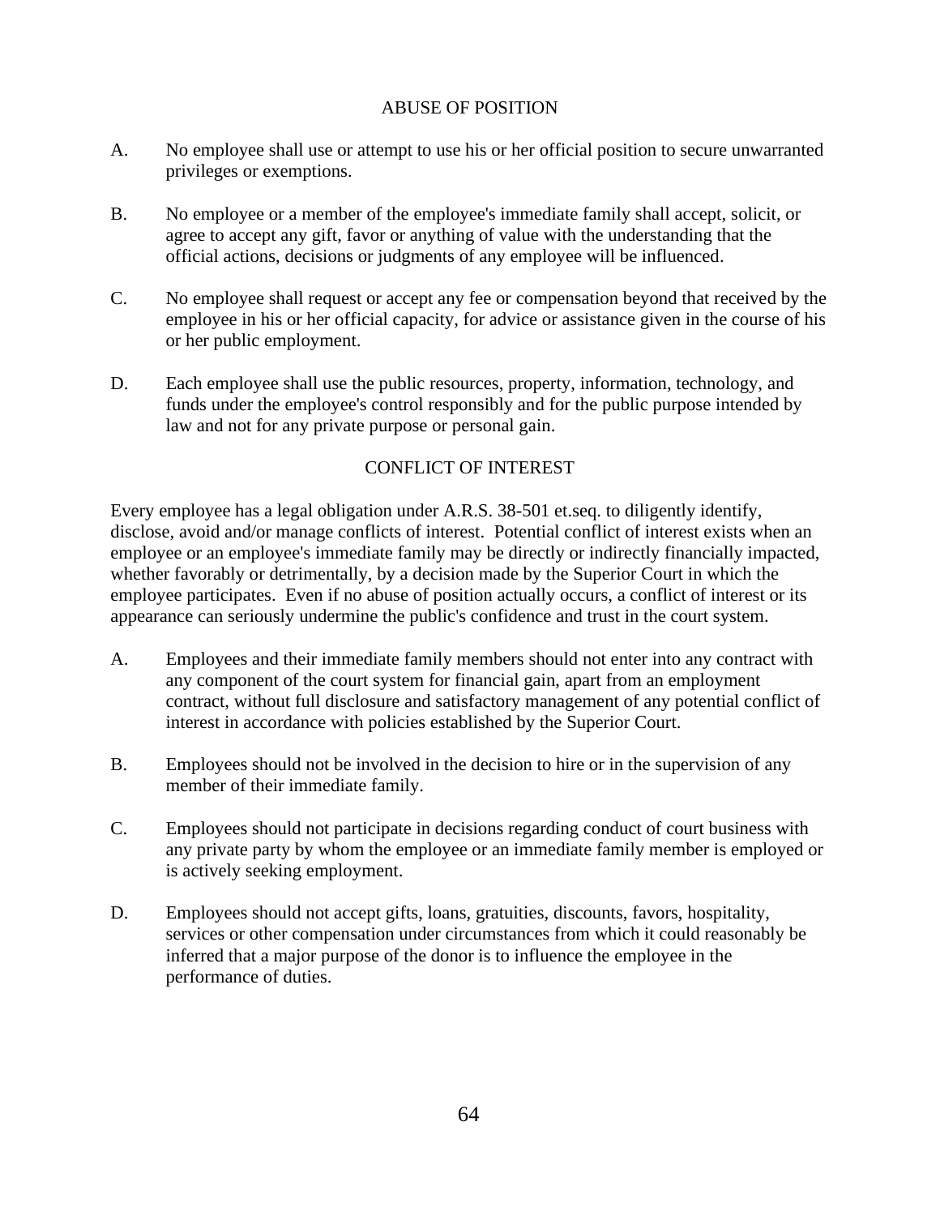## ABUSE OF POSITION

A. No employee shall use or attempt to use his or her official position to secure unwarranted privileges or exemptions.

B. No employee or a member of the employee's immediate family shall accept, solicit, or agree to accept any gift, favor or anything of value with the understanding that the official actions, decisions or judgments of any employee will be influenced.

C. No employee shall request or accept any fee or compensation beyond that received by the employee in his or her official capacity, for advice or assistance given in the course of his or her public employment.

D. Each employee shall use the public resources, property, information, technology, and funds under the employee's control responsibly and for the public purpose intended by law and not for any private purpose or personal gain.

## CONFLICT OF INTEREST

Every employee has a legal obligation under A.R.S. 38-501 et.seq. to diligently identify, disclose, avoid and/or manage conflicts of interest. Potential conflict of interest exists when an employee or an employee's immediate family may be directly or indirectly financially impacted, whether favorably or detrimentally, by a decision made by the Superior Court in which the employee participates. Even if no abuse of position actually occurs, a conflict of interest or its appearance can seriously undermine the public's confidence and trust in the court system.

A. Employees and their immediate family members should not enter into any contract with any component of the court system for financial gain, apart from an employment contract, without full disclosure and satisfactory management of any potential conflict of interest in accordance with policies established by the Superior Court.

B. Employees should not be involved in the decision to hire or in the supervision of any member of their immediate family.

C. Employees should not participate in decisions regarding conduct of court business with any private party by whom the employee or an immediate family member is employed or is actively seeking employment.

D. Employees should not accept gifts, loans, gratuities, discounts, favors, hospitality, services or other compensation under circumstances from which it could reasonably be inferred that a major purpose of the donor is to influence the employee in the performance of duties.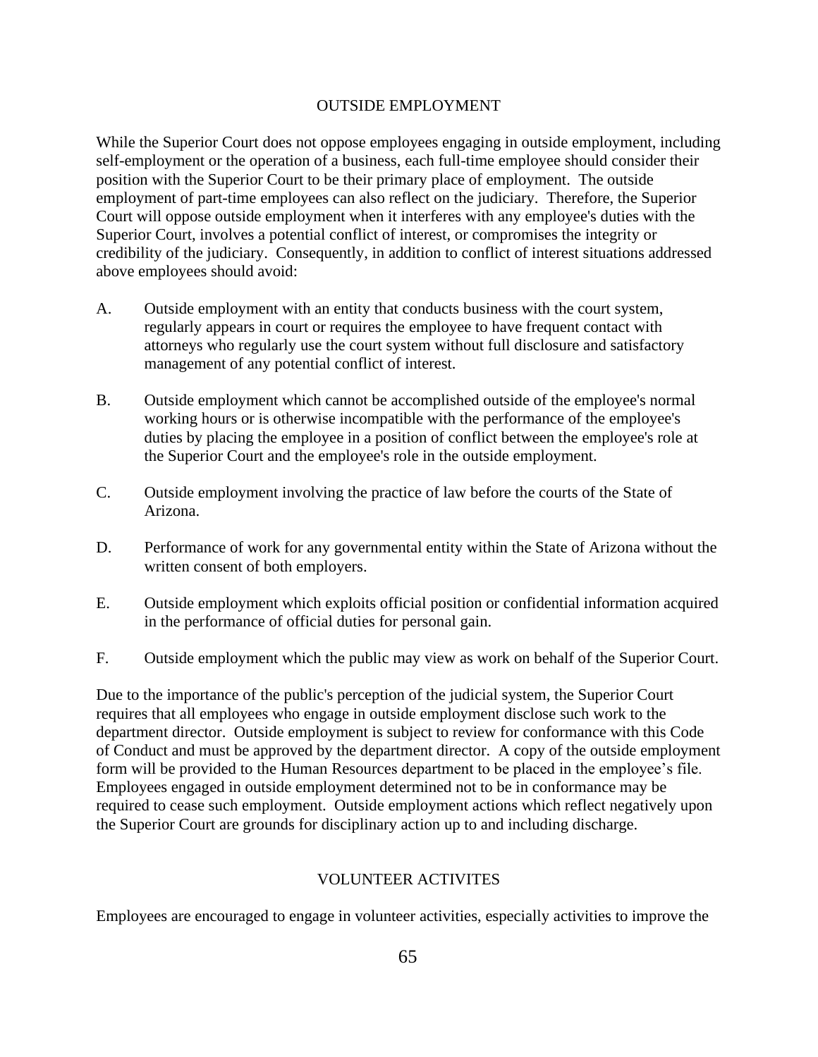## OUTSIDE EMPLOYMENT

While the Superior Court does not oppose employees engaging in outside employment, including self-employment or the operation of a business, each full-time employee should consider their position with the Superior Court to be their primary place of employment. The outside employment of part-time employees can also reflect on the judiciary. Therefore, the Superior Court will oppose outside employment when it interferes with any employee's duties with the Superior Court, involves a potential conflict of interest, or compromises the integrity or credibility of the judiciary. Consequently, in addition to conflict of interest situations addressed above employees should avoid:

A. Outside employment with an entity that conducts business with the court system, regularly appears in court or requires the employee to have frequent contact with attorneys who regularly use the court system without full disclosure and satisfactory management of any potential conflict of interest.

B. Outside employment which cannot be accomplished outside of the employee's normal working hours or is otherwise incompatible with the performance of the employee's duties by placing the employee in a position of conflict between the employee's role at the Superior Court and the employee's role in the outside employment.

C. Outside employment involving the practice of law before the courts of the State of Arizona.

D. Performance of work for any governmental entity within the State of Arizona without the written consent of both employers.

E. Outside employment which exploits official position or confidential information acquired in the performance of official duties for personal gain.

F. Outside employment which the public may view as work on behalf of the Superior Court.

Due to the importance of the public's perception of the judicial system, the Superior Court requires that all employees who engage in outside employment disclose such work to the department director. Outside employment is subject to review for conformance with this Code of Conduct and must be approved by the department director. A copy of the outside employment form will be provided to the Human Resources department to be placed in the employee's file. Employees engaged in outside employment determined not to be in conformance may be required to cease such employment. Outside employment actions which reflect negatively upon the Superior Court are grounds for disciplinary action up to and including discharge.

## VOLUNTEER ACTIVITES

Employees are encouraged to engage in volunteer activities, especially activities to improve the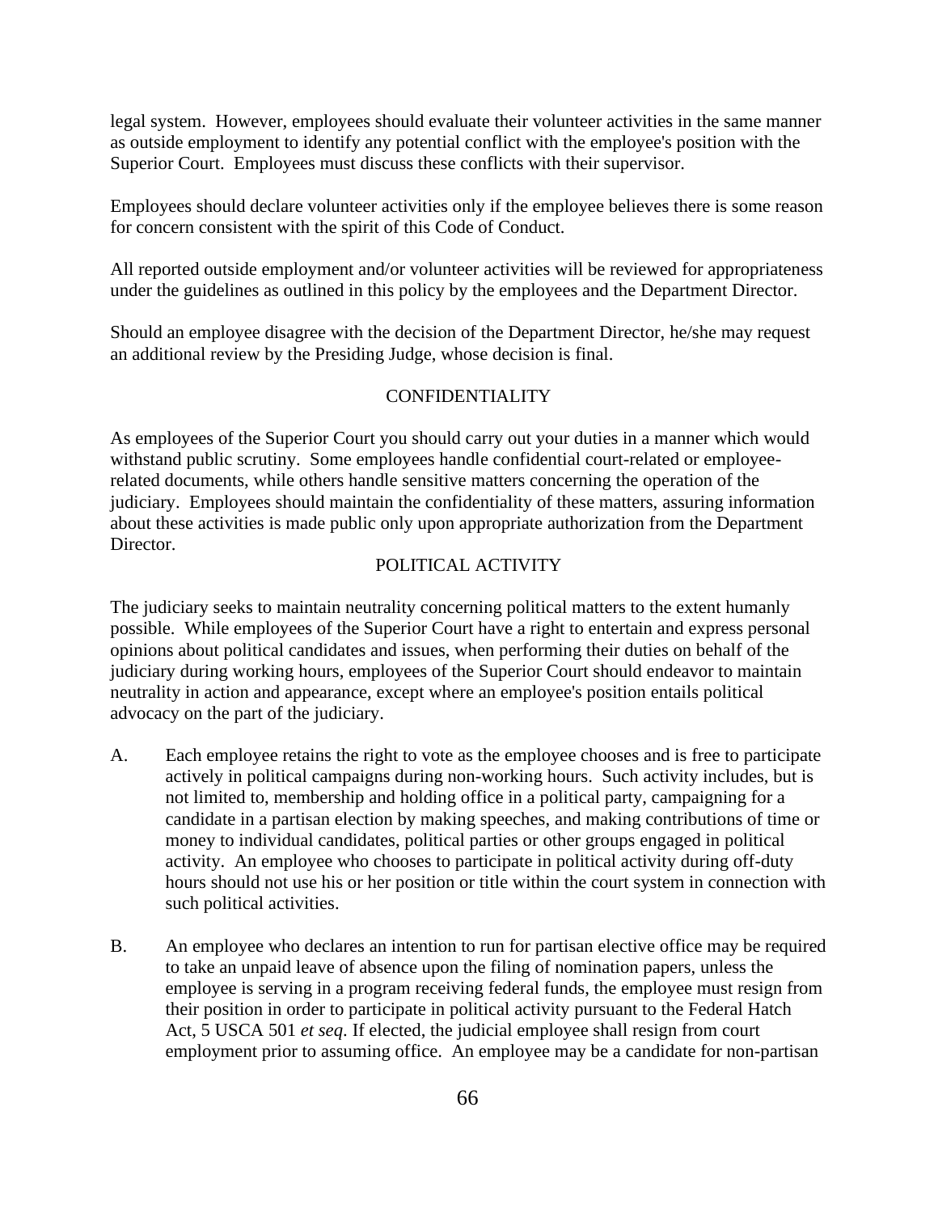legal system. However, employees should evaluate their volunteer activities in the same manner as outside employment to identify any potential conflict with the employee's position with the Superior Court. Employees must discuss these conflicts with their supervisor.

Employees should declare volunteer activities only if the employee believes there is some reason for concern consistent with the spirit of this Code of Conduct.

All reported outside employment and/or volunteer activities will be reviewed for appropriateness under the guidelines as outlined in this policy by the employees and the Department Director.

Should an employee disagree with the decision of the Department Director, he/she may request an additional review by the Presiding Judge, whose decision is final.

## CONFIDENTIALITY

As employees of the Superior Court you should carry out your duties in a manner which would withstand public scrutiny. Some employees handle confidential court-related or employee-related documents, while others handle sensitive matters concerning the operation of the judiciary. Employees should maintain the confidentiality of these matters, assuring information about these activities is made public only upon appropriate authorization from the Department Director.

## POLITICAL ACTIVITY

The judiciary seeks to maintain neutrality concerning political matters to the extent humanly possible. While employees of the Superior Court have a right to entertain and express personal opinions about political candidates and issues, when performing their duties on behalf of the judiciary during working hours, employees of the Superior Court should endeavor to maintain neutrality in action and appearance, except where an employee's position entails political advocacy on the part of the judiciary.

A. Each employee retains the right to vote as the employee chooses and is free to participate actively in political campaigns during non-working hours. Such activity includes, but is not limited to, membership and holding office in a political party, campaigning for a candidate in a partisan election by making speeches, and making contributions of time or money to individual candidates, political parties or other groups engaged in political activity. An employee who chooses to participate in political activity during off-duty hours should not use his or her position or title within the court system in connection with such political activities.

B. An employee who declares an intention to run for partisan elective office may be required to take an unpaid leave of absence upon the filing of nomination papers, unless the employee is serving in a program receiving federal funds, the employee must resign from their position in order to participate in political activity pursuant to the Federal Hatch Act, 5 USCA 501 *et seq*. If elected, the judicial employee shall resign from court employment prior to assuming office. An employee may be a candidate for non-partisan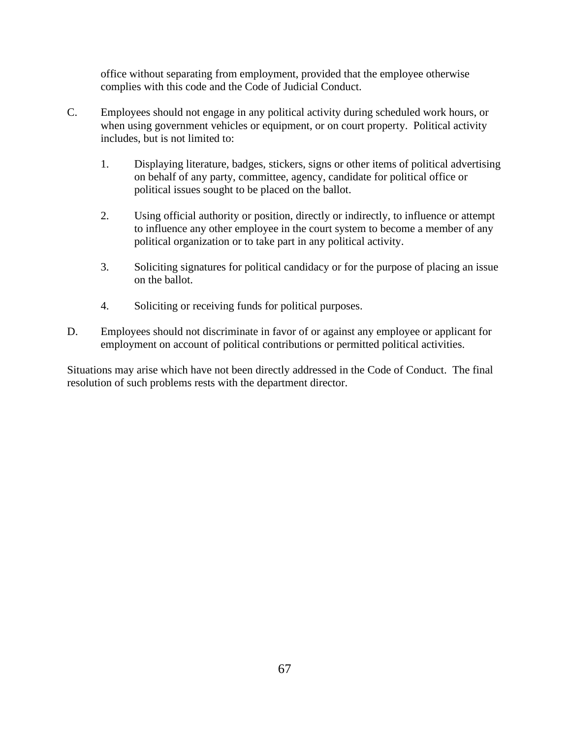office without separating from employment, provided that the employee otherwise complies with this code and the Code of Judicial Conduct.

C. Employees should not engage in any political activity during scheduled work hours, or when using government vehicles or equipment, or on court property. Political activity includes, but is not limited to:

   1. Displaying literature, badges, stickers, signs or other items of political advertising on behalf of any party, committee, agency, candidate for political office or political issues sought to be placed on the ballot.

   2. Using official authority or position, directly or indirectly, to influence or attempt to influence any other employee in the court system to become a member of any political organization or to take part in any political activity.

   3. Soliciting signatures for political candidacy or for the purpose of placing an issue on the ballot.

   4. Soliciting or receiving funds for political purposes.

D. Employees should not discriminate in favor of or against any employee or applicant for employment on account of political contributions or permitted political activities.

Situations may arise which have not been directly addressed in the Code of Conduct. The final resolution of such problems rests with the department director.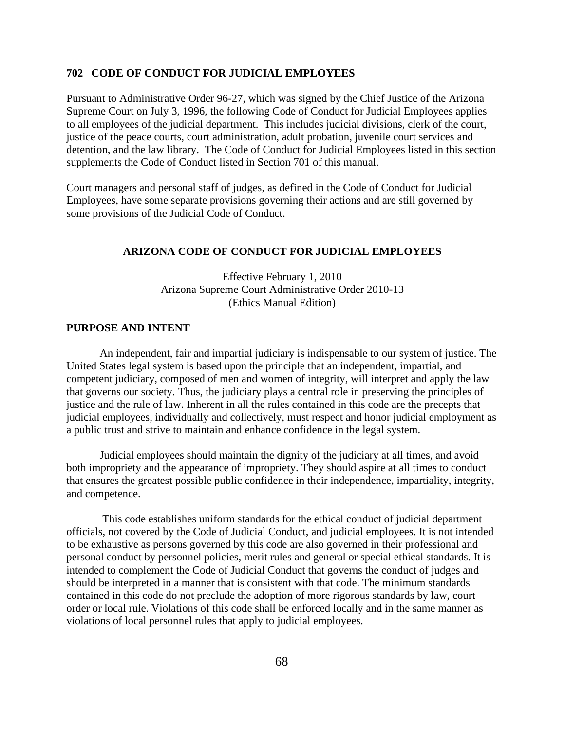## 702 CODE OF CONDUCT FOR JUDICIAL EMPLOYEES

Pursuant to Administrative Order 96-27, which was signed by the Chief Justice of the Arizona Supreme Court on July 3, 1996, the following Code of Conduct for Judicial Employees applies to all employees of the judicial department. This includes judicial divisions, clerk of the court, justice of the peace courts, court administration, adult probation, juvenile court services and detention, and the law library. The Code of Conduct for Judicial Employees listed in this section supplements the Code of Conduct listed in Section 701 of this manual.

Court managers and personal staff of judges, as defined in the Code of Conduct for Judicial Employees, have some separate provisions governing their actions and are still governed by some provisions of the Judicial Code of Conduct.

### ARIZONA CODE OF CONDUCT FOR JUDICIAL EMPLOYEES

Effective February 1, 2010
Arizona Supreme Court Administrative Order 2010-13
(Ethics Manual Edition)

### PURPOSE AND INTENT

An independent, fair and impartial judiciary is indispensable to our system of justice. The United States legal system is based upon the principle that an independent, impartial, and competent judiciary, composed of men and women of integrity, will interpret and apply the law that governs our society. Thus, the judiciary plays a central role in preserving the principles of justice and the rule of law. Inherent in all the rules contained in this code are the precepts that judicial employees, individually and collectively, must respect and honor judicial employment as a public trust and strive to maintain and enhance confidence in the legal system.

Judicial employees should maintain the dignity of the judiciary at all times, and avoid both impropriety and the appearance of impropriety. They should aspire at all times to conduct that ensures the greatest possible public confidence in their independence, impartiality, integrity, and competence.

This code establishes uniform standards for the ethical conduct of judicial department officials, not covered by the Code of Judicial Conduct, and judicial employees. It is not intended to be exhaustive as persons governed by this code are also governed in their professional and personal conduct by personnel policies, merit rules and general or special ethical standards. It is intended to complement the Code of Judicial Conduct that governs the conduct of judges and should be interpreted in a manner that is consistent with that code. The minimum standards contained in this code do not preclude the adoption of more rigorous standards by law, court order or local rule. Violations of this code shall be enforced locally and in the same manner as violations of local personnel rules that apply to judicial employees.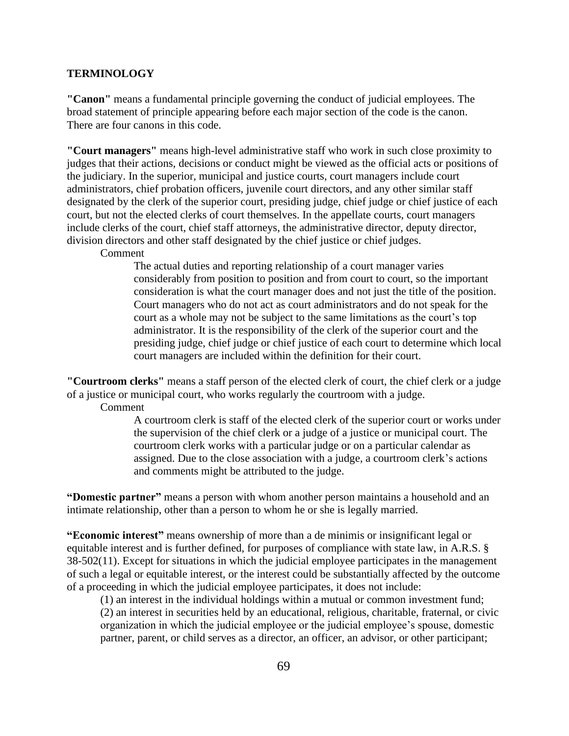**TERMINOLOGY**

**"Canon"** means a fundamental principle governing the conduct of judicial employees. The broad statement of principle appearing before each major section of the code is the canon. There are four canons in this code.

**"Court managers"** means high-level administrative staff who work in such close proximity to judges that their actions, decisions or conduct might be viewed as the official acts or positions of the judiciary. In the superior, municipal and justice courts, court managers include court administrators, chief probation officers, juvenile court directors, and any other similar staff designated by the clerk of the superior court, presiding judge, chief judge or chief justice of each court, but not the elected clerks of court themselves. In the appellate courts, court managers include clerks of the court, chief staff attorneys, the administrative director, deputy director, division directors and other staff designated by the chief justice or chief judges.

Comment

> The actual duties and reporting relationship of a court manager varies considerably from position to position and from court to court, so the important consideration is what the court manager does and not just the title of the position. Court managers who do not act as court administrators and do not speak for the court as a whole may not be subject to the same limitations as the court's top administrator. It is the responsibility of the clerk of the superior court and the presiding judge, chief judge or chief justice of each court to determine which local court managers are included within the definition for their court.

**"Courtroom clerks"** means a staff person of the elected clerk of court, the chief clerk or a judge of a justice or municipal court, who works regularly the courtroom with a judge.

Comment

> A courtroom clerk is staff of the elected clerk of the superior court or works under the supervision of the chief clerk or a judge of a justice or municipal court. The courtroom clerk works with a particular judge or on a particular calendar as assigned. Due to the close association with a judge, a courtroom clerk's actions and comments might be attributed to the judge.

**"Domestic partner"** means a person with whom another person maintains a household and an intimate relationship, other than a person to whom he or she is legally married.

**"Economic interest"** means ownership of more than a de minimis or insignificant legal or equitable interest and is further defined, for purposes of compliance with state law, in A.R.S. § 38-502(11). Except for situations in which the judicial employee participates in the management of such a legal or equitable interest, or the interest could be substantially affected by the outcome of a proceeding in which the judicial employee participates, it does not include:

(1) an interest in the individual holdings within a mutual or common investment fund;
(2) an interest in securities held by an educational, religious, charitable, fraternal, or civic organization in which the judicial employee or the judicial employee's spouse, domestic partner, parent, or child serves as a director, an officer, an advisor, or other participant;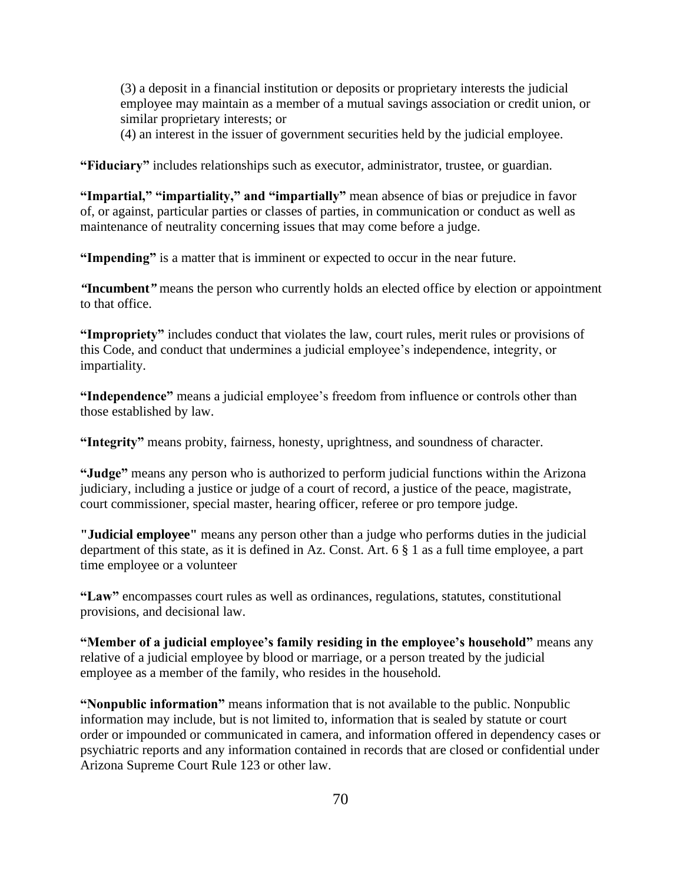(3) a deposit in a financial institution or deposits or proprietary interests the judicial employee may maintain as a member of a mutual savings association or credit union, or similar proprietary interests; or

(4) an interest in the issuer of government securities held by the judicial employee.

**"Fiduciary"** includes relationships such as executor, administrator, trustee, or guardian.

**"Impartial," "impartiality," and "impartially"** mean absence of bias or prejudice in favor of, or against, particular parties or classes of parties, in communication or conduct as well as maintenance of neutrality concerning issues that may come before a judge.

**"Impending"** is a matter that is imminent or expected to occur in the near future.

***"Incumbent"*** means the person who currently holds an elected office by election or appointment to that office.

**"Impropriety"** includes conduct that violates the law, court rules, merit rules or provisions of this Code, and conduct that undermines a judicial employee's independence, integrity, or impartiality.

**"Independence"** means a judicial employee's freedom from influence or controls other than those established by law.

**"Integrity"** means probity, fairness, honesty, uprightness, and soundness of character.

**"Judge"** means any person who is authorized to perform judicial functions within the Arizona judiciary, including a justice or judge of a court of record, a justice of the peace, magistrate, court commissioner, special master, hearing officer, referee or pro tempore judge.

**"Judicial employee"** means any person other than a judge who performs duties in the judicial department of this state, as it is defined in Az. Const. Art. 6 § 1 as a full time employee, a part time employee or a volunteer

**"Law"** encompasses court rules as well as ordinances, regulations, statutes, constitutional provisions, and decisional law.

**"Member of a judicial employee's family residing in the employee's household"** means any relative of a judicial employee by blood or marriage, or a person treated by the judicial employee as a member of the family, who resides in the household.

**"Nonpublic information"** means information that is not available to the public. Nonpublic information may include, but is not limited to, information that is sealed by statute or court order or impounded or communicated in camera, and information offered in dependency cases or psychiatric reports and any information contained in records that are closed or confidential under Arizona Supreme Court Rule 123 or other law.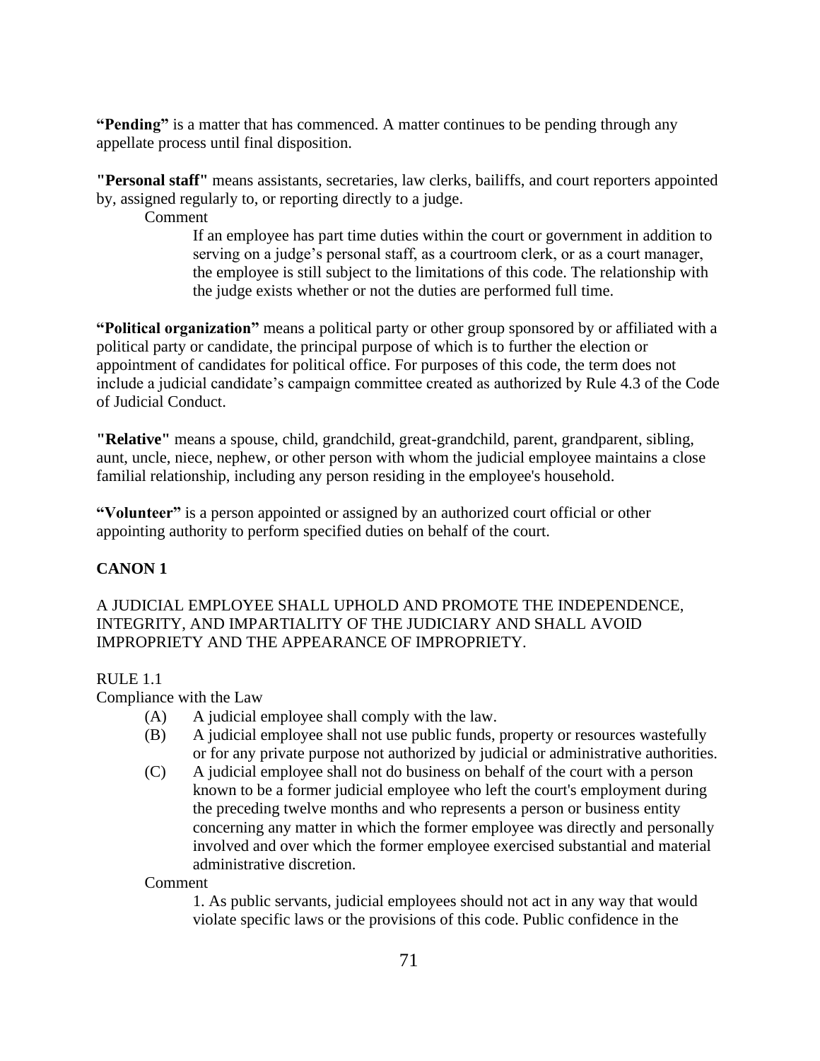**"Pending"** is a matter that has commenced. A matter continues to be pending through any appellate process until final disposition.

**"Personal staff"** means assistants, secretaries, law clerks, bailiffs, and court reporters appointed by, assigned regularly to, or reporting directly to a judge.

Comment

> If an employee has part time duties within the court or government in addition to serving on a judge's personal staff, as a courtroom clerk, or as a court manager, the employee is still subject to the limitations of this code. The relationship with the judge exists whether or not the duties are performed full time.

**"Political organization"** means a political party or other group sponsored by or affiliated with a political party or candidate, the principal purpose of which is to further the election or appointment of candidates for political office. For purposes of this code, the term does not include a judicial candidate's campaign committee created as authorized by Rule 4.3 of the Code of Judicial Conduct.

**"Relative"** means a spouse, child, grandchild, great-grandchild, parent, grandparent, sibling, aunt, uncle, niece, nephew, or other person with whom the judicial employee maintains a close familial relationship, including any person residing in the employee's household.

**"Volunteer"** is a person appointed or assigned by an authorized court official or other appointing authority to perform specified duties on behalf of the court.

## CANON 1

A JUDICIAL EMPLOYEE SHALL UPHOLD AND PROMOTE THE INDEPENDENCE, INTEGRITY, AND IMPARTIALITY OF THE JUDICIARY AND SHALL AVOID IMPROPRIETY AND THE APPEARANCE OF IMPROPRIETY.

RULE 1.1

Compliance with the Law

(A) A judicial employee shall comply with the law.

(B) A judicial employee shall not use public funds, property or resources wastefully or for any private purpose not authorized by judicial or administrative authorities.

(C) A judicial employee shall not do business on behalf of the court with a person known to be a former judicial employee who left the court's employment during the preceding twelve months and who represents a person or business entity concerning any matter in which the former employee was directly and personally involved and over which the former employee exercised substantial and material administrative discretion.

Comment

1. As public servants, judicial employees should not act in any way that would violate specific laws or the provisions of this code. Public confidence in the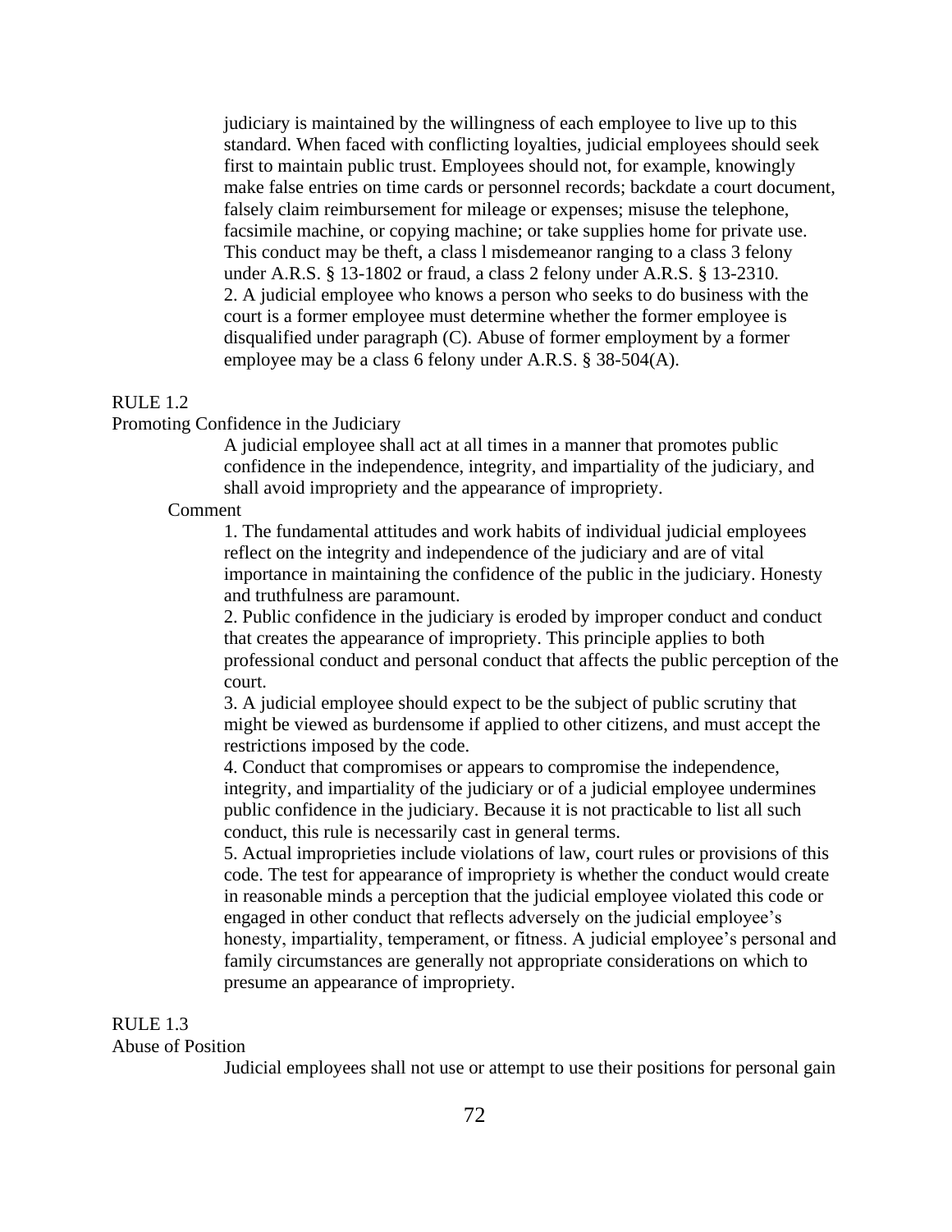judiciary is maintained by the willingness of each employee to live up to this standard. When faced with conflicting loyalties, judicial employees should seek first to maintain public trust. Employees should not, for example, knowingly make false entries on time cards or personnel records; backdate a court document, falsely claim reimbursement for mileage or expenses; misuse the telephone, facsimile machine, or copying machine; or take supplies home for private use. This conduct may be theft, a class l misdemeanor ranging to a class 3 felony under A.R.S. § 13-1802 or fraud, a class 2 felony under A.R.S. § 13-2310.

2. A judicial employee who knows a person who seeks to do business with the court is a former employee must determine whether the former employee is disqualified under paragraph (C). Abuse of former employment by a former employee may be a class 6 felony under A.R.S. § 38-504(A).

## RULE 1.2

### Promoting Confidence in the Judiciary

A judicial employee shall act at all times in a manner that promotes public confidence in the independence, integrity, and impartiality of the judiciary, and shall avoid impropriety and the appearance of impropriety.

Comment

1. The fundamental attitudes and work habits of individual judicial employees reflect on the integrity and independence of the judiciary and are of vital importance in maintaining the confidence of the public in the judiciary. Honesty and truthfulness are paramount.
2. Public confidence in the judiciary is eroded by improper conduct and conduct that creates the appearance of impropriety. This principle applies to both professional conduct and personal conduct that affects the public perception of the court.
3. A judicial employee should expect to be the subject of public scrutiny that might be viewed as burdensome if applied to other citizens, and must accept the restrictions imposed by the code.
4. Conduct that compromises or appears to compromise the independence, integrity, and impartiality of the judiciary or of a judicial employee undermines public confidence in the judiciary. Because it is not practicable to list all such conduct, this rule is necessarily cast in general terms.
5. Actual improprieties include violations of law, court rules or provisions of this code. The test for appearance of impropriety is whether the conduct would create in reasonable minds a perception that the judicial employee violated this code or engaged in other conduct that reflects adversely on the judicial employee's honesty, impartiality, temperament, or fitness. A judicial employee's personal and family circumstances are generally not appropriate considerations on which to presume an appearance of impropriety.

## RULE 1.3

### Abuse of Position

Judicial employees shall not use or attempt to use their positions for personal gain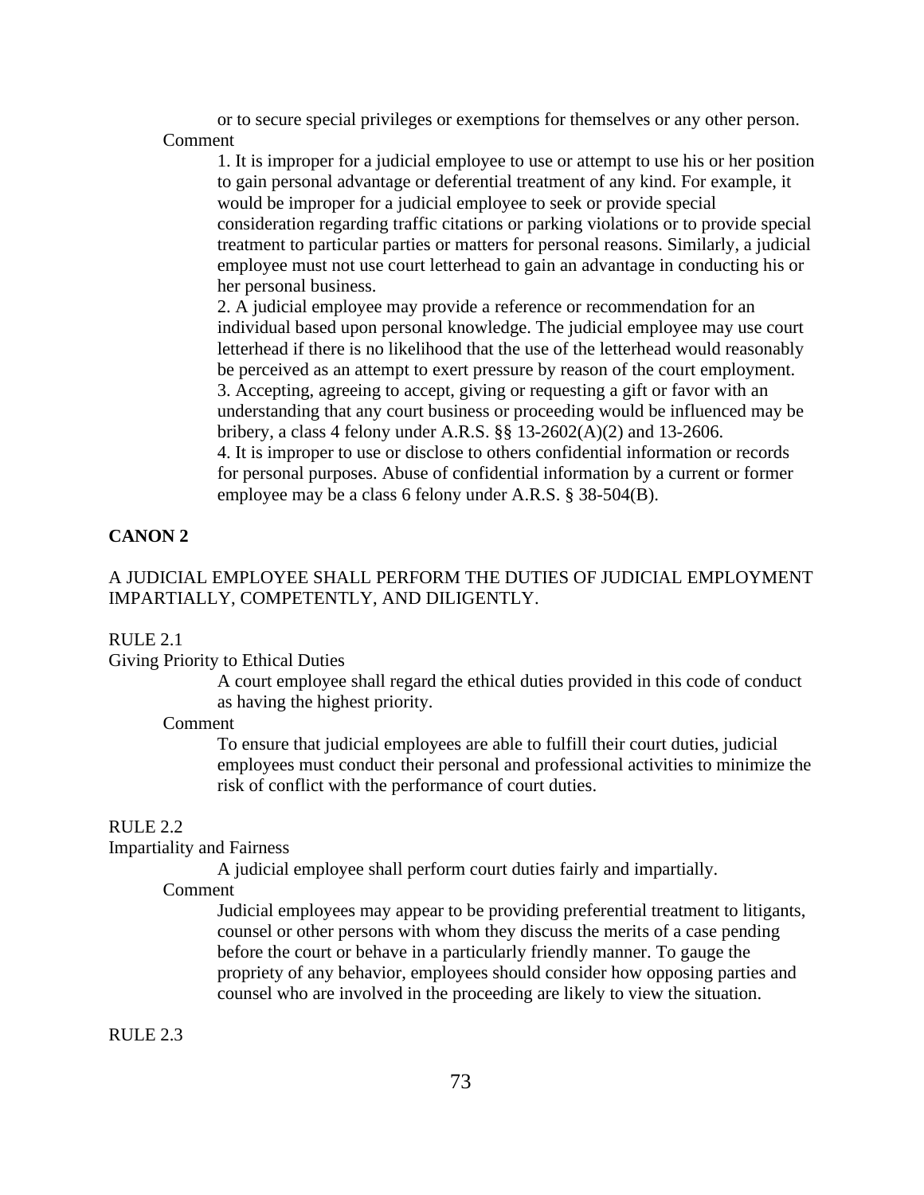or to secure special privileges or exemptions for themselves or any other person.

Comment

1. It is improper for a judicial employee to use or attempt to use his or her position to gain personal advantage or deferential treatment of any kind. For example, it would be improper for a judicial employee to seek or provide special consideration regarding traffic citations or parking violations or to provide special treatment to particular parties or matters for personal reasons. Similarly, a judicial employee must not use court letterhead to gain an advantage in conducting his or her personal business.
2. A judicial employee may provide a reference or recommendation for an individual based upon personal knowledge. The judicial employee may use court letterhead if there is no likelihood that the use of the letterhead would reasonably be perceived as an attempt to exert pressure by reason of the court employment.
3. Accepting, agreeing to accept, giving or requesting a gift or favor with an understanding that any court business or proceeding would be influenced may be bribery, a class 4 felony under A.R.S. §§ 13-2602(A)(2) and 13-2606.
4. It is improper to use or disclose to others confidential information or records for personal purposes. Abuse of confidential information by a current or former employee may be a class 6 felony under A.R.S. § 38-504(B).

## CANON 2

A JUDICIAL EMPLOYEE SHALL PERFORM THE DUTIES OF JUDICIAL EMPLOYMENT IMPARTIALLY, COMPETENTLY, AND DILIGENTLY.

RULE 2.1

Giving Priority to Ethical Duties

A court employee shall regard the ethical duties provided in this code of conduct as having the highest priority.

Comment

To ensure that judicial employees are able to fulfill their court duties, judicial employees must conduct their personal and professional activities to minimize the risk of conflict with the performance of court duties.

RULE 2.2

Impartiality and Fairness

A judicial employee shall perform court duties fairly and impartially.

Comment

Judicial employees may appear to be providing preferential treatment to litigants, counsel or other persons with whom they discuss the merits of a case pending before the court or behave in a particularly friendly manner. To gauge the propriety of any behavior, employees should consider how opposing parties and counsel who are involved in the proceeding are likely to view the situation.

RULE 2.3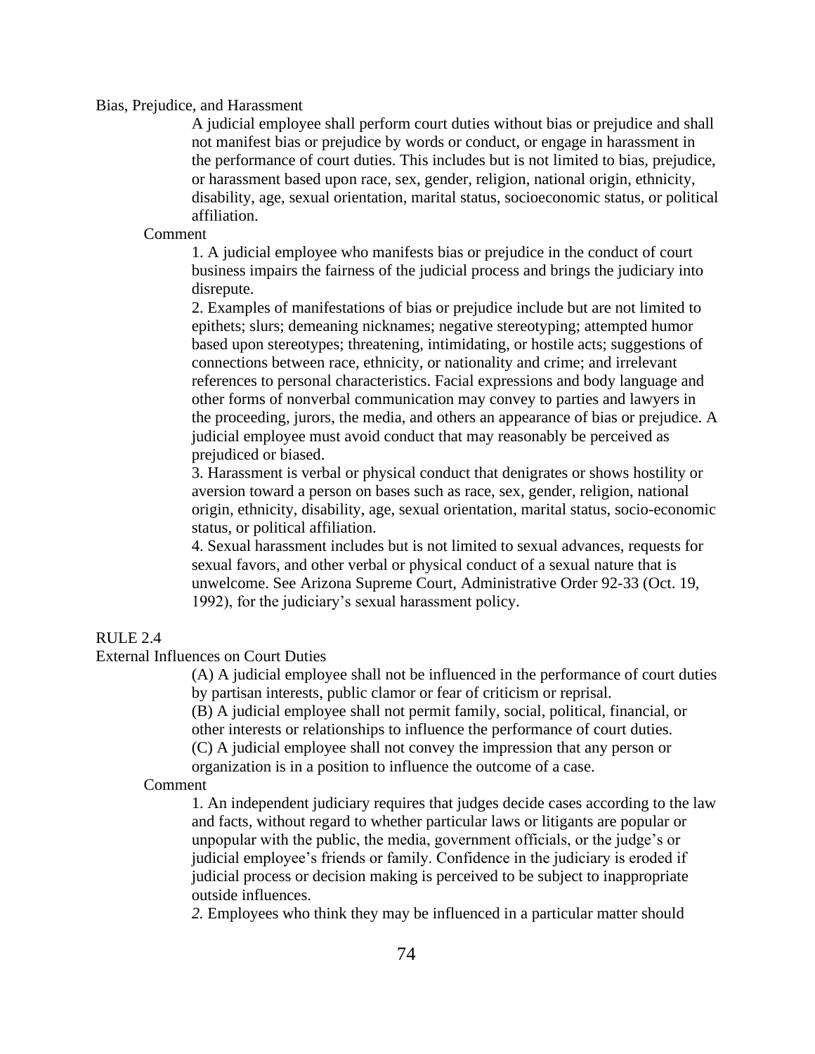Bias, Prejudice, and Harassment

A judicial employee shall perform court duties without bias or prejudice and shall not manifest bias or prejudice by words or conduct, or engage in harassment in the performance of court duties. This includes but is not limited to bias, prejudice, or harassment based upon race, sex, gender, religion, national origin, ethnicity, disability, age, sexual orientation, marital status, socioeconomic status, or political affiliation.

Comment

1. A judicial employee who manifests bias or prejudice in the conduct of court business impairs the fairness of the judicial process and brings the judiciary into disrepute.

2. Examples of manifestations of bias or prejudice include but are not limited to epithets; slurs; demeaning nicknames; negative stereotyping; attempted humor based upon stereotypes; threatening, intimidating, or hostile acts; suggestions of connections between race, ethnicity, or nationality and crime; and irrelevant references to personal characteristics. Facial expressions and body language and other forms of nonverbal communication may convey to parties and lawyers in the proceeding, jurors, the media, and others an appearance of bias or prejudice. A judicial employee must avoid conduct that may reasonably be perceived as prejudiced or biased.

3. Harassment is verbal or physical conduct that denigrates or shows hostility or aversion toward a person on bases such as race, sex, gender, religion, national origin, ethnicity, disability, age, sexual orientation, marital status, socio-economic status, or political affiliation.

4. Sexual harassment includes but is not limited to sexual advances, requests for sexual favors, and other verbal or physical conduct of a sexual nature that is unwelcome. See Arizona Supreme Court, Administrative Order 92-33 (Oct. 19, 1992), for the judiciary's sexual harassment policy.

RULE 2.4

External Influences on Court Duties

(A) A judicial employee shall not be influenced in the performance of court duties by partisan interests, public clamor or fear of criticism or reprisal.

(B) A judicial employee shall not permit family, social, political, financial, or other interests or relationships to influence the performance of court duties.

(C) A judicial employee shall not convey the impression that any person or organization is in a position to influence the outcome of a case.

Comment

1. An independent judiciary requires that judges decide cases according to the law and facts, without regard to whether particular laws or litigants are popular or unpopular with the public, the media, government officials, or the judge's or judicial employee's friends or family. Confidence in the judiciary is eroded if judicial process or decision making is perceived to be subject to inappropriate outside influences.

*2.* Employees who think they may be influenced in a particular matter should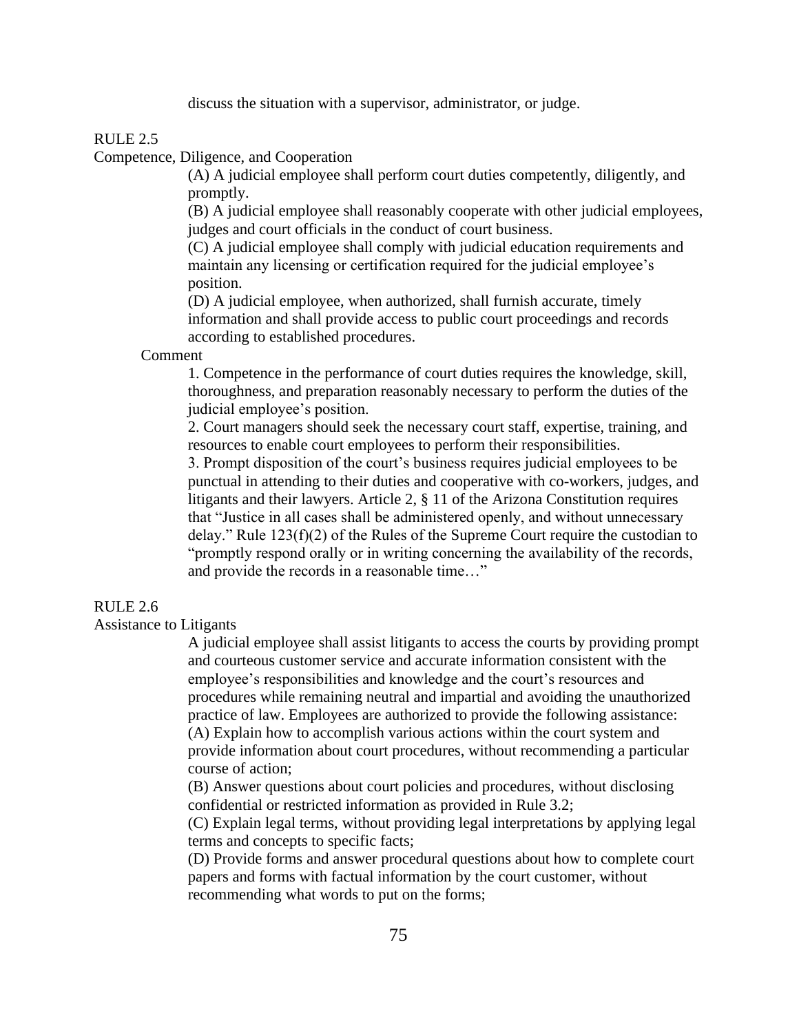discuss the situation with a supervisor, administrator, or judge.

RULE 2.5
Competence, Diligence, and Cooperation

(A) A judicial employee shall perform court duties competently, diligently, and promptly.

(B) A judicial employee shall reasonably cooperate with other judicial employees, judges and court officials in the conduct of court business.

(C) A judicial employee shall comply with judicial education requirements and maintain any licensing or certification required for the judicial employee's position.

(D) A judicial employee, when authorized, shall furnish accurate, timely information and shall provide access to public court proceedings and records according to established procedures.

Comment

1. Competence in the performance of court duties requires the knowledge, skill, thoroughness, and preparation reasonably necessary to perform the duties of the judicial employee's position.

2. Court managers should seek the necessary court staff, expertise, training, and resources to enable court employees to perform their responsibilities.

3. Prompt disposition of the court's business requires judicial employees to be punctual in attending to their duties and cooperative with co-workers, judges, and litigants and their lawyers. Article 2, § 11 of the Arizona Constitution requires that "Justice in all cases shall be administered openly, and without unnecessary delay." Rule 123(f)(2) of the Rules of the Supreme Court require the custodian to "promptly respond orally or in writing concerning the availability of the records, and provide the records in a reasonable time…"

RULE 2.6
Assistance to Litigants

A judicial employee shall assist litigants to access the courts by providing prompt and courteous customer service and accurate information consistent with the employee's responsibilities and knowledge and the court's resources and procedures while remaining neutral and impartial and avoiding the unauthorized practice of law. Employees are authorized to provide the following assistance:

(A) Explain how to accomplish various actions within the court system and provide information about court procedures, without recommending a particular course of action;

(B) Answer questions about court policies and procedures, without disclosing confidential or restricted information as provided in Rule 3.2;

(C) Explain legal terms, without providing legal interpretations by applying legal terms and concepts to specific facts;

(D) Provide forms and answer procedural questions about how to complete court papers and forms with factual information by the court customer, without recommending what words to put on the forms;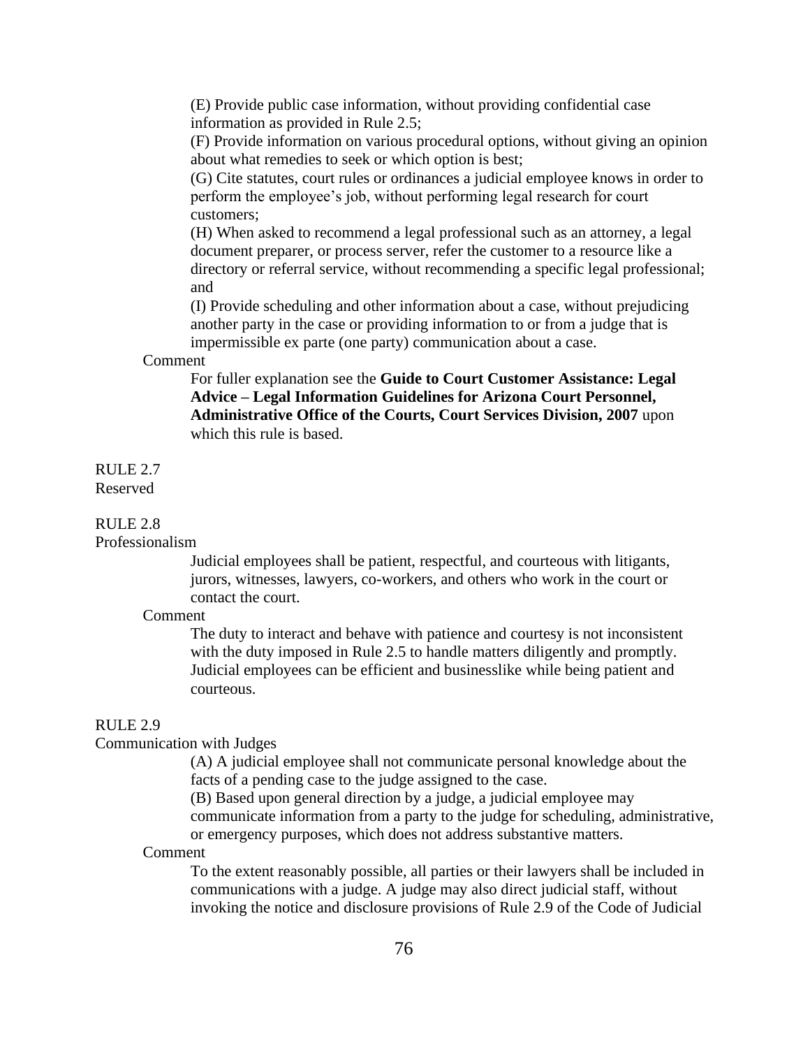(E) Provide public case information, without providing confidential case information as provided in Rule 2.5;

(F) Provide information on various procedural options, without giving an opinion about what remedies to seek or which option is best;

(G) Cite statutes, court rules or ordinances a judicial employee knows in order to perform the employee's job, without performing legal research for court customers;

(H) When asked to recommend a legal professional such as an attorney, a legal document preparer, or process server, refer the customer to a resource like a directory or referral service, without recommending a specific legal professional; and

(I) Provide scheduling and other information about a case, without prejudicing another party in the case or providing information to or from a judge that is impermissible ex parte (one party) communication about a case.

Comment

For fuller explanation see the **Guide to Court Customer Assistance: Legal Advice – Legal Information Guidelines for Arizona Court Personnel, Administrative Office of the Courts, Court Services Division, 2007** upon which this rule is based.

RULE 2.7

Reserved

RULE 2.8

Professionalism

Judicial employees shall be patient, respectful, and courteous with litigants, jurors, witnesses, lawyers, co-workers, and others who work in the court or contact the court.

Comment

The duty to interact and behave with patience and courtesy is not inconsistent with the duty imposed in Rule 2.5 to handle matters diligently and promptly. Judicial employees can be efficient and businesslike while being patient and courteous.

RULE 2.9

Communication with Judges

(A) A judicial employee shall not communicate personal knowledge about the facts of a pending case to the judge assigned to the case.

(B) Based upon general direction by a judge, a judicial employee may communicate information from a party to the judge for scheduling, administrative, or emergency purposes, which does not address substantive matters.

Comment

To the extent reasonably possible, all parties or their lawyers shall be included in communications with a judge. A judge may also direct judicial staff, without invoking the notice and disclosure provisions of Rule 2.9 of the Code of Judicial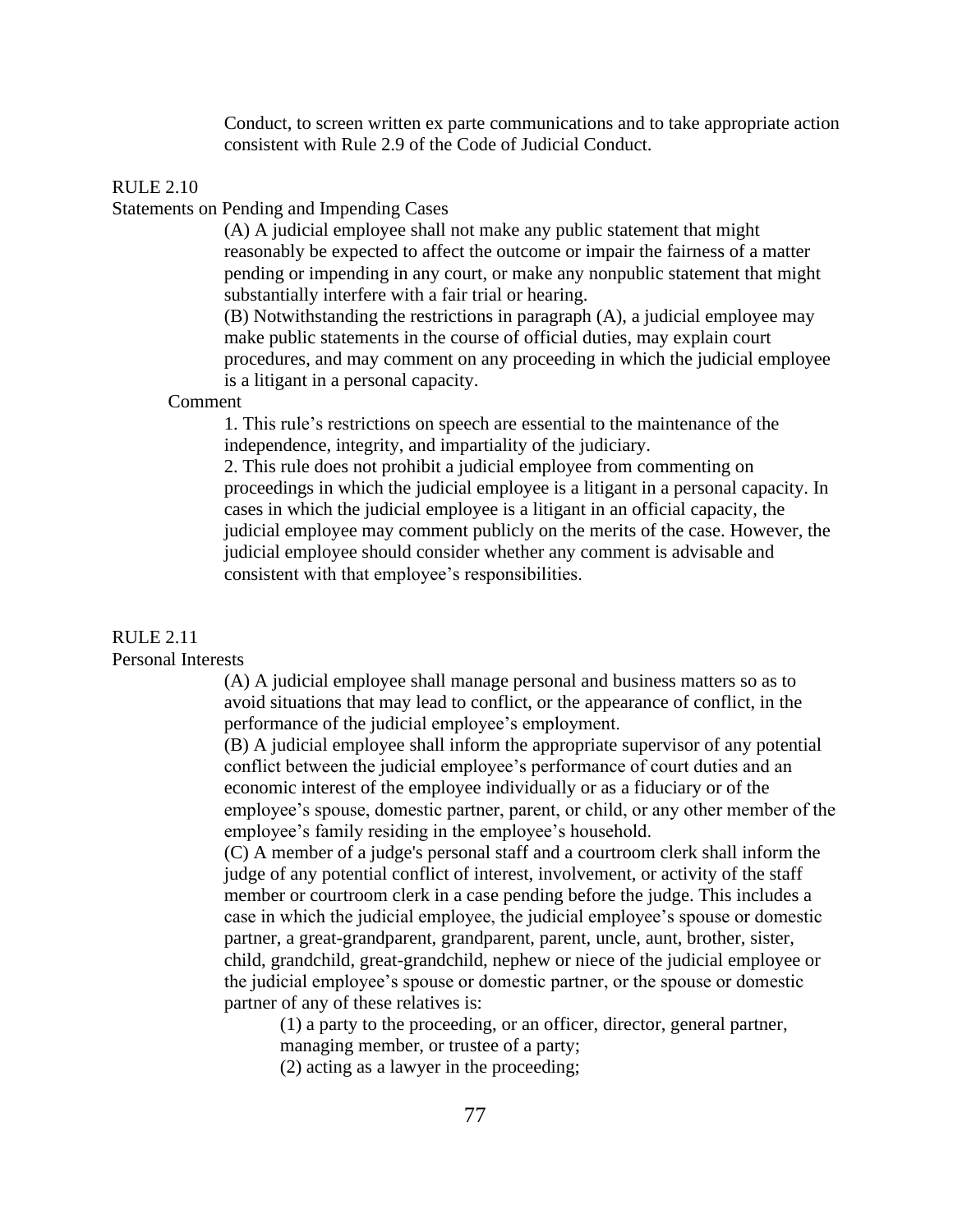Conduct, to screen written ex parte communications and to take appropriate action consistent with Rule 2.9 of the Code of Judicial Conduct.

RULE 2.10

Statements on Pending and Impending Cases

(A) A judicial employee shall not make any public statement that might reasonably be expected to affect the outcome or impair the fairness of a matter pending or impending in any court, or make any nonpublic statement that might substantially interfere with a fair trial or hearing.

(B) Notwithstanding the restrictions in paragraph (A), a judicial employee may make public statements in the course of official duties, may explain court procedures, and may comment on any proceeding in which the judicial employee is a litigant in a personal capacity.

Comment

1. This rule's restrictions on speech are essential to the maintenance of the independence, integrity, and impartiality of the judiciary.

2. This rule does not prohibit a judicial employee from commenting on proceedings in which the judicial employee is a litigant in a personal capacity. In cases in which the judicial employee is a litigant in an official capacity, the judicial employee may comment publicly on the merits of the case. However, the judicial employee should consider whether any comment is advisable and consistent with that employee's responsibilities.

RULE 2.11

Personal Interests

(A) A judicial employee shall manage personal and business matters so as to avoid situations that may lead to conflict, or the appearance of conflict, in the performance of the judicial employee's employment.

(B) A judicial employee shall inform the appropriate supervisor of any potential conflict between the judicial employee's performance of court duties and an economic interest of the employee individually or as a fiduciary or of the employee's spouse, domestic partner, parent, or child, or any other member of the employee's family residing in the employee's household.

(C) A member of a judge's personal staff and a courtroom clerk shall inform the judge of any potential conflict of interest, involvement, or activity of the staff member or courtroom clerk in a case pending before the judge. This includes a case in which the judicial employee, the judicial employee's spouse or domestic partner, a great-grandparent, grandparent, parent, uncle, aunt, brother, sister, child, grandchild, great-grandchild, nephew or niece of the judicial employee or the judicial employee's spouse or domestic partner, or the spouse or domestic partner of any of these relatives is:

(1) a party to the proceeding, or an officer, director, general partner, managing member, or trustee of a party;

(2) acting as a lawyer in the proceeding;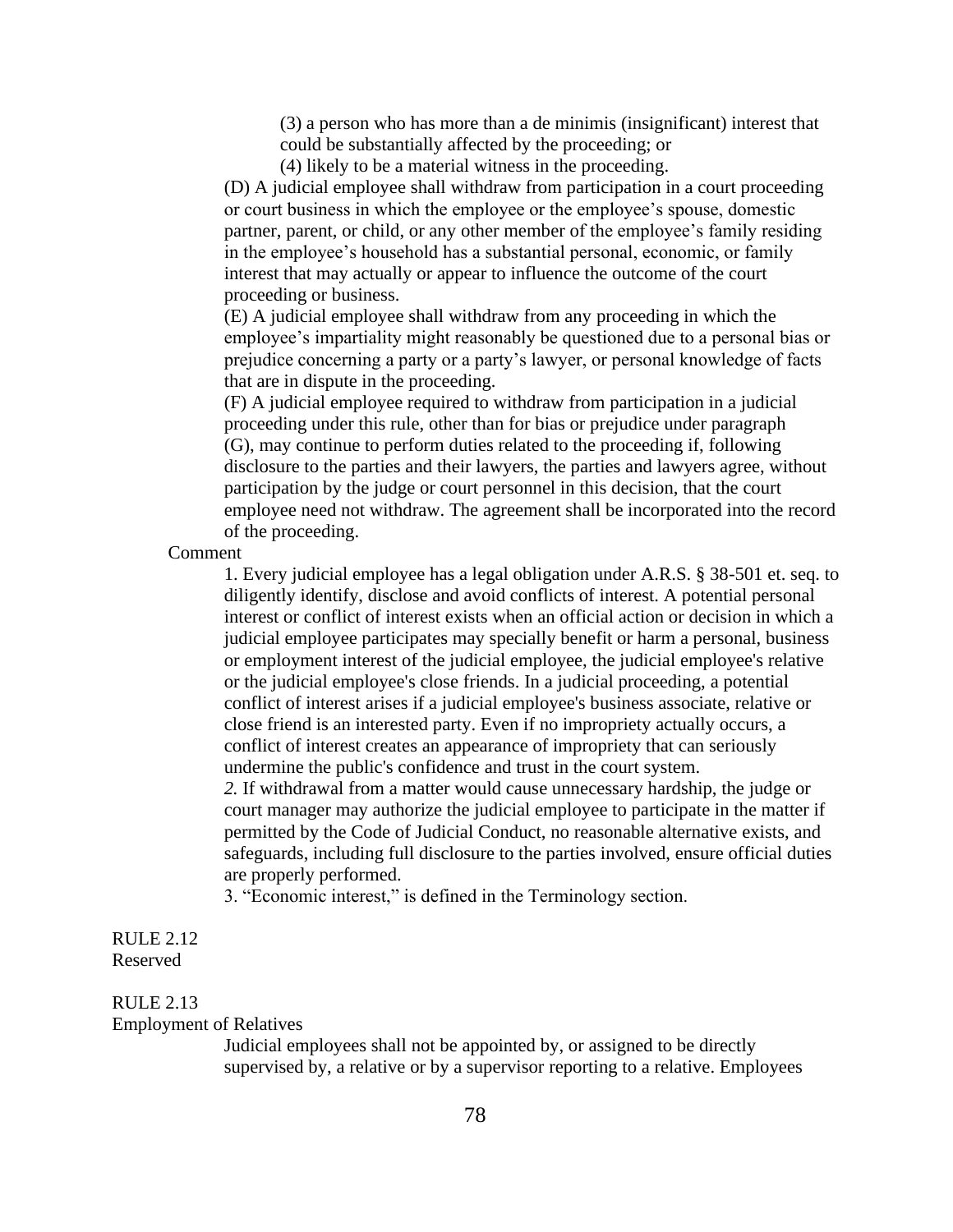(3) a person who has more than a de minimis (insignificant) interest that could be substantially affected by the proceeding; or

(4) likely to be a material witness in the proceeding.

(D) A judicial employee shall withdraw from participation in a court proceeding or court business in which the employee or the employee's spouse, domestic partner, parent, or child, or any other member of the employee's family residing in the employee's household has a substantial personal, economic, or family interest that may actually or appear to influence the outcome of the court proceeding or business.

(E) A judicial employee shall withdraw from any proceeding in which the employee's impartiality might reasonably be questioned due to a personal bias or prejudice concerning a party or a party's lawyer, or personal knowledge of facts that are in dispute in the proceeding.

(F) A judicial employee required to withdraw from participation in a judicial proceeding under this rule, other than for bias or prejudice under paragraph (G), may continue to perform duties related to the proceeding if, following disclosure to the parties and their lawyers, the parties and lawyers agree, without participation by the judge or court personnel in this decision, that the court employee need not withdraw. The agreement shall be incorporated into the record of the proceeding.

Comment

1. Every judicial employee has a legal obligation under A.R.S. § 38-501 et. seq. to diligently identify, disclose and avoid conflicts of interest. A potential personal interest or conflict of interest exists when an official action or decision in which a judicial employee participates may specially benefit or harm a personal, business or employment interest of the judicial employee, the judicial employee's relative or the judicial employee's close friends. In a judicial proceeding, a potential conflict of interest arises if a judicial employee's business associate, relative or close friend is an interested party. Even if no impropriety actually occurs, a conflict of interest creates an appearance of impropriety that can seriously undermine the public's confidence and trust in the court system.

*2.* If withdrawal from a matter would cause unnecessary hardship, the judge or court manager may authorize the judicial employee to participate in the matter if permitted by the Code of Judicial Conduct, no reasonable alternative exists, and safeguards, including full disclosure to the parties involved, ensure official duties are properly performed.

3. "Economic interest," is defined in the Terminology section.

RULE 2.12
Reserved

RULE 2.13
Employment of Relatives

Judicial employees shall not be appointed by, or assigned to be directly supervised by, a relative or by a supervisor reporting to a relative. Employees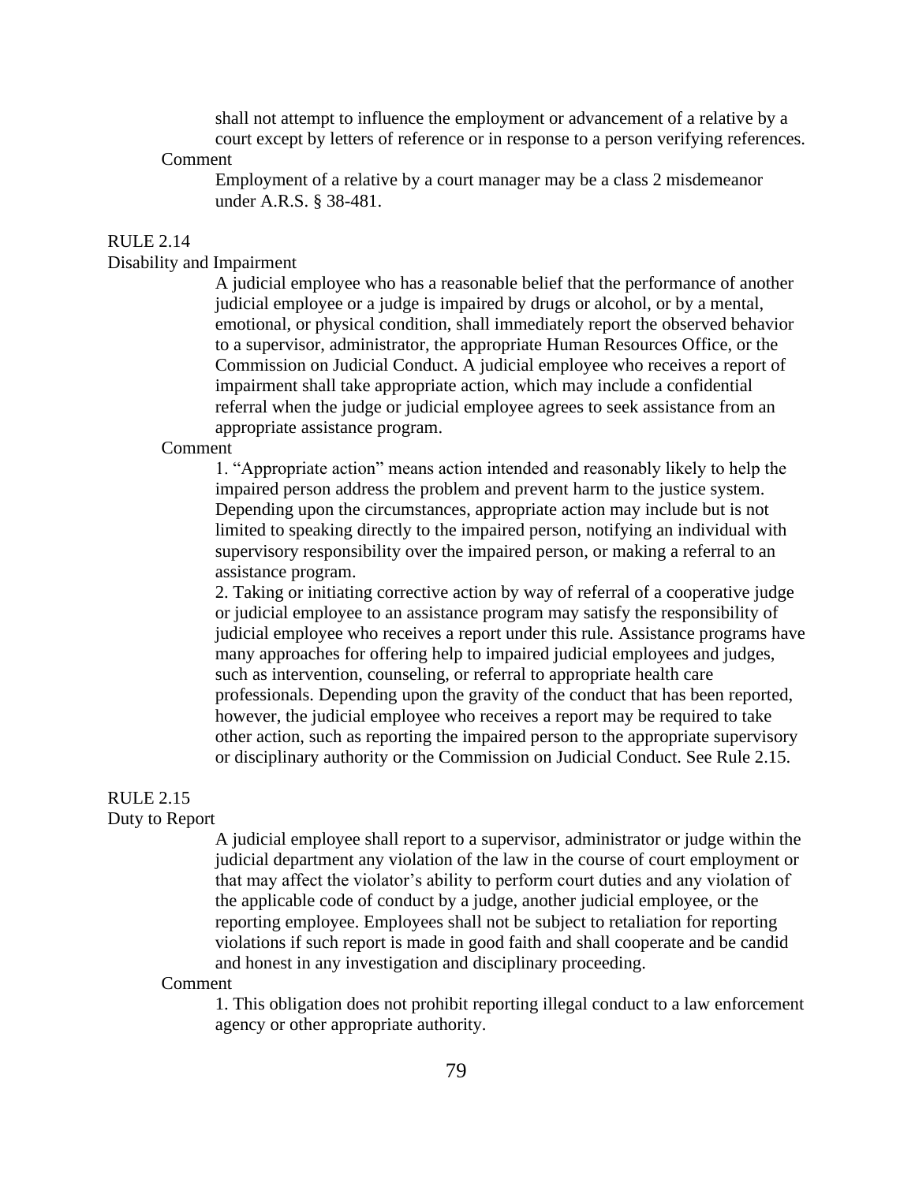shall not attempt to influence the employment or advancement of a relative by a court except by letters of reference or in response to a person verifying references.

Comment

Employment of a relative by a court manager may be a class 2 misdemeanor under A.R.S. § 38-481.

## RULE 2.14

### Disability and Impairment

A judicial employee who has a reasonable belief that the performance of another judicial employee or a judge is impaired by drugs or alcohol, or by a mental, emotional, or physical condition, shall immediately report the observed behavior to a supervisor, administrator, the appropriate Human Resources Office, or the Commission on Judicial Conduct. A judicial employee who receives a report of impairment shall take appropriate action, which may include a confidential referral when the judge or judicial employee agrees to seek assistance from an appropriate assistance program.

Comment

1. "Appropriate action" means action intended and reasonably likely to help the impaired person address the problem and prevent harm to the justice system. Depending upon the circumstances, appropriate action may include but is not limited to speaking directly to the impaired person, notifying an individual with supervisory responsibility over the impaired person, or making a referral to an assistance program.

2. Taking or initiating corrective action by way of referral of a cooperative judge or judicial employee to an assistance program may satisfy the responsibility of judicial employee who receives a report under this rule. Assistance programs have many approaches for offering help to impaired judicial employees and judges, such as intervention, counseling, or referral to appropriate health care professionals. Depending upon the gravity of the conduct that has been reported, however, the judicial employee who receives a report may be required to take other action, such as reporting the impaired person to the appropriate supervisory or disciplinary authority or the Commission on Judicial Conduct. See Rule 2.15.

## RULE 2.15

### Duty to Report

A judicial employee shall report to a supervisor, administrator or judge within the judicial department any violation of the law in the course of court employment or that may affect the violator's ability to perform court duties and any violation of the applicable code of conduct by a judge, another judicial employee, or the reporting employee. Employees shall not be subject to retaliation for reporting violations if such report is made in good faith and shall cooperate and be candid and honest in any investigation and disciplinary proceeding.

Comment

1. This obligation does not prohibit reporting illegal conduct to a law enforcement agency or other appropriate authority.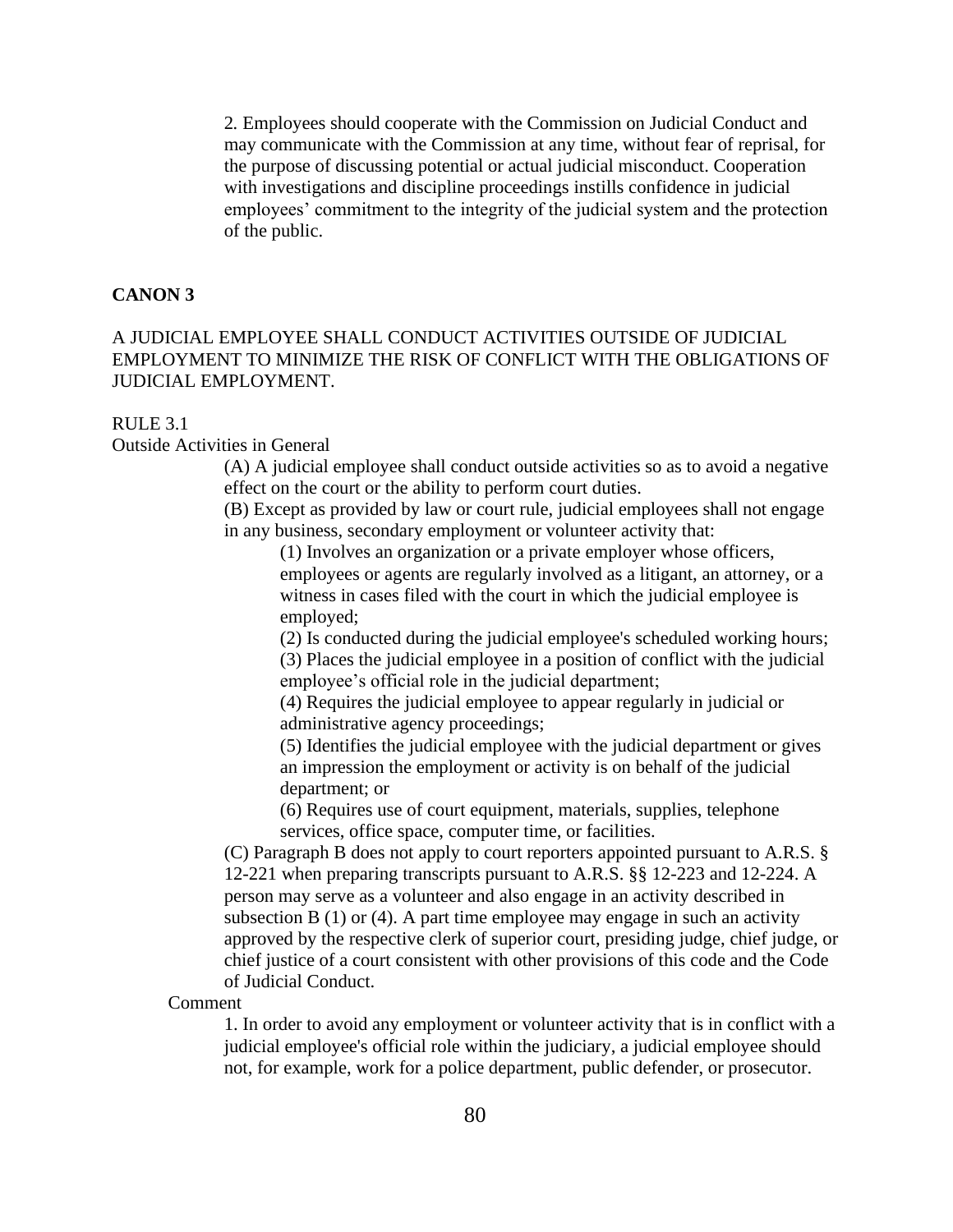2. Employees should cooperate with the Commission on Judicial Conduct and may communicate with the Commission at any time, without fear of reprisal, for the purpose of discussing potential or actual judicial misconduct. Cooperation with investigations and discipline proceedings instills confidence in judicial employees' commitment to the integrity of the judicial system and the protection of the public.

## CANON 3

A JUDICIAL EMPLOYEE SHALL CONDUCT ACTIVITIES OUTSIDE OF JUDICIAL EMPLOYMENT TO MINIMIZE THE RISK OF CONFLICT WITH THE OBLIGATIONS OF JUDICIAL EMPLOYMENT.

RULE 3.1
Outside Activities in General

(A) A judicial employee shall conduct outside activities so as to avoid a negative effect on the court or the ability to perform court duties.

(B) Except as provided by law or court rule, judicial employees shall not engage in any business, secondary employment or volunteer activity that:

(1) Involves an organization or a private employer whose officers, employees or agents are regularly involved as a litigant, an attorney, or a witness in cases filed with the court in which the judicial employee is employed;

(2) Is conducted during the judicial employee's scheduled working hours;

(3) Places the judicial employee in a position of conflict with the judicial employee's official role in the judicial department;

(4) Requires the judicial employee to appear regularly in judicial or administrative agency proceedings;

(5) Identifies the judicial employee with the judicial department or gives an impression the employment or activity is on behalf of the judicial department; or

(6) Requires use of court equipment, materials, supplies, telephone services, office space, computer time, or facilities.

(C) Paragraph B does not apply to court reporters appointed pursuant to A.R.S. § 12-221 when preparing transcripts pursuant to A.R.S. §§ 12-223 and 12-224. A person may serve as a volunteer and also engage in an activity described in subsection B (1) or (4). A part time employee may engage in such an activity approved by the respective clerk of superior court, presiding judge, chief judge, or chief justice of a court consistent with other provisions of this code and the Code of Judicial Conduct.

Comment

1. In order to avoid any employment or volunteer activity that is in conflict with a judicial employee's official role within the judiciary, a judicial employee should not, for example, work for a police department, public defender, or prosecutor.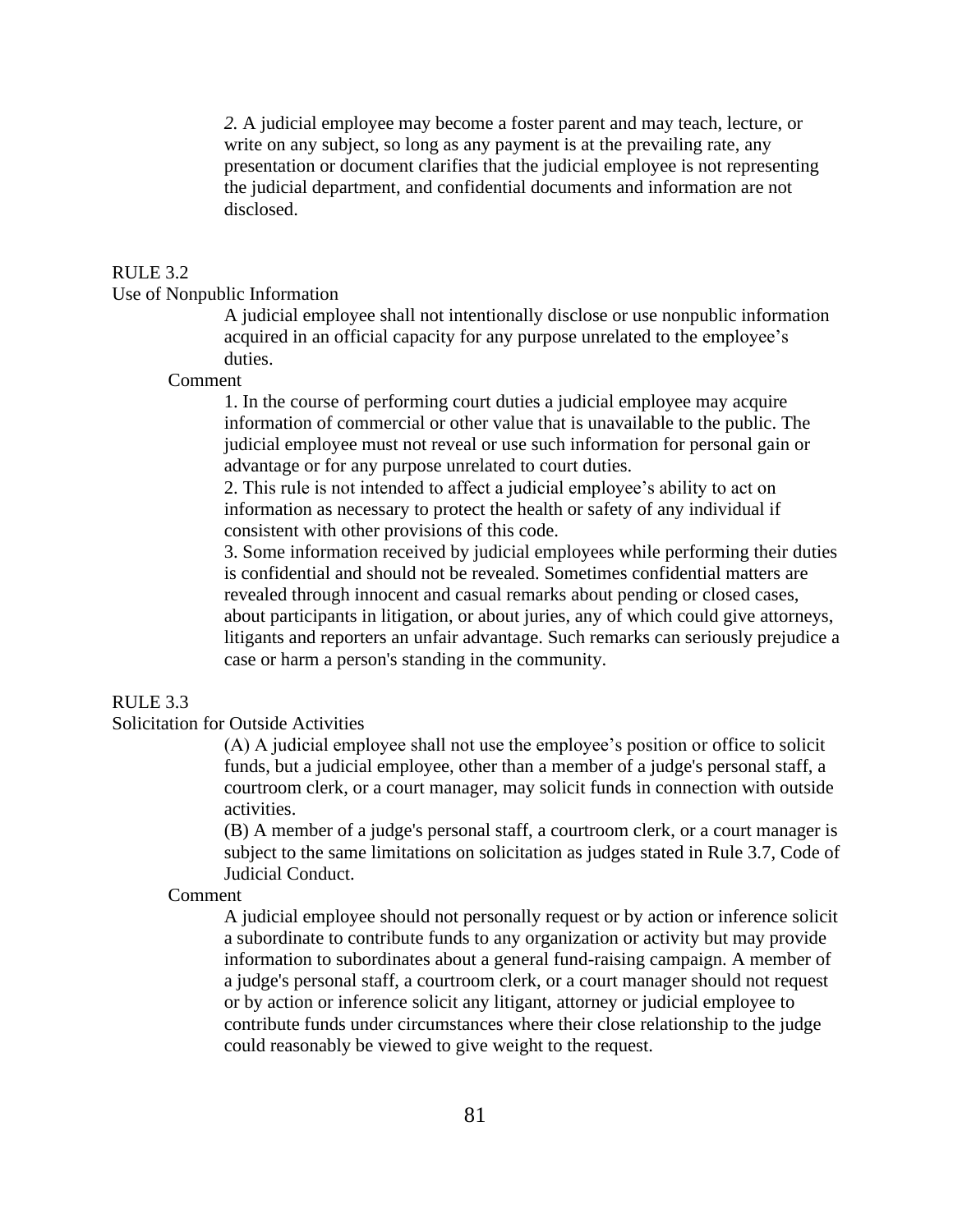*2.* A judicial employee may become a foster parent and may teach, lecture, or write on any subject, so long as any payment is at the prevailing rate, any presentation or document clarifies that the judicial employee is not representing the judicial department, and confidential documents and information are not disclosed.

RULE 3.2
Use of Nonpublic Information

A judicial employee shall not intentionally disclose or use nonpublic information acquired in an official capacity for any purpose unrelated to the employee's duties.

Comment

1. In the course of performing court duties a judicial employee may acquire information of commercial or other value that is unavailable to the public. The judicial employee must not reveal or use such information for personal gain or advantage or for any purpose unrelated to court duties.
2. This rule is not intended to affect a judicial employee's ability to act on information as necessary to protect the health or safety of any individual if consistent with other provisions of this code.
3. Some information received by judicial employees while performing their duties is confidential and should not be revealed. Sometimes confidential matters are revealed through innocent and casual remarks about pending or closed cases, about participants in litigation, or about juries, any of which could give attorneys, litigants and reporters an unfair advantage. Such remarks can seriously prejudice a case or harm a person's standing in the community.

RULE 3.3
Solicitation for Outside Activities

(A) A judicial employee shall not use the employee's position or office to solicit funds, but a judicial employee, other than a member of a judge's personal staff, a courtroom clerk, or a court manager, may solicit funds in connection with outside activities.
(B) A member of a judge's personal staff, a courtroom clerk, or a court manager is subject to the same limitations on solicitation as judges stated in Rule 3.7, Code of Judicial Conduct.

Comment

A judicial employee should not personally request or by action or inference solicit a subordinate to contribute funds to any organization or activity but may provide information to subordinates about a general fund-raising campaign. A member of a judge's personal staff, a courtroom clerk, or a court manager should not request or by action or inference solicit any litigant, attorney or judicial employee to contribute funds under circumstances where their close relationship to the judge could reasonably be viewed to give weight to the request.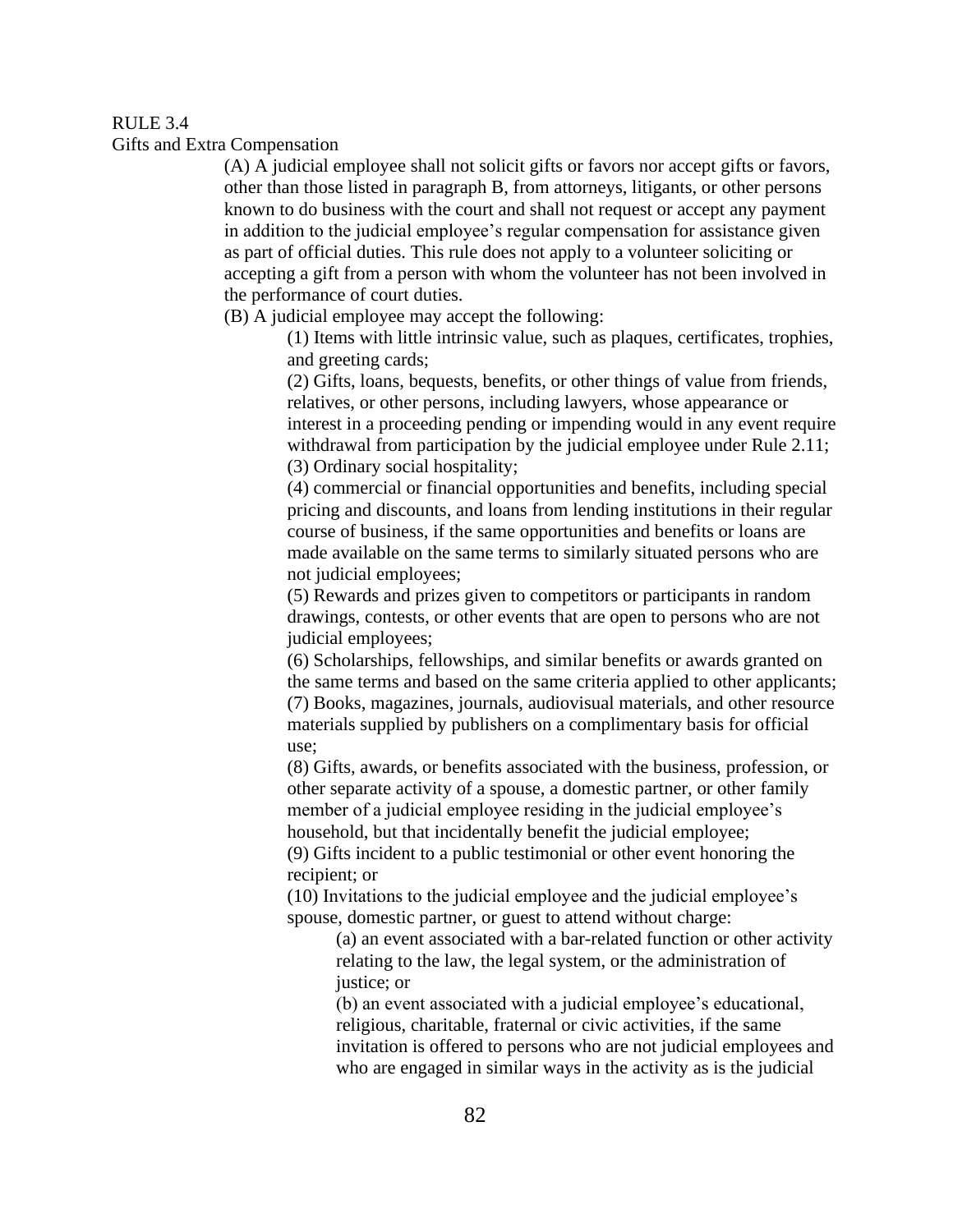## RULE 3.4
### Gifts and Extra Compensation

(A) A judicial employee shall not solicit gifts or favors nor accept gifts or favors, other than those listed in paragraph B, from attorneys, litigants, or other persons known to do business with the court and shall not request or accept any payment in addition to the judicial employee's regular compensation for assistance given as part of official duties. This rule does not apply to a volunteer soliciting or accepting a gift from a person with whom the volunteer has not been involved in the performance of court duties.

(B) A judicial employee may accept the following:

(1) Items with little intrinsic value, such as plaques, certificates, trophies, and greeting cards;

(2) Gifts, loans, bequests, benefits, or other things of value from friends, relatives, or other persons, including lawyers, whose appearance or interest in a proceeding pending or impending would in any event require withdrawal from participation by the judicial employee under Rule 2.11;

(3) Ordinary social hospitality;

(4) commercial or financial opportunities and benefits, including special pricing and discounts, and loans from lending institutions in their regular course of business, if the same opportunities and benefits or loans are made available on the same terms to similarly situated persons who are not judicial employees;

(5) Rewards and prizes given to competitors or participants in random drawings, contests, or other events that are open to persons who are not judicial employees;

(6) Scholarships, fellowships, and similar benefits or awards granted on the same terms and based on the same criteria applied to other applicants;

(7) Books, magazines, journals, audiovisual materials, and other resource materials supplied by publishers on a complimentary basis for official use;

(8) Gifts, awards, or benefits associated with the business, profession, or other separate activity of a spouse, a domestic partner, or other family member of a judicial employee residing in the judicial employee's household, but that incidentally benefit the judicial employee;

(9) Gifts incident to a public testimonial or other event honoring the recipient; or

(10) Invitations to the judicial employee and the judicial employee's spouse, domestic partner, or guest to attend without charge:

(a) an event associated with a bar-related function or other activity relating to the law, the legal system, or the administration of justice; or

(b) an event associated with a judicial employee's educational, religious, charitable, fraternal or civic activities, if the same invitation is offered to persons who are not judicial employees and who are engaged in similar ways in the activity as is the judicial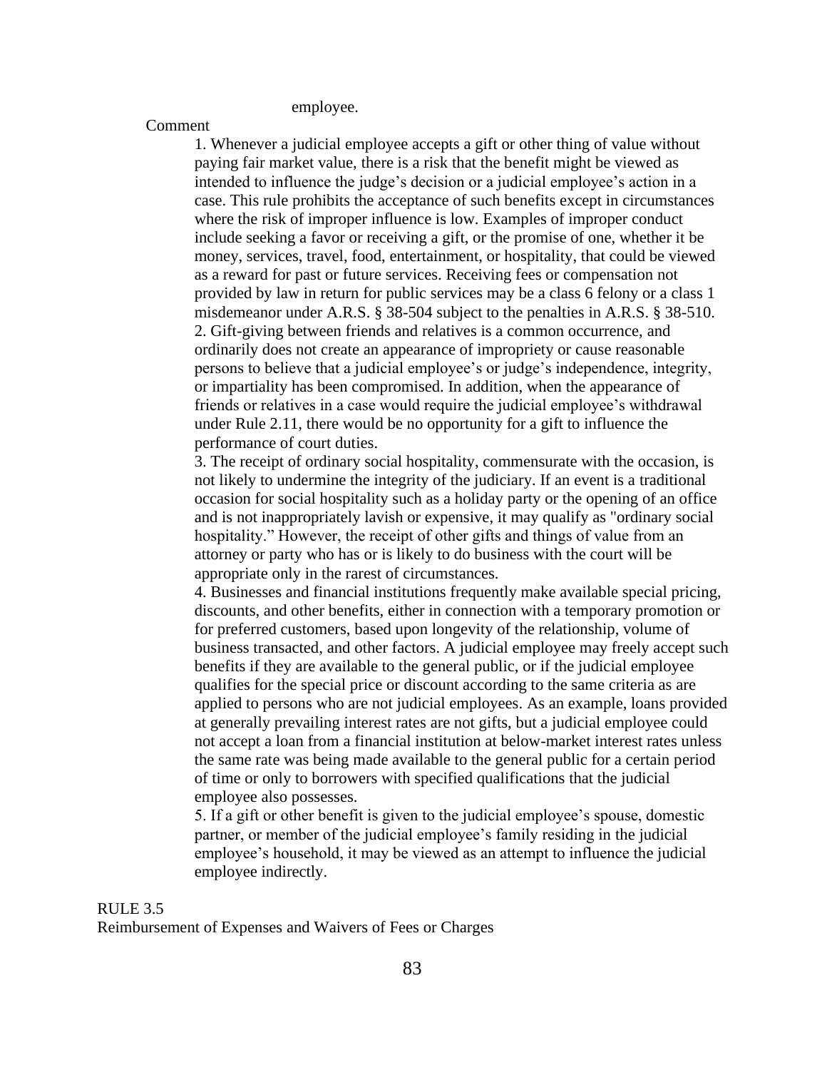employee.

Comment

1. Whenever a judicial employee accepts a gift or other thing of value without paying fair market value, there is a risk that the benefit might be viewed as intended to influence the judge's decision or a judicial employee's action in a case. This rule prohibits the acceptance of such benefits except in circumstances where the risk of improper influence is low. Examples of improper conduct include seeking a favor or receiving a gift, or the promise of one, whether it be money, services, travel, food, entertainment, or hospitality, that could be viewed as a reward for past or future services. Receiving fees or compensation not provided by law in return for public services may be a class 6 felony or a class 1 misdemeanor under A.R.S. § 38-504 subject to the penalties in A.R.S. § 38-510.
2. Gift-giving between friends and relatives is a common occurrence, and ordinarily does not create an appearance of impropriety or cause reasonable persons to believe that a judicial employee's or judge's independence, integrity, or impartiality has been compromised. In addition, when the appearance of friends or relatives in a case would require the judicial employee's withdrawal under Rule 2.11, there would be no opportunity for a gift to influence the performance of court duties.
3. The receipt of ordinary social hospitality, commensurate with the occasion, is not likely to undermine the integrity of the judiciary. If an event is a traditional occasion for social hospitality such as a holiday party or the opening of an office and is not inappropriately lavish or expensive, it may qualify as "ordinary social hospitality." However, the receipt of other gifts and things of value from an attorney or party who has or is likely to do business with the court will be appropriate only in the rarest of circumstances.
4. Businesses and financial institutions frequently make available special pricing, discounts, and other benefits, either in connection with a temporary promotion or for preferred customers, based upon longevity of the relationship, volume of business transacted, and other factors. A judicial employee may freely accept such benefits if they are available to the general public, or if the judicial employee qualifies for the special price or discount according to the same criteria as are applied to persons who are not judicial employees. As an example, loans provided at generally prevailing interest rates are not gifts, but a judicial employee could not accept a loan from a financial institution at below-market interest rates unless the same rate was being made available to the general public for a certain period of time or only to borrowers with specified qualifications that the judicial employee also possesses.
5. If a gift or other benefit is given to the judicial employee's spouse, domestic partner, or member of the judicial employee's family residing in the judicial employee's household, it may be viewed as an attempt to influence the judicial employee indirectly.

RULE 3.5
Reimbursement of Expenses and Waivers of Fees or Charges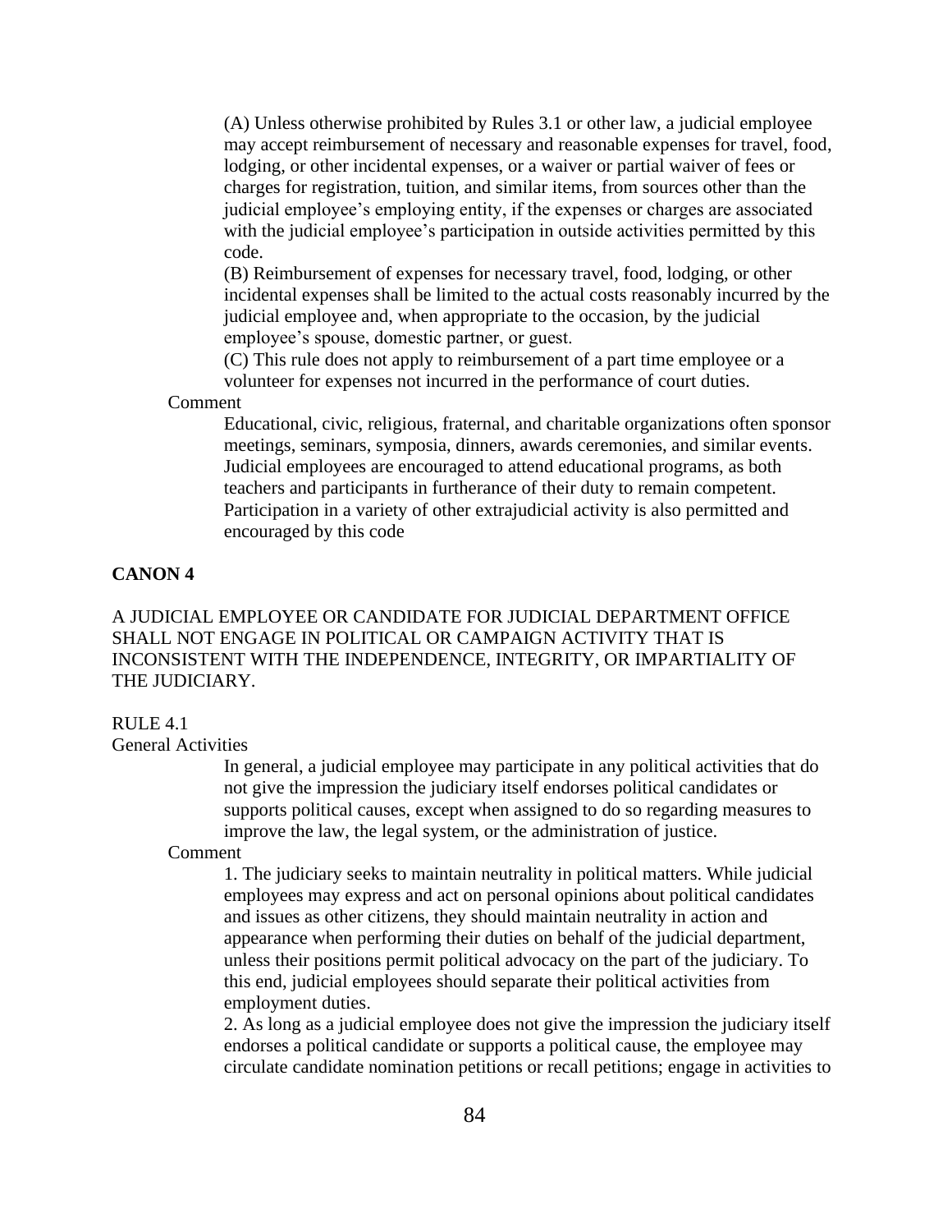(A) Unless otherwise prohibited by Rules 3.1 or other law, a judicial employee may accept reimbursement of necessary and reasonable expenses for travel, food, lodging, or other incidental expenses, or a waiver or partial waiver of fees or charges for registration, tuition, and similar items, from sources other than the judicial employee's employing entity, if the expenses or charges are associated with the judicial employee's participation in outside activities permitted by this code.

(B) Reimbursement of expenses for necessary travel, food, lodging, or other incidental expenses shall be limited to the actual costs reasonably incurred by the judicial employee and, when appropriate to the occasion, by the judicial employee's spouse, domestic partner, or guest.

(C) This rule does not apply to reimbursement of a part time employee or a volunteer for expenses not incurred in the performance of court duties.

Comment

Educational, civic, religious, fraternal, and charitable organizations often sponsor meetings, seminars, symposia, dinners, awards ceremonies, and similar events. Judicial employees are encouraged to attend educational programs, as both teachers and participants in furtherance of their duty to remain competent. Participation in a variety of other extrajudicial activity is also permitted and encouraged by this code

## CANON 4

A JUDICIAL EMPLOYEE OR CANDIDATE FOR JUDICIAL DEPARTMENT OFFICE SHALL NOT ENGAGE IN POLITICAL OR CAMPAIGN ACTIVITY THAT IS INCONSISTENT WITH THE INDEPENDENCE, INTEGRITY, OR IMPARTIALITY OF THE JUDICIARY.

RULE 4.1
General Activities

In general, a judicial employee may participate in any political activities that do not give the impression the judiciary itself endorses political candidates or supports political causes, except when assigned to do so regarding measures to improve the law, the legal system, or the administration of justice.

Comment

1. The judiciary seeks to maintain neutrality in political matters. While judicial employees may express and act on personal opinions about political candidates and issues as other citizens, they should maintain neutrality in action and appearance when performing their duties on behalf of the judicial department, unless their positions permit political advocacy on the part of the judiciary. To this end, judicial employees should separate their political activities from employment duties.

2. As long as a judicial employee does not give the impression the judiciary itself endorses a political candidate or supports a political cause, the employee may circulate candidate nomination petitions or recall petitions; engage in activities to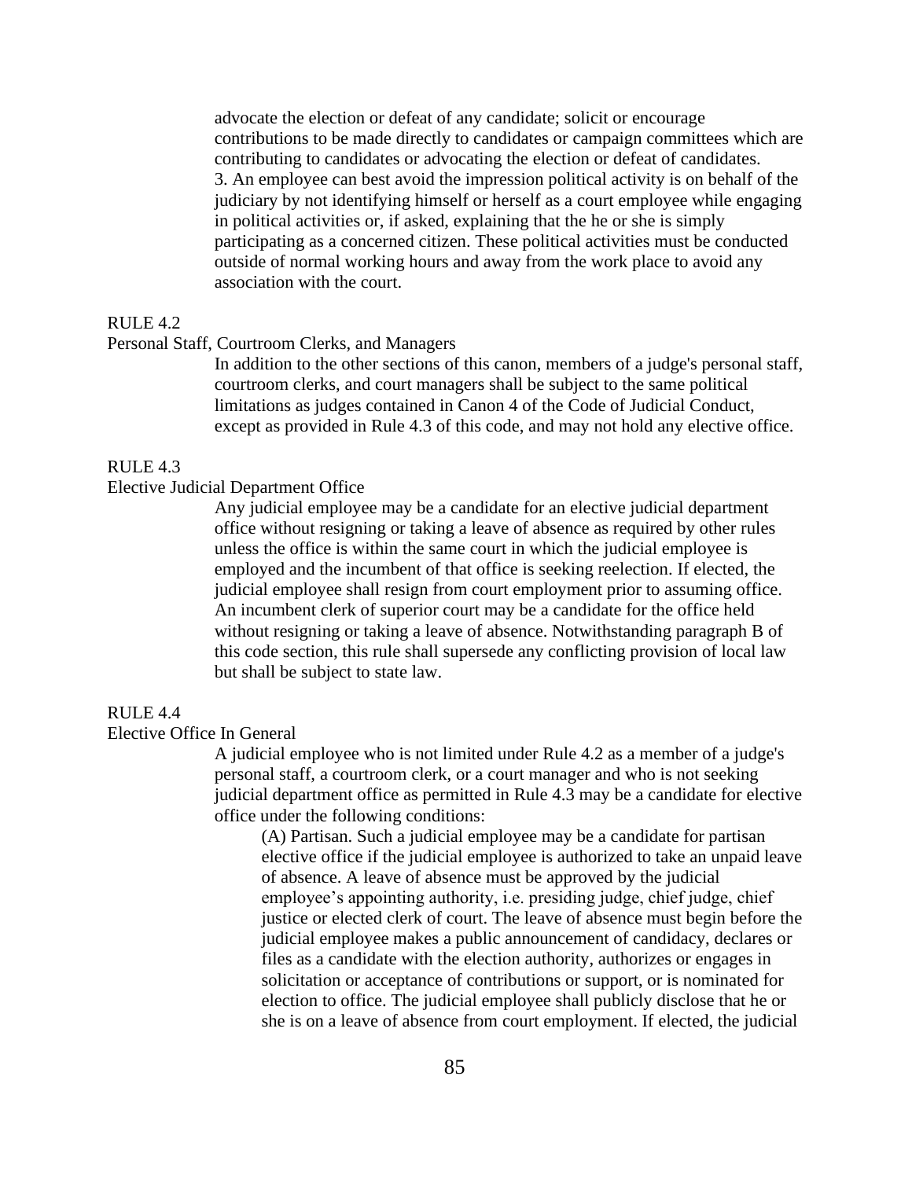advocate the election or defeat of any candidate; solicit or encourage contributions to be made directly to candidates or campaign committees which are contributing to candidates or advocating the election or defeat of candidates.

3. An employee can best avoid the impression political activity is on behalf of the judiciary by not identifying himself or herself as a court employee while engaging in political activities or, if asked, explaining that the he or she is simply participating as a concerned citizen. These political activities must be conducted outside of normal working hours and away from the work place to avoid any association with the court.

RULE 4.2

Personal Staff, Courtroom Clerks, and Managers

In addition to the other sections of this canon, members of a judge's personal staff, courtroom clerks, and court managers shall be subject to the same political limitations as judges contained in Canon 4 of the Code of Judicial Conduct, except as provided in Rule 4.3 of this code, and may not hold any elective office.

RULE 4.3

Elective Judicial Department Office

Any judicial employee may be a candidate for an elective judicial department office without resigning or taking a leave of absence as required by other rules unless the office is within the same court in which the judicial employee is employed and the incumbent of that office is seeking reelection. If elected, the judicial employee shall resign from court employment prior to assuming office. An incumbent clerk of superior court may be a candidate for the office held without resigning or taking a leave of absence. Notwithstanding paragraph B of this code section, this rule shall supersede any conflicting provision of local law but shall be subject to state law.

RULE 4.4

Elective Office In General

A judicial employee who is not limited under Rule 4.2 as a member of a judge's personal staff, a courtroom clerk, or a court manager and who is not seeking judicial department office as permitted in Rule 4.3 may be a candidate for elective office under the following conditions:

(A) Partisan. Such a judicial employee may be a candidate for partisan elective office if the judicial employee is authorized to take an unpaid leave of absence. A leave of absence must be approved by the judicial employee's appointing authority, i.e. presiding judge, chief judge, chief justice or elected clerk of court. The leave of absence must begin before the judicial employee makes a public announcement of candidacy, declares or files as a candidate with the election authority, authorizes or engages in solicitation or acceptance of contributions or support, or is nominated for election to office. The judicial employee shall publicly disclose that he or she is on a leave of absence from court employment. If elected, the judicial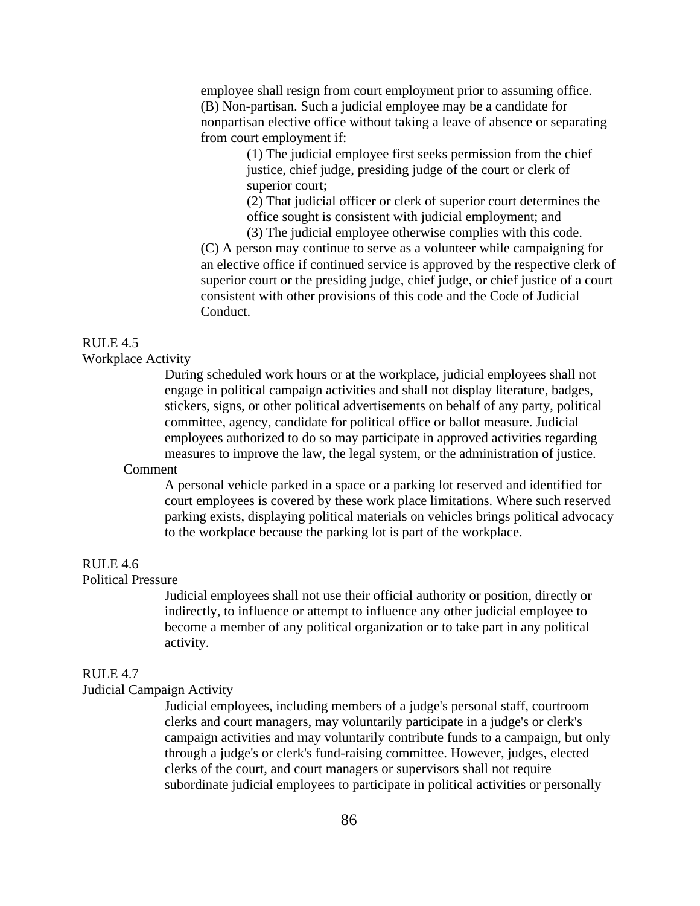employee shall resign from court employment prior to assuming office.

(B) Non-partisan. Such a judicial employee may be a candidate for nonpartisan elective office without taking a leave of absence or separating from court employment if:

(1) The judicial employee first seeks permission from the chief justice, chief judge, presiding judge of the court or clerk of superior court;

(2) That judicial officer or clerk of superior court determines the office sought is consistent with judicial employment; and

(3) The judicial employee otherwise complies with this code.

(C) A person may continue to serve as a volunteer while campaigning for an elective office if continued service is approved by the respective clerk of superior court or the presiding judge, chief judge, or chief justice of a court consistent with other provisions of this code and the Code of Judicial Conduct.

RULE 4.5

Workplace Activity

During scheduled work hours or at the workplace, judicial employees shall not engage in political campaign activities and shall not display literature, badges, stickers, signs, or other political advertisements on behalf of any party, political committee, agency, candidate for political office or ballot measure. Judicial employees authorized to do so may participate in approved activities regarding measures to improve the law, the legal system, or the administration of justice.

Comment

A personal vehicle parked in a space or a parking lot reserved and identified for court employees is covered by these work place limitations. Where such reserved parking exists, displaying political materials on vehicles brings political advocacy to the workplace because the parking lot is part of the workplace.

RULE 4.6

Political Pressure

Judicial employees shall not use their official authority or position, directly or indirectly, to influence or attempt to influence any other judicial employee to become a member of any political organization or to take part in any political activity.

RULE 4.7

Judicial Campaign Activity

Judicial employees, including members of a judge's personal staff, courtroom clerks and court managers, may voluntarily participate in a judge's or clerk's campaign activities and may voluntarily contribute funds to a campaign, but only through a judge's or clerk's fund-raising committee. However, judges, elected clerks of the court, and court managers or supervisors shall not require subordinate judicial employees to participate in political activities or personally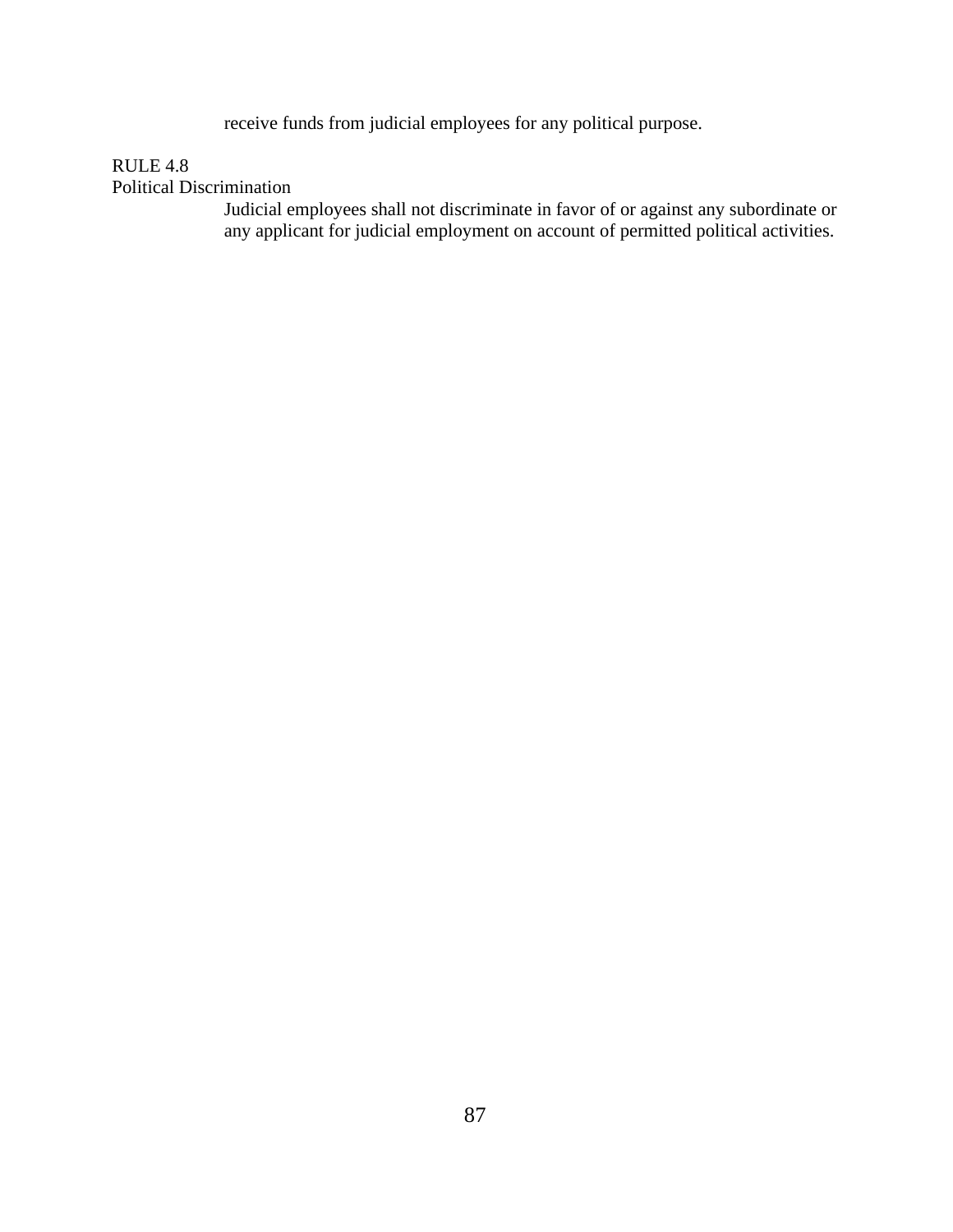receive funds from judicial employees for any political purpose.

RULE 4.8
Political Discrimination

Judicial employees shall not discriminate in favor of or against any subordinate or any applicant for judicial employment on account of permitted political activities.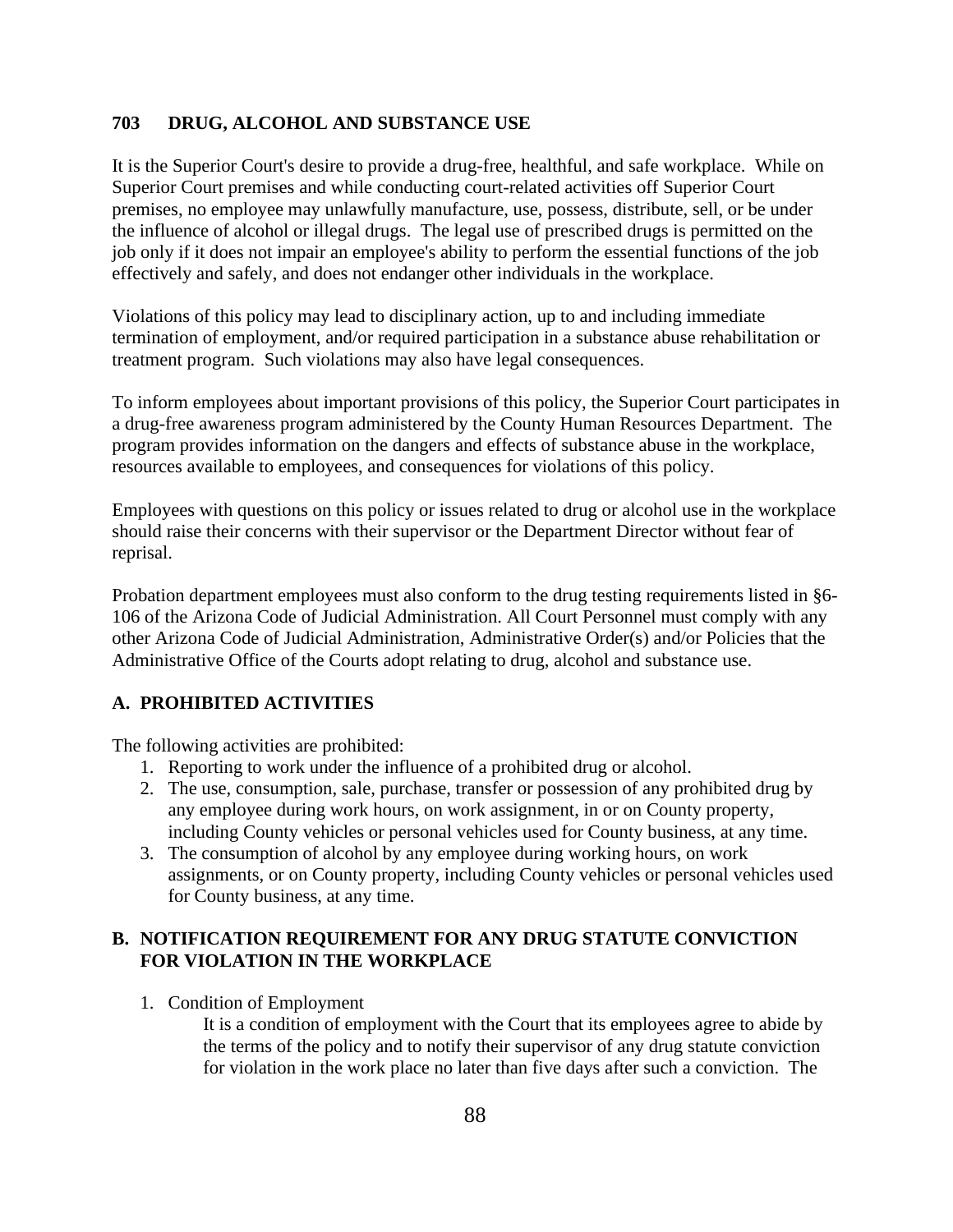## 703 DRUG, ALCOHOL AND SUBSTANCE USE

It is the Superior Court's desire to provide a drug-free, healthful, and safe workplace. While on Superior Court premises and while conducting court-related activities off Superior Court premises, no employee may unlawfully manufacture, use, possess, distribute, sell, or be under the influence of alcohol or illegal drugs. The legal use of prescribed drugs is permitted on the job only if it does not impair an employee's ability to perform the essential functions of the job effectively and safely, and does not endanger other individuals in the workplace.

Violations of this policy may lead to disciplinary action, up to and including immediate termination of employment, and/or required participation in a substance abuse rehabilitation or treatment program. Such violations may also have legal consequences.

To inform employees about important provisions of this policy, the Superior Court participates in a drug-free awareness program administered by the County Human Resources Department. The program provides information on the dangers and effects of substance abuse in the workplace, resources available to employees, and consequences for violations of this policy.

Employees with questions on this policy or issues related to drug or alcohol use in the workplace should raise their concerns with their supervisor or the Department Director without fear of reprisal.

Probation department employees must also conform to the drug testing requirements listed in §6-106 of the Arizona Code of Judicial Administration. All Court Personnel must comply with any other Arizona Code of Judicial Administration, Administrative Order(s) and/or Policies that the Administrative Office of the Courts adopt relating to drug, alcohol and substance use.

### A. PROHIBITED ACTIVITIES

The following activities are prohibited:

1. Reporting to work under the influence of a prohibited drug or alcohol.
2. The use, consumption, sale, purchase, transfer or possession of any prohibited drug by any employee during work hours, on work assignment, in or on County property, including County vehicles or personal vehicles used for County business, at any time.
3. The consumption of alcohol by any employee during working hours, on work assignments, or on County property, including County vehicles or personal vehicles used for County business, at any time.

### B. NOTIFICATION REQUIREMENT FOR ANY DRUG STATUTE CONVICTION FOR VIOLATION IN THE WORKPLACE

1. Condition of Employment

   It is a condition of employment with the Court that its employees agree to abide by the terms of the policy and to notify their supervisor of any drug statute conviction for violation in the work place no later than five days after such a conviction. The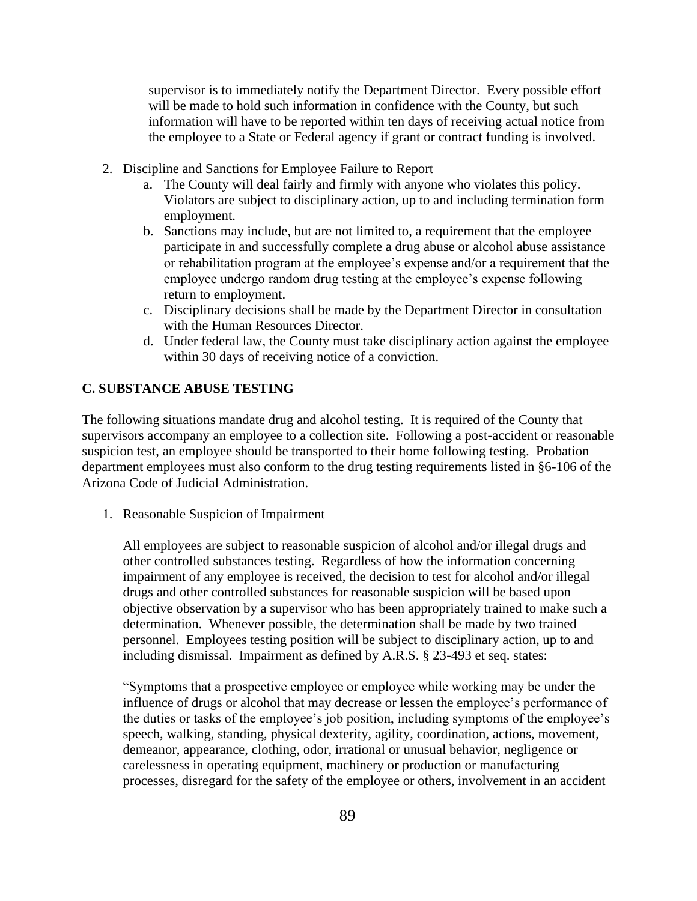supervisor is to immediately notify the Department Director. Every possible effort will be made to hold such information in confidence with the County, but such information will have to be reported within ten days of receiving actual notice from the employee to a State or Federal agency if grant or contract funding is involved.

2. Discipline and Sanctions for Employee Failure to Report
   a. The County will deal fairly and firmly with anyone who violates this policy. Violators are subject to disciplinary action, up to and including termination form employment.
   b. Sanctions may include, but are not limited to, a requirement that the employee participate in and successfully complete a drug abuse or alcohol abuse assistance or rehabilitation program at the employee's expense and/or a requirement that the employee undergo random drug testing at the employee's expense following return to employment.
   c. Disciplinary decisions shall be made by the Department Director in consultation with the Human Resources Director.
   d. Under federal law, the County must take disciplinary action against the employee within 30 days of receiving notice of a conviction.

### C. SUBSTANCE ABUSE TESTING

The following situations mandate drug and alcohol testing. It is required of the County that supervisors accompany an employee to a collection site. Following a post-accident or reasonable suspicion test, an employee should be transported to their home following testing. Probation department employees must also conform to the drug testing requirements listed in §6-106 of the Arizona Code of Judicial Administration.

1. Reasonable Suspicion of Impairment

   All employees are subject to reasonable suspicion of alcohol and/or illegal drugs and other controlled substances testing. Regardless of how the information concerning impairment of any employee is received, the decision to test for alcohol and/or illegal drugs and other controlled substances for reasonable suspicion will be based upon objective observation by a supervisor who has been appropriately trained to make such a determination. Whenever possible, the determination shall be made by two trained personnel. Employees testing position will be subject to disciplinary action, up to and including dismissal. Impairment as defined by A.R.S. § 23-493 et seq. states:

   "Symptoms that a prospective employee or employee while working may be under the influence of drugs or alcohol that may decrease or lessen the employee's performance of the duties or tasks of the employee's job position, including symptoms of the employee's speech, walking, standing, physical dexterity, agility, coordination, actions, movement, demeanor, appearance, clothing, odor, irrational or unusual behavior, negligence or carelessness in operating equipment, machinery or production or manufacturing processes, disregard for the safety of the employee or others, involvement in an accident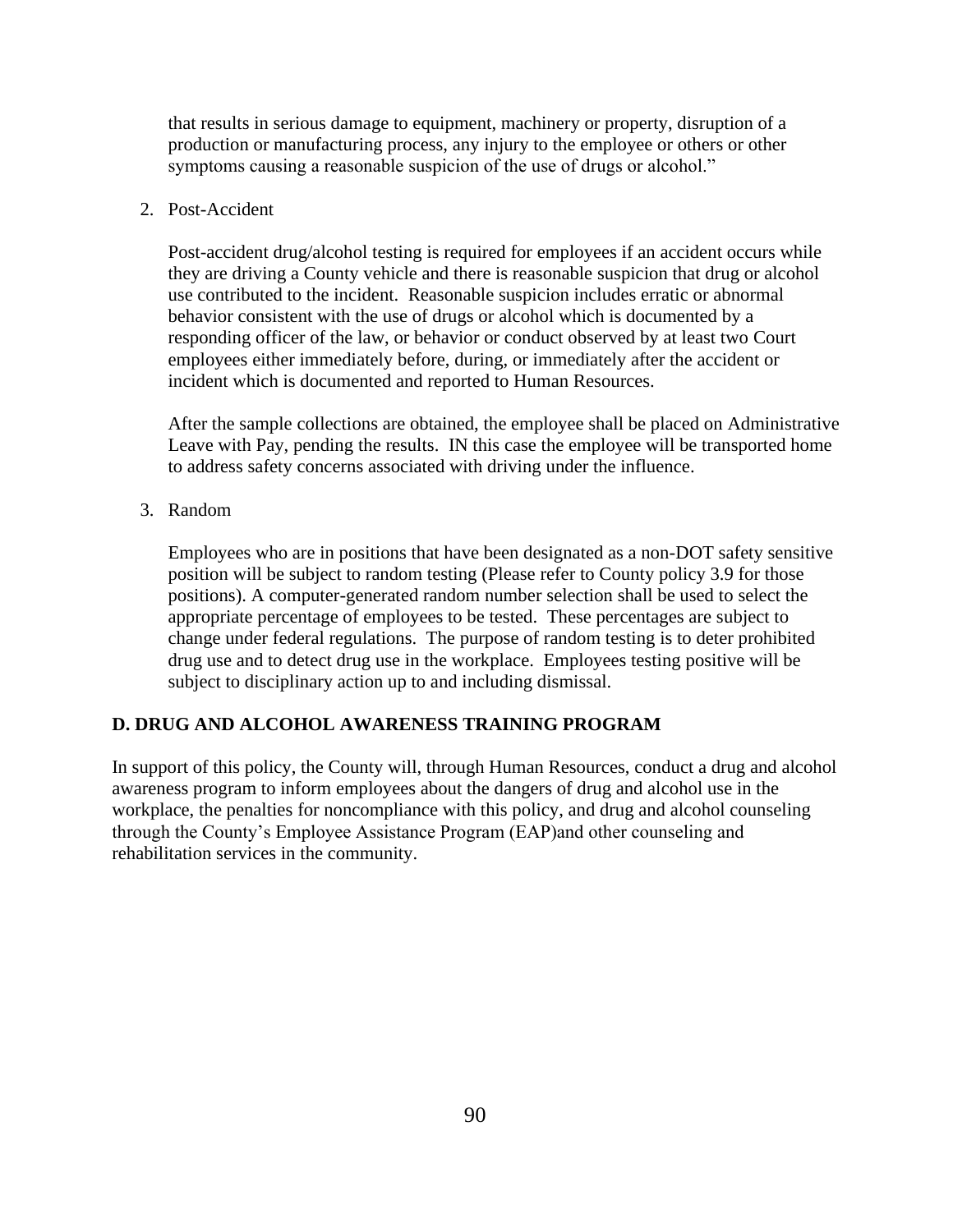that results in serious damage to equipment, machinery or property, disruption of a production or manufacturing process, any injury to the employee or others or other symptoms causing a reasonable suspicion of the use of drugs or alcohol."

2. Post-Accident

   Post-accident drug/alcohol testing is required for employees if an accident occurs while they are driving a County vehicle and there is reasonable suspicion that drug or alcohol use contributed to the incident. Reasonable suspicion includes erratic or abnormal behavior consistent with the use of drugs or alcohol which is documented by a responding officer of the law, or behavior or conduct observed by at least two Court employees either immediately before, during, or immediately after the accident or incident which is documented and reported to Human Resources.

   After the sample collections are obtained, the employee shall be placed on Administrative Leave with Pay, pending the results. IN this case the employee will be transported home to address safety concerns associated with driving under the influence.

3. Random

   Employees who are in positions that have been designated as a non-DOT safety sensitive position will be subject to random testing (Please refer to County policy 3.9 for those positions). A computer-generated random number selection shall be used to select the appropriate percentage of employees to be tested. These percentages are subject to change under federal regulations. The purpose of random testing is to deter prohibited drug use and to detect drug use in the workplace. Employees testing positive will be subject to disciplinary action up to and including dismissal.

## D. DRUG AND ALCOHOL AWARENESS TRAINING PROGRAM

In support of this policy, the County will, through Human Resources, conduct a drug and alcohol awareness program to inform employees about the dangers of drug and alcohol use in the workplace, the penalties for noncompliance with this policy, and drug and alcohol counseling through the County's Employee Assistance Program (EAP)and other counseling and rehabilitation services in the community.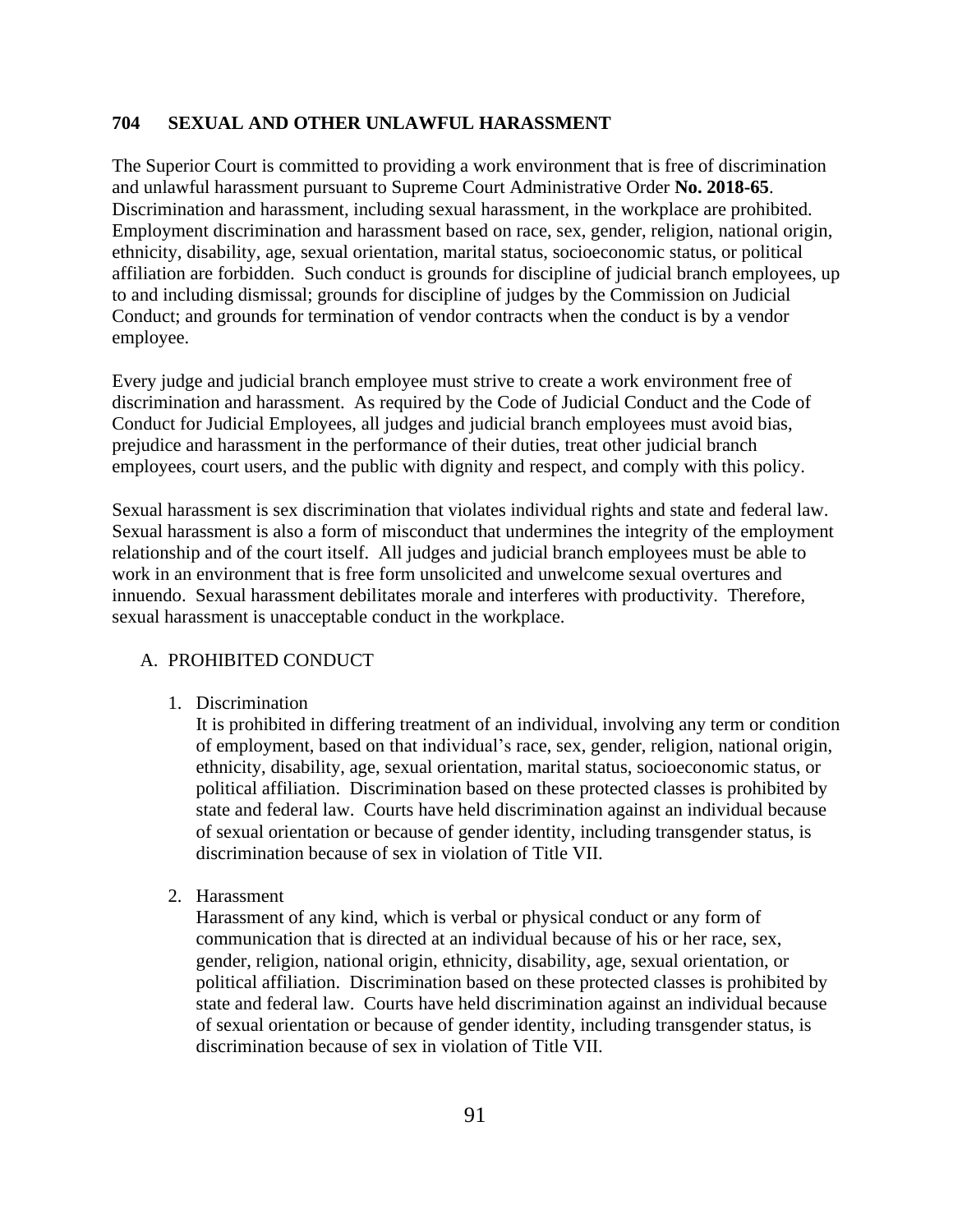## 704 SEXUAL AND OTHER UNLAWFUL HARASSMENT

The Superior Court is committed to providing a work environment that is free of discrimination and unlawful harassment pursuant to Supreme Court Administrative Order **No. 2018-65**. Discrimination and harassment, including sexual harassment, in the workplace are prohibited. Employment discrimination and harassment based on race, sex, gender, religion, national origin, ethnicity, disability, age, sexual orientation, marital status, socioeconomic status, or political affiliation are forbidden. Such conduct is grounds for discipline of judicial branch employees, up to and including dismissal; grounds for discipline of judges by the Commission on Judicial Conduct; and grounds for termination of vendor contracts when the conduct is by a vendor employee.

Every judge and judicial branch employee must strive to create a work environment free of discrimination and harassment. As required by the Code of Judicial Conduct and the Code of Conduct for Judicial Employees, all judges and judicial branch employees must avoid bias, prejudice and harassment in the performance of their duties, treat other judicial branch employees, court users, and the public with dignity and respect, and comply with this policy.

Sexual harassment is sex discrimination that violates individual rights and state and federal law. Sexual harassment is also a form of misconduct that undermines the integrity of the employment relationship and of the court itself. All judges and judicial branch employees must be able to work in an environment that is free form unsolicited and unwelcome sexual overtures and innuendo. Sexual harassment debilitates morale and interferes with productivity. Therefore, sexual harassment is unacceptable conduct in the workplace.

A. PROHIBITED CONDUCT

1. Discrimination
   It is prohibited in differing treatment of an individual, involving any term or condition of employment, based on that individual's race, sex, gender, religion, national origin, ethnicity, disability, age, sexual orientation, marital status, socioeconomic status, or political affiliation. Discrimination based on these protected classes is prohibited by state and federal law. Courts have held discrimination against an individual because of sexual orientation or because of gender identity, including transgender status, is discrimination because of sex in violation of Title VII.

2. Harassment
   Harassment of any kind, which is verbal or physical conduct or any form of communication that is directed at an individual because of his or her race, sex, gender, religion, national origin, ethnicity, disability, age, sexual orientation, or political affiliation. Discrimination based on these protected classes is prohibited by state and federal law. Courts have held discrimination against an individual because of sexual orientation or because of gender identity, including transgender status, is discrimination because of sex in violation of Title VII.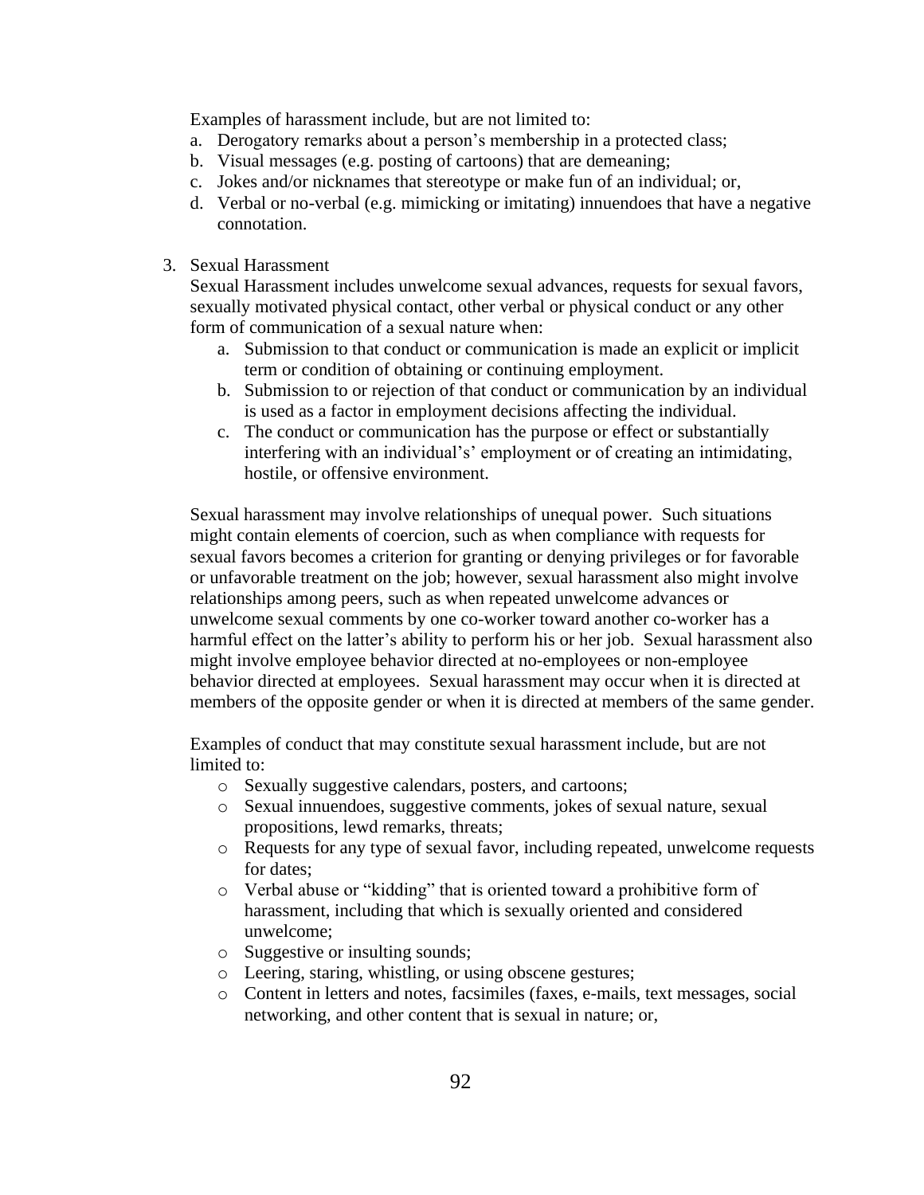Examples of harassment include, but are not limited to:

a. Derogatory remarks about a person's membership in a protected class;
b. Visual messages (e.g. posting of cartoons) that are demeaning;
c. Jokes and/or nicknames that stereotype or make fun of an individual; or,
d. Verbal or no-verbal (e.g. mimicking or imitating) innuendoes that have a negative connotation.

3. Sexual Harassment

Sexual Harassment includes unwelcome sexual advances, requests for sexual favors, sexually motivated physical contact, other verbal or physical conduct or any other form of communication of a sexual nature when:

   a. Submission to that conduct or communication is made an explicit or implicit term or condition of obtaining or continuing employment.
   b. Submission to or rejection of that conduct or communication by an individual is used as a factor in employment decisions affecting the individual.
   c. The conduct or communication has the purpose or effect or substantially interfering with an individual's' employment or of creating an intimidating, hostile, or offensive environment.

Sexual harassment may involve relationships of unequal power. Such situations might contain elements of coercion, such as when compliance with requests for sexual favors becomes a criterion for granting or denying privileges or for favorable or unfavorable treatment on the job; however, sexual harassment also might involve relationships among peers, such as when repeated unwelcome advances or unwelcome sexual comments by one co-worker toward another co-worker has a harmful effect on the latter's ability to perform his or her job. Sexual harassment also might involve employee behavior directed at no-employees or non-employee behavior directed at employees. Sexual harassment may occur when it is directed at members of the opposite gender or when it is directed at members of the same gender.

Examples of conduct that may constitute sexual harassment include, but are not limited to:

- Sexually suggestive calendars, posters, and cartoons;
- Sexual innuendoes, suggestive comments, jokes of sexual nature, sexual propositions, lewd remarks, threats;
- Requests for any type of sexual favor, including repeated, unwelcome requests for dates;
- Verbal abuse or "kidding" that is oriented toward a prohibitive form of harassment, including that which is sexually oriented and considered unwelcome;
- Suggestive or insulting sounds;
- Leering, staring, whistling, or using obscene gestures;
- Content in letters and notes, facsimiles (faxes, e-mails, text messages, social networking, and other content that is sexual in nature; or,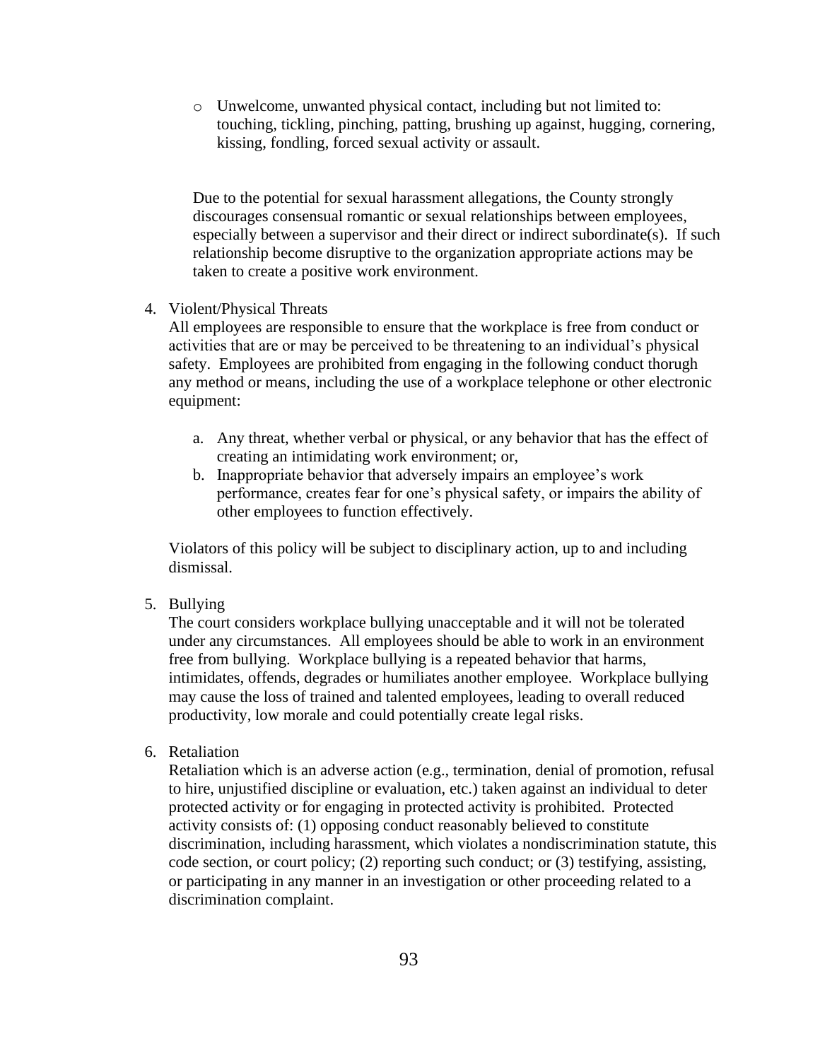- Unwelcome, unwanted physical contact, including but not limited to: touching, tickling, pinching, patting, brushing up against, hugging, cornering, kissing, fondling, forced sexual activity or assault.

Due to the potential for sexual harassment allegations, the County strongly discourages consensual romantic or sexual relationships between employees, especially between a supervisor and their direct or indirect subordinate(s). If such relationship become disruptive to the organization appropriate actions may be taken to create a positive work environment.

4. Violent/Physical Threats
   All employees are responsible to ensure that the workplace is free from conduct or activities that are or may be perceived to be threatening to an individual's physical safety. Employees are prohibited from engaging in the following conduct thorugh any method or means, including the use of a workplace telephone or other electronic equipment:

   a. Any threat, whether verbal or physical, or any behavior that has the effect of creating an intimidating work environment; or,
   b. Inappropriate behavior that adversely impairs an employee's work performance, creates fear for one's physical safety, or impairs the ability of other employees to function effectively.

   Violators of this policy will be subject to disciplinary action, up to and including dismissal.

5. Bullying
   The court considers workplace bullying unacceptable and it will not be tolerated under any circumstances. All employees should be able to work in an environment free from bullying. Workplace bullying is a repeated behavior that harms, intimidates, offends, degrades or humiliates another employee. Workplace bullying may cause the loss of trained and talented employees, leading to overall reduced productivity, low morale and could potentially create legal risks.

6. Retaliation
   Retaliation which is an adverse action (e.g., termination, denial of promotion, refusal to hire, unjustified discipline or evaluation, etc.) taken against an individual to deter protected activity or for engaging in protected activity is prohibited. Protected activity consists of: (1) opposing conduct reasonably believed to constitute discrimination, including harassment, which violates a nondiscrimination statute, this code section, or court policy; (2) reporting such conduct; or (3) testifying, assisting, or participating in any manner in an investigation or other proceeding related to a discrimination complaint.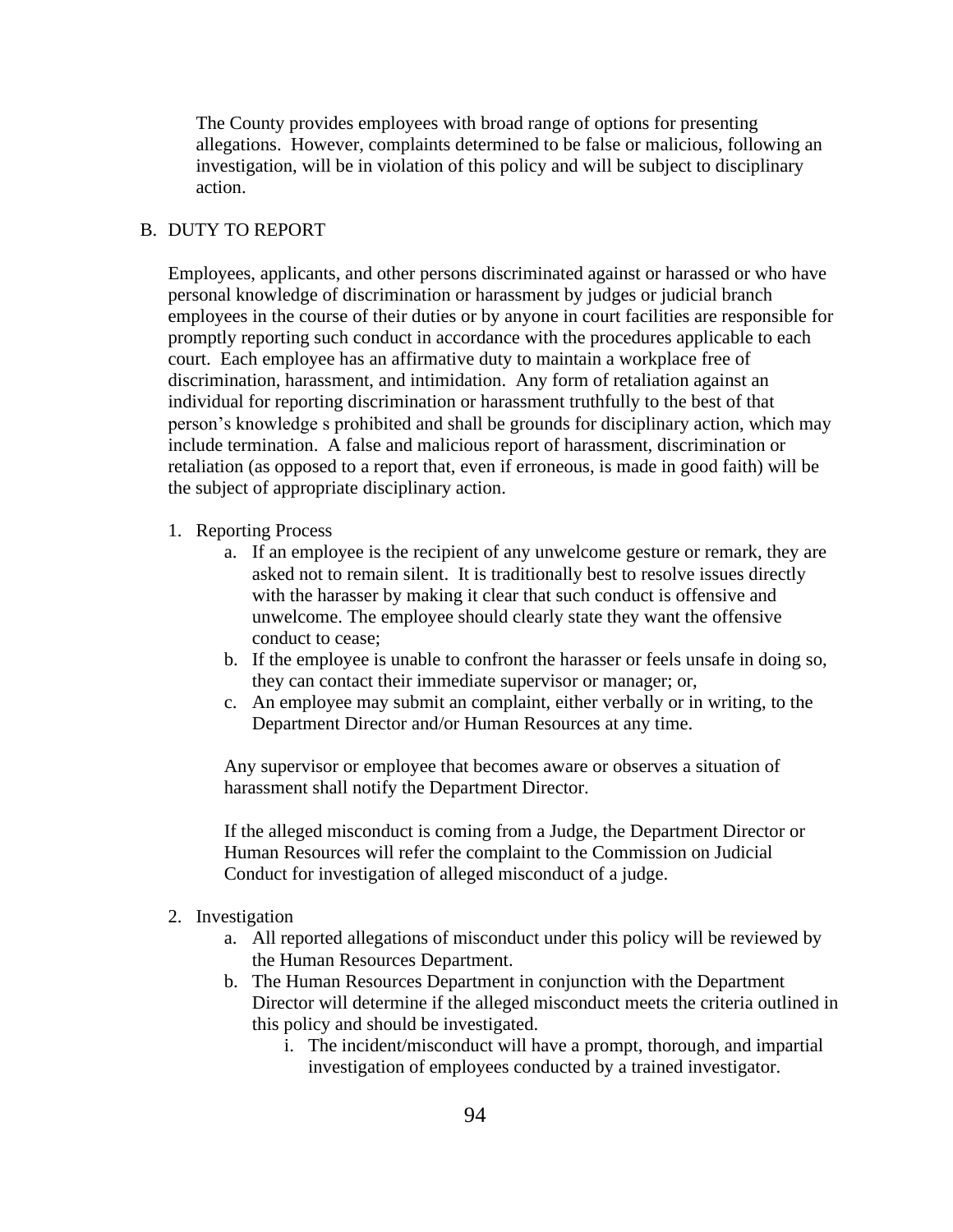The County provides employees with broad range of options for presenting allegations. However, complaints determined to be false or malicious, following an investigation, will be in violation of this policy and will be subject to disciplinary action.

## B. DUTY TO REPORT

Employees, applicants, and other persons discriminated against or harassed or who have personal knowledge of discrimination or harassment by judges or judicial branch employees in the course of their duties or by anyone in court facilities are responsible for promptly reporting such conduct in accordance with the procedures applicable to each court. Each employee has an affirmative duty to maintain a workplace free of discrimination, harassment, and intimidation. Any form of retaliation against an individual for reporting discrimination or harassment truthfully to the best of that person's knowledge s prohibited and shall be grounds for disciplinary action, which may include termination. A false and malicious report of harassment, discrimination or retaliation (as opposed to a report that, even if erroneous, is made in good faith) will be the subject of appropriate disciplinary action.

1. Reporting Process
    a. If an employee is the recipient of any unwelcome gesture or remark, they are asked not to remain silent. It is traditionally best to resolve issues directly with the harasser by making it clear that such conduct is offensive and unwelcome. The employee should clearly state they want the offensive conduct to cease;
    b. If the employee is unable to confront the harasser or feels unsafe in doing so, they can contact their immediate supervisor or manager; or,
    c. An employee may submit an complaint, either verbally or in writing, to the Department Director and/or Human Resources at any time.

    Any supervisor or employee that becomes aware or observes a situation of harassment shall notify the Department Director.

    If the alleged misconduct is coming from a Judge, the Department Director or Human Resources will refer the complaint to the Commission on Judicial Conduct for investigation of alleged misconduct of a judge.

2. Investigation
    a. All reported allegations of misconduct under this policy will be reviewed by the Human Resources Department.
    b. The Human Resources Department in conjunction with the Department Director will determine if the alleged misconduct meets the criteria outlined in this policy and should be investigated.
        i. The incident/misconduct will have a prompt, thorough, and impartial investigation of employees conducted by a trained investigator.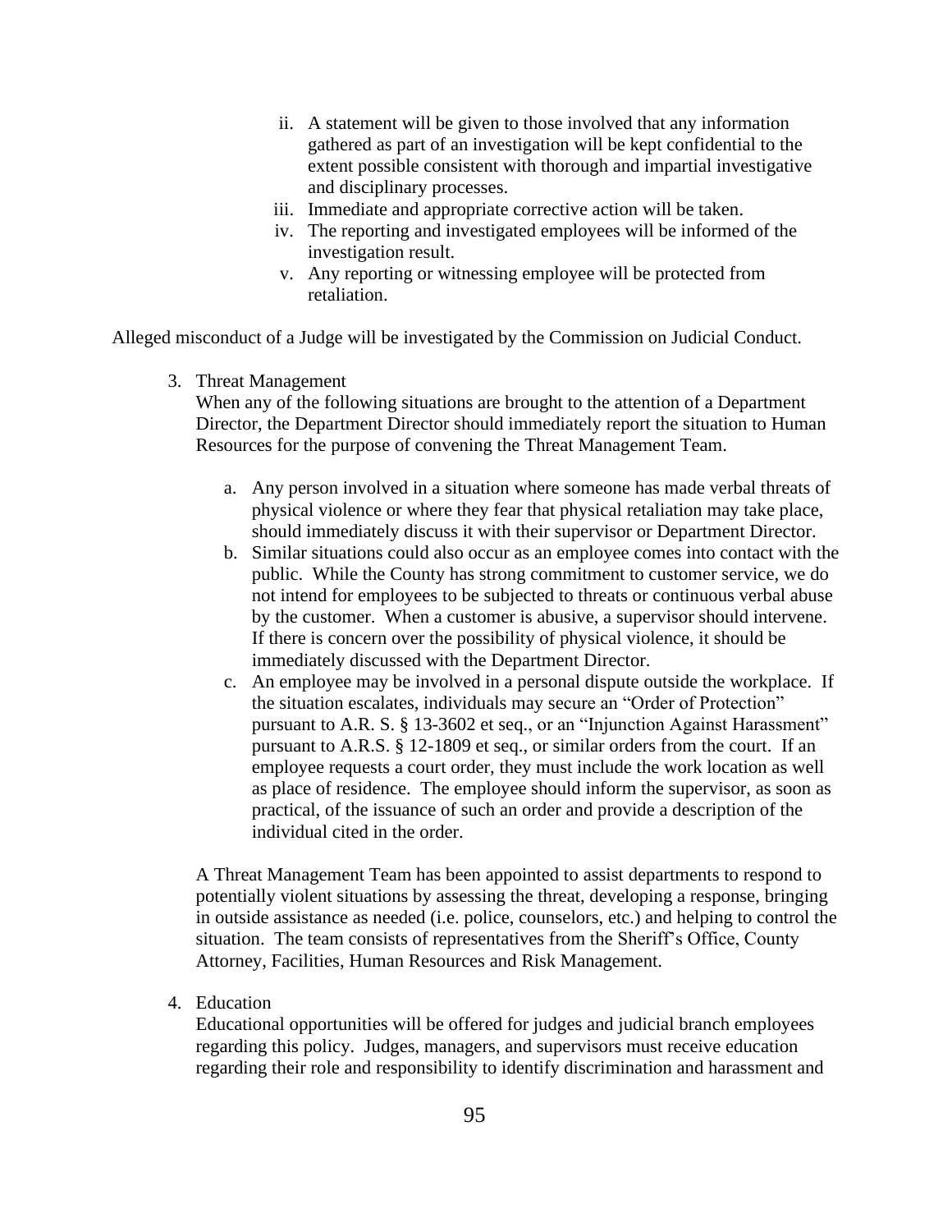ii. A statement will be given to those involved that any information gathered as part of an investigation will be kept confidential to the extent possible consistent with thorough and impartial investigative and disciplinary processes.
   iii. Immediate and appropriate corrective action will be taken.
   iv. The reporting and investigated employees will be informed of the investigation result.
   v. Any reporting or witnessing employee will be protected from retaliation.

Alleged misconduct of a Judge will be investigated by the Commission on Judicial Conduct.

3. Threat Management

   When any of the following situations are brought to the attention of a Department Director, the Department Director should immediately report the situation to Human Resources for the purpose of convening the Threat Management Team.

   a. Any person involved in a situation where someone has made verbal threats of physical violence or where they fear that physical retaliation may take place, should immediately discuss it with their supervisor or Department Director.
   b. Similar situations could also occur as an employee comes into contact with the public. While the County has strong commitment to customer service, we do not intend for employees to be subjected to threats or continuous verbal abuse by the customer. When a customer is abusive, a supervisor should intervene. If there is concern over the possibility of physical violence, it should be immediately discussed with the Department Director.
   c. An employee may be involved in a personal dispute outside the workplace. If the situation escalates, individuals may secure an "Order of Protection" pursuant to A.R. S. § 13-3602 et seq., or an "Injunction Against Harassment" pursuant to A.R.S. § 12-1809 et seq., or similar orders from the court. If an employee requests a court order, they must include the work location as well as place of residence. The employee should inform the supervisor, as soon as practical, of the issuance of such an order and provide a description of the individual cited in the order.

   A Threat Management Team has been appointed to assist departments to respond to potentially violent situations by assessing the threat, developing a response, bringing in outside assistance as needed (i.e. police, counselors, etc.) and helping to control the situation. The team consists of representatives from the Sheriff's Office, County Attorney, Facilities, Human Resources and Risk Management.

4. Education

   Educational opportunities will be offered for judges and judicial branch employees regarding this policy. Judges, managers, and supervisors must receive education regarding their role and responsibility to identify discrimination and harassment and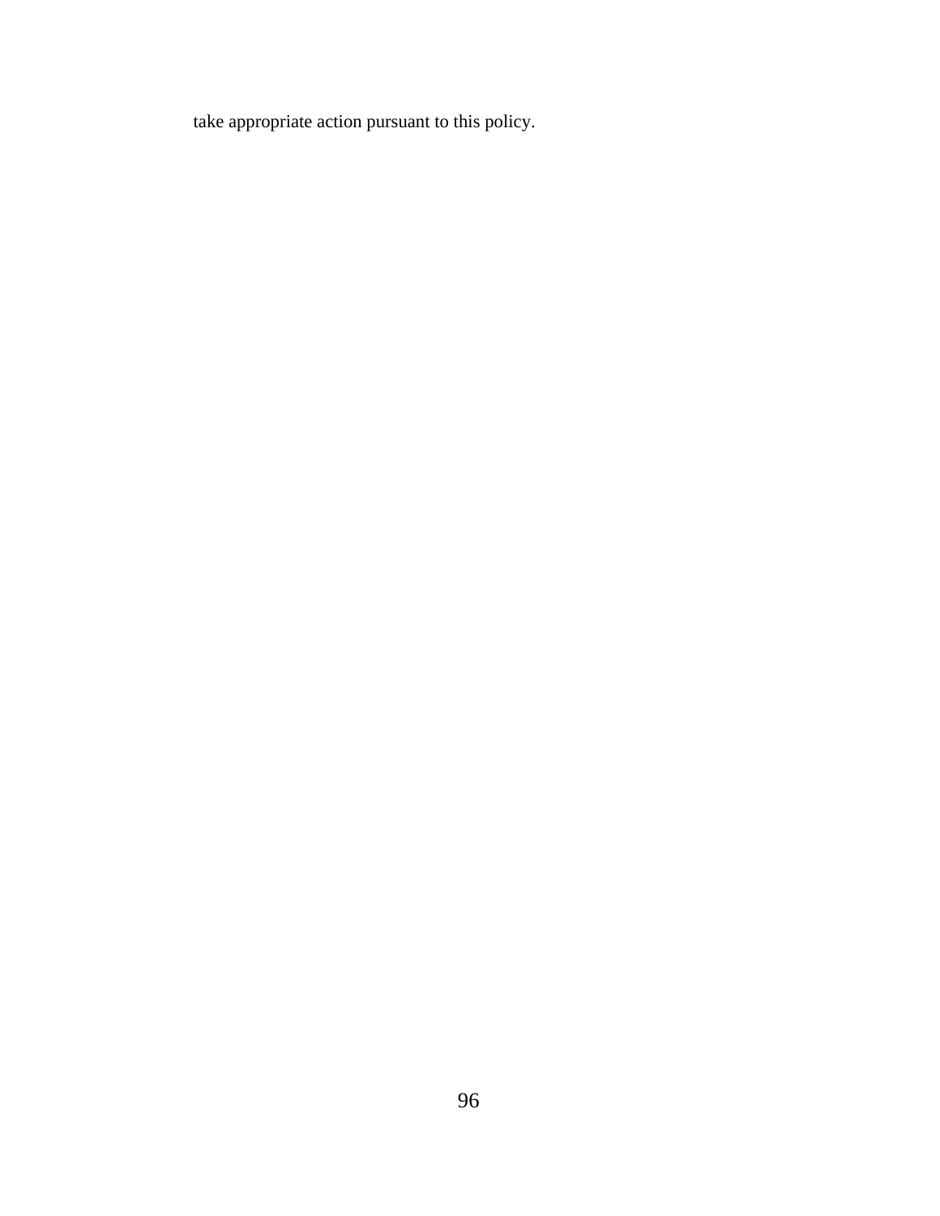take appropriate action pursuant to this policy.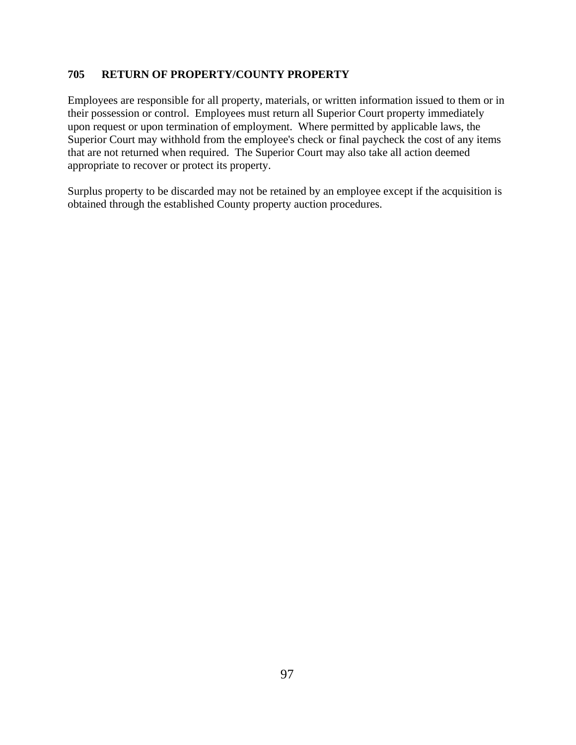## 705 RETURN OF PROPERTY/COUNTY PROPERTY

Employees are responsible for all property, materials, or written information issued to them or in their possession or control. Employees must return all Superior Court property immediately upon request or upon termination of employment. Where permitted by applicable laws, the Superior Court may withhold from the employee's check or final paycheck the cost of any items that are not returned when required. The Superior Court may also take all action deemed appropriate to recover or protect its property.

Surplus property to be discarded may not be retained by an employee except if the acquisition is obtained through the established County property auction procedures.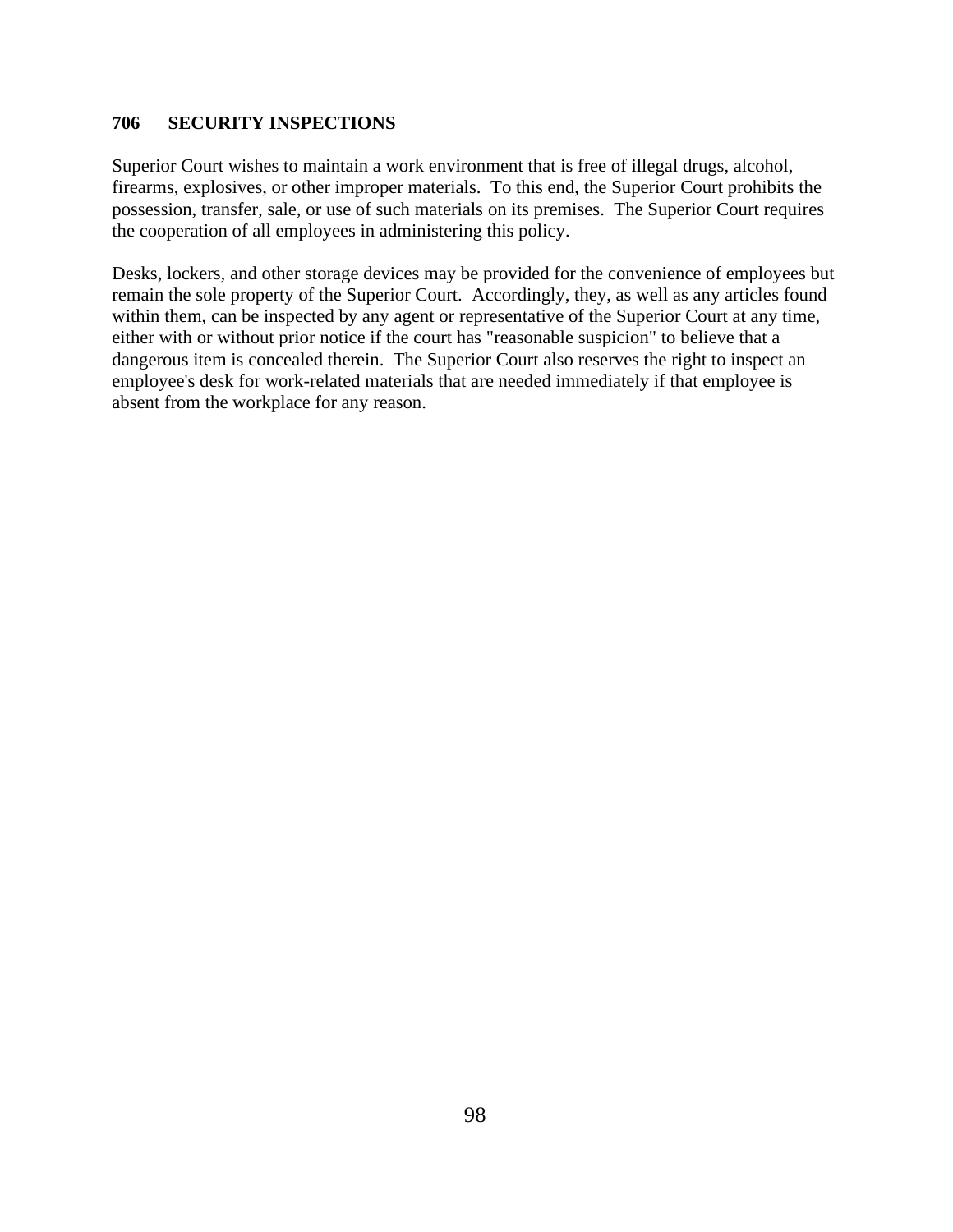## 706 SECURITY INSPECTIONS

Superior Court wishes to maintain a work environment that is free of illegal drugs, alcohol, firearms, explosives, or other improper materials. To this end, the Superior Court prohibits the possession, transfer, sale, or use of such materials on its premises. The Superior Court requires the cooperation of all employees in administering this policy.

Desks, lockers, and other storage devices may be provided for the convenience of employees but remain the sole property of the Superior Court. Accordingly, they, as well as any articles found within them, can be inspected by any agent or representative of the Superior Court at any time, either with or without prior notice if the court has "reasonable suspicion" to believe that a dangerous item is concealed therein. The Superior Court also reserves the right to inspect an employee's desk for work-related materials that are needed immediately if that employee is absent from the workplace for any reason.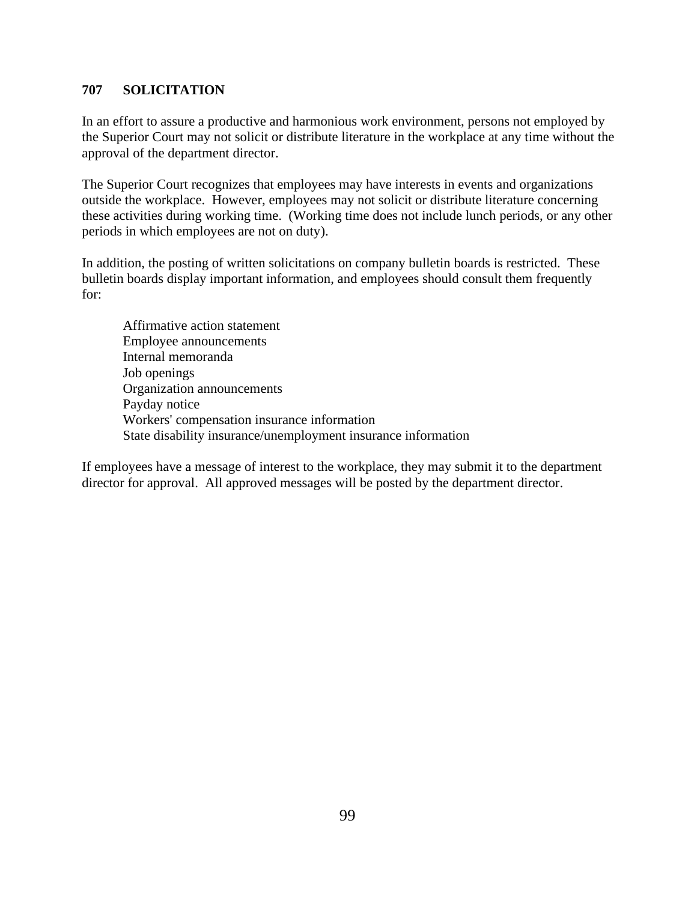## 707 SOLICITATION

In an effort to assure a productive and harmonious work environment, persons not employed by the Superior Court may not solicit or distribute literature in the workplace at any time without the approval of the department director.

The Superior Court recognizes that employees may have interests in events and organizations outside the workplace. However, employees may not solicit or distribute literature concerning these activities during working time. (Working time does not include lunch periods, or any other periods in which employees are not on duty).

In addition, the posting of written solicitations on company bulletin boards is restricted. These bulletin boards display important information, and employees should consult them frequently for:

- Affirmative action statement
- Employee announcements
- Internal memoranda
- Job openings
- Organization announcements
- Payday notice
- Workers' compensation insurance information
- State disability insurance/unemployment insurance information

If employees have a message of interest to the workplace, they may submit it to the department director for approval. All approved messages will be posted by the department director.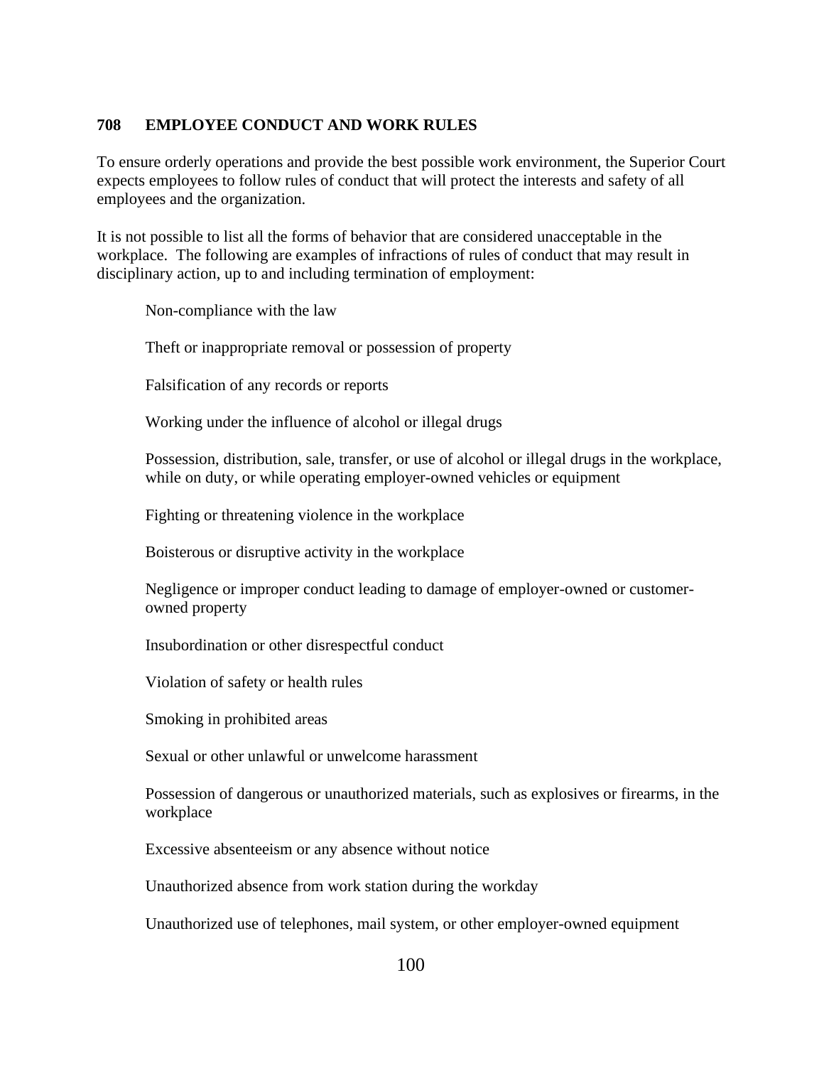## 708 EMPLOYEE CONDUCT AND WORK RULES

To ensure orderly operations and provide the best possible work environment, the Superior Court expects employees to follow rules of conduct that will protect the interests and safety of all employees and the organization.

It is not possible to list all the forms of behavior that are considered unacceptable in the workplace. The following are examples of infractions of rules of conduct that may result in disciplinary action, up to and including termination of employment:

- Non-compliance with the law
- Theft or inappropriate removal or possession of property
- Falsification of any records or reports
- Working under the influence of alcohol or illegal drugs
- Possession, distribution, sale, transfer, or use of alcohol or illegal drugs in the workplace, while on duty, or while operating employer-owned vehicles or equipment
- Fighting or threatening violence in the workplace
- Boisterous or disruptive activity in the workplace
- Negligence or improper conduct leading to damage of employer-owned or customer-owned property
- Insubordination or other disrespectful conduct
- Violation of safety or health rules
- Smoking in prohibited areas
- Sexual or other unlawful or unwelcome harassment
- Possession of dangerous or unauthorized materials, such as explosives or firearms, in the workplace
- Excessive absenteeism or any absence without notice
- Unauthorized absence from work station during the workday
- Unauthorized use of telephones, mail system, or other employer-owned equipment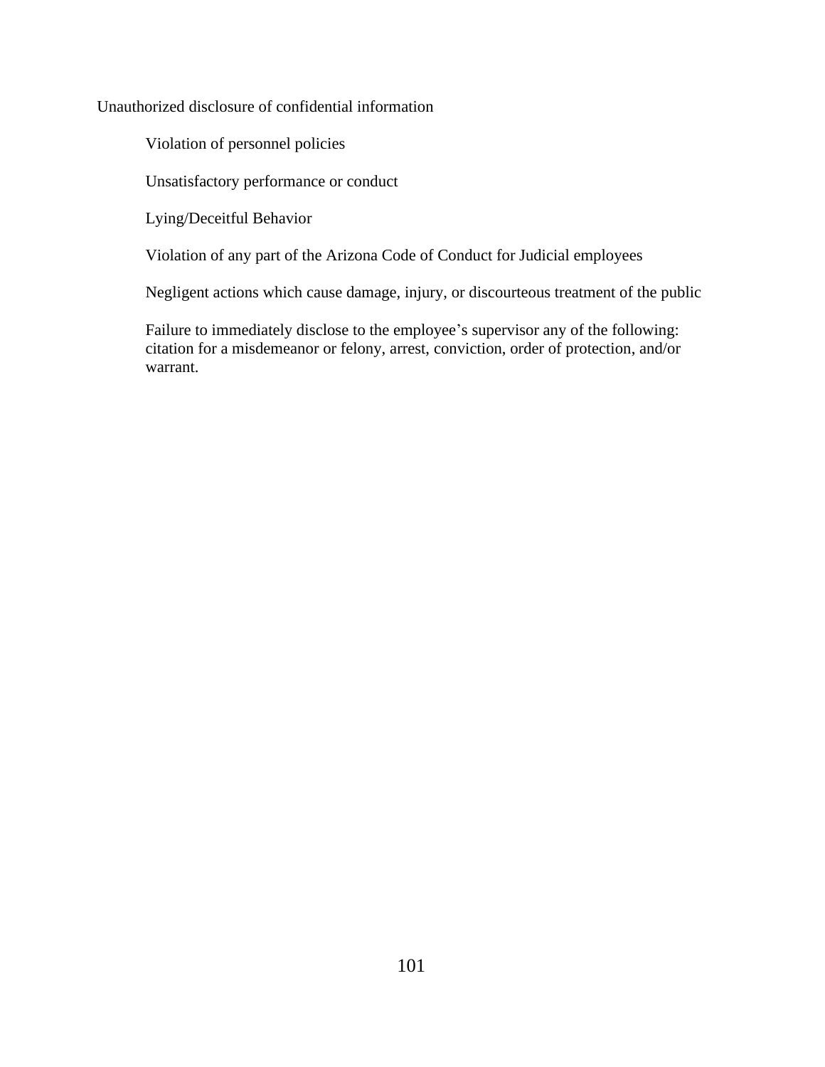Unauthorized disclosure of confidential information

Violation of personnel policies

Unsatisfactory performance or conduct

Lying/Deceitful Behavior

Violation of any part of the Arizona Code of Conduct for Judicial employees

Negligent actions which cause damage, injury, or discourteous treatment of the public

Failure to immediately disclose to the employee's supervisor any of the following: citation for a misdemeanor or felony, arrest, conviction, order of protection, and/or warrant.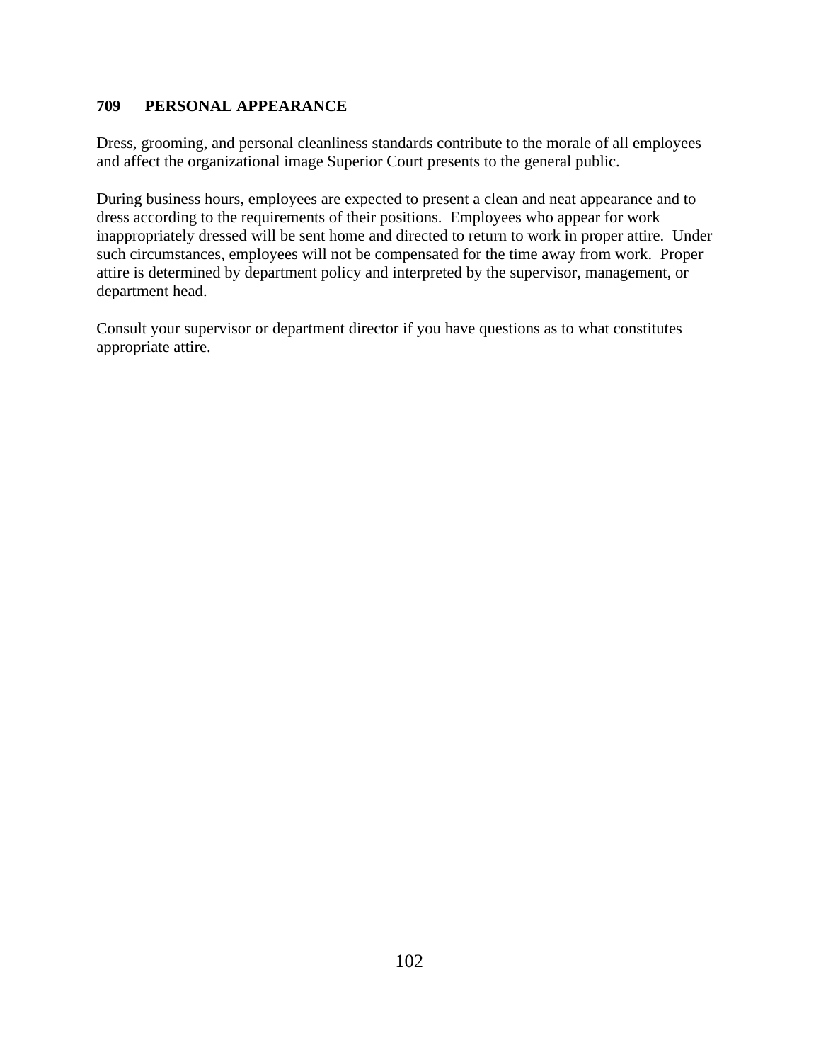## 709 PERSONAL APPEARANCE

Dress, grooming, and personal cleanliness standards contribute to the morale of all employees and affect the organizational image Superior Court presents to the general public.

During business hours, employees are expected to present a clean and neat appearance and to dress according to the requirements of their positions. Employees who appear for work inappropriately dressed will be sent home and directed to return to work in proper attire. Under such circumstances, employees will not be compensated for the time away from work. Proper attire is determined by department policy and interpreted by the supervisor, management, or department head.

Consult your supervisor or department director if you have questions as to what constitutes appropriate attire.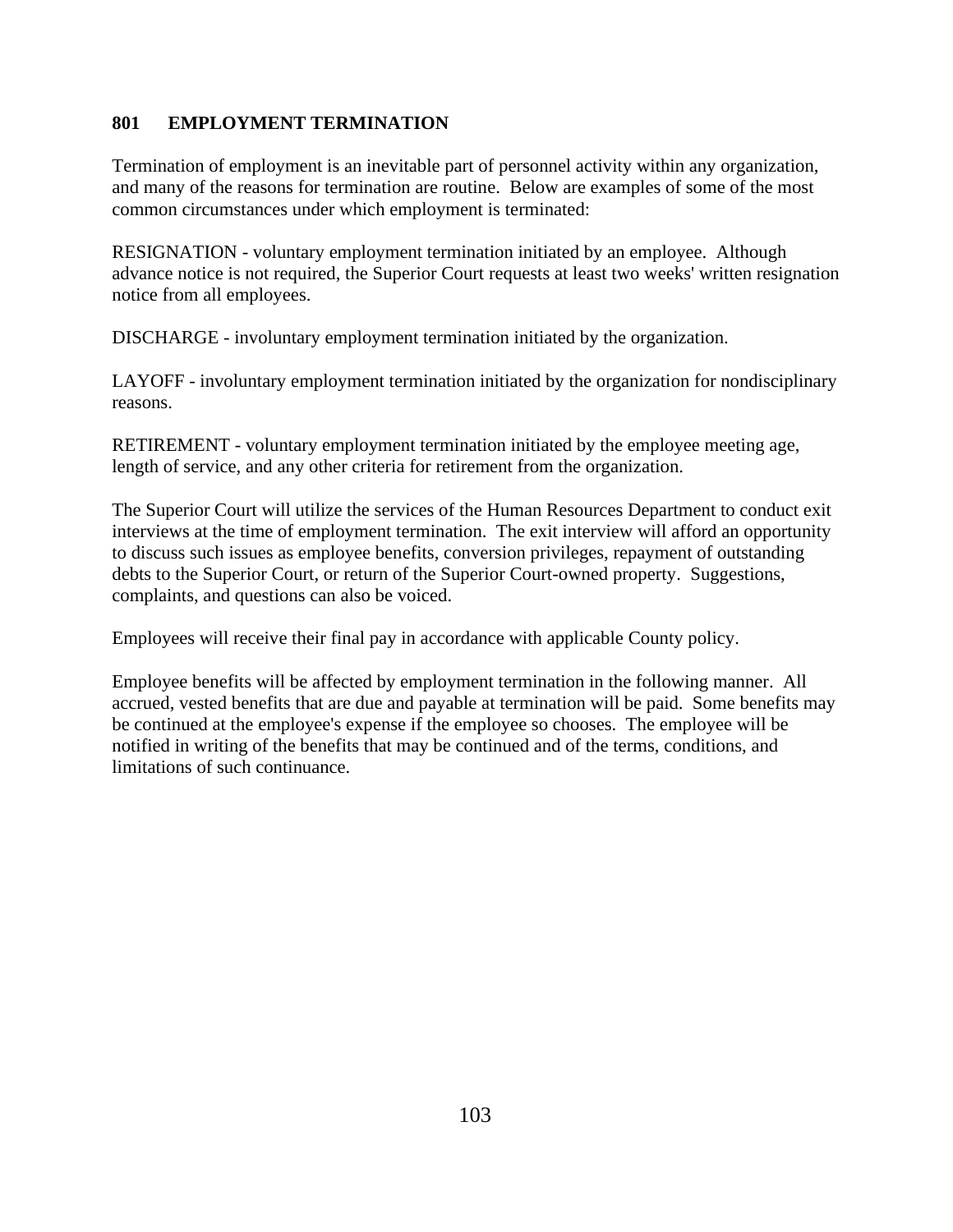## 801 EMPLOYMENT TERMINATION

Termination of employment is an inevitable part of personnel activity within any organization, and many of the reasons for termination are routine. Below are examples of some of the most common circumstances under which employment is terminated:

RESIGNATION - voluntary employment termination initiated by an employee. Although advance notice is not required, the Superior Court requests at least two weeks' written resignation notice from all employees.

DISCHARGE - involuntary employment termination initiated by the organization.

LAYOFF - involuntary employment termination initiated by the organization for nondisciplinary reasons.

RETIREMENT - voluntary employment termination initiated by the employee meeting age, length of service, and any other criteria for retirement from the organization.

The Superior Court will utilize the services of the Human Resources Department to conduct exit interviews at the time of employment termination. The exit interview will afford an opportunity to discuss such issues as employee benefits, conversion privileges, repayment of outstanding debts to the Superior Court, or return of the Superior Court-owned property. Suggestions, complaints, and questions can also be voiced.

Employees will receive their final pay in accordance with applicable County policy.

Employee benefits will be affected by employment termination in the following manner. All accrued, vested benefits that are due and payable at termination will be paid. Some benefits may be continued at the employee's expense if the employee so chooses. The employee will be notified in writing of the benefits that may be continued and of the terms, conditions, and limitations of such continuance.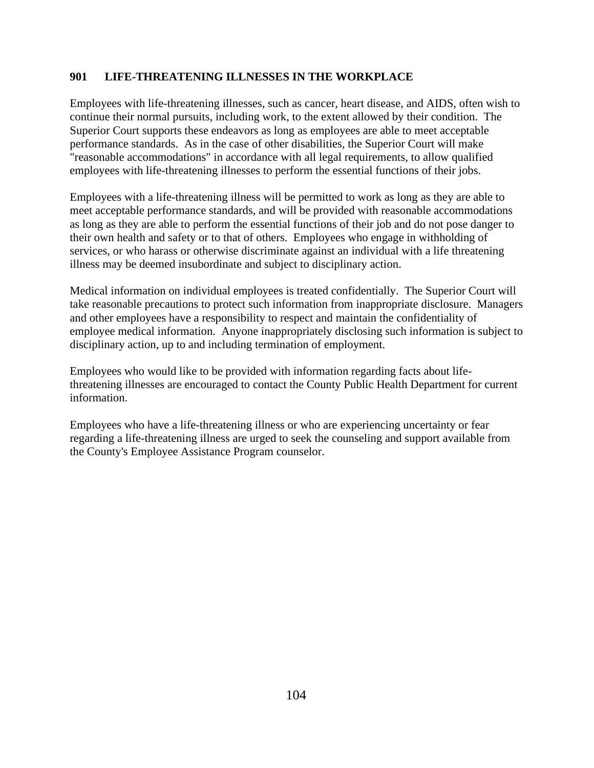## 901 LIFE-THREATENING ILLNESSES IN THE WORKPLACE

Employees with life-threatening illnesses, such as cancer, heart disease, and AIDS, often wish to continue their normal pursuits, including work, to the extent allowed by their condition. The Superior Court supports these endeavors as long as employees are able to meet acceptable performance standards. As in the case of other disabilities, the Superior Court will make "reasonable accommodations" in accordance with all legal requirements, to allow qualified employees with life-threatening illnesses to perform the essential functions of their jobs.

Employees with a life-threatening illness will be permitted to work as long as they are able to meet acceptable performance standards, and will be provided with reasonable accommodations as long as they are able to perform the essential functions of their job and do not pose danger to their own health and safety or to that of others. Employees who engage in withholding of services, or who harass or otherwise discriminate against an individual with a life threatening illness may be deemed insubordinate and subject to disciplinary action.

Medical information on individual employees is treated confidentially. The Superior Court will take reasonable precautions to protect such information from inappropriate disclosure. Managers and other employees have a responsibility to respect and maintain the confidentiality of employee medical information. Anyone inappropriately disclosing such information is subject to disciplinary action, up to and including termination of employment.

Employees who would like to be provided with information regarding facts about life-threatening illnesses are encouraged to contact the County Public Health Department for current information.

Employees who have a life-threatening illness or who are experiencing uncertainty or fear regarding a life-threatening illness are urged to seek the counseling and support available from the County's Employee Assistance Program counselor.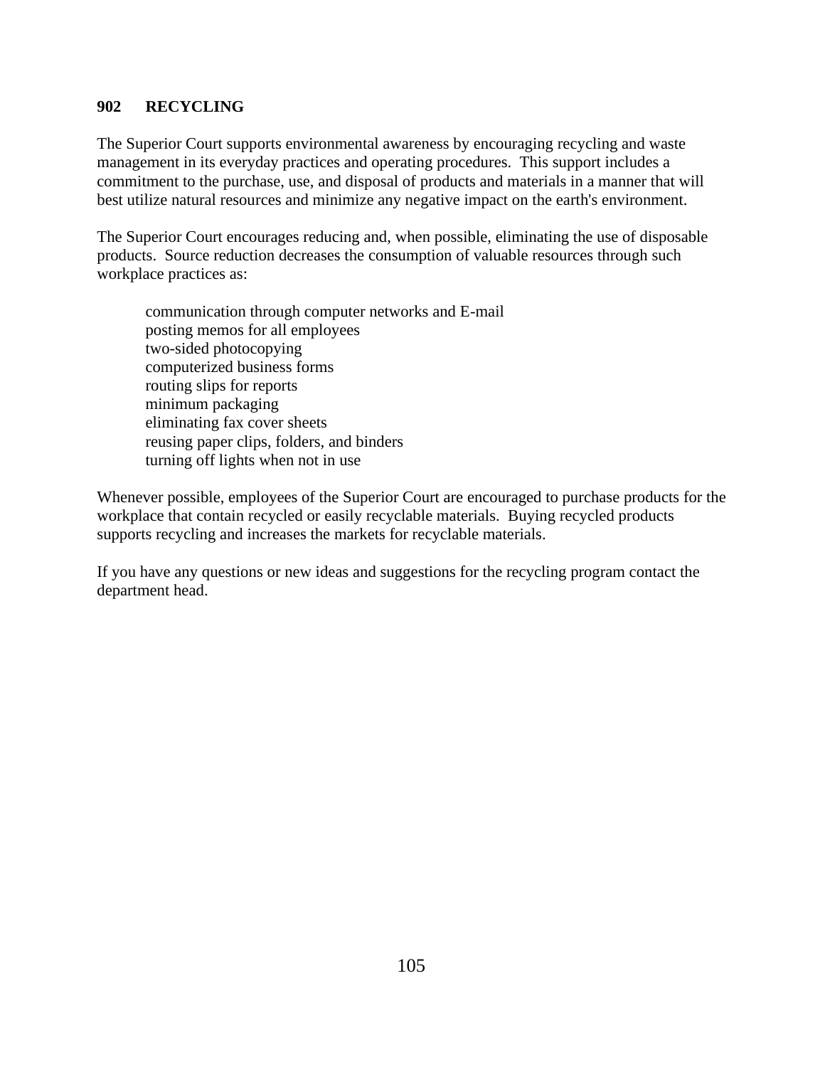## 902 RECYCLING

The Superior Court supports environmental awareness by encouraging recycling and waste management in its everyday practices and operating procedures. This support includes a commitment to the purchase, use, and disposal of products and materials in a manner that will best utilize natural resources and minimize any negative impact on the earth's environment.

The Superior Court encourages reducing and, when possible, eliminating the use of disposable products. Source reduction decreases the consumption of valuable resources through such workplace practices as:

- communication through computer networks and E-mail
- posting memos for all employees
- two-sided photocopying
- computerized business forms
- routing slips for reports
- minimum packaging
- eliminating fax cover sheets
- reusing paper clips, folders, and binders
- turning off lights when not in use

Whenever possible, employees of the Superior Court are encouraged to purchase products for the workplace that contain recycled or easily recyclable materials. Buying recycled products supports recycling and increases the markets for recyclable materials.

If you have any questions or new ideas and suggestions for the recycling program contact the department head.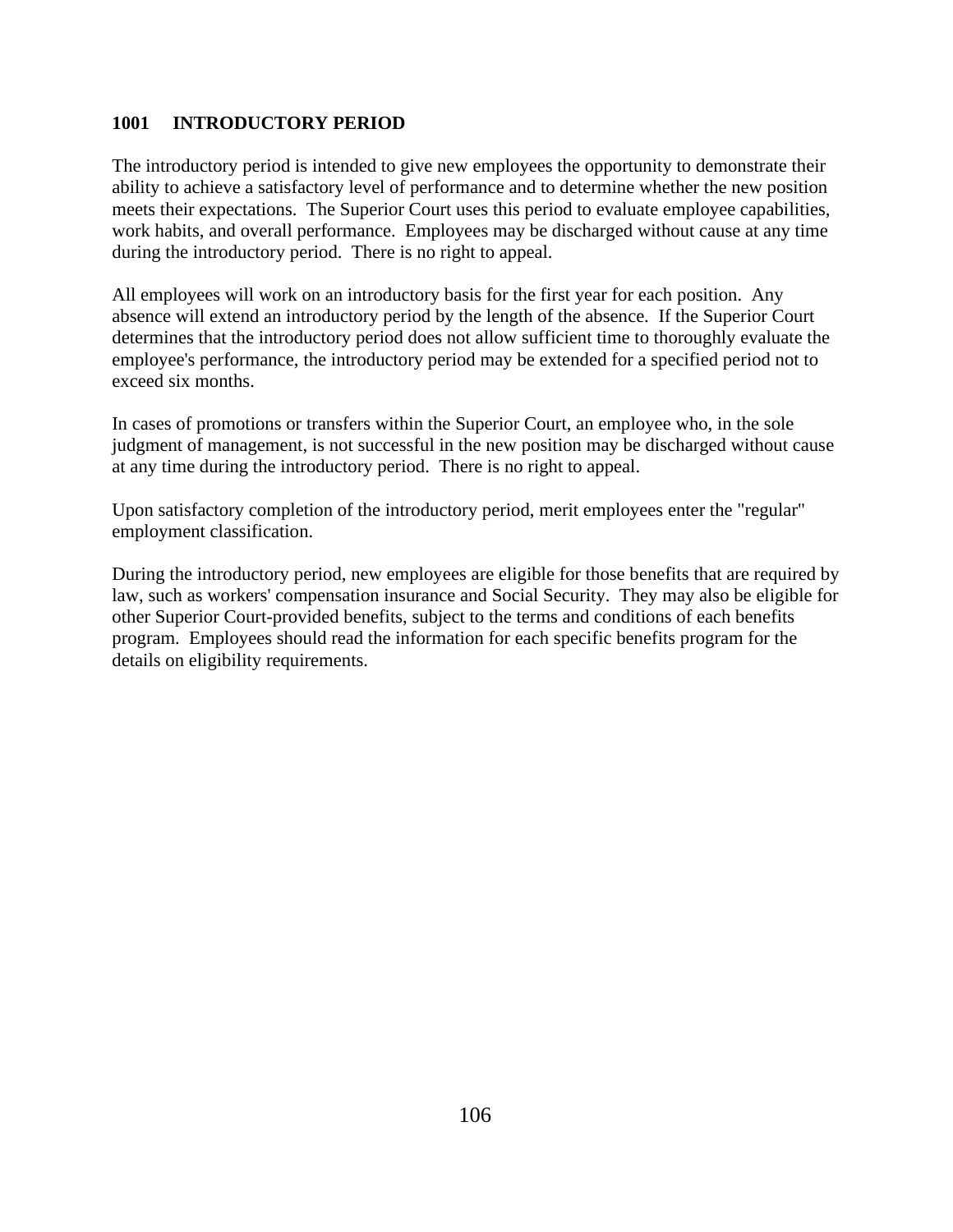## 1001 INTRODUCTORY PERIOD

The introductory period is intended to give new employees the opportunity to demonstrate their ability to achieve a satisfactory level of performance and to determine whether the new position meets their expectations. The Superior Court uses this period to evaluate employee capabilities, work habits, and overall performance. Employees may be discharged without cause at any time during the introductory period. There is no right to appeal.

All employees will work on an introductory basis for the first year for each position. Any absence will extend an introductory period by the length of the absence. If the Superior Court determines that the introductory period does not allow sufficient time to thoroughly evaluate the employee's performance, the introductory period may be extended for a specified period not to exceed six months.

In cases of promotions or transfers within the Superior Court, an employee who, in the sole judgment of management, is not successful in the new position may be discharged without cause at any time during the introductory period. There is no right to appeal.

Upon satisfactory completion of the introductory period, merit employees enter the "regular" employment classification.

During the introductory period, new employees are eligible for those benefits that are required by law, such as workers' compensation insurance and Social Security. They may also be eligible for other Superior Court-provided benefits, subject to the terms and conditions of each benefits program. Employees should read the information for each specific benefits program for the details on eligibility requirements.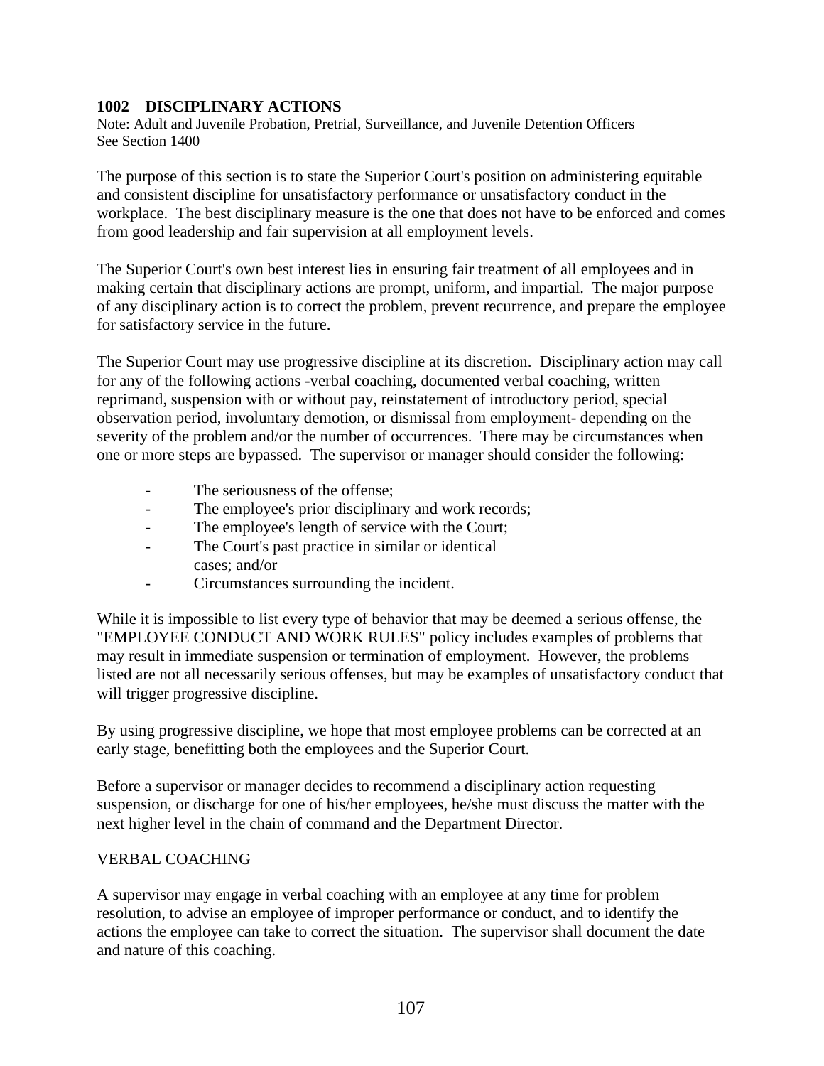## 1002 DISCIPLINARY ACTIONS

Note: Adult and Juvenile Probation, Pretrial, Surveillance, and Juvenile Detention Officers
See Section 1400

The purpose of this section is to state the Superior Court's position on administering equitable and consistent discipline for unsatisfactory performance or unsatisfactory conduct in the workplace. The best disciplinary measure is the one that does not have to be enforced and comes from good leadership and fair supervision at all employment levels.

The Superior Court's own best interest lies in ensuring fair treatment of all employees and in making certain that disciplinary actions are prompt, uniform, and impartial. The major purpose of any disciplinary action is to correct the problem, prevent recurrence, and prepare the employee for satisfactory service in the future.

The Superior Court may use progressive discipline at its discretion. Disciplinary action may call for any of the following actions -verbal coaching, documented verbal coaching, written reprimand, suspension with or without pay, reinstatement of introductory period, special observation period, involuntary demotion, or dismissal from employment- depending on the severity of the problem and/or the number of occurrences. There may be circumstances when one or more steps are bypassed. The supervisor or manager should consider the following:

- The seriousness of the offense;
- The employee's prior disciplinary and work records;
- The employee's length of service with the Court;
- The Court's past practice in similar or identical cases; and/or
- Circumstances surrounding the incident.

While it is impossible to list every type of behavior that may be deemed a serious offense, the "EMPLOYEE CONDUCT AND WORK RULES" policy includes examples of problems that may result in immediate suspension or termination of employment. However, the problems listed are not all necessarily serious offenses, but may be examples of unsatisfactory conduct that will trigger progressive discipline.

By using progressive discipline, we hope that most employee problems can be corrected at an early stage, benefitting both the employees and the Superior Court.

Before a supervisor or manager decides to recommend a disciplinary action requesting suspension, or discharge for one of his/her employees, he/she must discuss the matter with the next higher level in the chain of command and the Department Director.

VERBAL COACHING

A supervisor may engage in verbal coaching with an employee at any time for problem resolution, to advise an employee of improper performance or conduct, and to identify the actions the employee can take to correct the situation. The supervisor shall document the date and nature of this coaching.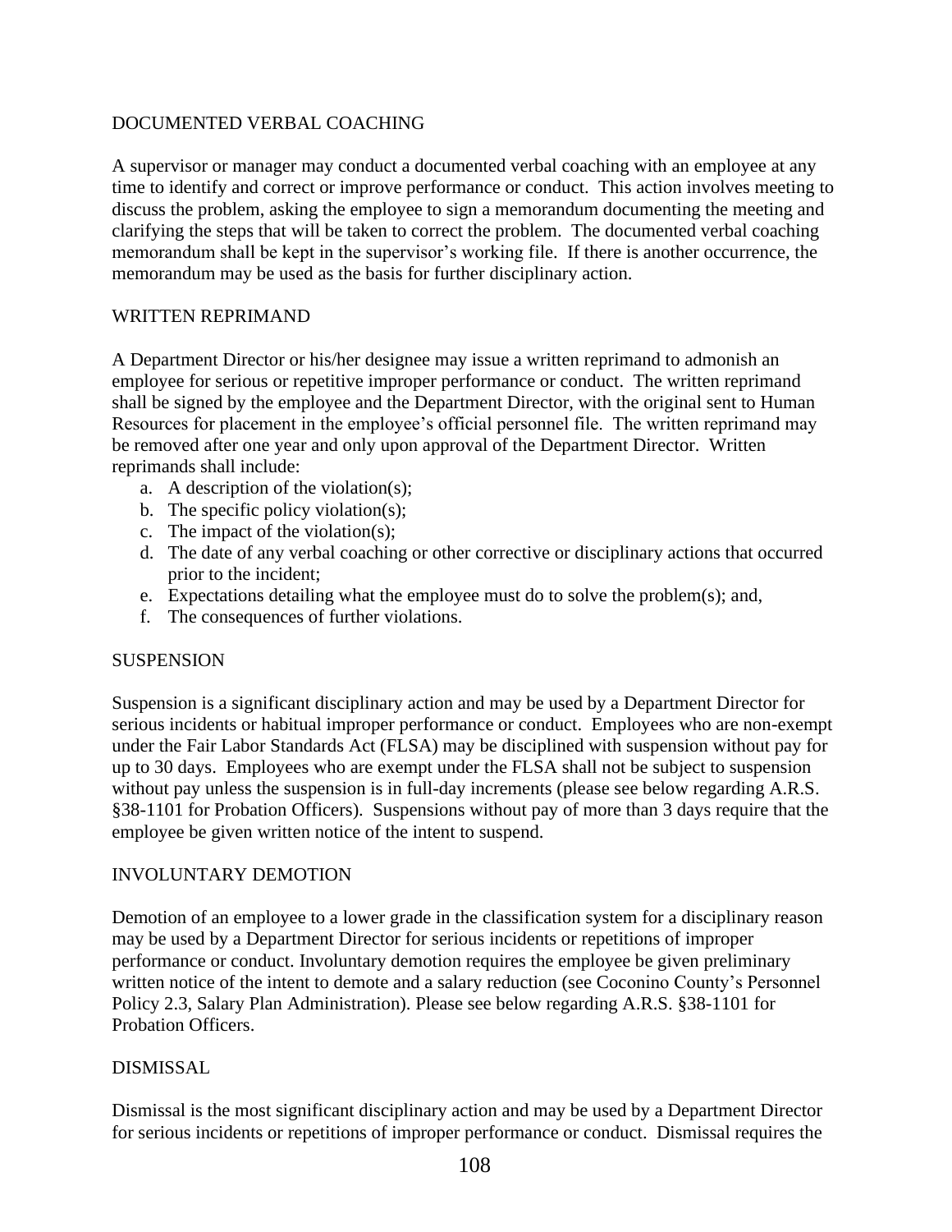## DOCUMENTED VERBAL COACHING

A supervisor or manager may conduct a documented verbal coaching with an employee at any time to identify and correct or improve performance or conduct. This action involves meeting to discuss the problem, asking the employee to sign a memorandum documenting the meeting and clarifying the steps that will be taken to correct the problem. The documented verbal coaching memorandum shall be kept in the supervisor's working file. If there is another occurrence, the memorandum may be used as the basis for further disciplinary action.

## WRITTEN REPRIMAND

A Department Director or his/her designee may issue a written reprimand to admonish an employee for serious or repetitive improper performance or conduct. The written reprimand shall be signed by the employee and the Department Director, with the original sent to Human Resources for placement in the employee's official personnel file. The written reprimand may be removed after one year and only upon approval of the Department Director. Written reprimands shall include:

a. A description of the violation(s);
b. The specific policy violation(s);
c. The impact of the violation(s);
d. The date of any verbal coaching or other corrective or disciplinary actions that occurred prior to the incident;
e. Expectations detailing what the employee must do to solve the problem(s); and,
f. The consequences of further violations.

## SUSPENSION

Suspension is a significant disciplinary action and may be used by a Department Director for serious incidents or habitual improper performance or conduct. Employees who are non-exempt under the Fair Labor Standards Act (FLSA) may be disciplined with suspension without pay for up to 30 days. Employees who are exempt under the FLSA shall not be subject to suspension without pay unless the suspension is in full-day increments (please see below regarding A.R.S. §38-1101 for Probation Officers). Suspensions without pay of more than 3 days require that the employee be given written notice of the intent to suspend.

## INVOLUNTARY DEMOTION

Demotion of an employee to a lower grade in the classification system for a disciplinary reason may be used by a Department Director for serious incidents or repetitions of improper performance or conduct. Involuntary demotion requires the employee be given preliminary written notice of the intent to demote and a salary reduction (see Coconino County's Personnel Policy 2.3, Salary Plan Administration). Please see below regarding A.R.S. §38-1101 for Probation Officers.

## DISMISSAL

Dismissal is the most significant disciplinary action and may be used by a Department Director for serious incidents or repetitions of improper performance or conduct. Dismissal requires the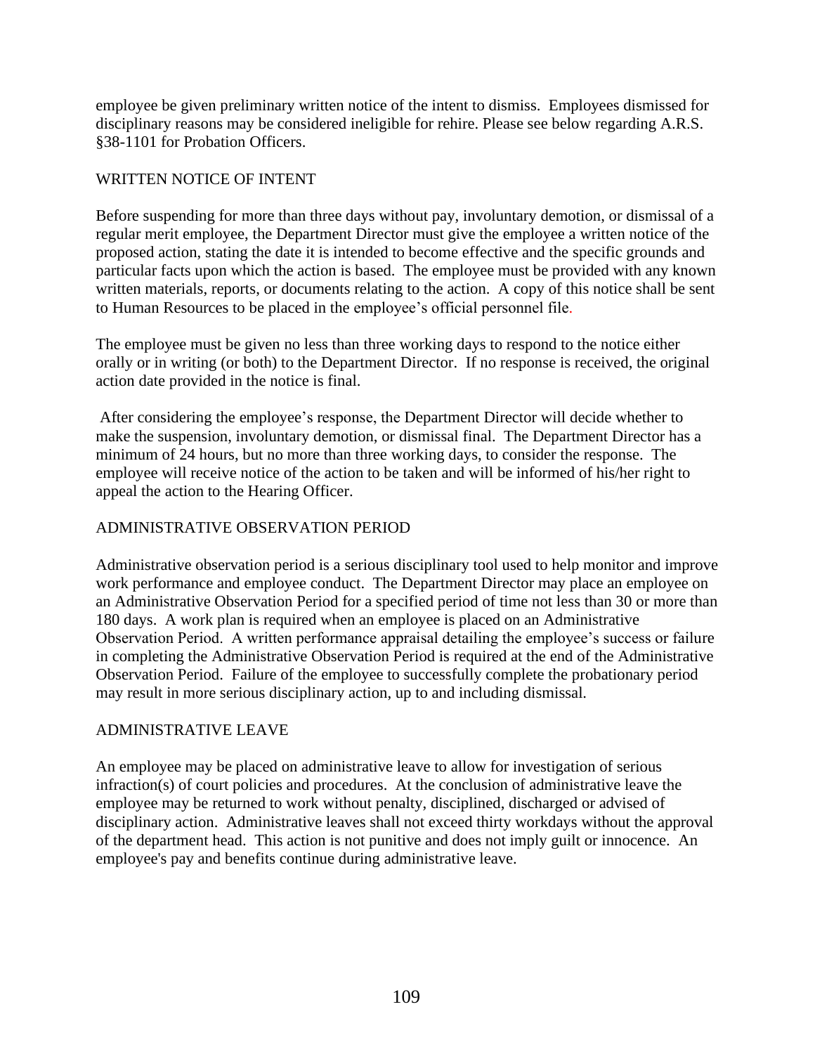employee be given preliminary written notice of the intent to dismiss. Employees dismissed for disciplinary reasons may be considered ineligible for rehire. Please see below regarding A.R.S. §38-1101 for Probation Officers.

## WRITTEN NOTICE OF INTENT

Before suspending for more than three days without pay, involuntary demotion, or dismissal of a regular merit employee, the Department Director must give the employee a written notice of the proposed action, stating the date it is intended to become effective and the specific grounds and particular facts upon which the action is based. The employee must be provided with any known written materials, reports, or documents relating to the action. A copy of this notice shall be sent to Human Resources to be placed in the employee's official personnel file.

The employee must be given no less than three working days to respond to the notice either orally or in writing (or both) to the Department Director. If no response is received, the original action date provided in the notice is final.

After considering the employee's response, the Department Director will decide whether to make the suspension, involuntary demotion, or dismissal final. The Department Director has a minimum of 24 hours, but no more than three working days, to consider the response. The employee will receive notice of the action to be taken and will be informed of his/her right to appeal the action to the Hearing Officer.

## ADMINISTRATIVE OBSERVATION PERIOD

Administrative observation period is a serious disciplinary tool used to help monitor and improve work performance and employee conduct. The Department Director may place an employee on an Administrative Observation Period for a specified period of time not less than 30 or more than 180 days. A work plan is required when an employee is placed on an Administrative Observation Period. A written performance appraisal detailing the employee's success or failure in completing the Administrative Observation Period is required at the end of the Administrative Observation Period. Failure of the employee to successfully complete the probationary period may result in more serious disciplinary action, up to and including dismissal.

## ADMINISTRATIVE LEAVE

An employee may be placed on administrative leave to allow for investigation of serious infraction(s) of court policies and procedures. At the conclusion of administrative leave the employee may be returned to work without penalty, disciplined, discharged or advised of disciplinary action. Administrative leaves shall not exceed thirty workdays without the approval of the department head. This action is not punitive and does not imply guilt or innocence. An employee's pay and benefits continue during administrative leave.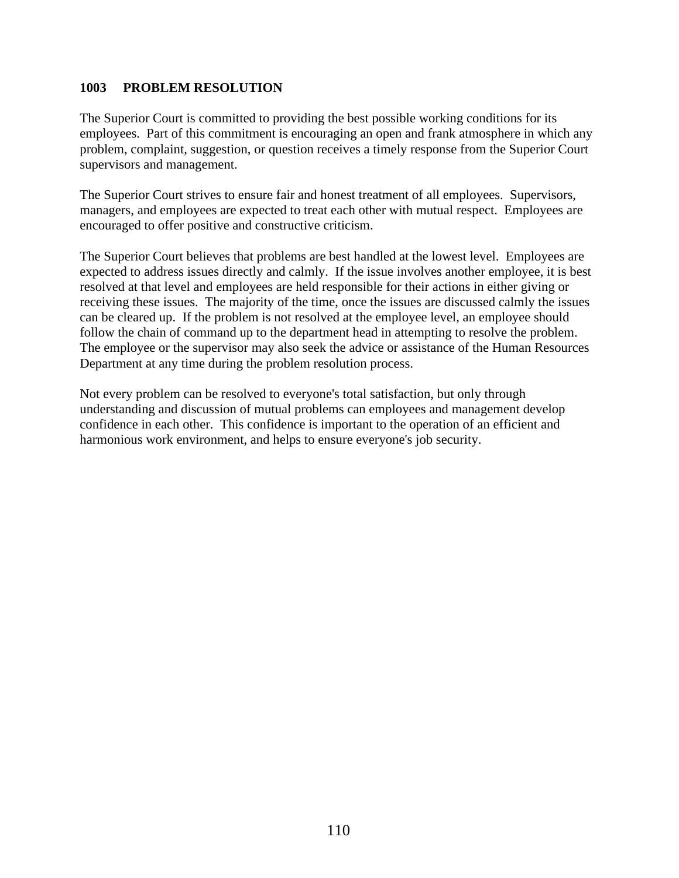## 1003 PROBLEM RESOLUTION

The Superior Court is committed to providing the best possible working conditions for its employees. Part of this commitment is encouraging an open and frank atmosphere in which any problem, complaint, suggestion, or question receives a timely response from the Superior Court supervisors and management.

The Superior Court strives to ensure fair and honest treatment of all employees. Supervisors, managers, and employees are expected to treat each other with mutual respect. Employees are encouraged to offer positive and constructive criticism.

The Superior Court believes that problems are best handled at the lowest level. Employees are expected to address issues directly and calmly. If the issue involves another employee, it is best resolved at that level and employees are held responsible for their actions in either giving or receiving these issues. The majority of the time, once the issues are discussed calmly the issues can be cleared up. If the problem is not resolved at the employee level, an employee should follow the chain of command up to the department head in attempting to resolve the problem. The employee or the supervisor may also seek the advice or assistance of the Human Resources Department at any time during the problem resolution process.

Not every problem can be resolved to everyone's total satisfaction, but only through understanding and discussion of mutual problems can employees and management develop confidence in each other. This confidence is important to the operation of an efficient and harmonious work environment, and helps to ensure everyone's job security.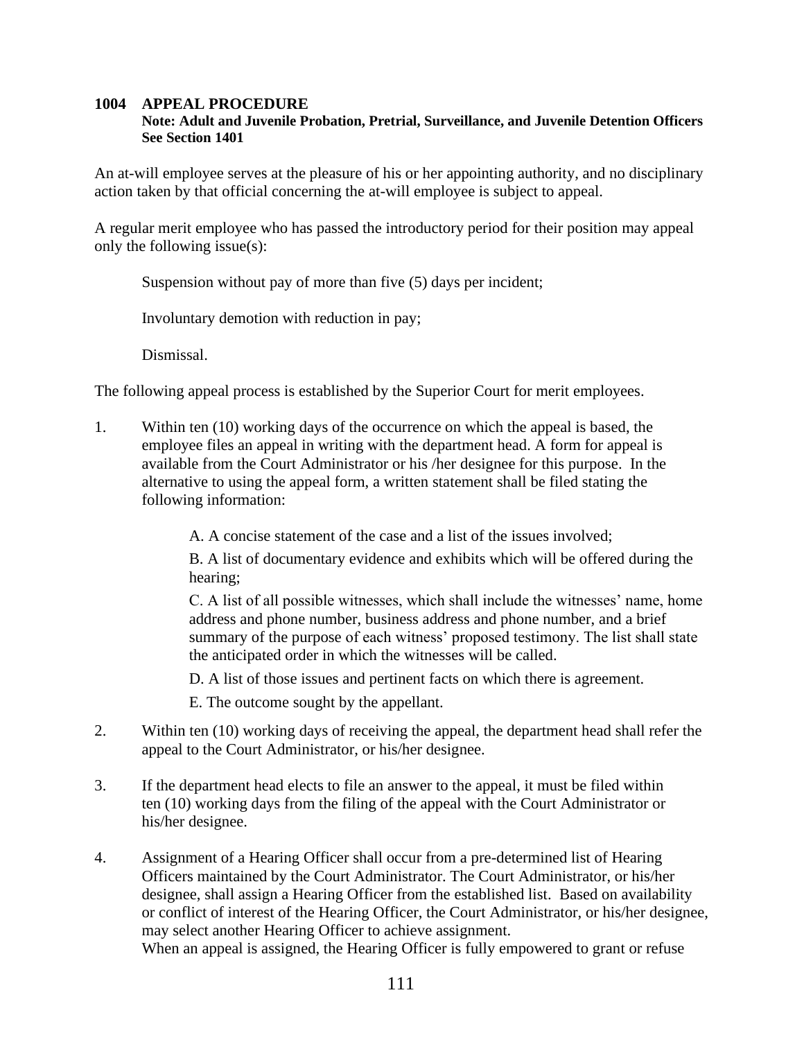## 1004 APPEAL PROCEDURE

**Note: Adult and Juvenile Probation, Pretrial, Surveillance, and Juvenile Detention Officers See Section 1401**

An at-will employee serves at the pleasure of his or her appointing authority, and no disciplinary action taken by that official concerning the at-will employee is subject to appeal.

A regular merit employee who has passed the introductory period for their position may appeal only the following issue(s):

Suspension without pay of more than five (5) days per incident;

Involuntary demotion with reduction in pay;

Dismissal.

The following appeal process is established by the Superior Court for merit employees.

1. Within ten (10) working days of the occurrence on which the appeal is based, the employee files an appeal in writing with the department head. A form for appeal is available from the Court Administrator or his /her designee for this purpose. In the alternative to using the appeal form, a written statement shall be filed stating the following information:

   A. A concise statement of the case and a list of the issues involved;

   B. A list of documentary evidence and exhibits which will be offered during the hearing;

   C. A list of all possible witnesses, which shall include the witnesses' name, home address and phone number, business address and phone number, and a brief summary of the purpose of each witness' proposed testimony. The list shall state the anticipated order in which the witnesses will be called.

   D. A list of those issues and pertinent facts on which there is agreement.

   E. The outcome sought by the appellant.

2. Within ten (10) working days of receiving the appeal, the department head shall refer the appeal to the Court Administrator, or his/her designee.

3. If the department head elects to file an answer to the appeal, it must be filed within ten (10) working days from the filing of the appeal with the Court Administrator or his/her designee.

4. Assignment of a Hearing Officer shall occur from a pre-determined list of Hearing Officers maintained by the Court Administrator. The Court Administrator, or his/her designee, shall assign a Hearing Officer from the established list. Based on availability or conflict of interest of the Hearing Officer, the Court Administrator, or his/her designee, may select another Hearing Officer to achieve assignment.
   When an appeal is assigned, the Hearing Officer is fully empowered to grant or refuse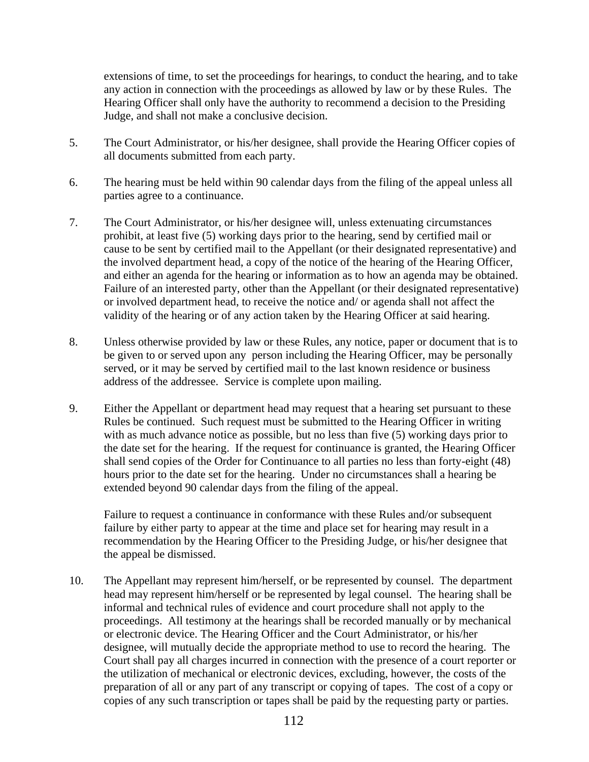extensions of time, to set the proceedings for hearings, to conduct the hearing, and to take any action in connection with the proceedings as allowed by law or by these Rules. The Hearing Officer shall only have the authority to recommend a decision to the Presiding Judge, and shall not make a conclusive decision.

5. The Court Administrator, or his/her designee, shall provide the Hearing Officer copies of all documents submitted from each party.

6. The hearing must be held within 90 calendar days from the filing of the appeal unless all parties agree to a continuance.

7. The Court Administrator, or his/her designee will, unless extenuating circumstances prohibit, at least five (5) working days prior to the hearing, send by certified mail or cause to be sent by certified mail to the Appellant (or their designated representative) and the involved department head, a copy of the notice of the hearing of the Hearing Officer, and either an agenda for the hearing or information as to how an agenda may be obtained. Failure of an interested party, other than the Appellant (or their designated representative) or involved department head, to receive the notice and/ or agenda shall not affect the validity of the hearing or of any action taken by the Hearing Officer at said hearing.

8. Unless otherwise provided by law or these Rules, any notice, paper or document that is to be given to or served upon any person including the Hearing Officer, may be personally served, or it may be served by certified mail to the last known residence or business address of the addressee. Service is complete upon mailing.

9. Either the Appellant or department head may request that a hearing set pursuant to these Rules be continued. Such request must be submitted to the Hearing Officer in writing with as much advance notice as possible, but no less than five (5) working days prior to the date set for the hearing. If the request for continuance is granted, the Hearing Officer shall send copies of the Order for Continuance to all parties no less than forty-eight (48) hours prior to the date set for the hearing. Under no circumstances shall a hearing be extended beyond 90 calendar days from the filing of the appeal.

   Failure to request a continuance in conformance with these Rules and/or subsequent failure by either party to appear at the time and place set for hearing may result in a recommendation by the Hearing Officer to the Presiding Judge, or his/her designee that the appeal be dismissed.

10. The Appellant may represent him/herself, or be represented by counsel. The department head may represent him/herself or be represented by legal counsel. The hearing shall be informal and technical rules of evidence and court procedure shall not apply to the proceedings. All testimony at the hearings shall be recorded manually or by mechanical or electronic device. The Hearing Officer and the Court Administrator, or his/her designee, will mutually decide the appropriate method to use to record the hearing. The Court shall pay all charges incurred in connection with the presence of a court reporter or the utilization of mechanical or electronic devices, excluding, however, the costs of the preparation of all or any part of any transcript or copying of tapes. The cost of a copy or copies of any such transcription or tapes shall be paid by the requesting party or parties.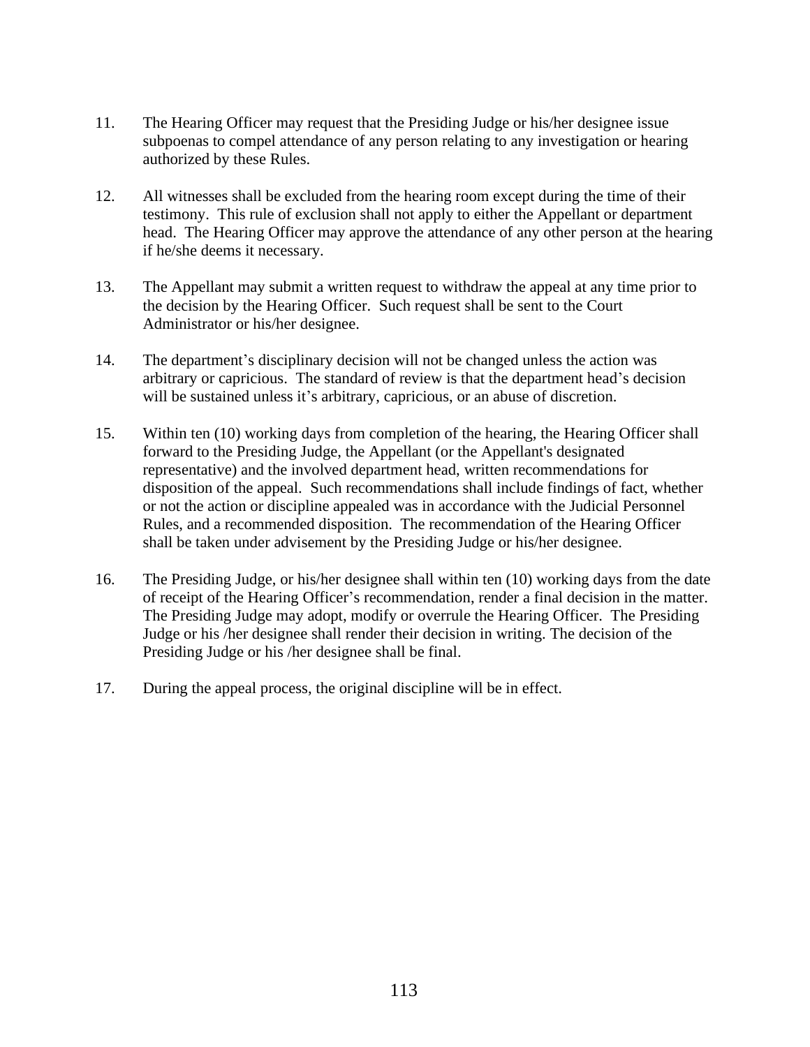11. The Hearing Officer may request that the Presiding Judge or his/her designee issue subpoenas to compel attendance of any person relating to any investigation or hearing authorized by these Rules.

12. All witnesses shall be excluded from the hearing room except during the time of their testimony. This rule of exclusion shall not apply to either the Appellant or department head. The Hearing Officer may approve the attendance of any other person at the hearing if he/she deems it necessary.

13. The Appellant may submit a written request to withdraw the appeal at any time prior to the decision by the Hearing Officer. Such request shall be sent to the Court Administrator or his/her designee.

14. The department's disciplinary decision will not be changed unless the action was arbitrary or capricious. The standard of review is that the department head's decision will be sustained unless it's arbitrary, capricious, or an abuse of discretion.

15. Within ten (10) working days from completion of the hearing, the Hearing Officer shall forward to the Presiding Judge, the Appellant (or the Appellant's designated representative) and the involved department head, written recommendations for disposition of the appeal. Such recommendations shall include findings of fact, whether or not the action or discipline appealed was in accordance with the Judicial Personnel Rules, and a recommended disposition. The recommendation of the Hearing Officer shall be taken under advisement by the Presiding Judge or his/her designee.

16. The Presiding Judge, or his/her designee shall within ten (10) working days from the date of receipt of the Hearing Officer's recommendation, render a final decision in the matter. The Presiding Judge may adopt, modify or overrule the Hearing Officer. The Presiding Judge or his /her designee shall render their decision in writing. The decision of the Presiding Judge or his /her designee shall be final.

17. During the appeal process, the original discipline will be in effect.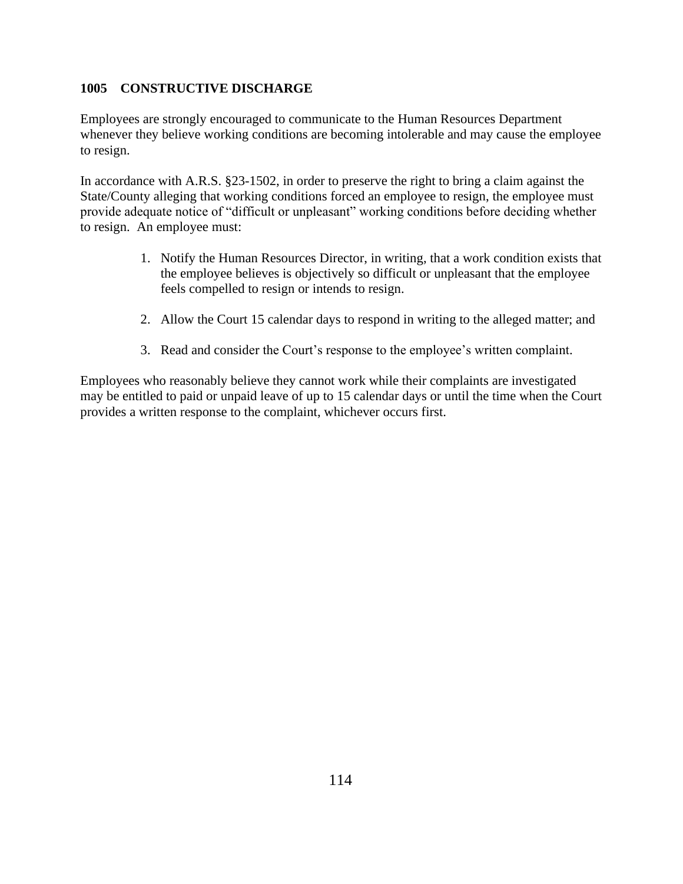## 1005 CONSTRUCTIVE DISCHARGE

Employees are strongly encouraged to communicate to the Human Resources Department whenever they believe working conditions are becoming intolerable and may cause the employee to resign.

In accordance with A.R.S. §23-1502, in order to preserve the right to bring a claim against the State/County alleging that working conditions forced an employee to resign, the employee must provide adequate notice of "difficult or unpleasant" working conditions before deciding whether to resign. An employee must:

1. Notify the Human Resources Director, in writing, that a work condition exists that the employee believes is objectively so difficult or unpleasant that the employee feels compelled to resign or intends to resign.

2. Allow the Court 15 calendar days to respond in writing to the alleged matter; and

3. Read and consider the Court's response to the employee's written complaint.

Employees who reasonably believe they cannot work while their complaints are investigated may be entitled to paid or unpaid leave of up to 15 calendar days or until the time when the Court provides a written response to the complaint, whichever occurs first.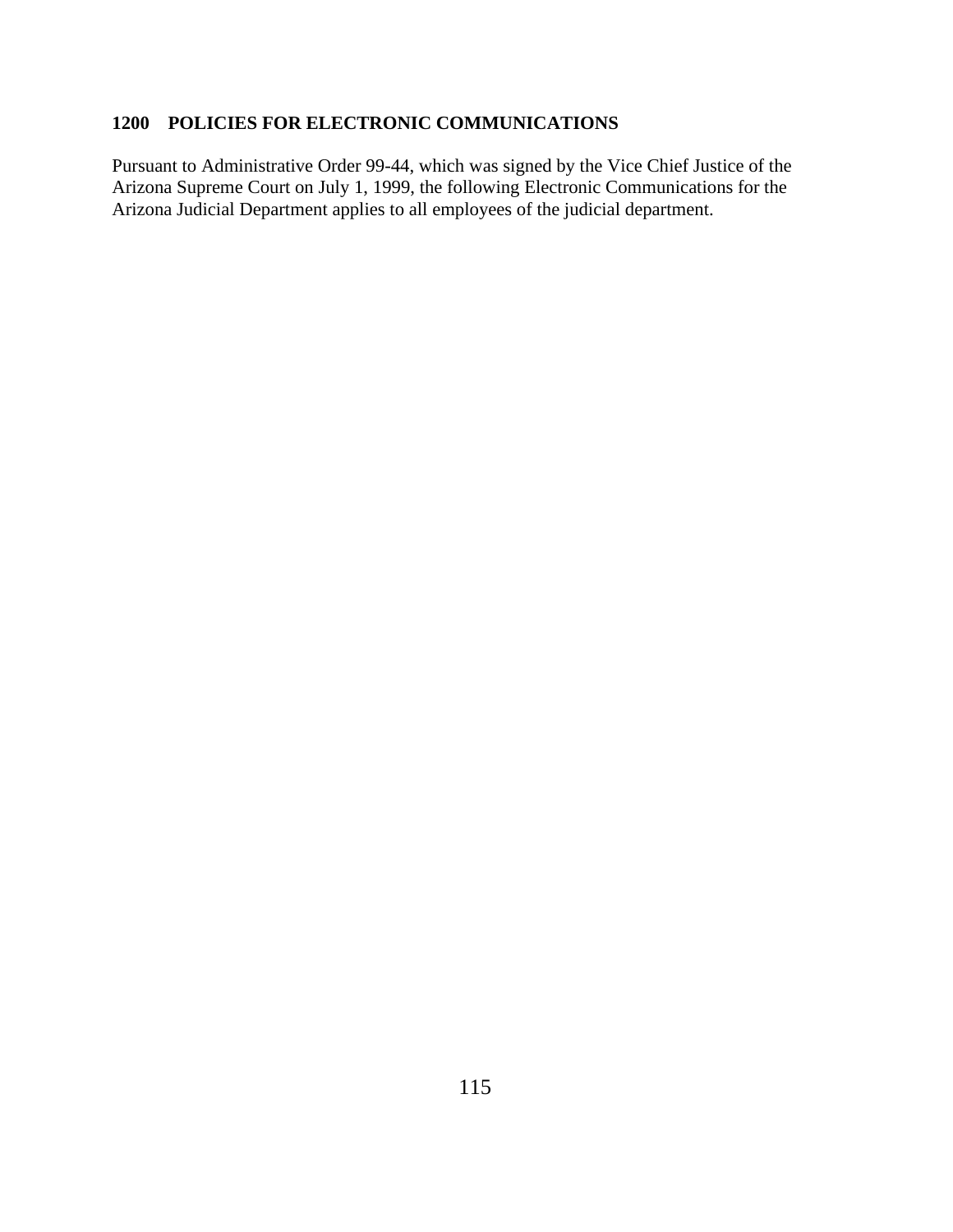## 1200 POLICIES FOR ELECTRONIC COMMUNICATIONS

Pursuant to Administrative Order 99-44, which was signed by the Vice Chief Justice of the Arizona Supreme Court on July 1, 1999, the following Electronic Communications for the Arizona Judicial Department applies to all employees of the judicial department.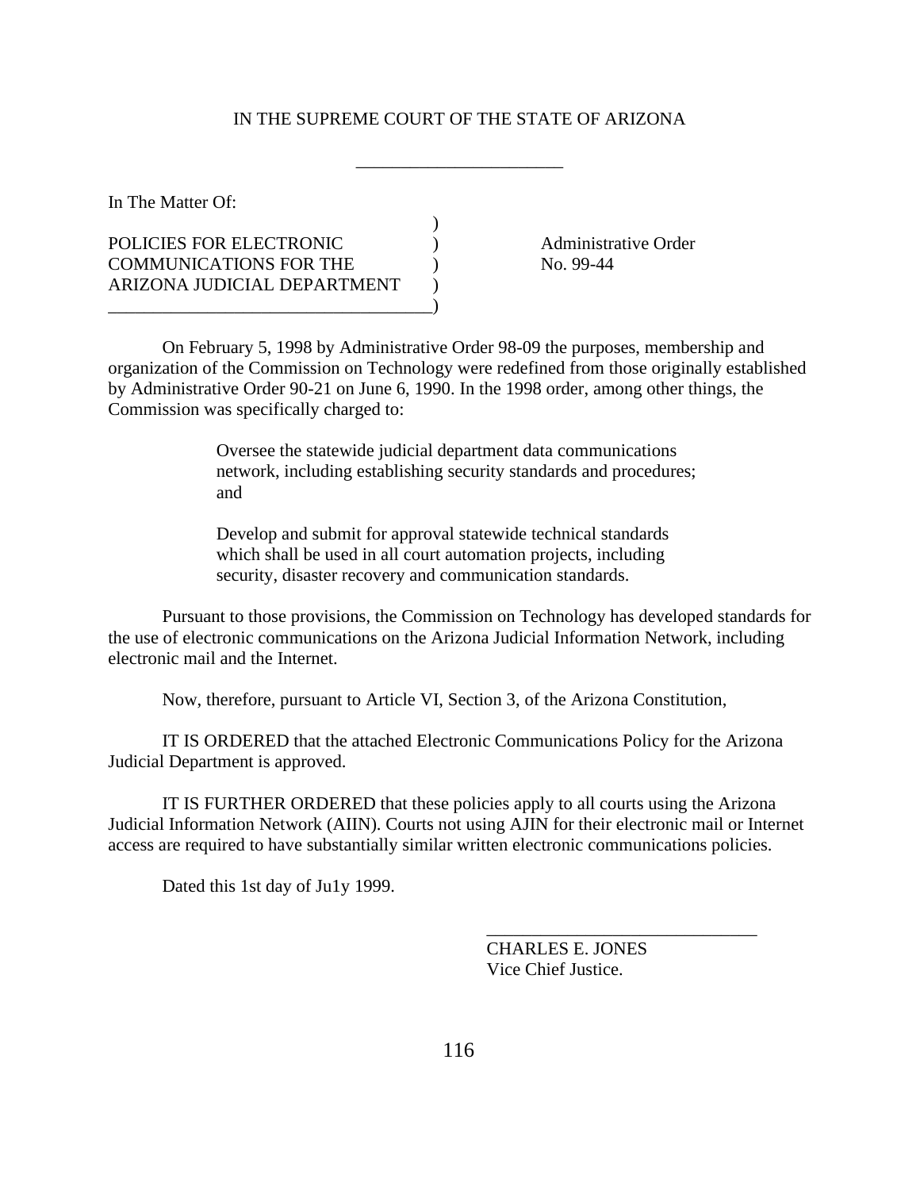IN THE SUPREME COURT OF THE STATE OF ARIZONA

______________________

In The Matter Of:

| | | |
|---|---|---|
| POLICIES FOR ELECTRONIC COMMUNICATIONS FOR THE ARIZONA JUDICIAL DEPARTMENT | ) | Administrative Order No. 99-44 |

On February 5, 1998 by Administrative Order 98-09 the purposes, membership and organization of the Commission on Technology were redefined from those originally established by Administrative Order 90-21 on June 6, 1990. In the 1998 order, among other things, the Commission was specifically charged to:

> Oversee the statewide judicial department data communications network, including establishing security standards and procedures; and
>
> Develop and submit for approval statewide technical standards which shall be used in all court automation projects, including security, disaster recovery and communication standards.

Pursuant to those provisions, the Commission on Technology has developed standards for the use of electronic communications on the Arizona Judicial Information Network, including electronic mail and the Internet.

Now, therefore, pursuant to Article VI, Section 3, of the Arizona Constitution,

IT IS ORDERED that the attached Electronic Communications Policy for the Arizona Judicial Department is approved.

IT IS FURTHER ORDERED that these policies apply to all courts using the Arizona Judicial Information Network (AIIN). Courts not using AJIN for their electronic mail or Internet access are required to have substantially similar written electronic communications policies.

Dated this 1st day of Ju1y 1999.

______________________________
CHARLES E. JONES
Vice Chief Justice.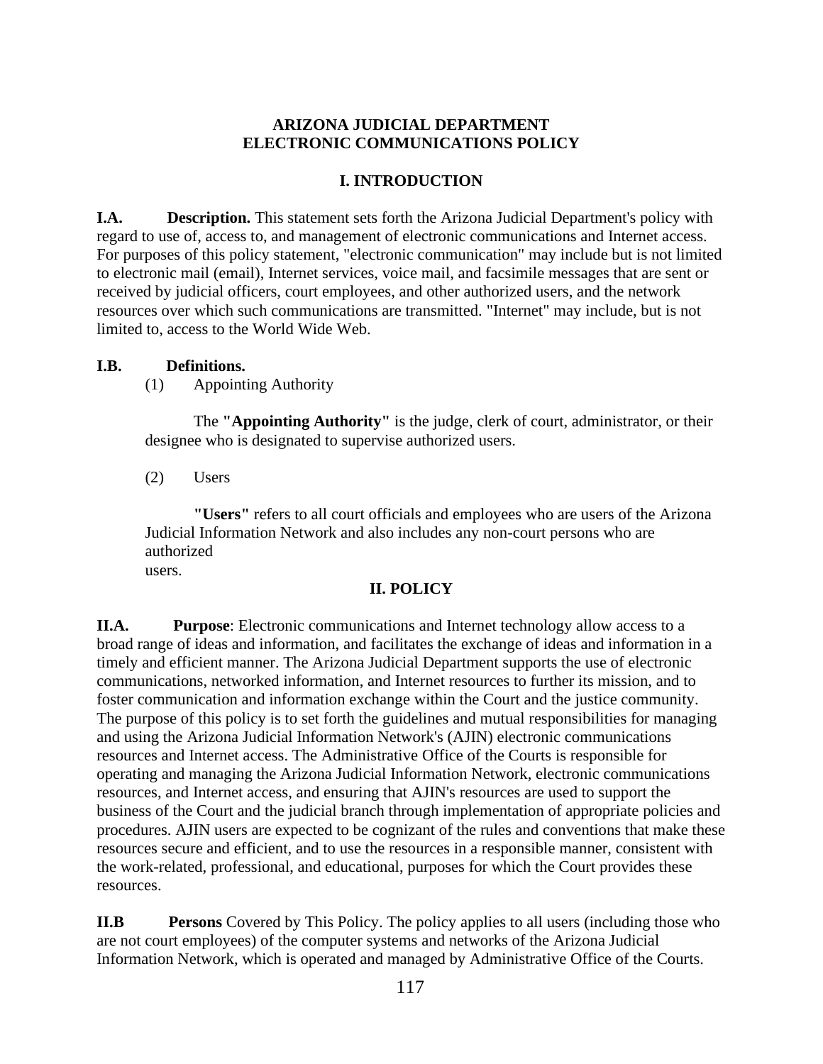**ARIZONA JUDICIAL DEPARTMENT**
**ELECTRONIC COMMUNICATIONS POLICY**

## I. INTRODUCTION

**I.A. Description.** This statement sets forth the Arizona Judicial Department's policy with regard to use of, access to, and management of electronic communications and Internet access. For purposes of this policy statement, "electronic communication" may include but is not limited to electronic mail (email), Internet services, voice mail, and facsimile messages that are sent or received by judicial officers, court employees, and other authorized users, and the network resources over which such communications are transmitted. "Internet" may include, but is not limited to, access to the World Wide Web.

**I.B. Definitions.**

(1) Appointing Authority

The **"Appointing Authority"** is the judge, clerk of court, administrator, or their designee who is designated to supervise authorized users.

(2) Users

**"Users"** refers to all court officials and employees who are users of the Arizona Judicial Information Network and also includes any non-court persons who are authorized users.

## II. POLICY

**II.A. Purpose**: Electronic communications and Internet technology allow access to a broad range of ideas and information, and facilitates the exchange of ideas and information in a timely and efficient manner. The Arizona Judicial Department supports the use of electronic communications, networked information, and Internet resources to further its mission, and to foster communication and information exchange within the Court and the justice community. The purpose of this policy is to set forth the guidelines and mutual responsibilities for managing and using the Arizona Judicial Information Network's (AJIN) electronic communications resources and Internet access. The Administrative Office of the Courts is responsible for operating and managing the Arizona Judicial Information Network, electronic communications resources, and Internet access, and ensuring that AJIN's resources are used to support the business of the Court and the judicial branch through implementation of appropriate policies and procedures. AJIN users are expected to be cognizant of the rules and conventions that make these resources secure and efficient, and to use the resources in a responsible manner, consistent with the work-related, professional, and educational, purposes for which the Court provides these resources.

**II.B Persons** Covered by This Policy. The policy applies to all users (including those who are not court employees) of the computer systems and networks of the Arizona Judicial Information Network, which is operated and managed by Administrative Office of the Courts.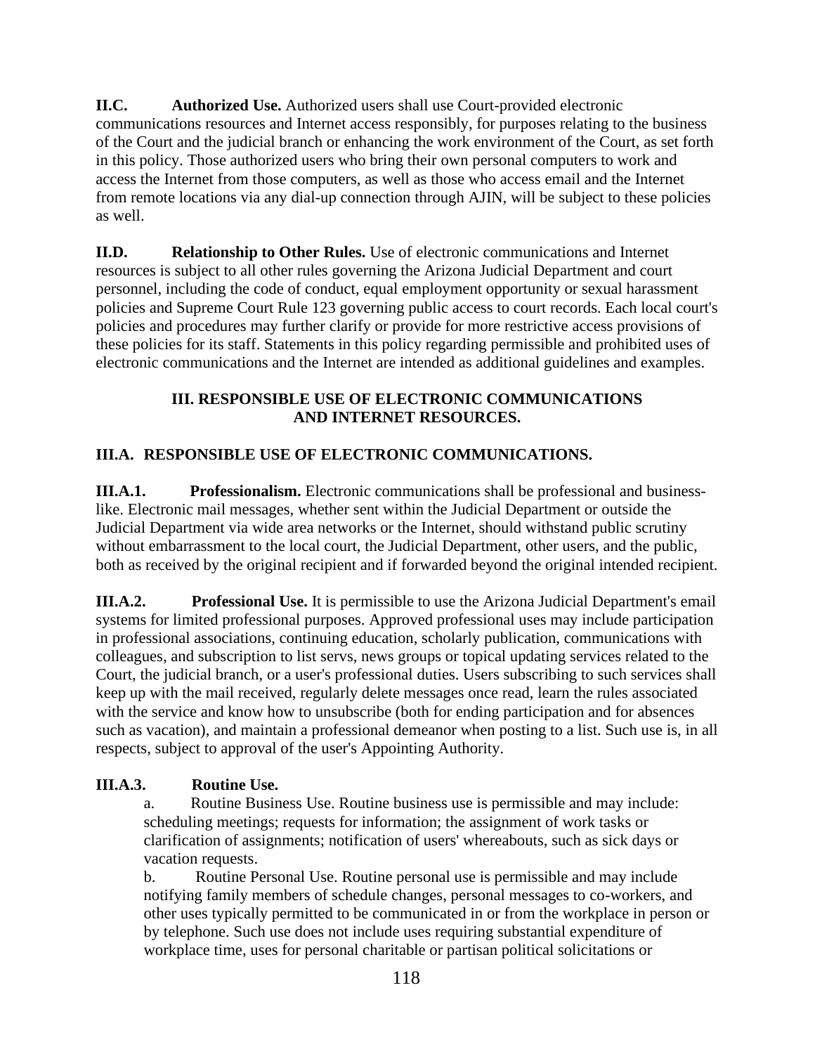**II.C. Authorized Use.** Authorized users shall use Court-provided electronic communications resources and Internet access responsibly, for purposes relating to the business of the Court and the judicial branch or enhancing the work environment of the Court, as set forth in this policy. Those authorized users who bring their own personal computers to work and access the Internet from those computers, as well as those who access email and the Internet from remote locations via any dial-up connection through AJIN, will be subject to these policies as well.

**II.D. Relationship to Other Rules.** Use of electronic communications and Internet resources is subject to all other rules governing the Arizona Judicial Department and court personnel, including the code of conduct, equal employment opportunity or sexual harassment policies and Supreme Court Rule 123 governing public access to court records. Each local court's policies and procedures may further clarify or provide for more restrictive access provisions of these policies for its staff. Statements in this policy regarding permissible and prohibited uses of electronic communications and the Internet are intended as additional guidelines and examples.

## III. RESPONSIBLE USE OF ELECTRONIC COMMUNICATIONS AND INTERNET RESOURCES.

### III.A. RESPONSIBLE USE OF ELECTRONIC COMMUNICATIONS.

**III.A.1. Professionalism.** Electronic communications shall be professional and business-like. Electronic mail messages, whether sent within the Judicial Department or outside the Judicial Department via wide area networks or the Internet, should withstand public scrutiny without embarrassment to the local court, the Judicial Department, other users, and the public, both as received by the original recipient and if forwarded beyond the original intended recipient.

**III.A.2. Professional Use.** It is permissible to use the Arizona Judicial Department's email systems for limited professional purposes. Approved professional uses may include participation in professional associations, continuing education, scholarly publication, communications with colleagues, and subscription to list servs, news groups or topical updating services related to the Court, the judicial branch, or a user's professional duties. Users subscribing to such services shall keep up with the mail received, regularly delete messages once read, learn the rules associated with the service and know how to unsubscribe (both for ending participation and for absences such as vacation), and maintain a professional demeanor when posting to a list. Such use is, in all respects, subject to approval of the user's Appointing Authority.

**III.A.3. Routine Use.**

a. Routine Business Use. Routine business use is permissible and may include: scheduling meetings; requests for information; the assignment of work tasks or clarification of assignments; notification of users' whereabouts, such as sick days or vacation requests.

b. Routine Personal Use. Routine personal use is permissible and may include notifying family members of schedule changes, personal messages to co-workers, and other uses typically permitted to be communicated in or from the workplace in person or by telephone. Such use does not include uses requiring substantial expenditure of workplace time, uses for personal charitable or partisan political solicitations or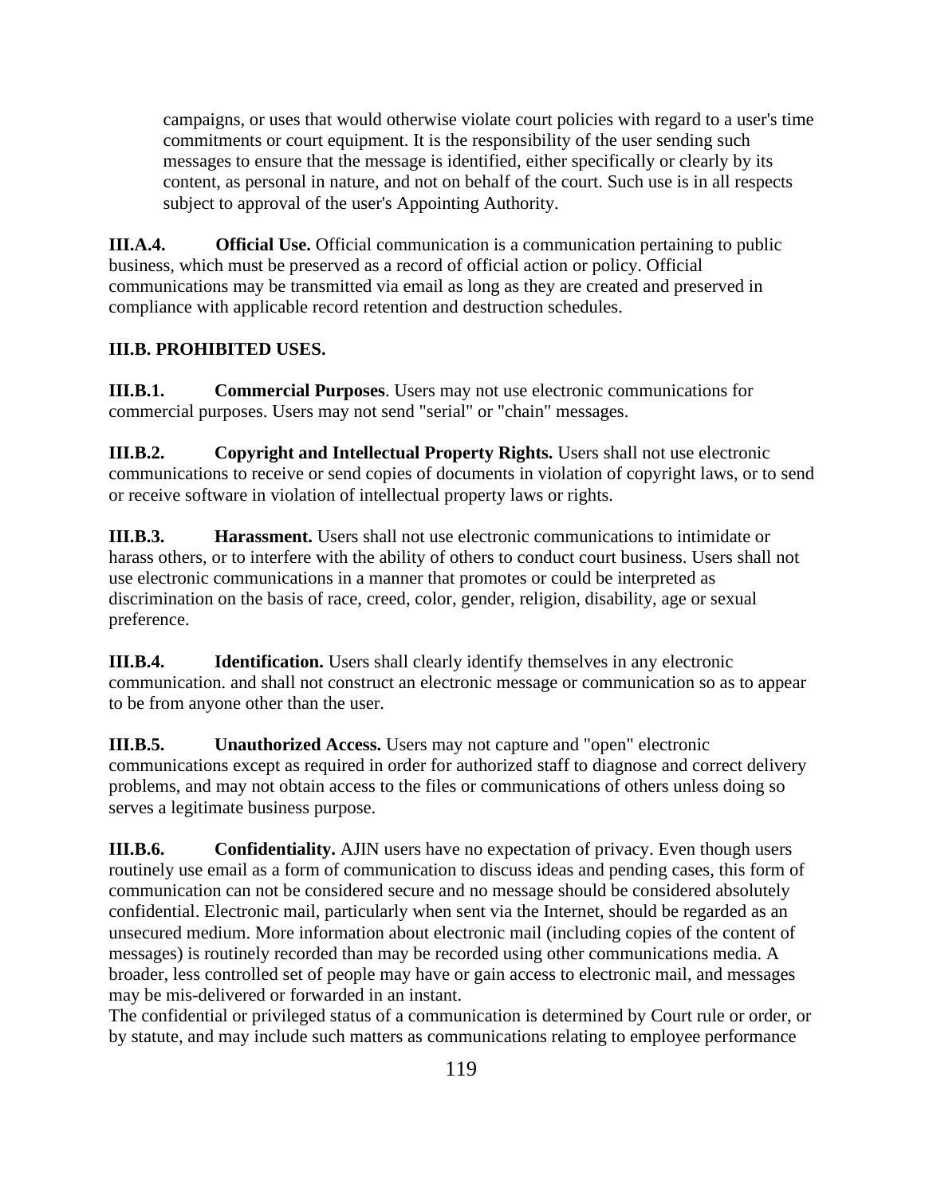campaigns, or uses that would otherwise violate court policies with regard to a user's time commitments or court equipment. It is the responsibility of the user sending such messages to ensure that the message is identified, either specifically or clearly by its content, as personal in nature, and not on behalf of the court. Such use is in all respects subject to approval of the user's Appointing Authority.

**III.A.4. Official Use.** Official communication is a communication pertaining to public business, which must be preserved as a record of official action or policy. Official communications may be transmitted via email as long as they are created and preserved in compliance with applicable record retention and destruction schedules.

**III.B. PROHIBITED USES.**

**III.B.1. Commercial Purposes**. Users may not use electronic communications for commercial purposes. Users may not send "serial" or "chain" messages.

**III.B.2. Copyright and Intellectual Property Rights.** Users shall not use electronic communications to receive or send copies of documents in violation of copyright laws, or to send or receive software in violation of intellectual property laws or rights.

**III.B.3. Harassment.** Users shall not use electronic communications to intimidate or harass others, or to interfere with the ability of others to conduct court business. Users shall not use electronic communications in a manner that promotes or could be interpreted as discrimination on the basis of race, creed, color, gender, religion, disability, age or sexual preference.

**III.B.4. Identification.** Users shall clearly identify themselves in any electronic communication. and shall not construct an electronic message or communication so as to appear to be from anyone other than the user.

**III.B.5. Unauthorized Access.** Users may not capture and "open" electronic communications except as required in order for authorized staff to diagnose and correct delivery problems, and may not obtain access to the files or communications of others unless doing so serves a legitimate business purpose.

**III.B.6. Confidentiality.** AJIN users have no expectation of privacy. Even though users routinely use email as a form of communication to discuss ideas and pending cases, this form of communication can not be considered secure and no message should be considered absolutely confidential. Electronic mail, particularly when sent via the Internet, should be regarded as an unsecured medium. More information about electronic mail (including copies of the content of messages) is routinely recorded than may be recorded using other communications media. A broader, less controlled set of people may have or gain access to electronic mail, and messages may be mis-delivered or forwarded in an instant.

The confidential or privileged status of a communication is determined by Court rule or order, or by statute, and may include such matters as communications relating to employee performance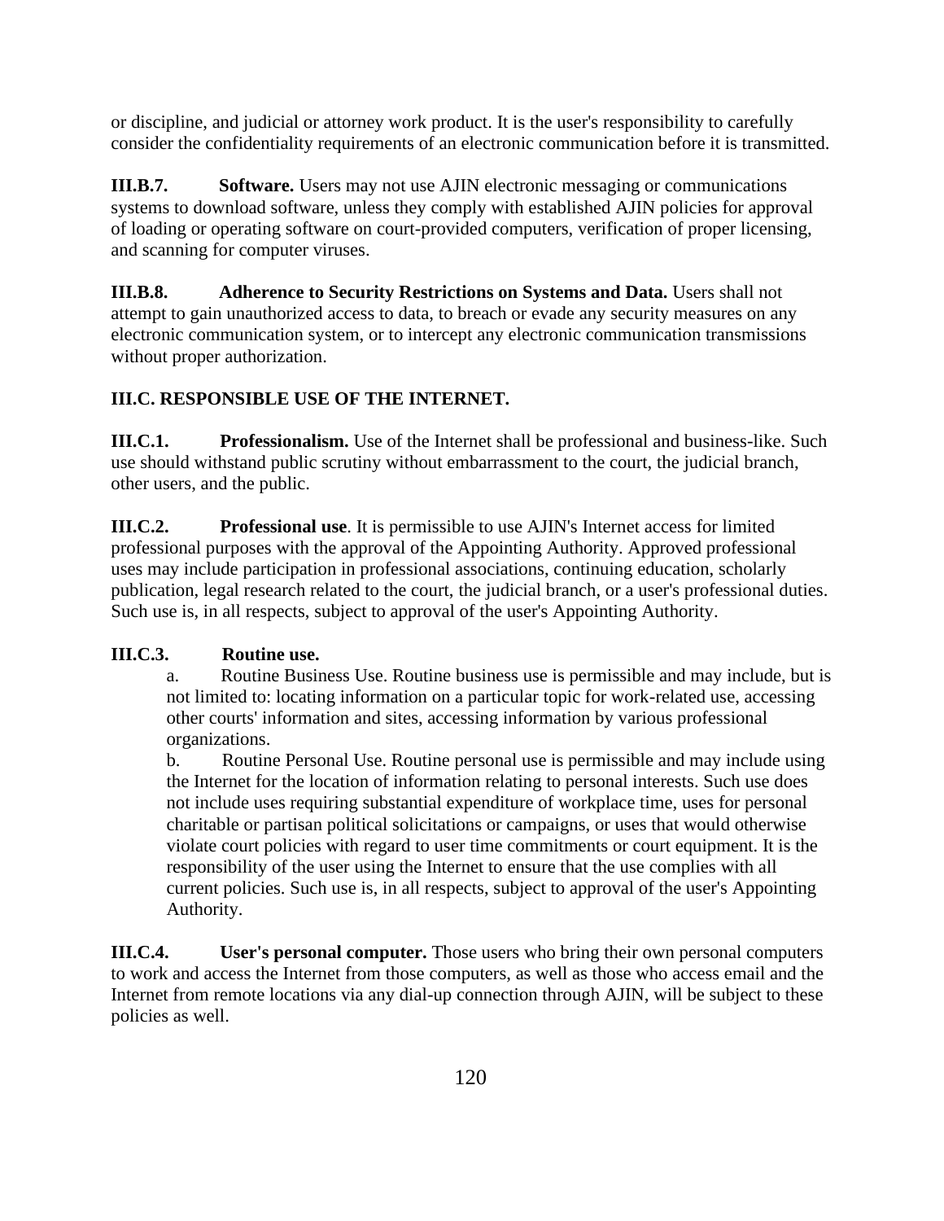or discipline, and judicial or attorney work product. It is the user's responsibility to carefully consider the confidentiality requirements of an electronic communication before it is transmitted.

**III.B.7. Software.** Users may not use AJIN electronic messaging or communications systems to download software, unless they comply with established AJIN policies for approval of loading or operating software on court-provided computers, verification of proper licensing, and scanning for computer viruses.

**III.B.8. Adherence to Security Restrictions on Systems and Data.** Users shall not attempt to gain unauthorized access to data, to breach or evade any security measures on any electronic communication system, or to intercept any electronic communication transmissions without proper authorization.

**III.C. RESPONSIBLE USE OF THE INTERNET.**

**III.C.1. Professionalism.** Use of the Internet shall be professional and business-like. Such use should withstand public scrutiny without embarrassment to the court, the judicial branch, other users, and the public.

**III.C.2. Professional use**. It is permissible to use AJIN's Internet access for limited professional purposes with the approval of the Appointing Authority. Approved professional uses may include participation in professional associations, continuing education, scholarly publication, legal research related to the court, the judicial branch, or a user's professional duties. Such use is, in all respects, subject to approval of the user's Appointing Authority.

**III.C.3. Routine use.**

a. Routine Business Use. Routine business use is permissible and may include, but is not limited to: locating information on a particular topic for work-related use, accessing other courts' information and sites, accessing information by various professional organizations.

b. Routine Personal Use. Routine personal use is permissible and may include using the Internet for the location of information relating to personal interests. Such use does not include uses requiring substantial expenditure of workplace time, uses for personal charitable or partisan political solicitations or campaigns, or uses that would otherwise violate court policies with regard to user time commitments or court equipment. It is the responsibility of the user using the Internet to ensure that the use complies with all current policies. Such use is, in all respects, subject to approval of the user's Appointing Authority.

**III.C.4. User's personal computer.** Those users who bring their own personal computers to work and access the Internet from those computers, as well as those who access email and the Internet from remote locations via any dial-up connection through AJIN, will be subject to these policies as well.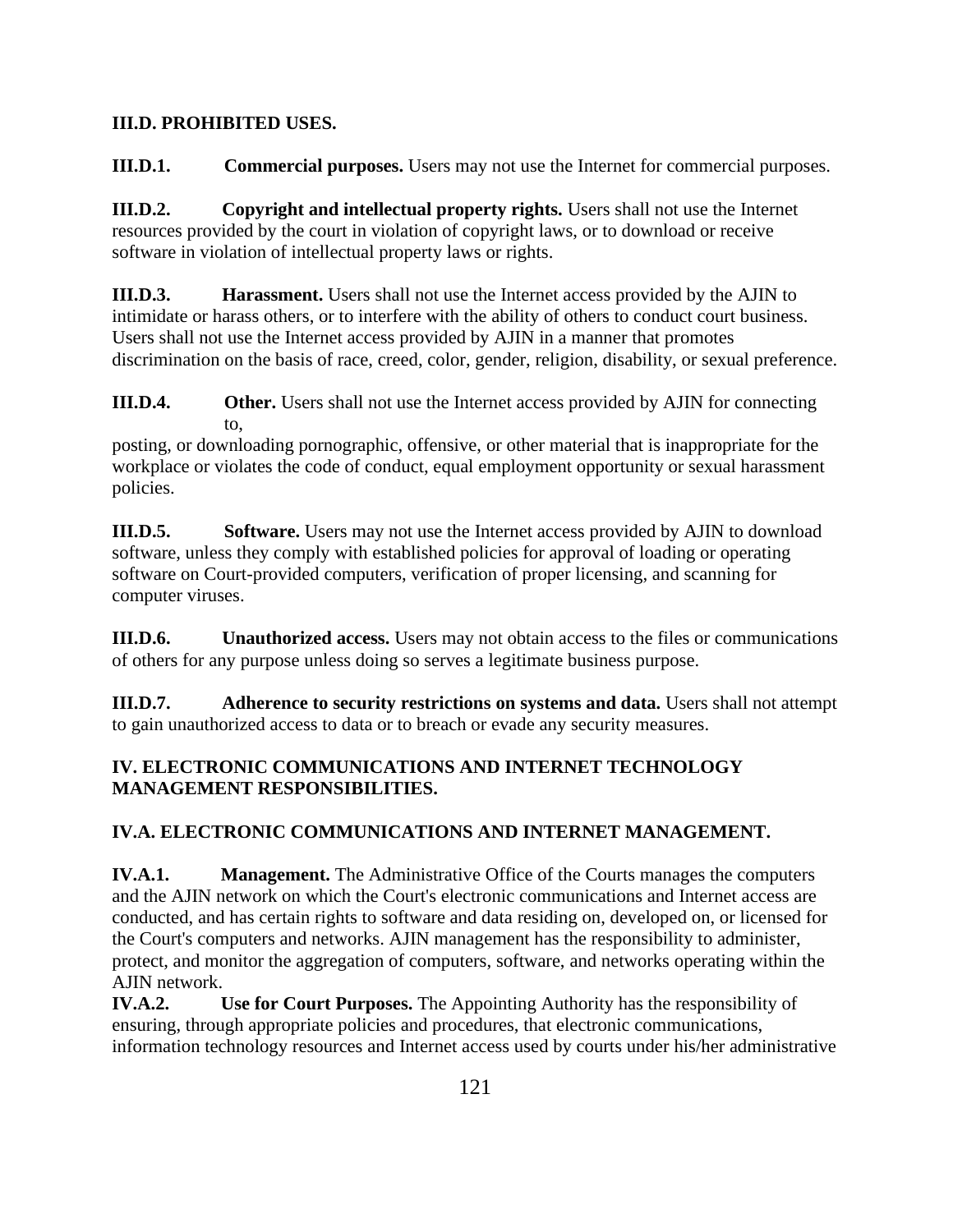**III.D. PROHIBITED USES.**

**III.D.1. Commercial purposes.** Users may not use the Internet for commercial purposes.

**III.D.2. Copyright and intellectual property rights.** Users shall not use the Internet resources provided by the court in violation of copyright laws, or to download or receive software in violation of intellectual property laws or rights.

**III.D.3. Harassment.** Users shall not use the Internet access provided by the AJIN to intimidate or harass others, or to interfere with the ability of others to conduct court business. Users shall not use the Internet access provided by AJIN in a manner that promotes discrimination on the basis of race, creed, color, gender, religion, disability, or sexual preference.

**III.D.4. Other.** Users shall not use the Internet access provided by AJIN for connecting to, posting, or downloading pornographic, offensive, or other material that is inappropriate for the workplace or violates the code of conduct, equal employment opportunity or sexual harassment policies.

**III.D.5. Software.** Users may not use the Internet access provided by AJIN to download software, unless they comply with established policies for approval of loading or operating software on Court-provided computers, verification of proper licensing, and scanning for computer viruses.

**III.D.6. Unauthorized access.** Users may not obtain access to the files or communications of others for any purpose unless doing so serves a legitimate business purpose.

**III.D.7. Adherence to security restrictions on systems and data.** Users shall not attempt to gain unauthorized access to data or to breach or evade any security measures.

**IV. ELECTRONIC COMMUNICATIONS AND INTERNET TECHNOLOGY MANAGEMENT RESPONSIBILITIES.**

**IV.A. ELECTRONIC COMMUNICATIONS AND INTERNET MANAGEMENT.**

**IV.A.1. Management.** The Administrative Office of the Courts manages the computers and the AJIN network on which the Court's electronic communications and Internet access are conducted, and has certain rights to software and data residing on, developed on, or licensed for the Court's computers and networks. AJIN management has the responsibility to administer, protect, and monitor the aggregation of computers, software, and networks operating within the AJIN network.

**IV.A.2. Use for Court Purposes.** The Appointing Authority has the responsibility of ensuring, through appropriate policies and procedures, that electronic communications, information technology resources and Internet access used by courts under his/her administrative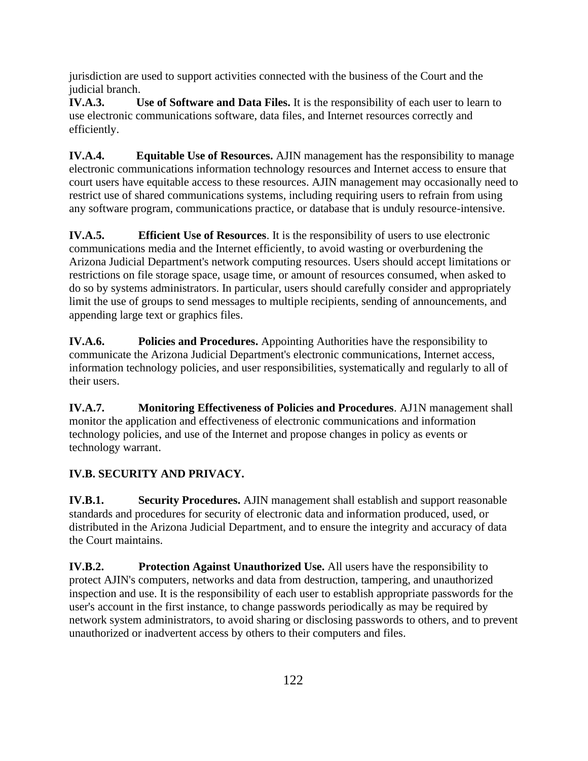jurisdiction are used to support activities connected with the business of the Court and the judicial branch.

**IV.A.3. Use of Software and Data Files.** It is the responsibility of each user to learn to use electronic communications software, data files, and Internet resources correctly and efficiently.

**IV.A.4. Equitable Use of Resources.** AJIN management has the responsibility to manage electronic communications information technology resources and Internet access to ensure that court users have equitable access to these resources. AJIN management may occasionally need to restrict use of shared communications systems, including requiring users to refrain from using any software program, communications practice, or database that is unduly resource-intensive.

**IV.A.5. Efficient Use of Resources**. It is the responsibility of users to use electronic communications media and the Internet efficiently, to avoid wasting or overburdening the Arizona Judicial Department's network computing resources. Users should accept limitations or restrictions on file storage space, usage time, or amount of resources consumed, when asked to do so by systems administrators. In particular, users should carefully consider and appropriately limit the use of groups to send messages to multiple recipients, sending of announcements, and appending large text or graphics files.

**IV.A.6. Policies and Procedures.** Appointing Authorities have the responsibility to communicate the Arizona Judicial Department's electronic communications, Internet access, information technology policies, and user responsibilities, systematically and regularly to all of their users.

**IV.A.7. Monitoring Effectiveness of Policies and Procedures**. AJ1N management shall monitor the application and effectiveness of electronic communications and information technology policies, and use of the Internet and propose changes in policy as events or technology warrant.

**IV.B. SECURITY AND PRIVACY.**

**IV.B.1. Security Procedures.** AJIN management shall establish and support reasonable standards and procedures for security of electronic data and information produced, used, or distributed in the Arizona Judicial Department, and to ensure the integrity and accuracy of data the Court maintains.

**IV.B.2. Protection Against Unauthorized Use.** All users have the responsibility to protect AJIN's computers, networks and data from destruction, tampering, and unauthorized inspection and use. It is the responsibility of each user to establish appropriate passwords for the user's account in the first instance, to change passwords periodically as may be required by network system administrators, to avoid sharing or disclosing passwords to others, and to prevent unauthorized or inadvertent access by others to their computers and files.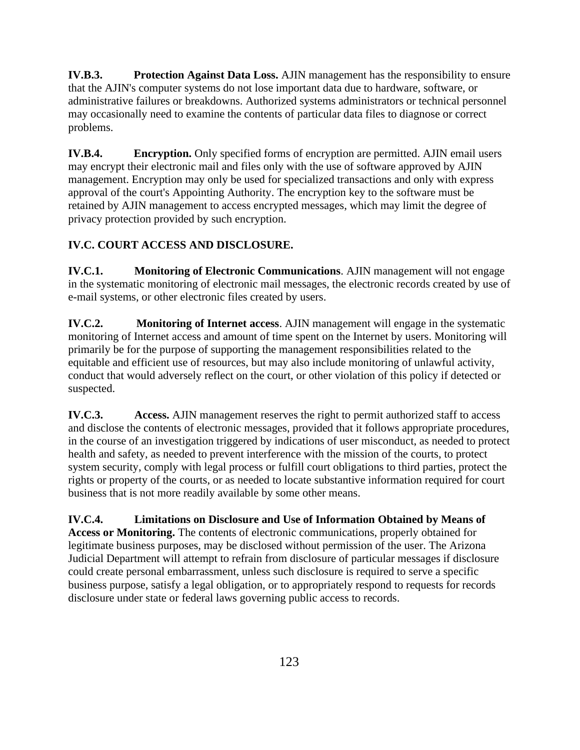**IV.B.3. Protection Against Data Loss.** AJIN management has the responsibility to ensure that the AJIN's computer systems do not lose important data due to hardware, software, or administrative failures or breakdowns. Authorized systems administrators or technical personnel may occasionally need to examine the contents of particular data files to diagnose or correct problems.

**IV.B.4. Encryption.** Only specified forms of encryption are permitted. AJIN email users may encrypt their electronic mail and files only with the use of software approved by AJIN management. Encryption may only be used for specialized transactions and only with express approval of the court's Appointing Authority. The encryption key to the software must be retained by AJIN management to access encrypted messages, which may limit the degree of privacy protection provided by such encryption.

**IV.C. COURT ACCESS AND DISCLOSURE.**

**IV.C.1. Monitoring of Electronic Communications**. AJIN management will not engage in the systematic monitoring of electronic mail messages, the electronic records created by use of e-mail systems, or other electronic files created by users.

**IV.C.2. Monitoring of Internet access**. AJIN management will engage in the systematic monitoring of Internet access and amount of time spent on the Internet by users. Monitoring will primarily be for the purpose of supporting the management responsibilities related to the equitable and efficient use of resources, but may also include monitoring of unlawful activity, conduct that would adversely reflect on the court, or other violation of this policy if detected or suspected.

**IV.C.3. Access.** AJIN management reserves the right to permit authorized staff to access and disclose the contents of electronic messages, provided that it follows appropriate procedures, in the course of an investigation triggered by indications of user misconduct, as needed to protect health and safety, as needed to prevent interference with the mission of the courts, to protect system security, comply with legal process or fulfill court obligations to third parties, protect the rights or property of the courts, or as needed to locate substantive information required for court business that is not more readily available by some other means.

**IV.C.4. Limitations on Disclosure and Use of Information Obtained by Means of Access or Monitoring.** The contents of electronic communications, properly obtained for legitimate business purposes, may be disclosed without permission of the user. The Arizona Judicial Department will attempt to refrain from disclosure of particular messages if disclosure could create personal embarrassment, unless such disclosure is required to serve a specific business purpose, satisfy a legal obligation, or to appropriately respond to requests for records disclosure under state or federal laws governing public access to records.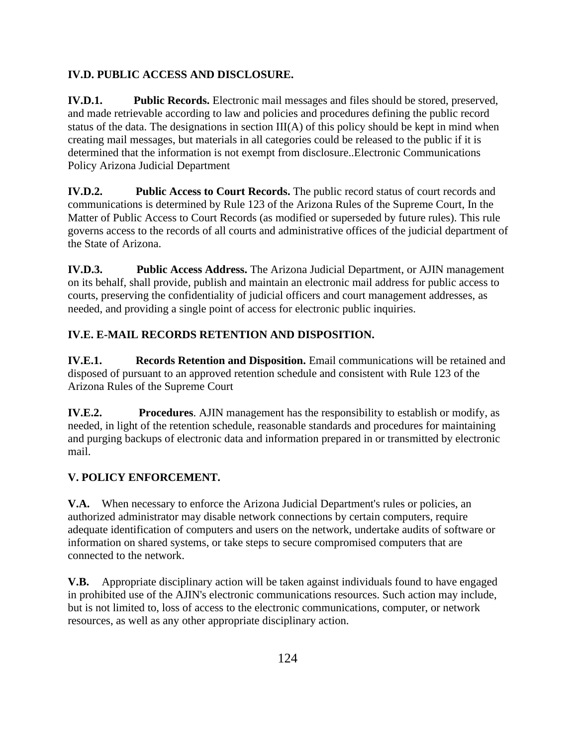**IV.D. PUBLIC ACCESS AND DISCLOSURE.**

**IV.D.1. Public Records.** Electronic mail messages and files should be stored, preserved, and made retrievable according to law and policies and procedures defining the public record status of the data. The designations in section III(A) of this policy should be kept in mind when creating mail messages, but materials in all categories could be released to the public if it is determined that the information is not exempt from disclosure..Electronic Communications Policy Arizona Judicial Department

**IV.D.2. Public Access to Court Records.** The public record status of court records and communications is determined by Rule 123 of the Arizona Rules of the Supreme Court, In the Matter of Public Access to Court Records (as modified or superseded by future rules). This rule governs access to the records of all courts and administrative offices of the judicial department of the State of Arizona.

**IV.D.3. Public Access Address.** The Arizona Judicial Department, or AJIN management on its behalf, shall provide, publish and maintain an electronic mail address for public access to courts, preserving the confidentiality of judicial officers and court management addresses, as needed, and providing a single point of access for electronic public inquiries.

**IV.E. E-MAIL RECORDS RETENTION AND DISPOSITION.**

**IV.E.1. Records Retention and Disposition.** Email communications will be retained and disposed of pursuant to an approved retention schedule and consistent with Rule 123 of the Arizona Rules of the Supreme Court

**IV.E.2. Procedures**. AJIN management has the responsibility to establish or modify, as needed, in light of the retention schedule, reasonable standards and procedures for maintaining and purging backups of electronic data and information prepared in or transmitted by electronic mail.

**V. POLICY ENFORCEMENT.**

**V.A.** When necessary to enforce the Arizona Judicial Department's rules or policies, an authorized administrator may disable network connections by certain computers, require adequate identification of computers and users on the network, undertake audits of software or information on shared systems, or take steps to secure compromised computers that are connected to the network.

**V.B.** Appropriate disciplinary action will be taken against individuals found to have engaged in prohibited use of the AJIN's electronic communications resources. Such action may include, but is not limited to, loss of access to the electronic communications, computer, or network resources, as well as any other appropriate disciplinary action.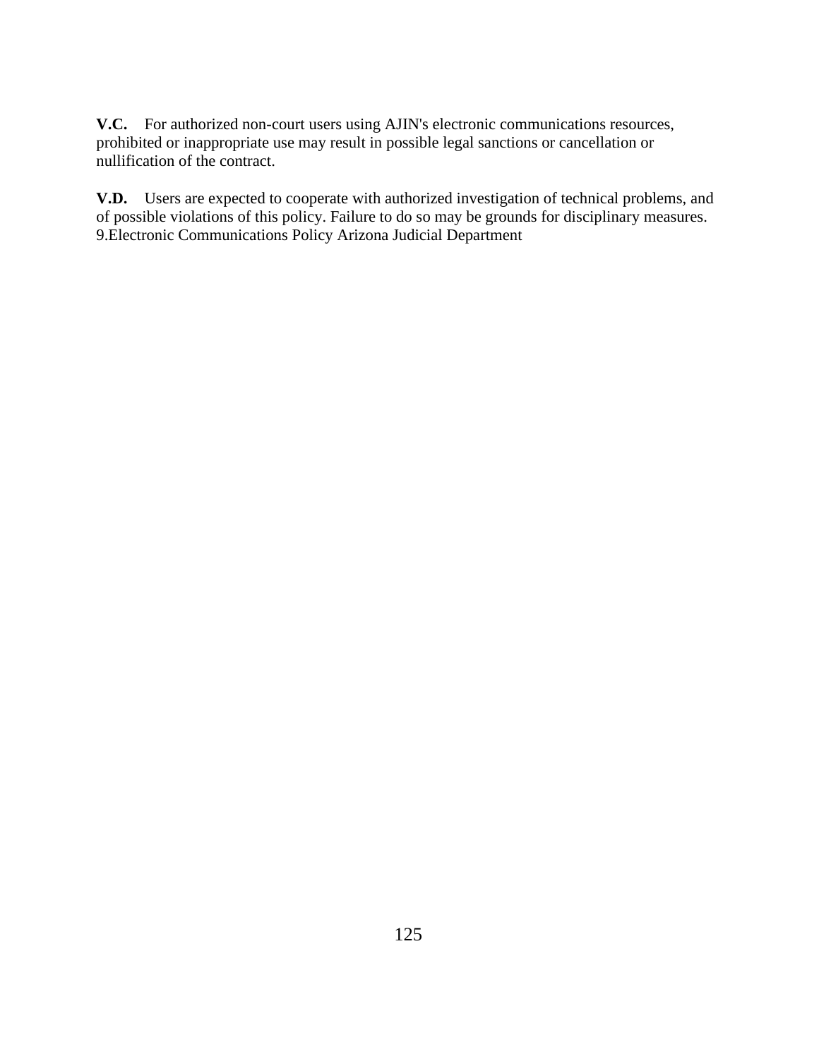**V.C.** For authorized non-court users using AJIN's electronic communications resources, prohibited or inappropriate use may result in possible legal sanctions or cancellation or nullification of the contract.

**V.D.** Users are expected to cooperate with authorized investigation of technical problems, and of possible violations of this policy. Failure to do so may be grounds for disciplinary measures. 9.Electronic Communications Policy Arizona Judicial Department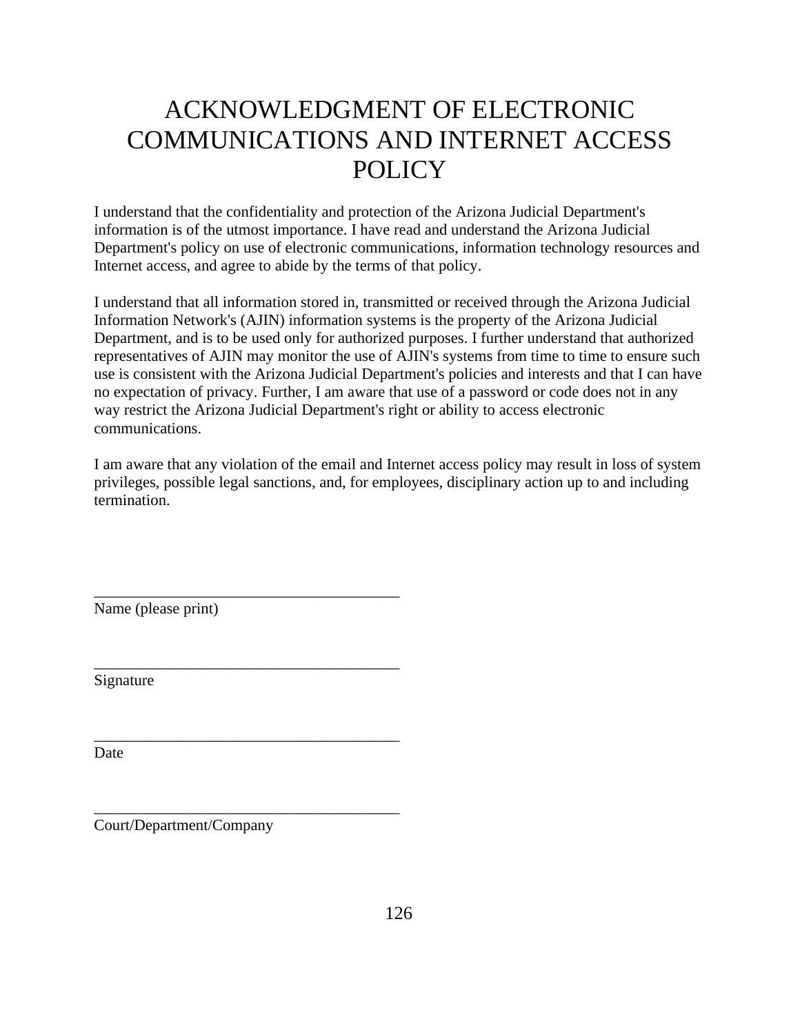# ACKNOWLEDGMENT OF ELECTRONIC COMMUNICATIONS AND INTERNET ACCESS POLICY

I understand that the confidentiality and protection of the Arizona Judicial Department's information is of the utmost importance. I have read and understand the Arizona Judicial Department's policy on use of electronic communications, information technology resources and Internet access, and agree to abide by the terms of that policy.

I understand that all information stored in, transmitted or received through the Arizona Judicial Information Network's (AJIN) information systems is the property of the Arizona Judicial Department, and is to be used only for authorized purposes. I further understand that authorized representatives of AJIN may monitor the use of AJIN's systems from time to time to ensure such use is consistent with the Arizona Judicial Department's policies and interests and that I can have no expectation of privacy. Further, I am aware that use of a password or code does not in any way restrict the Arizona Judicial Department's right or ability to access electronic communications.

I am aware that any violation of the email and Internet access policy may result in loss of system privileges, possible legal sanctions, and, for employees, disciplinary action up to and including termination.

________________________________________
Name (please print)

________________________________________
Signature

________________________________________
Date

________________________________________
Court/Department/Company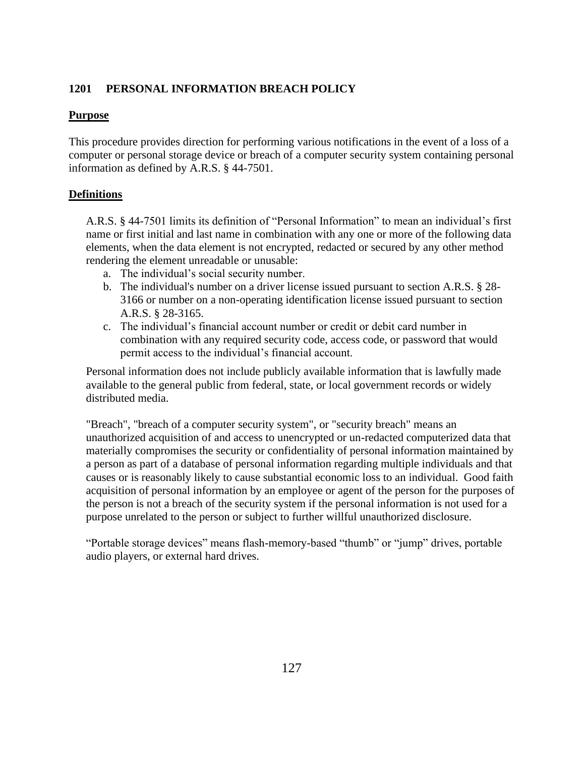## 1201 PERSONAL INFORMATION BREACH POLICY

**Purpose**

This procedure provides direction for performing various notifications in the event of a loss of a computer or personal storage device or breach of a computer security system containing personal information as defined by A.R.S. § 44-7501.

**Definitions**

A.R.S. § 44-7501 limits its definition of "Personal Information" to mean an individual's first name or first initial and last name in combination with any one or more of the following data elements, when the data element is not encrypted, redacted or secured by any other method rendering the element unreadable or unusable:

a. The individual's social security number.
b. The individual's number on a driver license issued pursuant to section A.R.S. § 28-3166 or number on a non-operating identification license issued pursuant to section A.R.S. § 28-3165.
c. The individual's financial account number or credit or debit card number in combination with any required security code, access code, or password that would permit access to the individual's financial account.

Personal information does not include publicly available information that is lawfully made available to the general public from federal, state, or local government records or widely distributed media.

"Breach", "breach of a computer security system", or "security breach" means an unauthorized acquisition of and access to unencrypted or un-redacted computerized data that materially compromises the security or confidentiality of personal information maintained by a person as part of a database of personal information regarding multiple individuals and that causes or is reasonably likely to cause substantial economic loss to an individual. Good faith acquisition of personal information by an employee or agent of the person for the purposes of the person is not a breach of the security system if the personal information is not used for a purpose unrelated to the person or subject to further willful unauthorized disclosure.

"Portable storage devices" means flash-memory-based "thumb" or "jump" drives, portable audio players, or external hard drives.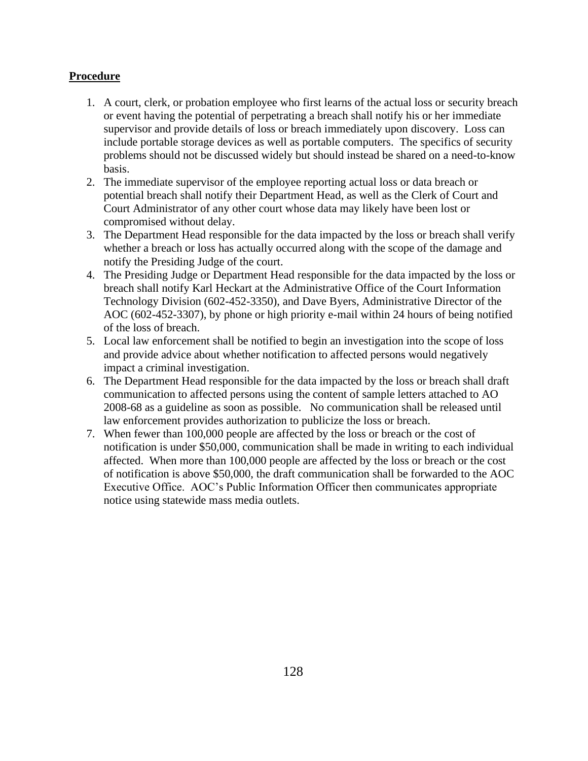**Procedure**

1. A court, clerk, or probation employee who first learns of the actual loss or security breach or event having the potential of perpetrating a breach shall notify his or her immediate supervisor and provide details of loss or breach immediately upon discovery. Loss can include portable storage devices as well as portable computers. The specifics of security problems should not be discussed widely but should instead be shared on a need-to-know basis.
2. The immediate supervisor of the employee reporting actual loss or data breach or potential breach shall notify their Department Head, as well as the Clerk of Court and Court Administrator of any other court whose data may likely have been lost or compromised without delay.
3. The Department Head responsible for the data impacted by the loss or breach shall verify whether a breach or loss has actually occurred along with the scope of the damage and notify the Presiding Judge of the court.
4. The Presiding Judge or Department Head responsible for the data impacted by the loss or breach shall notify Karl Heckart at the Administrative Office of the Court Information Technology Division (602-452-3350), and Dave Byers, Administrative Director of the AOC (602-452-3307), by phone or high priority e-mail within 24 hours of being notified of the loss of breach.
5. Local law enforcement shall be notified to begin an investigation into the scope of loss and provide advice about whether notification to affected persons would negatively impact a criminal investigation.
6. The Department Head responsible for the data impacted by the loss or breach shall draft communication to affected persons using the content of sample letters attached to AO 2008-68 as a guideline as soon as possible. No communication shall be released until law enforcement provides authorization to publicize the loss or breach.
7. When fewer than 100,000 people are affected by the loss or breach or the cost of notification is under $50,000, communication shall be made in writing to each individual affected. When more than 100,000 people are affected by the loss or breach or the cost of notification is above $50,000, the draft communication shall be forwarded to the AOC Executive Office. AOC's Public Information Officer then communicates appropriate notice using statewide mass media outlets.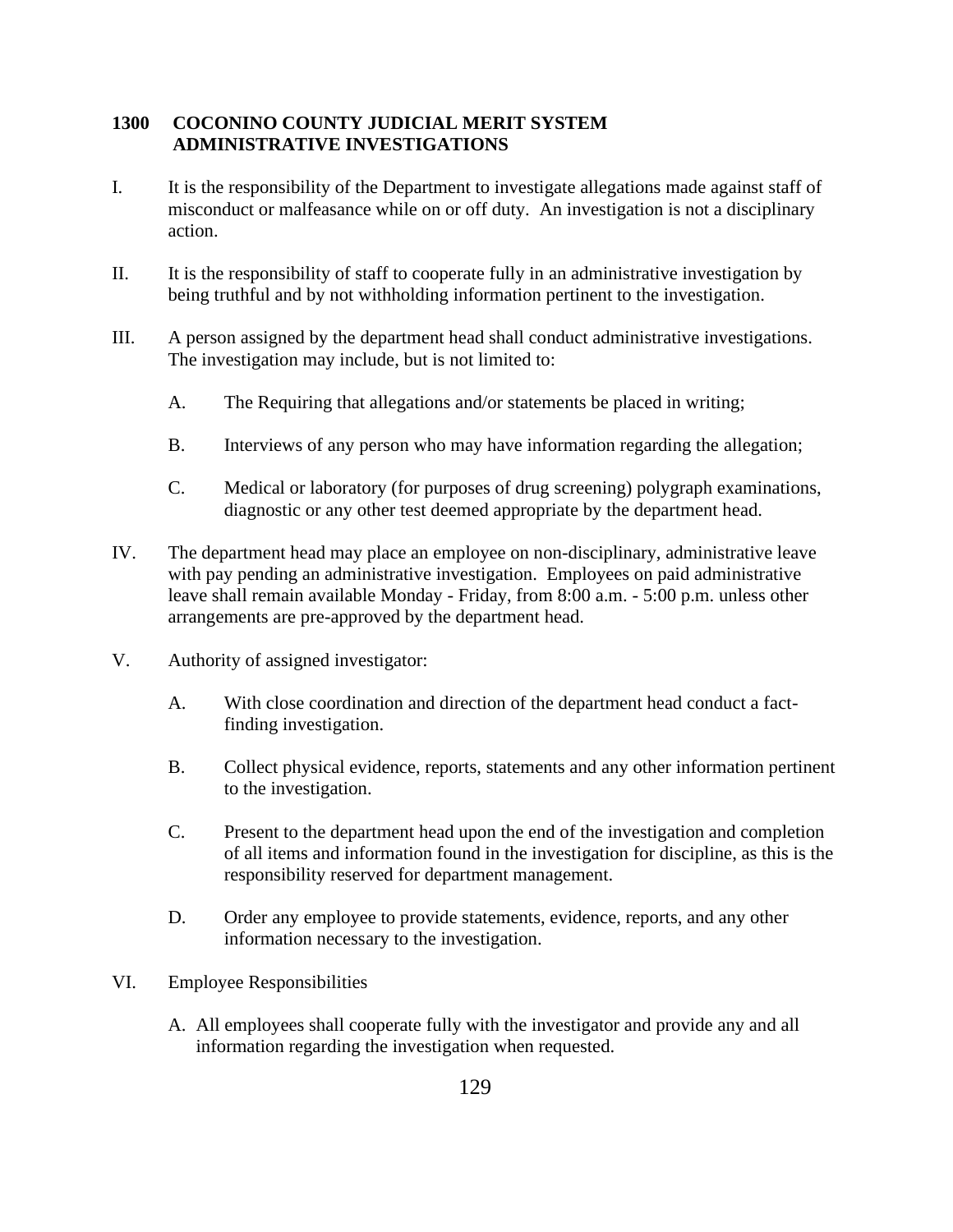## 1300 COCONINO COUNTY JUDICIAL MERIT SYSTEM ADMINISTRATIVE INVESTIGATIONS

I. It is the responsibility of the Department to investigate allegations made against staff of misconduct or malfeasance while on or off duty. An investigation is not a disciplinary action.

II. It is the responsibility of staff to cooperate fully in an administrative investigation by being truthful and by not withholding information pertinent to the investigation.

III. A person assigned by the department head shall conduct administrative investigations. The investigation may include, but is not limited to:

   A. The Requiring that allegations and/or statements be placed in writing;

   B. Interviews of any person who may have information regarding the allegation;

   C. Medical or laboratory (for purposes of drug screening) polygraph examinations, diagnostic or any other test deemed appropriate by the department head.

IV. The department head may place an employee on non-disciplinary, administrative leave with pay pending an administrative investigation. Employees on paid administrative leave shall remain available Monday - Friday, from 8:00 a.m. - 5:00 p.m. unless other arrangements are pre-approved by the department head.

V. Authority of assigned investigator:

   A. With close coordination and direction of the department head conduct a fact-finding investigation.

   B. Collect physical evidence, reports, statements and any other information pertinent to the investigation.

   C. Present to the department head upon the end of the investigation and completion of all items and information found in the investigation for discipline, as this is the responsibility reserved for department management.

   D. Order any employee to provide statements, evidence, reports, and any other information necessary to the investigation.

VI. Employee Responsibilities

   A. All employees shall cooperate fully with the investigator and provide any and all information regarding the investigation when requested.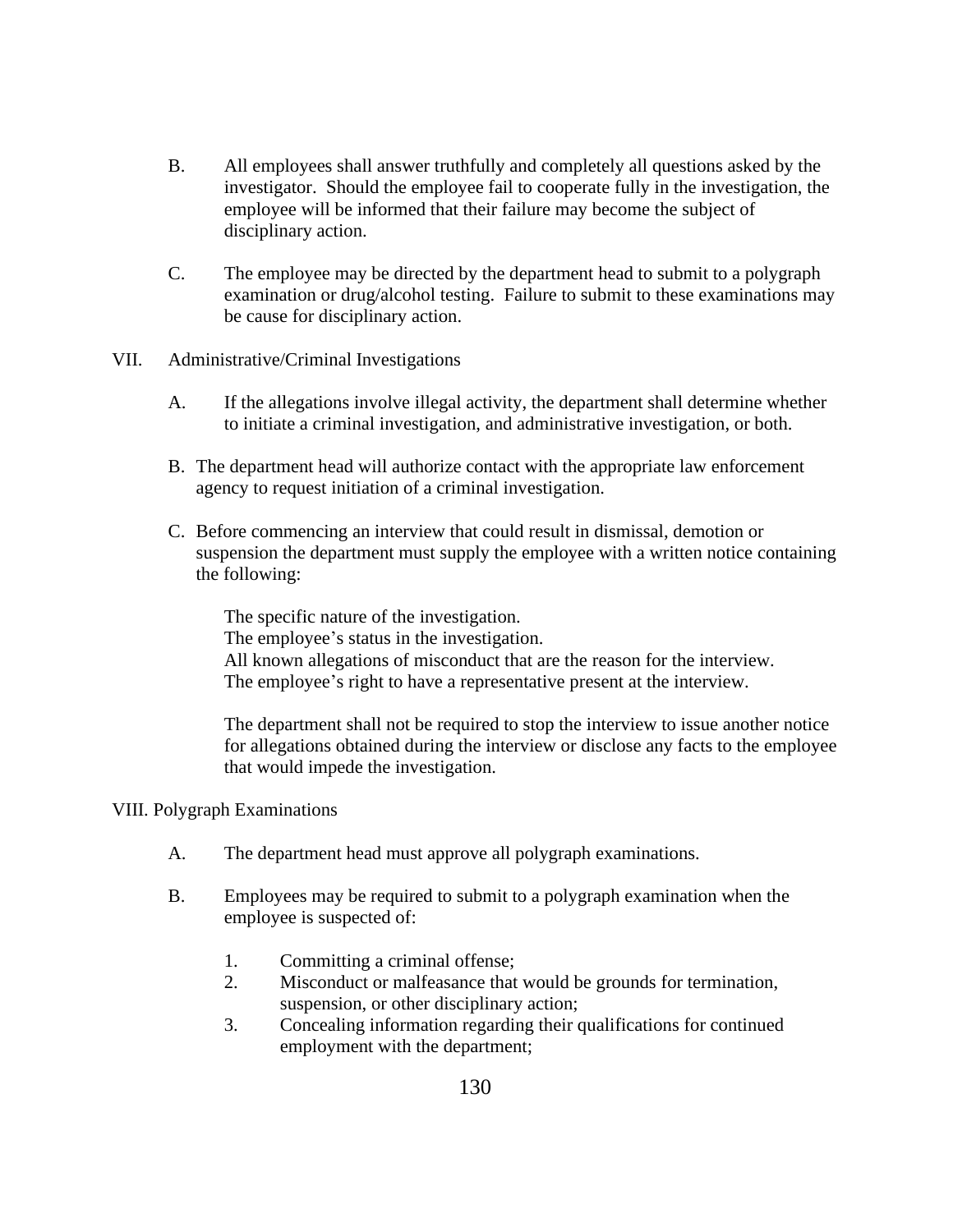B. All employees shall answer truthfully and completely all questions asked by the investigator. Should the employee fail to cooperate fully in the investigation, the employee will be informed that their failure may become the subject of disciplinary action.

C. The employee may be directed by the department head to submit to a polygraph examination or drug/alcohol testing. Failure to submit to these examinations may be cause for disciplinary action.

VII. Administrative/Criminal Investigations

A. If the allegations involve illegal activity, the department shall determine whether to initiate a criminal investigation, and administrative investigation, or both.

B. The department head will authorize contact with the appropriate law enforcement agency to request initiation of a criminal investigation.

C. Before commencing an interview that could result in dismissal, demotion or suspension the department must supply the employee with a written notice containing the following:

The specific nature of the investigation.
The employee's status in the investigation.
All known allegations of misconduct that are the reason for the interview.
The employee's right to have a representative present at the interview.

The department shall not be required to stop the interview to issue another notice for allegations obtained during the interview or disclose any facts to the employee that would impede the investigation.

VIII. Polygraph Examinations

A. The department head must approve all polygraph examinations.

B. Employees may be required to submit to a polygraph examination when the employee is suspected of:

1. Committing a criminal offense;
2. Misconduct or malfeasance that would be grounds for termination, suspension, or other disciplinary action;
3. Concealing information regarding their qualifications for continued employment with the department;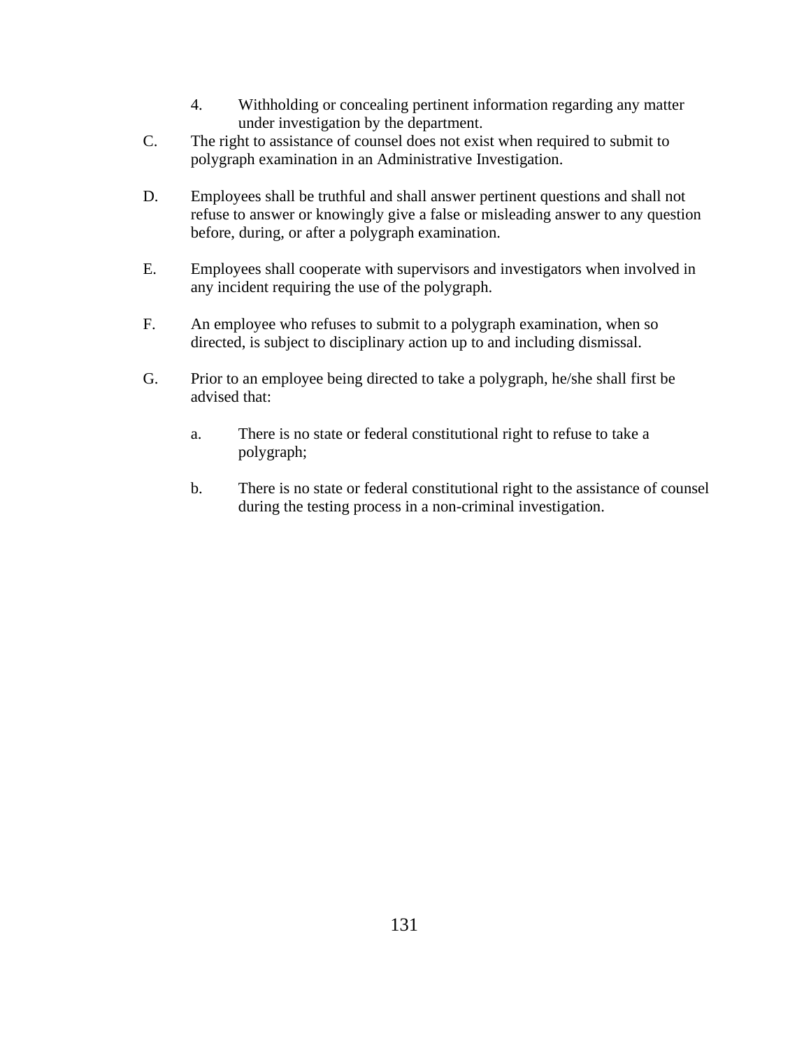4. Withholding or concealing pertinent information regarding any matter under investigation by the department.

C. The right to assistance of counsel does not exist when required to submit to polygraph examination in an Administrative Investigation.

D. Employees shall be truthful and shall answer pertinent questions and shall not refuse to answer or knowingly give a false or misleading answer to any question before, during, or after a polygraph examination.

E. Employees shall cooperate with supervisors and investigators when involved in any incident requiring the use of the polygraph.

F. An employee who refuses to submit to a polygraph examination, when so directed, is subject to disciplinary action up to and including dismissal.

G. Prior to an employee being directed to take a polygraph, he/she shall first be advised that:

    a. There is no state or federal constitutional right to refuse to take a polygraph;

    b. There is no state or federal constitutional right to the assistance of counsel during the testing process in a non-criminal investigation.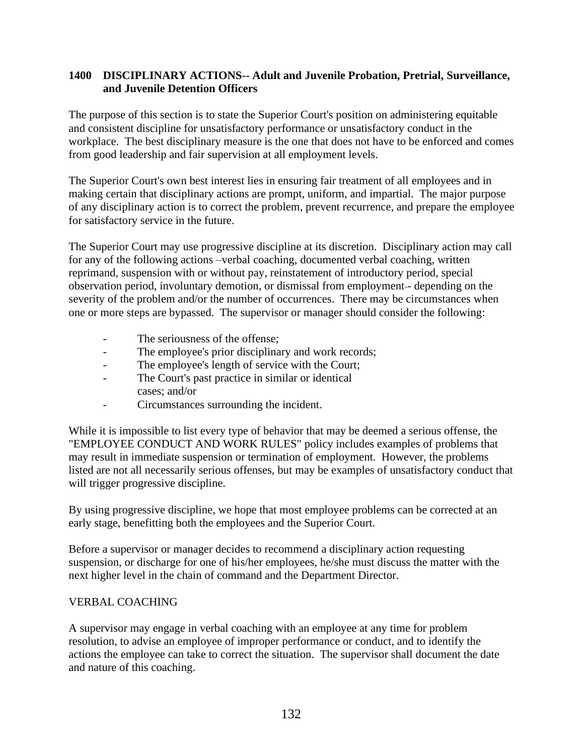## 1400 DISCIPLINARY ACTIONS-- Adult and Juvenile Probation, Pretrial, Surveillance, and Juvenile Detention Officers

The purpose of this section is to state the Superior Court's position on administering equitable and consistent discipline for unsatisfactory performance or unsatisfactory conduct in the workplace. The best disciplinary measure is the one that does not have to be enforced and comes from good leadership and fair supervision at all employment levels.

The Superior Court's own best interest lies in ensuring fair treatment of all employees and in making certain that disciplinary actions are prompt, uniform, and impartial. The major purpose of any disciplinary action is to correct the problem, prevent recurrence, and prepare the employee for satisfactory service in the future.

The Superior Court may use progressive discipline at its discretion. Disciplinary action may call for any of the following actions –verbal coaching, documented verbal coaching, written reprimand, suspension with or without pay, reinstatement of introductory period, special observation period, involuntary demotion, or dismissal from employment-- depending on the severity of the problem and/or the number of occurrences. There may be circumstances when one or more steps are bypassed. The supervisor or manager should consider the following:

- The seriousness of the offense;
- The employee's prior disciplinary and work records;
- The employee's length of service with the Court;
- The Court's past practice in similar or identical cases; and/or
- Circumstances surrounding the incident.

While it is impossible to list every type of behavior that may be deemed a serious offense, the "EMPLOYEE CONDUCT AND WORK RULES" policy includes examples of problems that may result in immediate suspension or termination of employment. However, the problems listed are not all necessarily serious offenses, but may be examples of unsatisfactory conduct that will trigger progressive discipline.

By using progressive discipline, we hope that most employee problems can be corrected at an early stage, benefitting both the employees and the Superior Court.

Before a supervisor or manager decides to recommend a disciplinary action requesting suspension, or discharge for one of his/her employees, he/she must discuss the matter with the next higher level in the chain of command and the Department Director.

VERBAL COACHING

A supervisor may engage in verbal coaching with an employee at any time for problem resolution, to advise an employee of improper performance or conduct, and to identify the actions the employee can take to correct the situation. The supervisor shall document the date and nature of this coaching.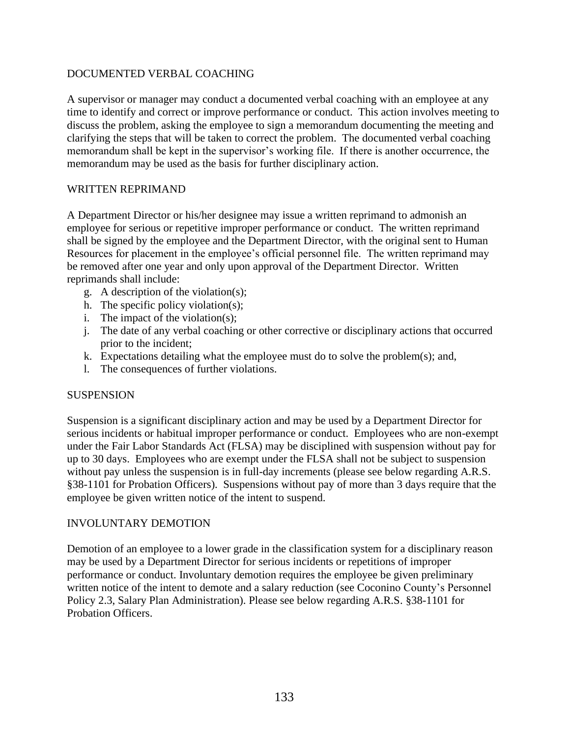## DOCUMENTED VERBAL COACHING

A supervisor or manager may conduct a documented verbal coaching with an employee at any time to identify and correct or improve performance or conduct. This action involves meeting to discuss the problem, asking the employee to sign a memorandum documenting the meeting and clarifying the steps that will be taken to correct the problem. The documented verbal coaching memorandum shall be kept in the supervisor's working file. If there is another occurrence, the memorandum may be used as the basis for further disciplinary action.

## WRITTEN REPRIMAND

A Department Director or his/her designee may issue a written reprimand to admonish an employee for serious or repetitive improper performance or conduct. The written reprimand shall be signed by the employee and the Department Director, with the original sent to Human Resources for placement in the employee's official personnel file. The written reprimand may be removed after one year and only upon approval of the Department Director. Written reprimands shall include:

g. A description of the violation(s);
h. The specific policy violation(s);
i. The impact of the violation(s);
j. The date of any verbal coaching or other corrective or disciplinary actions that occurred prior to the incident;
k. Expectations detailing what the employee must do to solve the problem(s); and,
l. The consequences of further violations.

## SUSPENSION

Suspension is a significant disciplinary action and may be used by a Department Director for serious incidents or habitual improper performance or conduct. Employees who are non-exempt under the Fair Labor Standards Act (FLSA) may be disciplined with suspension without pay for up to 30 days. Employees who are exempt under the FLSA shall not be subject to suspension without pay unless the suspension is in full-day increments (please see below regarding A.R.S. §38-1101 for Probation Officers). Suspensions without pay of more than 3 days require that the employee be given written notice of the intent to suspend.

## INVOLUNTARY DEMOTION

Demotion of an employee to a lower grade in the classification system for a disciplinary reason may be used by a Department Director for serious incidents or repetitions of improper performance or conduct. Involuntary demotion requires the employee be given preliminary written notice of the intent to demote and a salary reduction (see Coconino County's Personnel Policy 2.3, Salary Plan Administration). Please see below regarding A.R.S. §38-1101 for Probation Officers.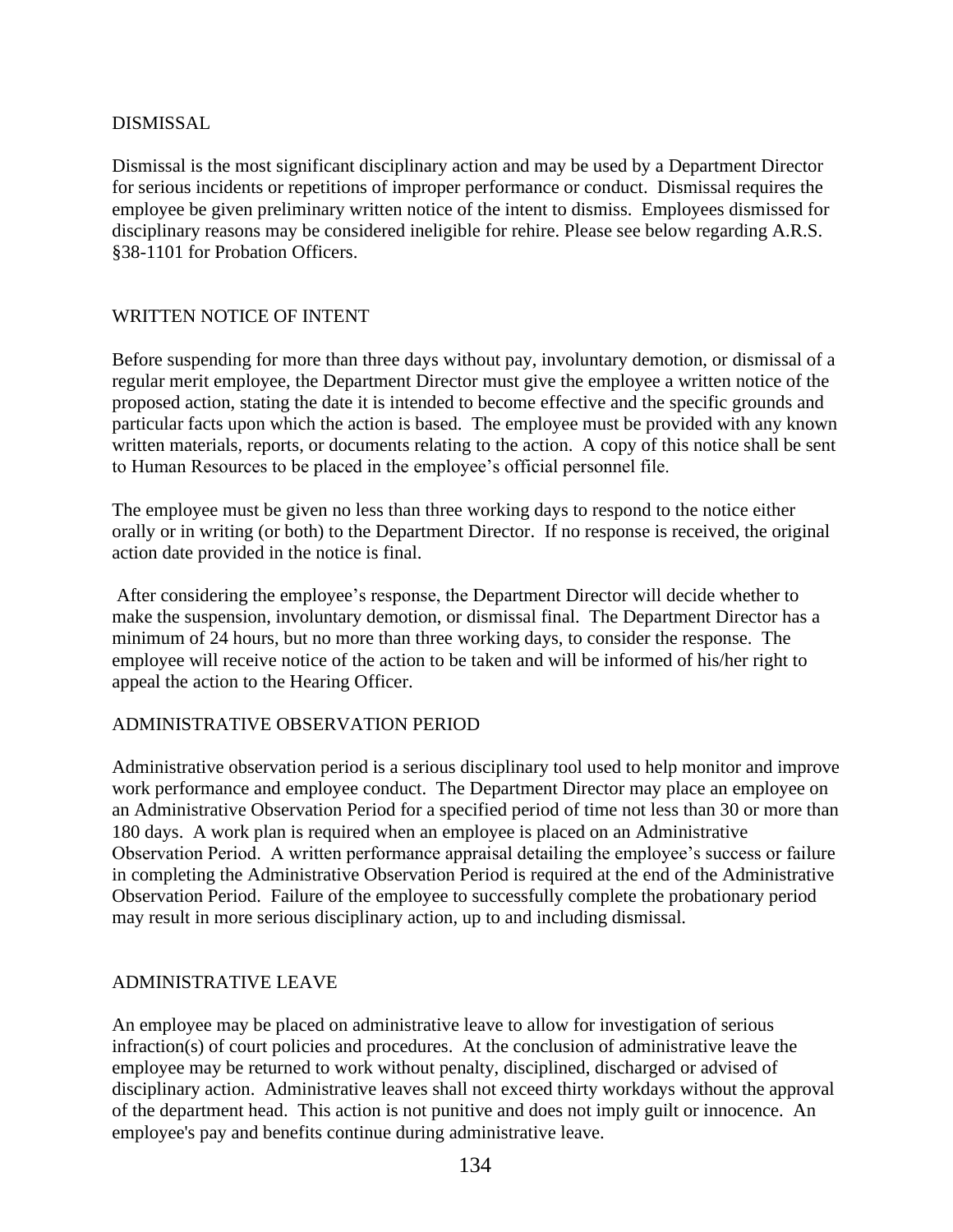## DISMISSAL

Dismissal is the most significant disciplinary action and may be used by a Department Director for serious incidents or repetitions of improper performance or conduct. Dismissal requires the employee be given preliminary written notice of the intent to dismiss. Employees dismissed for disciplinary reasons may be considered ineligible for rehire. Please see below regarding A.R.S. §38-1101 for Probation Officers.

## WRITTEN NOTICE OF INTENT

Before suspending for more than three days without pay, involuntary demotion, or dismissal of a regular merit employee, the Department Director must give the employee a written notice of the proposed action, stating the date it is intended to become effective and the specific grounds and particular facts upon which the action is based. The employee must be provided with any known written materials, reports, or documents relating to the action. A copy of this notice shall be sent to Human Resources to be placed in the employee's official personnel file.

The employee must be given no less than three working days to respond to the notice either orally or in writing (or both) to the Department Director. If no response is received, the original action date provided in the notice is final.

After considering the employee's response, the Department Director will decide whether to make the suspension, involuntary demotion, or dismissal final. The Department Director has a minimum of 24 hours, but no more than three working days, to consider the response. The employee will receive notice of the action to be taken and will be informed of his/her right to appeal the action to the Hearing Officer.

## ADMINISTRATIVE OBSERVATION PERIOD

Administrative observation period is a serious disciplinary tool used to help monitor and improve work performance and employee conduct. The Department Director may place an employee on an Administrative Observation Period for a specified period of time not less than 30 or more than 180 days. A work plan is required when an employee is placed on an Administrative Observation Period. A written performance appraisal detailing the employee's success or failure in completing the Administrative Observation Period is required at the end of the Administrative Observation Period. Failure of the employee to successfully complete the probationary period may result in more serious disciplinary action, up to and including dismissal.

## ADMINISTRATIVE LEAVE

An employee may be placed on administrative leave to allow for investigation of serious infraction(s) of court policies and procedures. At the conclusion of administrative leave the employee may be returned to work without penalty, disciplined, discharged or advised of disciplinary action. Administrative leaves shall not exceed thirty workdays without the approval of the department head. This action is not punitive and does not imply guilt or innocence. An employee's pay and benefits continue during administrative leave.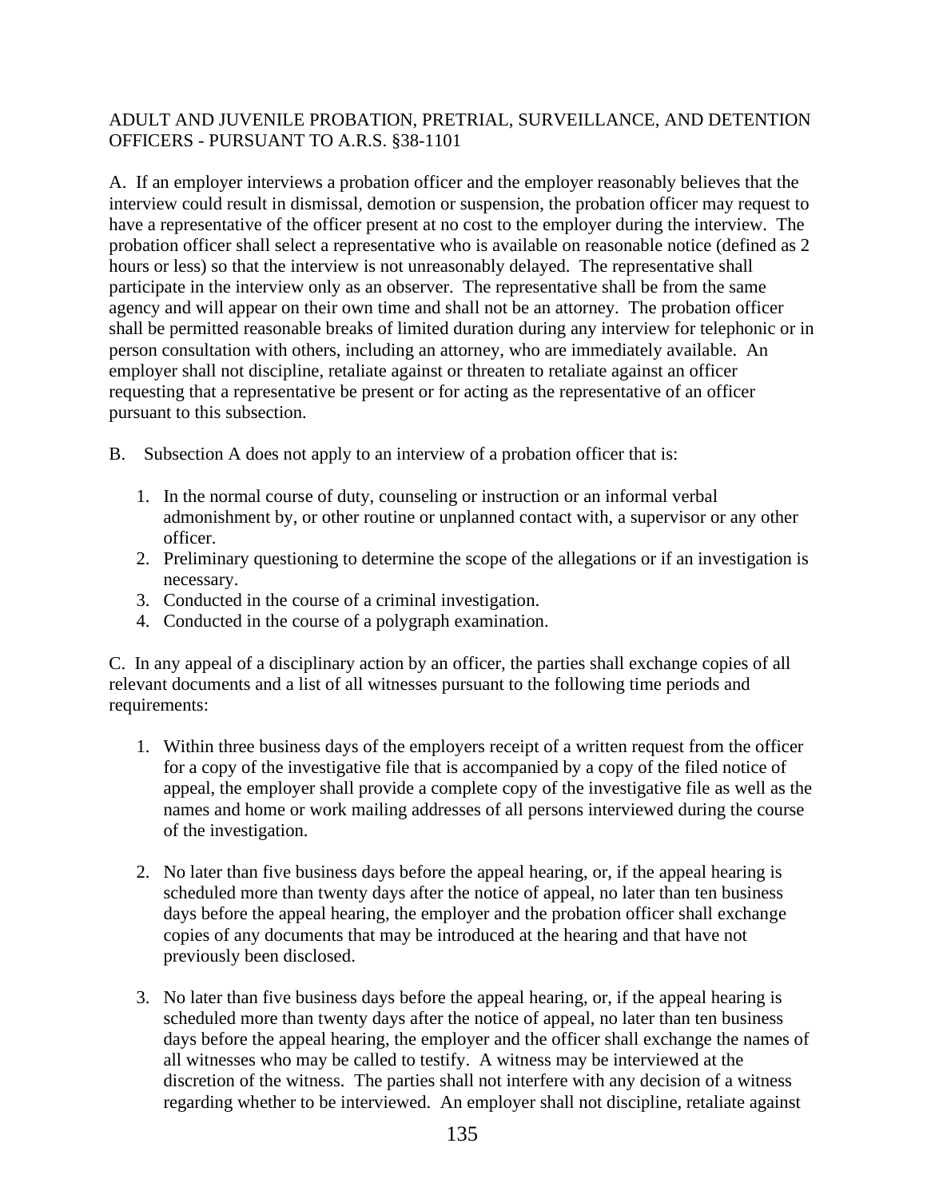ADULT AND JUVENILE PROBATION, PRETRIAL, SURVEILLANCE, AND DETENTION OFFICERS - PURSUANT TO A.R.S. §38-1101

A. If an employer interviews a probation officer and the employer reasonably believes that the interview could result in dismissal, demotion or suspension, the probation officer may request to have a representative of the officer present at no cost to the employer during the interview. The probation officer shall select a representative who is available on reasonable notice (defined as 2 hours or less) so that the interview is not unreasonably delayed. The representative shall participate in the interview only as an observer. The representative shall be from the same agency and will appear on their own time and shall not be an attorney. The probation officer shall be permitted reasonable breaks of limited duration during any interview for telephonic or in person consultation with others, including an attorney, who are immediately available. An employer shall not discipline, retaliate against or threaten to retaliate against an officer requesting that a representative be present or for acting as the representative of an officer pursuant to this subsection.

B. Subsection A does not apply to an interview of a probation officer that is:

1. In the normal course of duty, counseling or instruction or an informal verbal admonishment by, or other routine or unplanned contact with, a supervisor or any other officer.
2. Preliminary questioning to determine the scope of the allegations or if an investigation is necessary.
3. Conducted in the course of a criminal investigation.
4. Conducted in the course of a polygraph examination.

C. In any appeal of a disciplinary action by an officer, the parties shall exchange copies of all relevant documents and a list of all witnesses pursuant to the following time periods and requirements:

1. Within three business days of the employers receipt of a written request from the officer for a copy of the investigative file that is accompanied by a copy of the filed notice of appeal, the employer shall provide a complete copy of the investigative file as well as the names and home or work mailing addresses of all persons interviewed during the course of the investigation.

2. No later than five business days before the appeal hearing, or, if the appeal hearing is scheduled more than twenty days after the notice of appeal, no later than ten business days before the appeal hearing, the employer and the probation officer shall exchange copies of any documents that may be introduced at the hearing and that have not previously been disclosed.

3. No later than five business days before the appeal hearing, or, if the appeal hearing is scheduled more than twenty days after the notice of appeal, no later than ten business days before the appeal hearing, the employer and the officer shall exchange the names of all witnesses who may be called to testify. A witness may be interviewed at the discretion of the witness. The parties shall not interfere with any decision of a witness regarding whether to be interviewed. An employer shall not discipline, retaliate against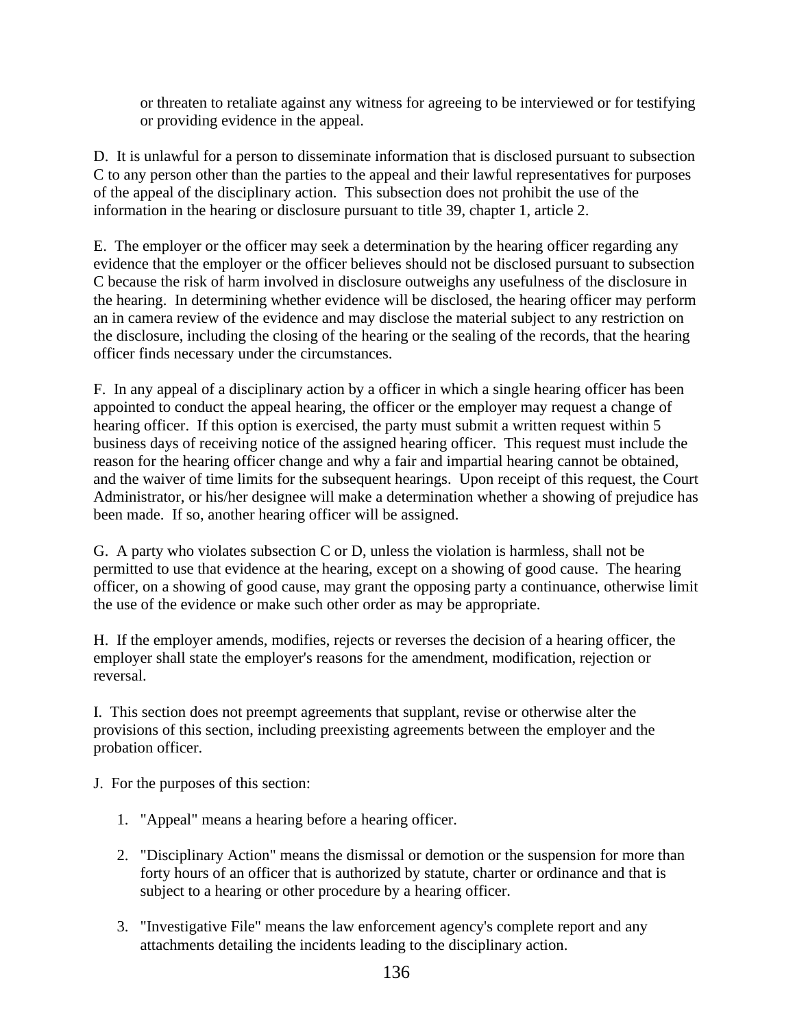or threaten to retaliate against any witness for agreeing to be interviewed or for testifying or providing evidence in the appeal.

D. It is unlawful for a person to disseminate information that is disclosed pursuant to subsection C to any person other than the parties to the appeal and their lawful representatives for purposes of the appeal of the disciplinary action. This subsection does not prohibit the use of the information in the hearing or disclosure pursuant to title 39, chapter 1, article 2.

E. The employer or the officer may seek a determination by the hearing officer regarding any evidence that the employer or the officer believes should not be disclosed pursuant to subsection C because the risk of harm involved in disclosure outweighs any usefulness of the disclosure in the hearing. In determining whether evidence will be disclosed, the hearing officer may perform an in camera review of the evidence and may disclose the material subject to any restriction on the disclosure, including the closing of the hearing or the sealing of the records, that the hearing officer finds necessary under the circumstances.

F. In any appeal of a disciplinary action by a officer in which a single hearing officer has been appointed to conduct the appeal hearing, the officer or the employer may request a change of hearing officer. If this option is exercised, the party must submit a written request within 5 business days of receiving notice of the assigned hearing officer. This request must include the reason for the hearing officer change and why a fair and impartial hearing cannot be obtained, and the waiver of time limits for the subsequent hearings. Upon receipt of this request, the Court Administrator, or his/her designee will make a determination whether a showing of prejudice has been made. If so, another hearing officer will be assigned.

G. A party who violates subsection C or D, unless the violation is harmless, shall not be permitted to use that evidence at the hearing, except on a showing of good cause. The hearing officer, on a showing of good cause, may grant the opposing party a continuance, otherwise limit the use of the evidence or make such other order as may be appropriate.

H. If the employer amends, modifies, rejects or reverses the decision of a hearing officer, the employer shall state the employer's reasons for the amendment, modification, rejection or reversal.

I. This section does not preempt agreements that supplant, revise or otherwise alter the provisions of this section, including preexisting agreements between the employer and the probation officer.

J. For the purposes of this section:

1. "Appeal" means a hearing before a hearing officer.

2. "Disciplinary Action" means the dismissal or demotion or the suspension for more than forty hours of an officer that is authorized by statute, charter or ordinance and that is subject to a hearing or other procedure by a hearing officer.

3. "Investigative File" means the law enforcement agency's complete report and any attachments detailing the incidents leading to the disciplinary action.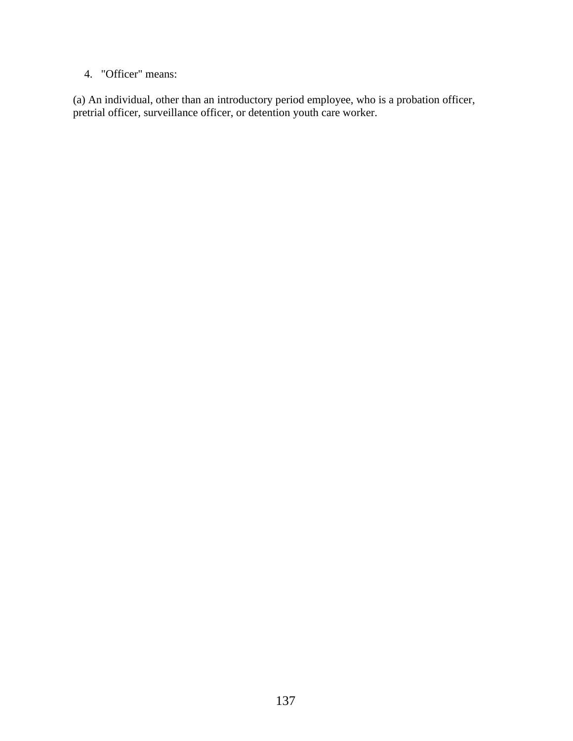4. "Officer" means:

(a) An individual, other than an introductory period employee, who is a probation officer, pretrial officer, surveillance officer, or detention youth care worker.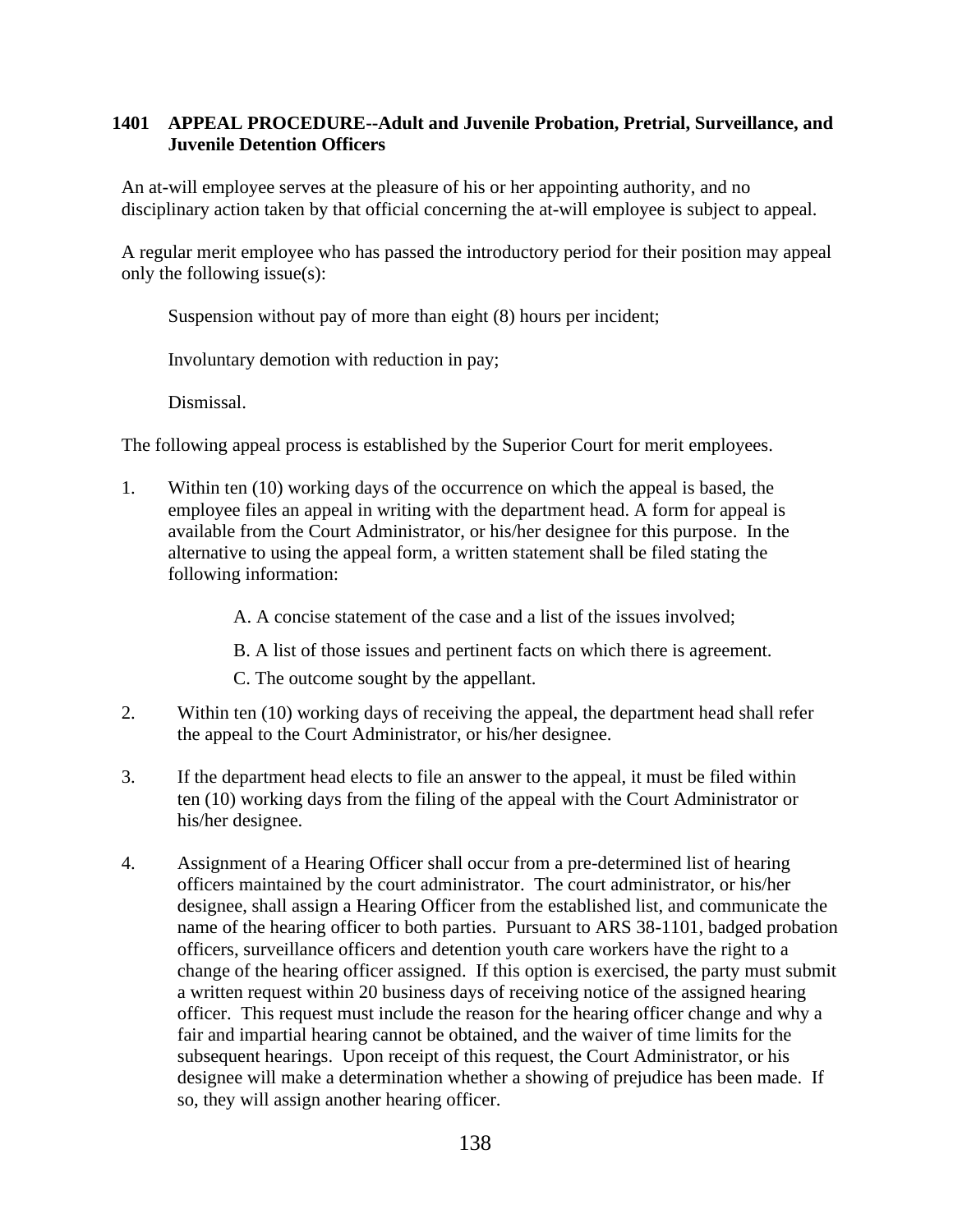### 1401 APPEAL PROCEDURE--Adult and Juvenile Probation, Pretrial, Surveillance, and Juvenile Detention Officers

An at-will employee serves at the pleasure of his or her appointing authority, and no disciplinary action taken by that official concerning the at-will employee is subject to appeal.

A regular merit employee who has passed the introductory period for their position may appeal only the following issue(s):

Suspension without pay of more than eight (8) hours per incident;

Involuntary demotion with reduction in pay;

Dismissal.

The following appeal process is established by the Superior Court for merit employees.

1. Within ten (10) working days of the occurrence on which the appeal is based, the employee files an appeal in writing with the department head. A form for appeal is available from the Court Administrator, or his/her designee for this purpose. In the alternative to using the appeal form, a written statement shall be filed stating the following information:

   A. A concise statement of the case and a list of the issues involved;

   B. A list of those issues and pertinent facts on which there is agreement.

   C. The outcome sought by the appellant.

2. Within ten (10) working days of receiving the appeal, the department head shall refer the appeal to the Court Administrator, or his/her designee.

3. If the department head elects to file an answer to the appeal, it must be filed within ten (10) working days from the filing of the appeal with the Court Administrator or his/her designee.

4. Assignment of a Hearing Officer shall occur from a pre-determined list of hearing officers maintained by the court administrator. The court administrator, or his/her designee, shall assign a Hearing Officer from the established list, and communicate the name of the hearing officer to both parties. Pursuant to ARS 38-1101, badged probation officers, surveillance officers and detention youth care workers have the right to a change of the hearing officer assigned. If this option is exercised, the party must submit a written request within 20 business days of receiving notice of the assigned hearing officer. This request must include the reason for the hearing officer change and why a fair and impartial hearing cannot be obtained, and the waiver of time limits for the subsequent hearings. Upon receipt of this request, the Court Administrator, or his designee will make a determination whether a showing of prejudice has been made. If so, they will assign another hearing officer.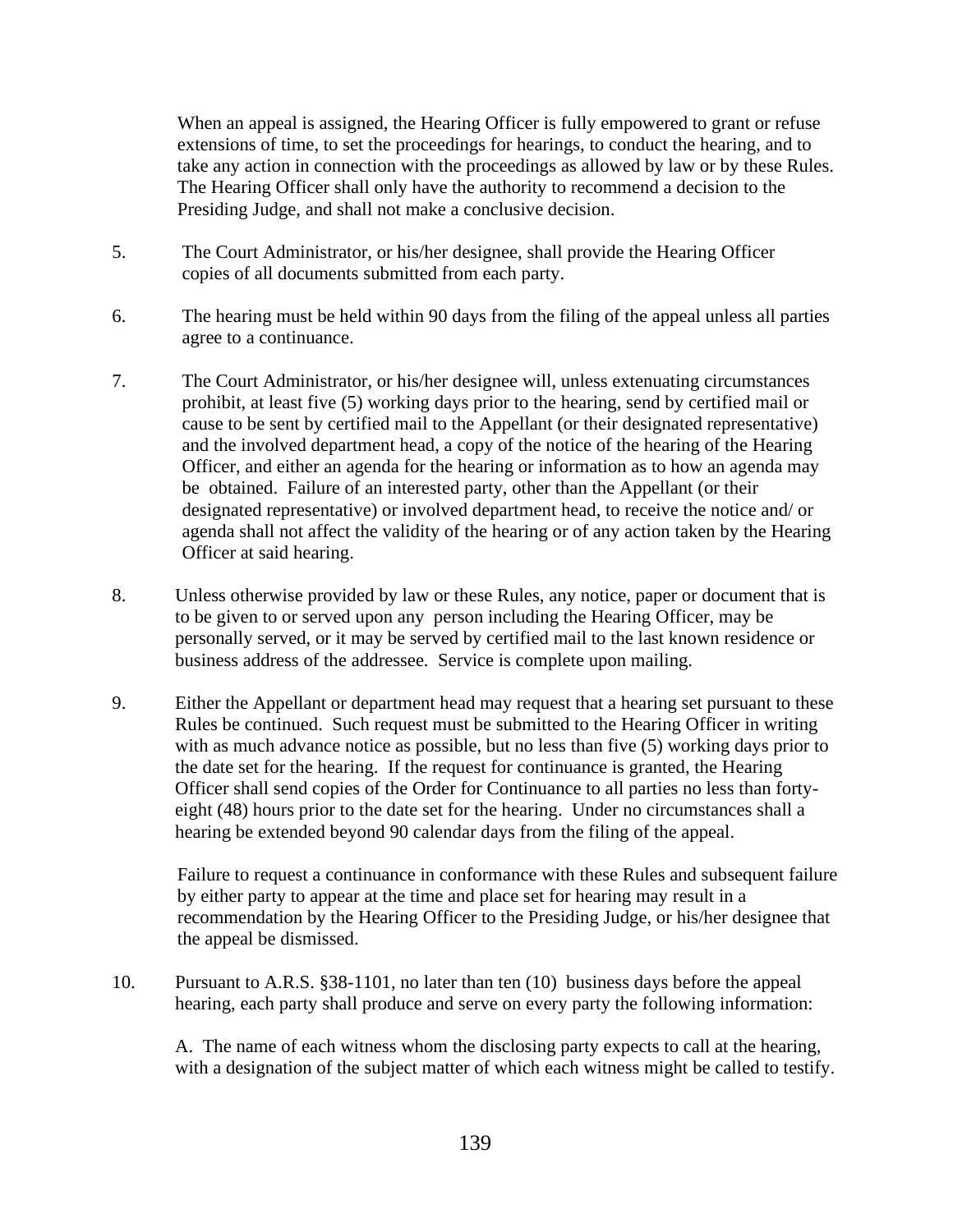When an appeal is assigned, the Hearing Officer is fully empowered to grant or refuse extensions of time, to set the proceedings for hearings, to conduct the hearing, and to take any action in connection with the proceedings as allowed by law or by these Rules. The Hearing Officer shall only have the authority to recommend a decision to the Presiding Judge, and shall not make a conclusive decision.

5. The Court Administrator, or his/her designee, shall provide the Hearing Officer copies of all documents submitted from each party.

6. The hearing must be held within 90 days from the filing of the appeal unless all parties agree to a continuance.

7. The Court Administrator, or his/her designee will, unless extenuating circumstances prohibit, at least five (5) working days prior to the hearing, send by certified mail or cause to be sent by certified mail to the Appellant (or their designated representative) and the involved department head, a copy of the notice of the hearing of the Hearing Officer, and either an agenda for the hearing or information as to how an agenda may be obtained. Failure of an interested party, other than the Appellant (or their designated representative) or involved department head, to receive the notice and/ or agenda shall not affect the validity of the hearing or of any action taken by the Hearing Officer at said hearing.

8. Unless otherwise provided by law or these Rules, any notice, paper or document that is to be given to or served upon any person including the Hearing Officer, may be personally served, or it may be served by certified mail to the last known residence or business address of the addressee. Service is complete upon mailing.

9. Either the Appellant or department head may request that a hearing set pursuant to these Rules be continued. Such request must be submitted to the Hearing Officer in writing with as much advance notice as possible, but no less than five (5) working days prior to the date set for the hearing. If the request for continuance is granted, the Hearing Officer shall send copies of the Order for Continuance to all parties no less than forty-eight (48) hours prior to the date set for the hearing. Under no circumstances shall a hearing be extended beyond 90 calendar days from the filing of the appeal.

   Failure to request a continuance in conformance with these Rules and subsequent failure by either party to appear at the time and place set for hearing may result in a recommendation by the Hearing Officer to the Presiding Judge, or his/her designee that the appeal be dismissed.

10. Pursuant to A.R.S. §38-1101, no later than ten (10) business days before the appeal hearing, each party shall produce and serve on every party the following information:

    A. The name of each witness whom the disclosing party expects to call at the hearing, with a designation of the subject matter of which each witness might be called to testify.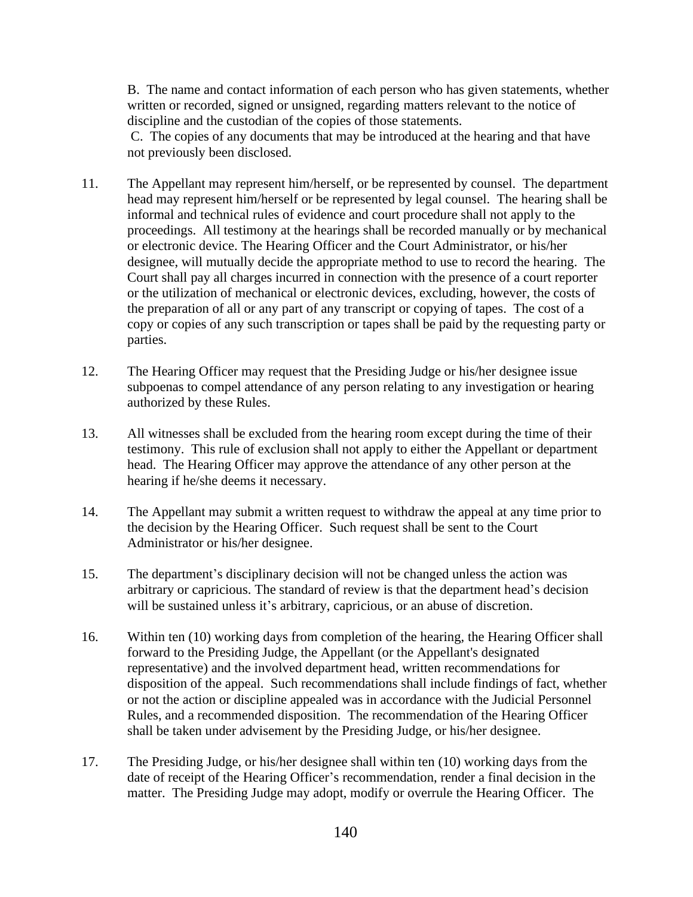B. The name and contact information of each person who has given statements, whether written or recorded, signed or unsigned, regarding matters relevant to the notice of discipline and the custodian of the copies of those statements.

C. The copies of any documents that may be introduced at the hearing and that have not previously been disclosed.

11. The Appellant may represent him/herself, or be represented by counsel. The department head may represent him/herself or be represented by legal counsel. The hearing shall be informal and technical rules of evidence and court procedure shall not apply to the proceedings. All testimony at the hearings shall be recorded manually or by mechanical or electronic device. The Hearing Officer and the Court Administrator, or his/her designee, will mutually decide the appropriate method to use to record the hearing. The Court shall pay all charges incurred in connection with the presence of a court reporter or the utilization of mechanical or electronic devices, excluding, however, the costs of the preparation of all or any part of any transcript or copying of tapes. The cost of a copy or copies of any such transcription or tapes shall be paid by the requesting party or parties.

12. The Hearing Officer may request that the Presiding Judge or his/her designee issue subpoenas to compel attendance of any person relating to any investigation or hearing authorized by these Rules.

13. All witnesses shall be excluded from the hearing room except during the time of their testimony. This rule of exclusion shall not apply to either the Appellant or department head. The Hearing Officer may approve the attendance of any other person at the hearing if he/she deems it necessary.

14. The Appellant may submit a written request to withdraw the appeal at any time prior to the decision by the Hearing Officer. Such request shall be sent to the Court Administrator or his/her designee.

15. The department's disciplinary decision will not be changed unless the action was arbitrary or capricious. The standard of review is that the department head's decision will be sustained unless it's arbitrary, capricious, or an abuse of discretion.

16. Within ten (10) working days from completion of the hearing, the Hearing Officer shall forward to the Presiding Judge, the Appellant (or the Appellant's designated representative) and the involved department head, written recommendations for disposition of the appeal. Such recommendations shall include findings of fact, whether or not the action or discipline appealed was in accordance with the Judicial Personnel Rules, and a recommended disposition. The recommendation of the Hearing Officer shall be taken under advisement by the Presiding Judge, or his/her designee.

17. The Presiding Judge, or his/her designee shall within ten (10) working days from the date of receipt of the Hearing Officer's recommendation, render a final decision in the matter. The Presiding Judge may adopt, modify or overrule the Hearing Officer. The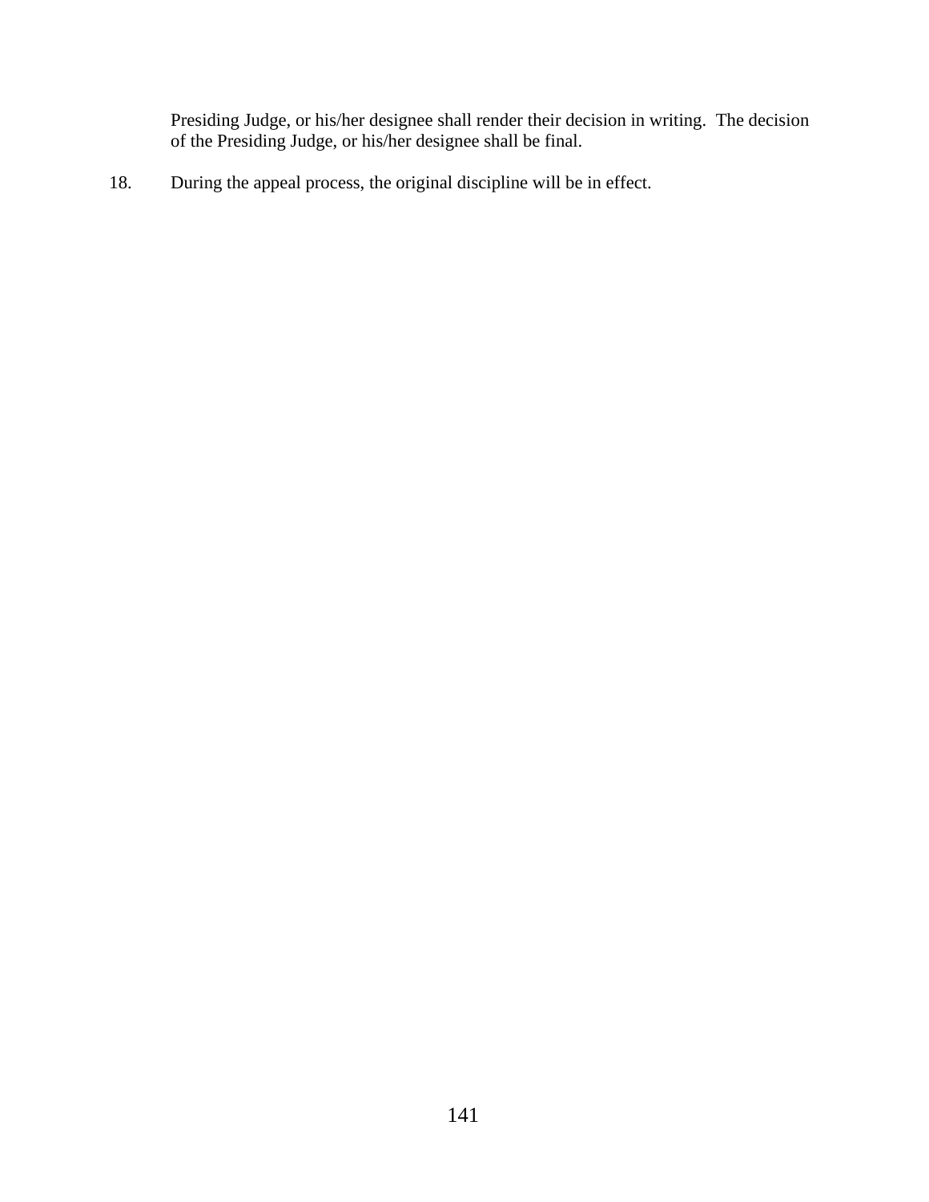Presiding Judge, or his/her designee shall render their decision in writing. The decision of the Presiding Judge, or his/her designee shall be final.

18. During the appeal process, the original discipline will be in effect.